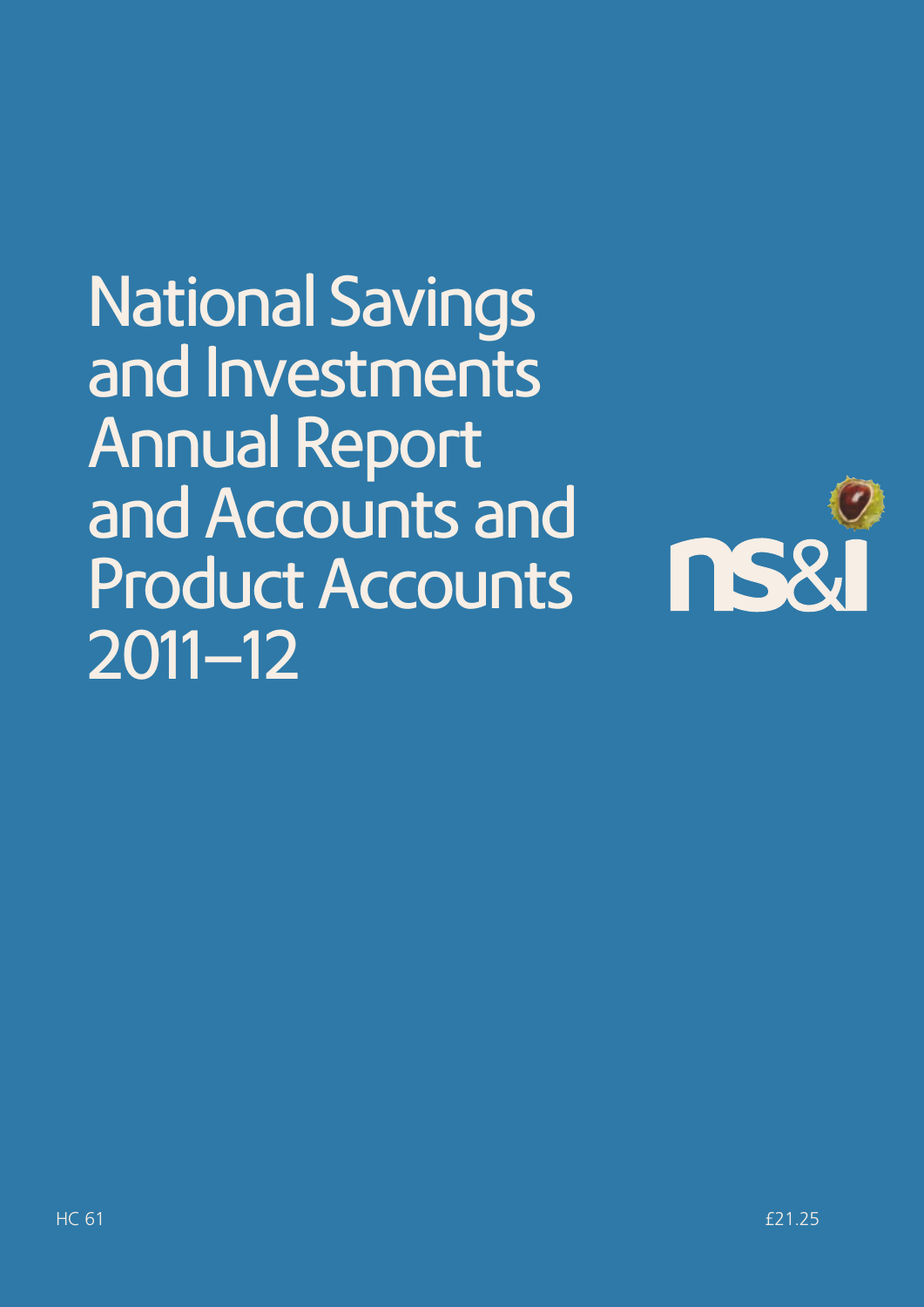# National Savings and Investments Annual Report and Accounts and Product Accounts 2011–12

ns&i

HC 61

£21.25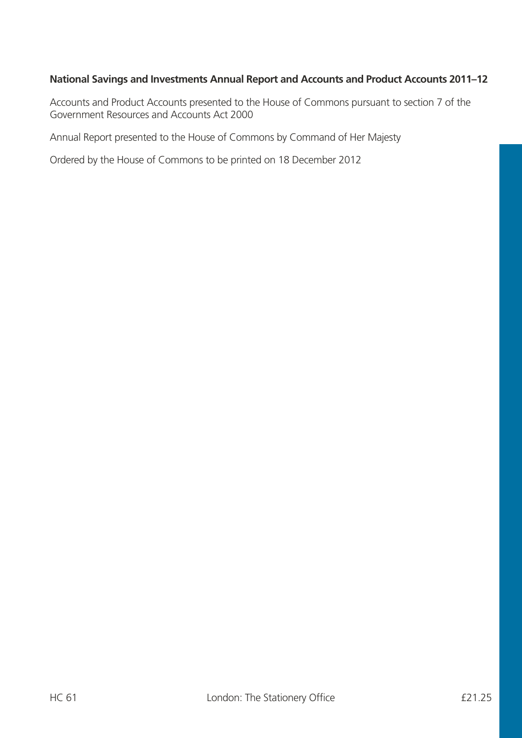**National Savings and Investments Annual Report and Accounts and Product Accounts 2011–12**

Accounts and Product Accounts presented to the House of Commons pursuant to section 7 of the Government Resources and Accounts Act 2000

Annual Report presented to the House of Commons by Command of Her Majesty

Ordered by the House of Commons to be printed on 18 December 2012

HC 61 London: The Stationery Office £21.25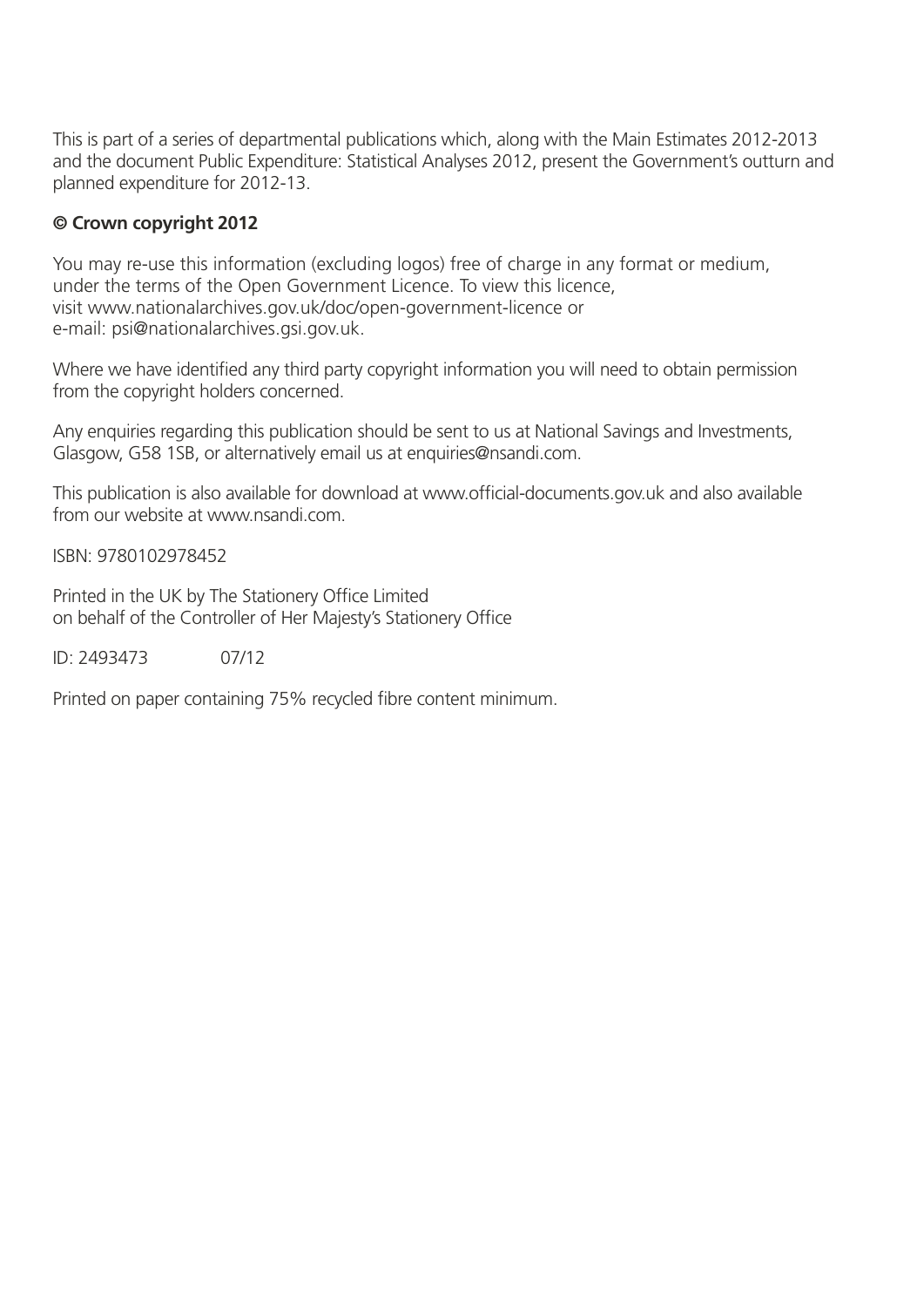This is part of a series of departmental publications which, along with the Main Estimates 2012-2013 and the document Public Expenditure: Statistical Analyses 2012, present the Government's outturn and planned expenditure for 2012-13.

**© Crown copyright 2012**

You may re-use this information (excluding logos) free of charge in any format or medium, under the terms of the Open Government Licence. To view this licence, visit www.nationalarchives.gov.uk/doc/open-government-licence or e-mail: psi@nationalarchives.gsi.gov.uk.

Where we have identified any third party copyright information you will need to obtain permission from the copyright holders concerned.

Any enquiries regarding this publication should be sent to us at National Savings and Investments, Glasgow, G58 1SB, or alternatively email us at enquiries@nsandi.com.

This publication is also available for download at www.official-documents.gov.uk and also available from our website at www.nsandi.com.

ISBN: 9780102978452

Printed in the UK by The Stationery Office Limited
on behalf of the Controller of Her Majesty's Stationery Office

ID: 2493473 07/12

Printed on paper containing 75% recycled fibre content minimum.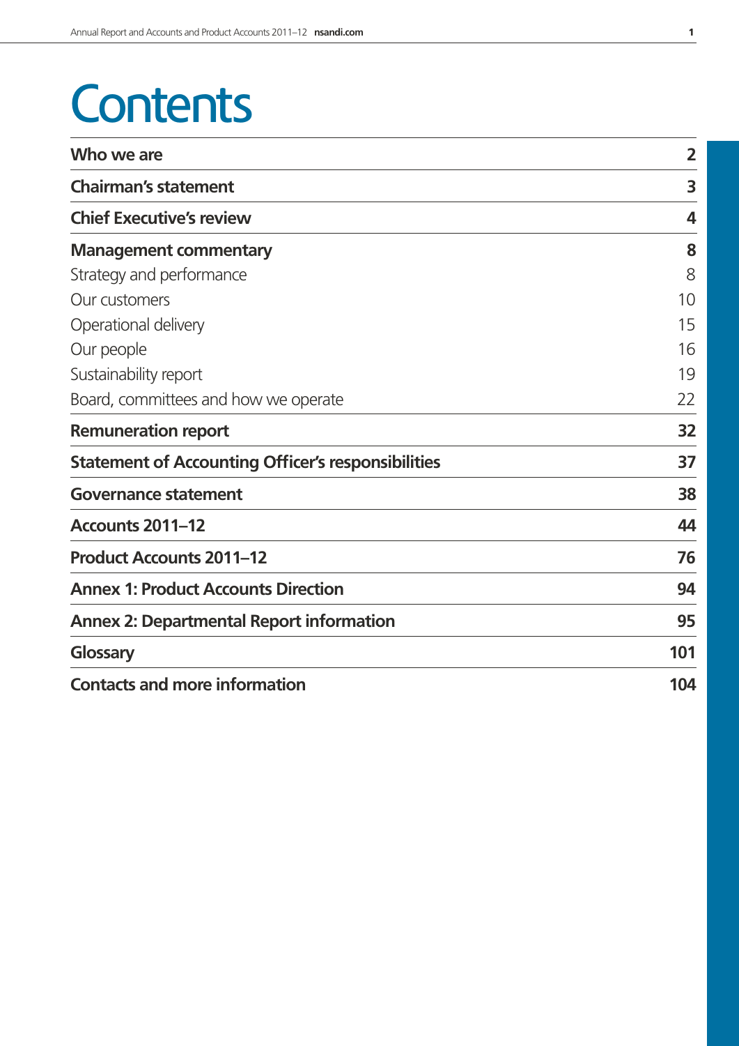# Contents

| | |
|---|---|
| **Who we are** | **2** |
| **Chairman's statement** | **3** |
| **Chief Executive's review** | **4** |
| **Management commentary** | **8** |
| Strategy and performance | 8 |
| Our customers | 10 |
| Operational delivery | 15 |
| Our people | 16 |
| Sustainability report | 19 |
| Board, committees and how we operate | 22 |
| **Remuneration report** | **32** |
| **Statement of Accounting Officer's responsibilities** | **37** |
| **Governance statement** | **38** |
| **Accounts 2011–12** | **44** |
| **Product Accounts 2011–12** | **76** |
| **Annex 1: Product Accounts Direction** | **94** |
| **Annex 2: Departmental Report information** | **95** |
| **Glossary** | **101** |
| **Contacts and more information** | **104** |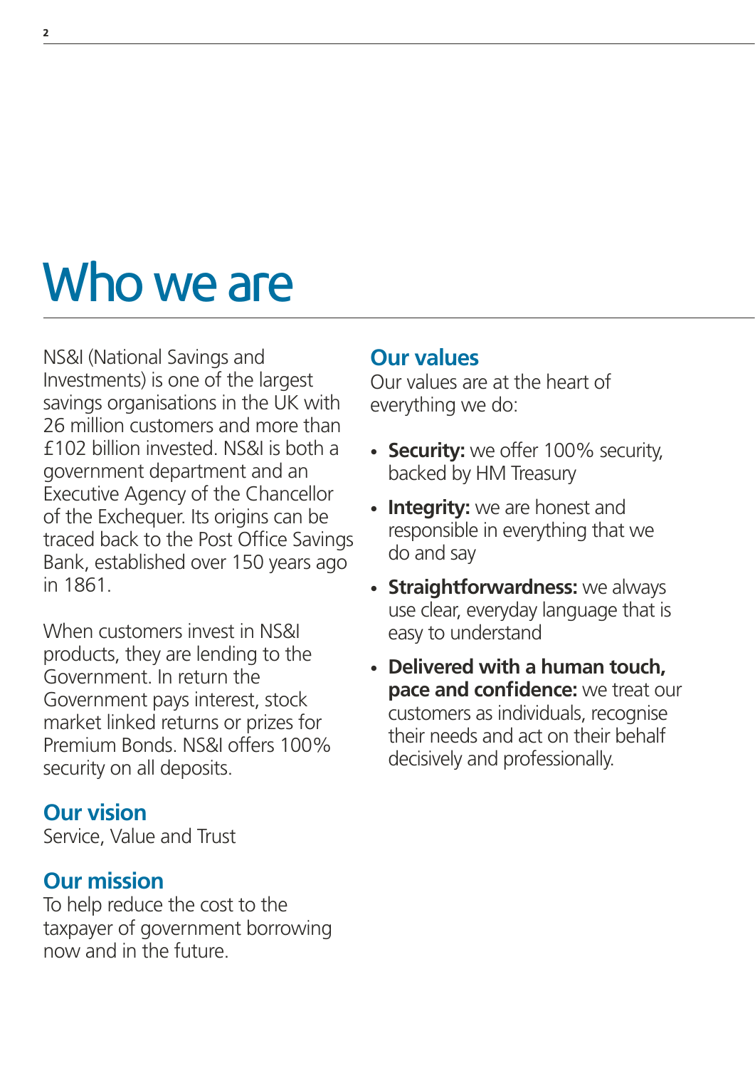# Who we are

NS&I (National Savings and Investments) is one of the largest savings organisations in the UK with 26 million customers and more than £102 billion invested. NS&I is both a government department and an Executive Agency of the Chancellor of the Exchequer. Its origins can be traced back to the Post Office Savings Bank, established over 150 years ago in 1861.

When customers invest in NS&I products, they are lending to the Government. In return the Government pays interest, stock market linked returns or prizes for Premium Bonds. NS&I offers 100% security on all deposits.

## Our vision

Service, Value and Trust

## Our mission

To help reduce the cost to the taxpayer of government borrowing now and in the future.

## Our values

Our values are at the heart of everything we do:

- **Security:** we offer 100% security, backed by HM Treasury
- **Integrity:** we are honest and responsible in everything that we do and say
- **Straightforwardness:** we always use clear, everyday language that is easy to understand
- **Delivered with a human touch, pace and confidence:** we treat our customers as individuals, recognise their needs and act on their behalf decisively and professionally.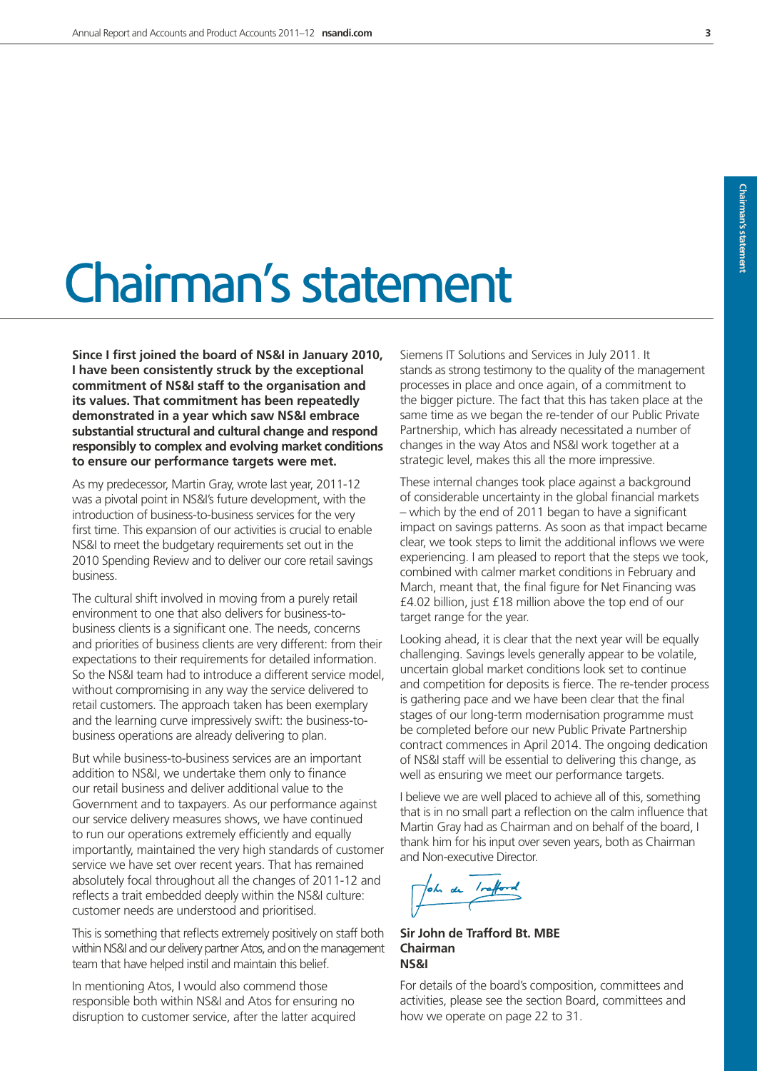# Chairman's statement

**Since I first joined the board of NS&I in January 2010, I have been consistently struck by the exceptional commitment of NS&I staff to the organisation and its values. That commitment has been repeatedly demonstrated in a year which saw NS&I embrace substantial structural and cultural change and respond responsibly to complex and evolving market conditions to ensure our performance targets were met.**

As my predecessor, Martin Gray, wrote last year, 2011-12 was a pivotal point in NS&I's future development, with the introduction of business-to-business services for the very first time. This expansion of our activities is crucial to enable NS&I to meet the budgetary requirements set out in the 2010 Spending Review and to deliver our core retail savings business.

The cultural shift involved in moving from a purely retail environment to one that also delivers for business-to-business clients is a significant one. The needs, concerns and priorities of business clients are very different: from their expectations to their requirements for detailed information. So the NS&I team had to introduce a different service model, without compromising in any way the service delivered to retail customers. The approach taken has been exemplary and the learning curve impressively swift: the business-to-business operations are already delivering to plan.

But while business-to-business services are an important addition to NS&I, we undertake them only to finance our retail business and deliver additional value to the Government and to taxpayers. As our performance against our service delivery measures shows, we have continued to run our operations extremely efficiently and equally importantly, maintained the very high standards of customer service we have set over recent years. That has remained absolutely focal throughout all the changes of 2011-12 and reflects a trait embedded deeply within the NS&I culture: customer needs are understood and prioritised.

This is something that reflects extremely positively on staff both within NS&I and our delivery partner Atos, and on the management team that have helped instil and maintain this belief.

In mentioning Atos, I would also commend those responsible both within NS&I and Atos for ensuring no disruption to customer service, after the latter acquired Siemens IT Solutions and Services in July 2011. It stands as strong testimony to the quality of the management processes in place and once again, of a commitment to the bigger picture. The fact that this has taken place at the same time as we began the re-tender of our Public Private Partnership, which has already necessitated a number of changes in the way Atos and NS&I work together at a strategic level, makes this all the more impressive.

These internal changes took place against a background of considerable uncertainty in the global financial markets – which by the end of 2011 began to have a significant impact on savings patterns. As soon as that impact became clear, we took steps to limit the additional inflows we were experiencing. I am pleased to report that the steps we took, combined with calmer market conditions in February and March, meant that, the final figure for Net Financing was £4.02 billion, just £18 million above the top end of our target range for the year.

Looking ahead, it is clear that the next year will be equally challenging. Savings levels generally appear to be volatile, uncertain global market conditions look set to continue and competition for deposits is fierce. The re-tender process is gathering pace and we have been clear that the final stages of our long-term modernisation programme must be completed before our new Public Private Partnership contract commences in April 2014. The ongoing dedication of NS&I staff will be essential to delivering this change, as well as ensuring we meet our performance targets.

I believe we are well placed to achieve all of this, something that is in no small part a reflection on the calm influence that Martin Gray had as Chairman and on behalf of the board, I thank him for his input over seven years, both as Chairman and Non-executive Director.

**Sir John de Trafford Bt. MBE**
**Chairman**
**NS&I**

For details of the board's composition, committees and activities, please see the section Board, committees and how we operate on page 22 to 31.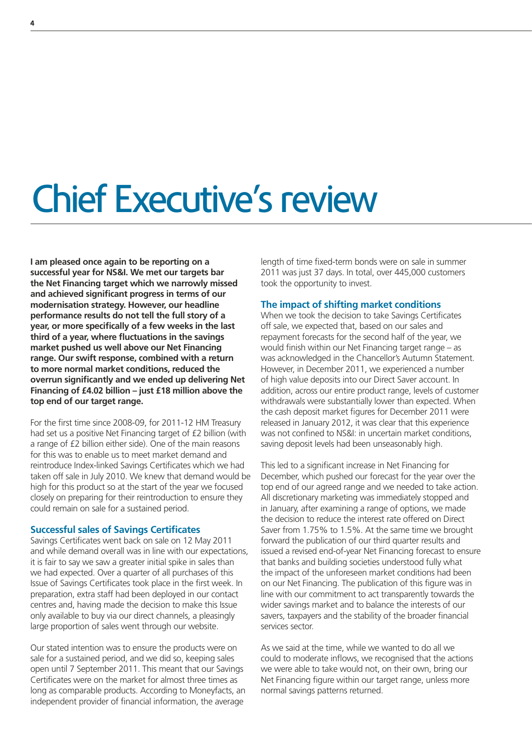# Chief Executive's review

**I am pleased once again to be reporting on a successful year for NS&I. We met our targets bar the Net Financing target which we narrowly missed and achieved significant progress in terms of our modernisation strategy. However, our headline performance results do not tell the full story of a year, or more specifically of a few weeks in the last third of a year, where fluctuations in the savings market pushed us well above our Net Financing range. Our swift response, combined with a return to more normal market conditions, reduced the overrun significantly and we ended up delivering Net Financing of £4.02 billion – just £18 million above the top end of our target range.**

For the first time since 2008-09, for 2011-12 HM Treasury had set us a positive Net Financing target of £2 billion (with a range of £2 billion either side). One of the main reasons for this was to enable us to meet market demand and reintroduce Index-linked Savings Certificates which we had taken off sale in July 2010. We knew that demand would be high for this product so at the start of the year we focused closely on preparing for their reintroduction to ensure they could remain on sale for a sustained period.

### Successful sales of Savings Certificates

Savings Certificates went back on sale on 12 May 2011 and while demand overall was in line with our expectations, it is fair to say we saw a greater initial spike in sales than we had expected. Over a quarter of all purchases of this Issue of Savings Certificates took place in the first week. In preparation, extra staff had been deployed in our contact centres and, having made the decision to make this Issue only available to buy via our direct channels, a pleasingly large proportion of sales went through our website.

Our stated intention was to ensure the products were on sale for a sustained period, and we did so, keeping sales open until 7 September 2011. This meant that our Savings Certificates were on the market for almost three times as long as comparable products. According to Moneyfacts, an independent provider of financial information, the average length of time fixed-term bonds were on sale in summer 2011 was just 37 days. In total, over 445,000 customers took the opportunity to invest.

### The impact of shifting market conditions

When we took the decision to take Savings Certificates off sale, we expected that, based on our sales and repayment forecasts for the second half of the year, we would finish within our Net Financing target range – as was acknowledged in the Chancellor's Autumn Statement. However, in December 2011, we experienced a number of high value deposits into our Direct Saver account. In addition, across our entire product range, levels of customer withdrawals were substantially lower than expected. When the cash deposit market figures for December 2011 were released in January 2012, it was clear that this experience was not confined to NS&I: in uncertain market conditions, saving deposit levels had been unseasonably high.

This led to a significant increase in Net Financing for December, which pushed our forecast for the year over the top end of our agreed range and we needed to take action. All discretionary marketing was immediately stopped and in January, after examining a range of options, we made the decision to reduce the interest rate offered on Direct Saver from 1.75% to 1.5%. At the same time we brought forward the publication of our third quarter results and issued a revised end-of-year Net Financing forecast to ensure that banks and building societies understood fully what the impact of the unforeseen market conditions had been on our Net Financing. The publication of this figure was in line with our commitment to act transparently towards the wider savings market and to balance the interests of our savers, taxpayers and the stability of the broader financial services sector.

As we said at the time, while we wanted to do all we could to moderate inflows, we recognised that the actions we were able to take would not, on their own, bring our Net Financing figure within our target range, unless more normal savings patterns returned.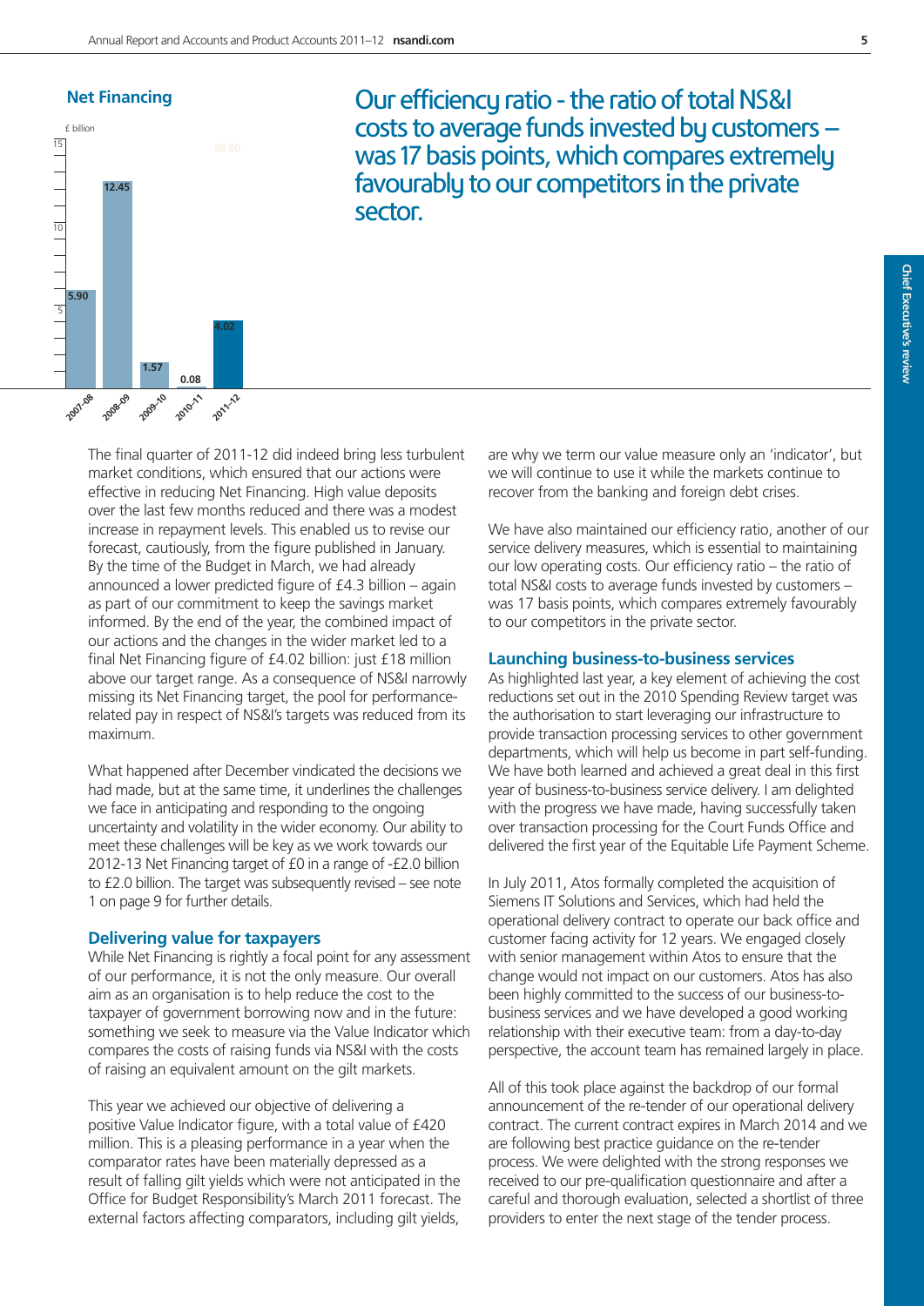## Net Financing

| Year | £ billion |
|---|---|
| 2007-08 | 5.90 |
| 2008-09 | 12.45 |
| 2009-10 | 1.57 |
| 2010-11 | 0.08 |
| 2011-12 | 4.02 |

Our efficiency ratio - the ratio of total NS&I costs to average funds invested by customers – was 17 basis points, which compares extremely favourably to our competitors in the private sector.

The final quarter of 2011-12 did indeed bring less turbulent market conditions, which ensured that our actions were effective in reducing Net Financing. High value deposits over the last few months reduced and there was a modest increase in repayment levels. This enabled us to revise our forecast, cautiously, from the figure published in January. By the time of the Budget in March, we had already announced a lower predicted figure of £4.3 billion – again as part of our commitment to keep the savings market informed. By the end of the year, the combined impact of our actions and the changes in the wider market led to a final Net Financing figure of £4.02 billion: just £18 million above our target range. As a consequence of NS&I narrowly missing its Net Financing target, the pool for performance-related pay in respect of NS&I's targets was reduced from its maximum.

What happened after December vindicated the decisions we had made, but at the same time, it underlines the challenges we face in anticipating and responding to the ongoing uncertainty and volatility in the wider economy. Our ability to meet these challenges will be key as we work towards our 2012-13 Net Financing target of £0 in a range of -£2.0 billion to £2.0 billion. The target was subsequently revised – see note 1 on page 9 for further details.

### Delivering value for taxpayers

While Net Financing is rightly a focal point for any assessment of our performance, it is not the only measure. Our overall aim as an organisation is to help reduce the cost to the taxpayer of government borrowing now and in the future: something we seek to measure via the Value Indicator which compares the costs of raising funds via NS&I with the costs of raising an equivalent amount on the gilt markets.

This year we achieved our objective of delivering a positive Value Indicator figure, with a total value of £420 million. This is a pleasing performance in a year when the comparator rates have been materially depressed as a result of falling gilt yields which were not anticipated in the Office for Budget Responsibility's March 2011 forecast. The external factors affecting comparators, including gilt yields, are why we term our value measure only an 'indicator', but we will continue to use it while the markets continue to recover from the banking and foreign debt crises.

We have also maintained our efficiency ratio, another of our service delivery measures, which is essential to maintaining our low operating costs. Our efficiency ratio – the ratio of total NS&I costs to average funds invested by customers – was 17 basis points, which compares extremely favourably to our competitors in the private sector.

### Launching business-to-business services

As highlighted last year, a key element of achieving the cost reductions set out in the 2010 Spending Review target was the authorisation to start leveraging our infrastructure to provide transaction processing services to other government departments, which will help us become in part self-funding. We have both learned and achieved a great deal in this first year of business-to-business service delivery. I am delighted with the progress we have made, having successfully taken over transaction processing for the Court Funds Office and delivered the first year of the Equitable Life Payment Scheme.

In July 2011, Atos formally completed the acquisition of Siemens IT Solutions and Services, which had held the operational delivery contract to operate our back office and customer facing activity for 12 years. We engaged closely with senior management within Atos to ensure that the change would not impact on our customers. Atos has also been highly committed to the success of our business-to-business services and we have developed a good working relationship with their executive team: from a day-to-day perspective, the account team has remained largely in place.

All of this took place against the backdrop of our formal announcement of the re-tender of our operational delivery contract. The current contract expires in March 2014 and we are following best practice guidance on the re-tender process. We were delighted with the strong responses we received to our pre-qualification questionnaire and after a careful and thorough evaluation, selected a shortlist of three providers to enter the next stage of the tender process.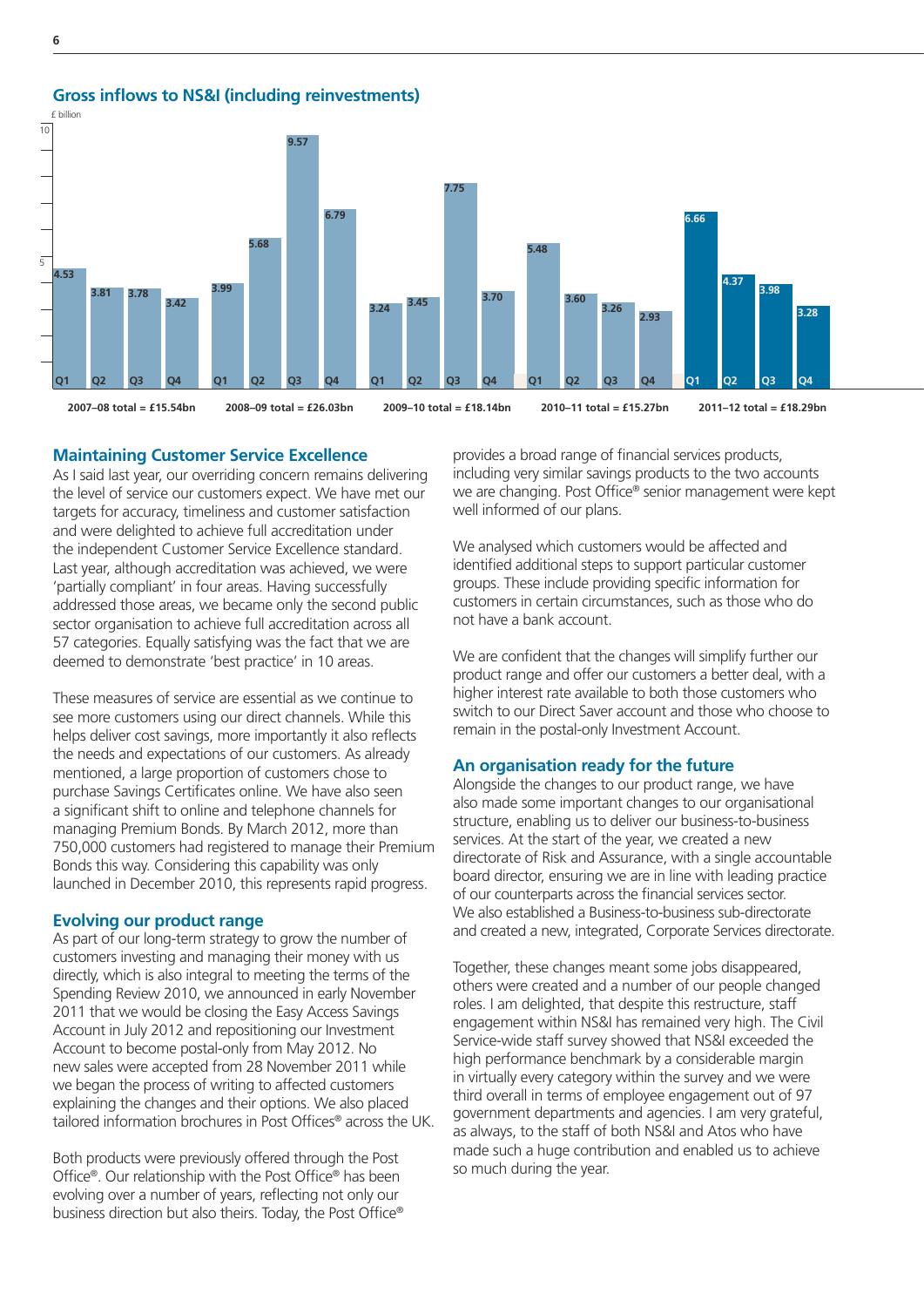## Gross inflows to NS&I (including reinvestments)

£ billion

| Year | Q1 | Q2 | Q3 | Q4 | Total |
|---|---|---|---|---|---|
| 2007–08 | 4.53 | 3.81 | 3.78 | 3.42 | £15.54bn |
| 2008–09 | 3.99 | 5.68 | 9.57 | 6.79 | £26.03bn |
| 2009–10 | 3.24 | 3.45 | 7.75 | 3.70 | £18.14bn |
| 2010–11 | 5.48 | 3.60 | 3.26 | 2.93 | £15.27bn |
| 2011–12 | 6.66 | 4.37 | 3.98 | 3.28 | £18.29bn |

### Maintaining Customer Service Excellence

As I said last year, our overriding concern remains delivering the level of service our customers expect. We have met our targets for accuracy, timeliness and customer satisfaction and were delighted to achieve full accreditation under the independent Customer Service Excellence standard. Last year, although accreditation was achieved, we were 'partially compliant' in four areas. Having successfully addressed those areas, we became only the second public sector organisation to achieve full accreditation across all 57 categories. Equally satisfying was the fact that we are deemed to demonstrate 'best practice' in 10 areas.

These measures of service are essential as we continue to see more customers using our direct channels. While this helps deliver cost savings, more importantly it also reflects the needs and expectations of our customers. As already mentioned, a large proportion of customers chose to purchase Savings Certificates online. We have also seen a significant shift to online and telephone channels for managing Premium Bonds. By March 2012, more than 750,000 customers had registered to manage their Premium Bonds this way. Considering this capability was only launched in December 2010, this represents rapid progress.

### Evolving our product range

As part of our long-term strategy to grow the number of customers investing and managing their money with us directly, which is also integral to meeting the terms of the Spending Review 2010, we announced in early November 2011 that we would be closing the Easy Access Savings Account in July 2012 and repositioning our Investment Account to become postal-only from May 2012. No new sales were accepted from 28 November 2011 while we began the process of writing to affected customers explaining the changes and their options. We also placed tailored information brochures in Post Offices® across the UK.

Both products were previously offered through the Post Office®. Our relationship with the Post Office® has been evolving over a number of years, reflecting not only our business direction but also theirs. Today, the Post Office® provides a broad range of financial services products, including very similar savings products to the two accounts we are changing. Post Office® senior management were kept well informed of our plans.

We analysed which customers would be affected and identified additional steps to support particular customer groups. These include providing specific information for customers in certain circumstances, such as those who do not have a bank account.

We are confident that the changes will simplify further our product range and offer our customers a better deal, with a higher interest rate available to both those customers who switch to our Direct Saver account and those who choose to remain in the postal-only Investment Account.

### An organisation ready for the future

Alongside the changes to our product range, we have also made some important changes to our organisational structure, enabling us to deliver our business-to-business services. At the start of the year, we created a new directorate of Risk and Assurance, with a single accountable board director, ensuring we are in line with leading practice of our counterparts across the financial services sector. We also established a Business-to-business sub-directorate and created a new, integrated, Corporate Services directorate.

Together, these changes meant some jobs disappeared, others were created and a number of our people changed roles. I am delighted, that despite this restructure, staff engagement within NS&I has remained very high. The Civil Service-wide staff survey showed that NS&I exceeded the high performance benchmark by a considerable margin in virtually every category within the survey and we were third overall in terms of employee engagement out of 97 government departments and agencies. I am very grateful, as always, to the staff of both NS&I and Atos who have made such a huge contribution and enabled us to achieve so much during the year.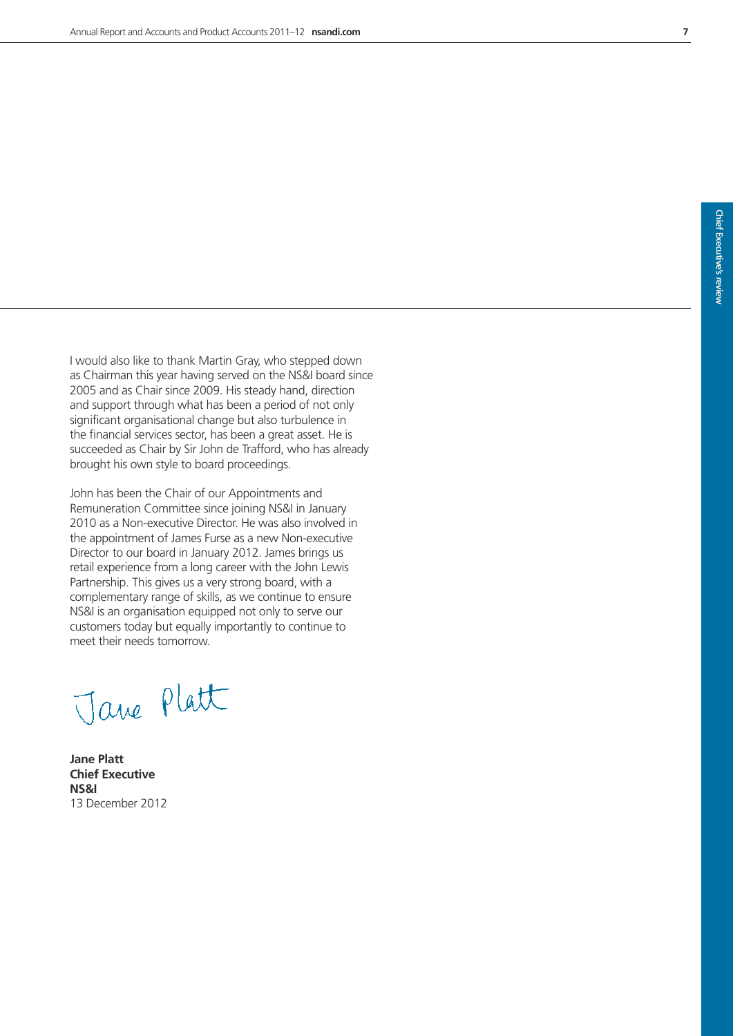I would also like to thank Martin Gray, who stepped down as Chairman this year having served on the NS&I board since 2005 and as Chair since 2009. His steady hand, direction and support through what has been a period of not only significant organisational change but also turbulence in the financial services sector, has been a great asset. He is succeeded as Chair by Sir John de Trafford, who has already brought his own style to board proceedings.

John has been the Chair of our Appointments and Remuneration Committee since joining NS&I in January 2010 as a Non-executive Director. He was also involved in the appointment of James Furse as a new Non-executive Director to our board in January 2012. James brings us retail experience from a long career with the John Lewis Partnership. This gives us a very strong board, with a complementary range of skills, as we continue to ensure NS&I is an organisation equipped not only to serve our customers today but equally importantly to continue to meet their needs tomorrow.

Jane Platt

**Jane Platt**
**Chief Executive**
**NS&I**
13 December 2012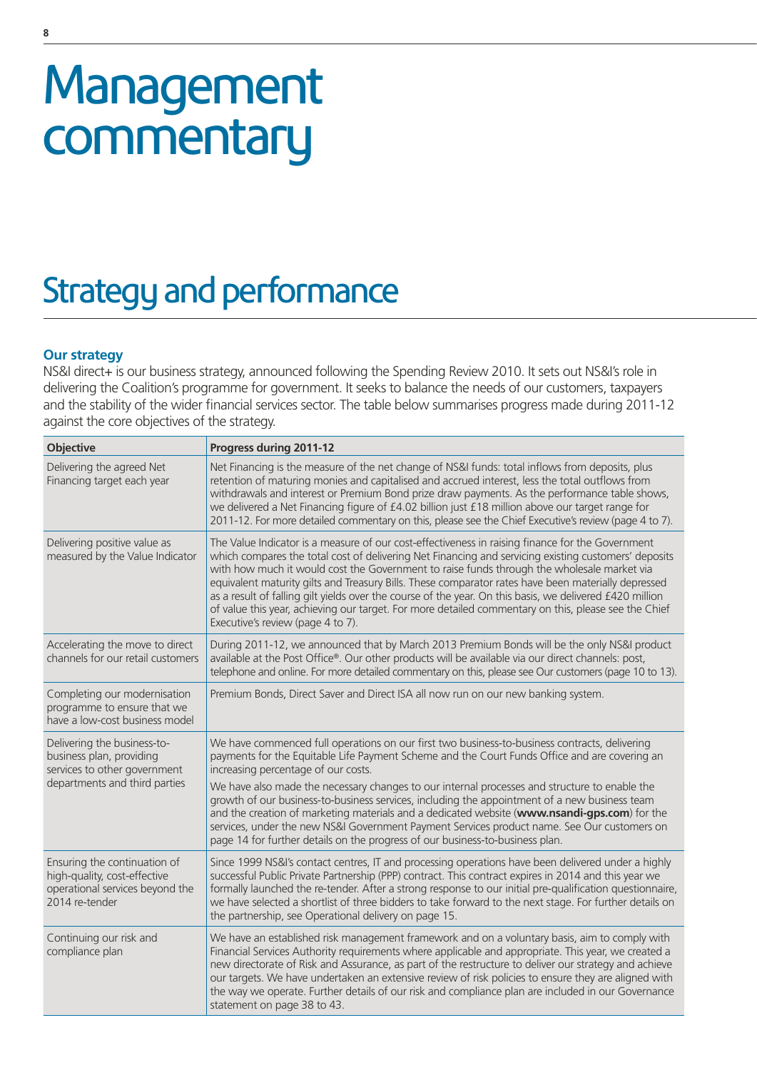# Management commentary

## Strategy and performance

### Our strategy

NS&I direct+ is our business strategy, announced following the Spending Review 2010. It sets out NS&I's role in delivering the Coalition's programme for government. It seeks to balance the needs of our customers, taxpayers and the stability of the wider financial services sector. The table below summarises progress made during 2011-12 against the core objectives of the strategy.

| Objective | Progress during 2011-12 |
|---|---|
| Delivering the agreed Net Financing target each year | Net Financing is the measure of the net change of NS&I funds: total inflows from deposits, plus retention of maturing monies and capitalised and accrued interest, less the total outflows from withdrawals and interest or Premium Bond prize draw payments. As the performance table shows, we delivered a Net Financing figure of £4.02 billion just £18 million above our target range for 2011-12. For more detailed commentary on this, please see the Chief Executive's review (page 4 to 7). |
| Delivering positive value as measured by the Value Indicator | The Value Indicator is a measure of our cost-effectiveness in raising finance for the Government which compares the total cost of delivering Net Financing and servicing existing customers' deposits with how much it would cost the Government to raise funds through the wholesale market via equivalent maturity gilts and Treasury Bills. These comparator rates have been materially depressed as a result of falling gilt yields over the course of the year. On this basis, we delivered £420 million of value this year, achieving our target. For more detailed commentary on this, please see the Chief Executive's review (page 4 to 7). |
| Accelerating the move to direct channels for our retail customers | During 2011-12, we announced that by March 2013 Premium Bonds will be the only NS&I product available at the Post Office®. Our other products will be available via our direct channels: post, telephone and online. For more detailed commentary on this, please see Our customers (page 10 to 13). |
| Completing our modernisation programme to ensure that we have a low-cost business model | Premium Bonds, Direct Saver and Direct ISA all now run on our new banking system. |
| Delivering the business-to-business plan, providing services to other government departments and third parties | We have commenced full operations on our first two business-to-business contracts, delivering payments for the Equitable Life Payment Scheme and the Court Funds Office and are covering an increasing percentage of our costs.<br><br>We have also made the necessary changes to our internal processes and structure to enable the growth of our business-to-business services, including the appointment of a new business team and the creation of marketing materials and a dedicated website (**www.nsandi-gps.com**) for the services, under the new NS&I Government Payment Services product name. See Our customers on page 14 for further details on the progress of our business-to-business plan. |
| Ensuring the continuation of high-quality, cost-effective operational services beyond the 2014 re-tender | Since 1999 NS&I's contact centres, IT and processing operations have been delivered under a highly successful Public Private Partnership (PPP) contract. This contract expires in 2014 and this year we formally launched the re-tender. After a strong response to our initial pre-qualification questionnaire, we have selected a shortlist of three bidders to take forward to the next stage. For further details on the partnership, see Operational delivery on page 15. |
| Continuing our risk and compliance plan | We have an established risk management framework and on a voluntary basis, aim to comply with Financial Services Authority requirements where applicable and appropriate. This year, we created a new directorate of Risk and Assurance, as part of the restructure to deliver our strategy and achieve our targets. We have undertaken an extensive review of risk policies to ensure they are aligned with the way we operate. Further details of our risk and compliance plan are included in our Governance statement on page 38 to 43. |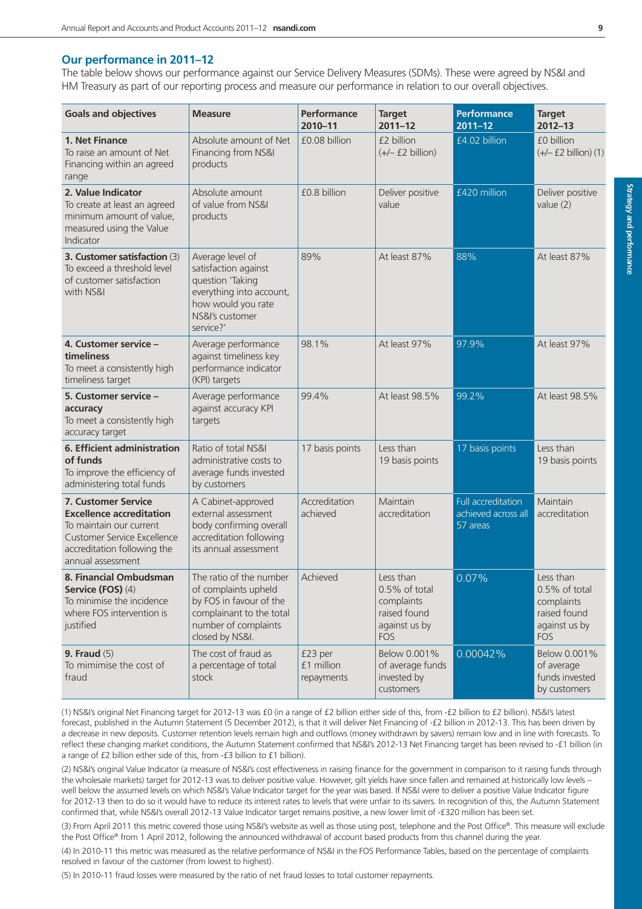## Our performance in 2011–12

The table below shows our performance against our Service Delivery Measures (SDMs). These were agreed by NS&I and HM Treasury as part of our reporting process and measure our performance in relation to our overall objectives.

| Goals and objectives | Measure | Performance 2010–11 | Target 2011–12 | Performance 2011–12 | Target 2012–13 |
|---|---|---|---|---|---|
| **1. Net Finance** To raise an amount of Net Financing within an agreed range | Absolute amount of Net Financing from NS&I products | £0.08 billion | £2 billion (+/– £2 billion) | £4.02 billion | £0 billion (+/– £2 billion) (1) |
| **2. Value Indicator** To create at least an agreed minimum amount of value, measured using the Value Indicator | Absolute amount of value from NS&I products | £0.8 billion | Deliver positive value | £420 million | Deliver positive value (2) |
| **3. Customer satisfaction** (3) To exceed a threshold level of customer satisfaction with NS&I | Average level of satisfaction against question 'Taking everything into account, how would you rate NS&I's customer service?' | 89% | At least 87% | 88% | At least 87% |
| **4. Customer service – timeliness** To meet a consistently high timeliness target | Average performance against timeliness key performance indicator (KPI) targets | 98.1% | At least 97% | 97.9% | At least 97% |
| **5. Customer service – accuracy** To meet a consistently high accuracy target | Average performance against accuracy KPI targets | 99.4% | At least 98.5% | 99.2% | At least 98.5% |
| **6. Efficient administration of funds** To improve the efficiency of administering total funds | Ratio of total NS&I administrative costs to average funds invested by customers | 17 basis points | Less than 19 basis points | 17 basis points | Less than 19 basis points |
| **7. Customer Service Excellence accreditation** To maintain our current Customer Service Excellence accreditation following the annual assessment | A Cabinet-approved external assessment body confirming overall accreditation following its annual assessment | Accreditation achieved | Maintain accreditation | Full accreditation achieved across all 57 areas | Maintain accreditation |
| **8. Financial Ombudsman Service (FOS)** (4) To minimise the incidence where FOS intervention is justified | The ratio of the number of complaints upheld by FOS in favour of the complainant to the total number of complaints closed by NS&I. | Achieved | Less than 0.5% of total complaints raised found against us by FOS | 0.07% | Less than 0.5% of total complaints raised found against us by FOS |
| **9. Fraud** (5) To mimimise the cost of fraud | The cost of fraud as a percentage of total stock | £23 per £1 million repayments | Below 0.001% of average funds invested by customers | 0.00042% | Below 0.001% of average funds invested by customers |

(1) NS&I's original Net Financing target for 2012-13 was £0 (in a range of £2 billion either side of this, from -£2 billion to £2 billion). NS&I's latest forecast, published in the Autumn Statement (5 December 2012), is that it will deliver Net Financing of -£2 billion in 2012-13. This has been driven by a decrease in new deposits. Customer retention levels remain high and outflows (money withdrawn by savers) remain low and in line with forecasts. To reflect these changing market conditions, the Autumn Statement confirmed that NS&I's 2012-13 Net Financing target has been revised to -£1 billion (in a range of £2 billion either side of this, from -£3 billion to £1 billion).

(2) NS&I's original Value Indicator (a measure of NS&I's cost effectiveness in raising finance for the government in comparison to it raising funds through the wholesale markets) target for 2012-13 was to deliver positive value. However, gilt yields have since fallen and remained at historically low levels – well below the assumed levels on which NS&I's Value Indicator target for the year was based. If NS&I were to deliver a positive Value Indicator figure for 2012-13 then to do so it would have to reduce its interest rates to levels that were unfair to its savers. In recognition of this, the Autumn Statement confirmed that, while NS&I's overall 2012-13 Value Indicator target remains positive, a new lower limit of -£320 million has been set.

(3) From April 2011 this metric covered those using NS&I's website as well as those using post, telephone and the Post Office®. This measure will exclude the Post Office® from 1 April 2012, following the announced withdrawal of account based products from this channel during the year.

(4) In 2010-11 this metric was measured as the relative performance of NS&I in the FOS Performance Tables, based on the percentage of complaints resolved in favour of the customer (from lowest to highest).

(5) In 2010-11 fraud losses were measured by the ratio of net fraud losses to total customer repayments.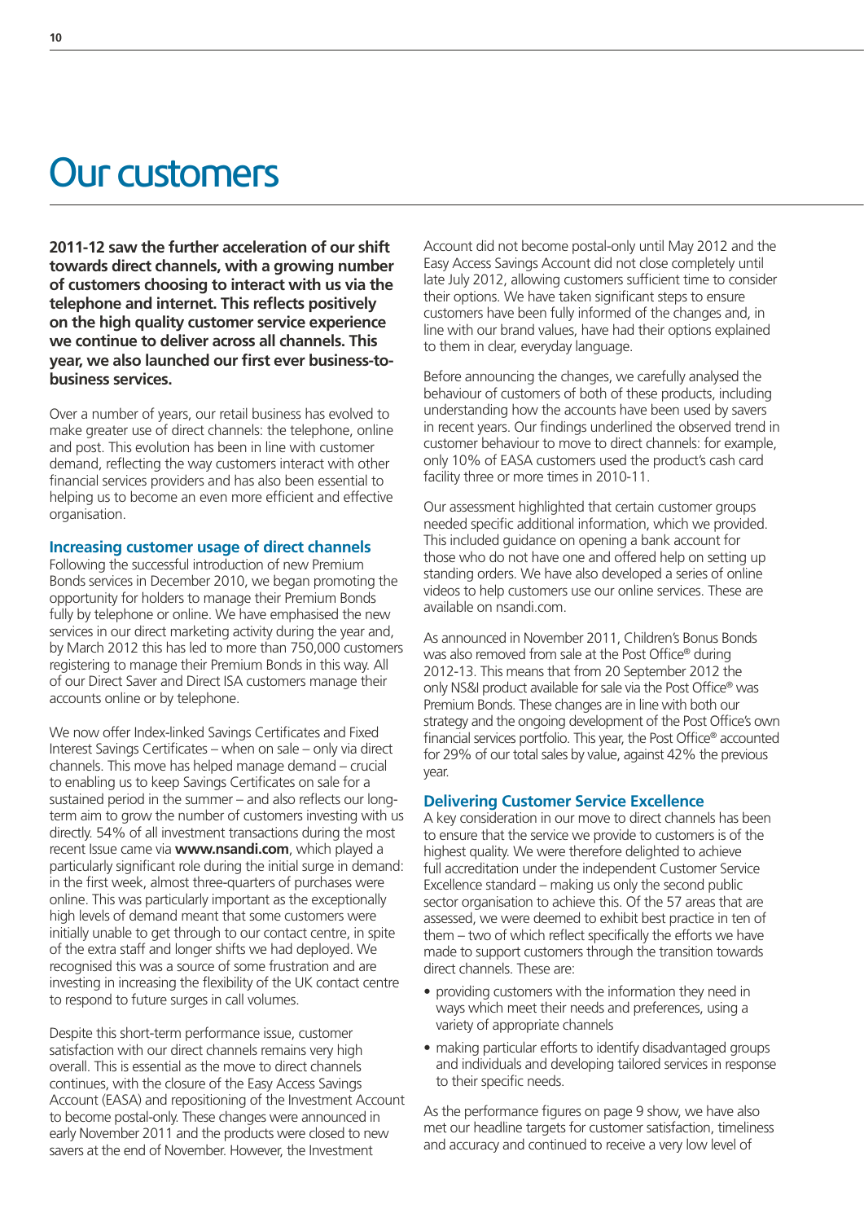# Our customers

**2011-12 saw the further acceleration of our shift towards direct channels, with a growing number of customers choosing to interact with us via the telephone and internet. This reflects positively on the high quality customer service experience we continue to deliver across all channels. This year, we also launched our first ever business-to-business services.**

Over a number of years, our retail business has evolved to make greater use of direct channels: the telephone, online and post. This evolution has been in line with customer demand, reflecting the way customers interact with other financial services providers and has also been essential to helping us to become an even more efficient and effective organisation.

### Increasing customer usage of direct channels

Following the successful introduction of new Premium Bonds services in December 2010, we began promoting the opportunity for holders to manage their Premium Bonds fully by telephone or online. We have emphasised the new services in our direct marketing activity during the year and, by March 2012 this has led to more than 750,000 customers registering to manage their Premium Bonds in this way. All of our Direct Saver and Direct ISA customers manage their accounts online or by telephone.

We now offer Index-linked Savings Certificates and Fixed Interest Savings Certificates – when on sale – only via direct channels. This move has helped manage demand – crucial to enabling us to keep Savings Certificates on sale for a sustained period in the summer – and also reflects our long-term aim to grow the number of customers investing with us directly. 54% of all investment transactions during the most recent Issue came via **www.nsandi.com**, which played a particularly significant role during the initial surge in demand: in the first week, almost three-quarters of purchases were online. This was particularly important as the exceptionally high levels of demand meant that some customers were initially unable to get through to our contact centre, in spite of the extra staff and longer shifts we had deployed. We recognised this was a source of some frustration and are investing in increasing the flexibility of the UK contact centre to respond to future surges in call volumes.

Despite this short-term performance issue, customer satisfaction with our direct channels remains very high overall. This is essential as the move to direct channels continues, with the closure of the Easy Access Savings Account (EASA) and repositioning of the Investment Account to become postal-only. These changes were announced in early November 2011 and the products were closed to new savers at the end of November. However, the Investment Account did not become postal-only until May 2012 and the Easy Access Savings Account did not close completely until late July 2012, allowing customers sufficient time to consider their options. We have taken significant steps to ensure customers have been fully informed of the changes and, in line with our brand values, have had their options explained to them in clear, everyday language.

Before announcing the changes, we carefully analysed the behaviour of customers of both of these products, including understanding how the accounts have been used by savers in recent years. Our findings underlined the observed trend in customer behaviour to move to direct channels: for example, only 10% of EASA customers used the product's cash card facility three or more times in 2010-11.

Our assessment highlighted that certain customer groups needed specific additional information, which we provided. This included guidance on opening a bank account for those who do not have one and offered help on setting up standing orders. We have also developed a series of online videos to help customers use our online services. These are available on nsandi.com.

As announced in November 2011, Children's Bonus Bonds was also removed from sale at the Post Office® during 2012-13. This means that from 20 September 2012 the only NS&I product available for sale via the Post Office® was Premium Bonds. These changes are in line with both our strategy and the ongoing development of the Post Office's own financial services portfolio. This year, the Post Office® accounted for 29% of our total sales by value, against 42% the previous year.

### Delivering Customer Service Excellence

A key consideration in our move to direct channels has been to ensure that the service we provide to customers is of the highest quality. We were therefore delighted to achieve full accreditation under the independent Customer Service Excellence standard – making us only the second public sector organisation to achieve this. Of the 57 areas that are assessed, we were deemed to exhibit best practice in ten of them – two of which reflect specifically the efforts we have made to support customers through the transition towards direct channels. These are:

- providing customers with the information they need in ways which meet their needs and preferences, using a variety of appropriate channels
- making particular efforts to identify disadvantaged groups and individuals and developing tailored services in response to their specific needs.

As the performance figures on page 9 show, we have also met our headline targets for customer satisfaction, timeliness and accuracy and continued to receive a very low level of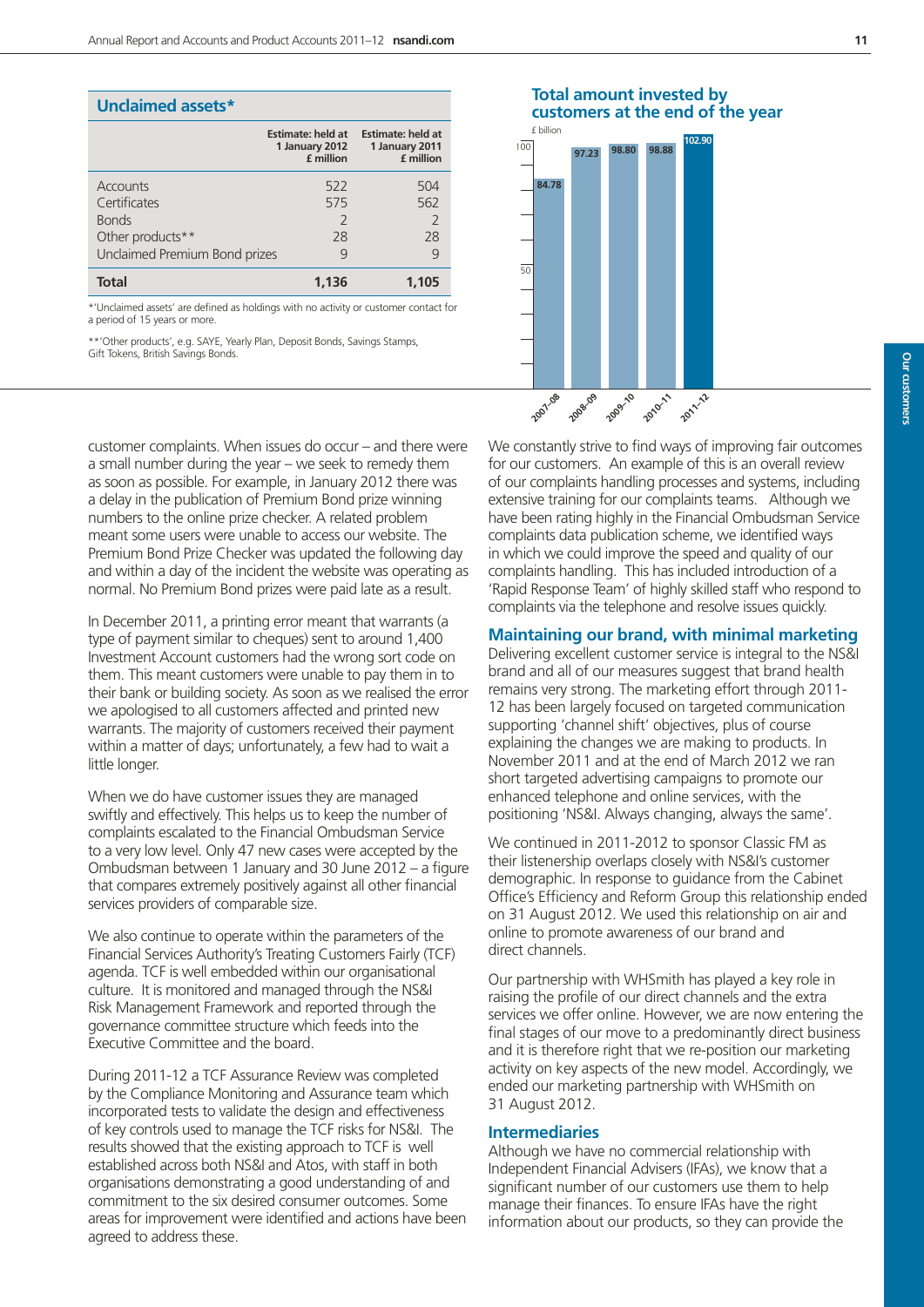## Unclaimed assets*

| | Estimate: held at 1 January 2012 £ million | Estimate: held at 1 January 2011 £ million |
|---|---|---|
| Accounts | 522 | 504 |
| Certificates | 575 | 562 |
| Bonds | 2 | 2 |
| Other products** | 28 | 28 |
| Unclaimed Premium Bond prizes | 9 | 9 |
| **Total** | **1,136** | **1,105** |

*'Unclaimed assets' are defined as holdings with no activity or customer contact for a period of 15 years or more.

**'Other products', e.g. SAYE, Yearly Plan, Deposit Bonds, Savings Stamps, Gift Tokens, British Savings Bonds.

## Total amount invested by customers at the end of the year

£ billion

| Year | £ billion |
|---|---|
| 2007–08 | 84.78 |
| 2008–09 | 97.23 |
| 2009–10 | 98.80 |
| 2010–11 | 98.88 |
| 2011–12 | 102.90 |

customer complaints. When issues do occur – and there were a small number during the year – we seek to remedy them as soon as possible. For example, in January 2012 there was a delay in the publication of Premium Bond prize winning numbers to the online prize checker. A related problem meant some users were unable to access our website. The Premium Bond Prize Checker was updated the following day and within a day of the incident the website was operating as normal. No Premium Bond prizes were paid late as a result.

In December 2011, a printing error meant that warrants (a type of payment similar to cheques) sent to around 1,400 Investment Account customers had the wrong sort code on them. This meant customers were unable to pay them in to their bank or building society. As soon as we realised the error we apologised to all customers affected and printed new warrants. The majority of customers received their payment within a matter of days; unfortunately, a few had to wait a little longer.

When we do have customer issues they are managed swiftly and effectively. This helps us to keep the number of complaints escalated to the Financial Ombudsman Service to a very low level. Only 47 new cases were accepted by the Ombudsman between 1 January and 30 June 2012 – a figure that compares extremely positively against all other financial services providers of comparable size.

We also continue to operate within the parameters of the Financial Services Authority's Treating Customers Fairly (TCF) agenda. TCF is well embedded within our organisational culture. It is monitored and managed through the NS&I Risk Management Framework and reported through the governance committee structure which feeds into the Executive Committee and the board.

During 2011-12 a TCF Assurance Review was completed by the Compliance Monitoring and Assurance team which incorporated tests to validate the design and effectiveness of key controls used to manage the TCF risks for NS&I. The results showed that the existing approach to TCF is well established across both NS&I and Atos, with staff in both organisations demonstrating a good understanding of and commitment to the six desired consumer outcomes. Some areas for improvement were identified and actions have been agreed to address these.

We constantly strive to find ways of improving fair outcomes for our customers. An example of this is an overall review of our complaints handling processes and systems, including extensive training for our complaints teams. Although we have been rating highly in the Financial Ombudsman Service complaints data publication scheme, we identified ways in which we could improve the speed and quality of our complaints handling. This has included introduction of a 'Rapid Response Team' of highly skilled staff who respond to complaints via the telephone and resolve issues quickly.

### Maintaining our brand, with minimal marketing

Delivering excellent customer service is integral to the NS&I brand and all of our measures suggest that brand health remains very strong. The marketing effort through 2011-12 has been largely focused on targeted communication supporting 'channel shift' objectives, plus of course explaining the changes we are making to products. In November 2011 and at the end of March 2012 we ran short targeted advertising campaigns to promote our enhanced telephone and online services, with the positioning 'NS&I. Always changing, always the same'.

We continued in 2011-2012 to sponsor Classic FM as their listenership overlaps closely with NS&I's customer demographic. In response to guidance from the Cabinet Office's Efficiency and Reform Group this relationship ended on 31 August 2012. We used this relationship on air and online to promote awareness of our brand and direct channels.

Our partnership with WHSmith has played a key role in raising the profile of our direct channels and the extra services we offer online. However, we are now entering the final stages of our move to a predominantly direct business and it is therefore right that we re-position our marketing activity on key aspects of the new model. Accordingly, we ended our marketing partnership with WHSmith on 31 August 2012.

### Intermediaries

Although we have no commercial relationship with Independent Financial Advisers (IFAs), we know that a significant number of our customers use them to help manage their finances. To ensure IFAs have the right information about our products, so they can provide the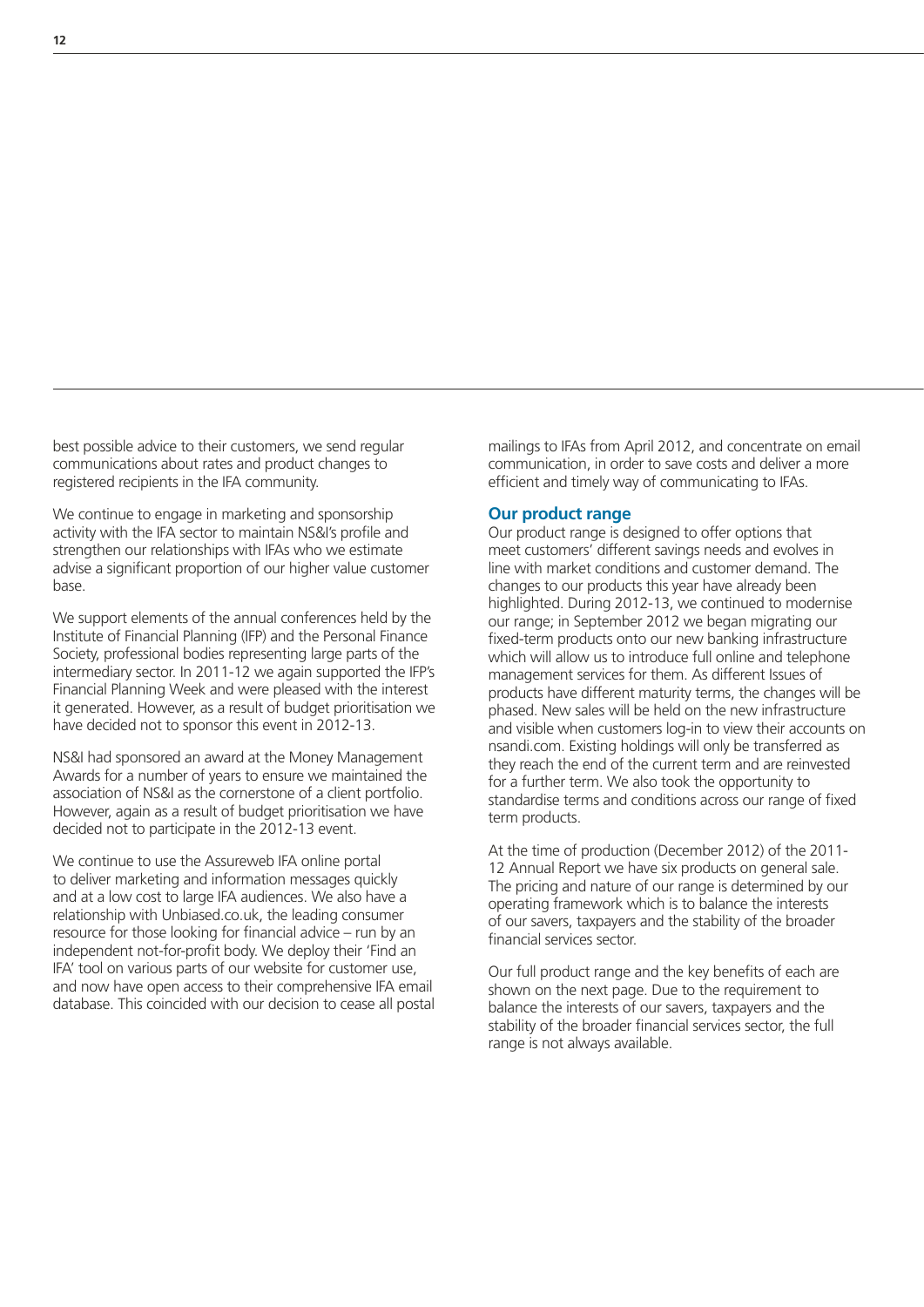best possible advice to their customers, we send regular communications about rates and product changes to registered recipients in the IFA community.

We continue to engage in marketing and sponsorship activity with the IFA sector to maintain NS&I's profile and strengthen our relationships with IFAs who we estimate advise a significant proportion of our higher value customer base.

We support elements of the annual conferences held by the Institute of Financial Planning (IFP) and the Personal Finance Society, professional bodies representing large parts of the intermediary sector. In 2011-12 we again supported the IFP's Financial Planning Week and were pleased with the interest it generated. However, as a result of budget prioritisation we have decided not to sponsor this event in 2012-13.

NS&I had sponsored an award at the Money Management Awards for a number of years to ensure we maintained the association of NS&I as the cornerstone of a client portfolio. However, again as a result of budget prioritisation we have decided not to participate in the 2012-13 event.

We continue to use the Assureweb IFA online portal to deliver marketing and information messages quickly and at a low cost to large IFA audiences. We also have a relationship with Unbiased.co.uk, the leading consumer resource for those looking for financial advice – run by an independent not-for-profit body. We deploy their 'Find an IFA' tool on various parts of our website for customer use, and now have open access to their comprehensive IFA email database. This coincided with our decision to cease all postal mailings to IFAs from April 2012, and concentrate on email communication, in order to save costs and deliver a more efficient and timely way of communicating to IFAs.

### Our product range

Our product range is designed to offer options that meet customers' different savings needs and evolves in line with market conditions and customer demand. The changes to our products this year have already been highlighted. During 2012-13, we continued to modernise our range; in September 2012 we began migrating our fixed-term products onto our new banking infrastructure which will allow us to introduce full online and telephone management services for them. As different Issues of products have different maturity terms, the changes will be phased. New sales will be held on the new infrastructure and visible when customers log-in to view their accounts on nsandi.com. Existing holdings will only be transferred as they reach the end of the current term and are reinvested for a further term. We also took the opportunity to standardise terms and conditions across our range of fixed term products.

At the time of production (December 2012) of the 2011-12 Annual Report we have six products on general sale. The pricing and nature of our range is determined by our operating framework which is to balance the interests of our savers, taxpayers and the stability of the broader financial services sector.

Our full product range and the key benefits of each are shown on the next page. Due to the requirement to balance the interests of our savers, taxpayers and the stability of the broader financial services sector, the full range is not always available.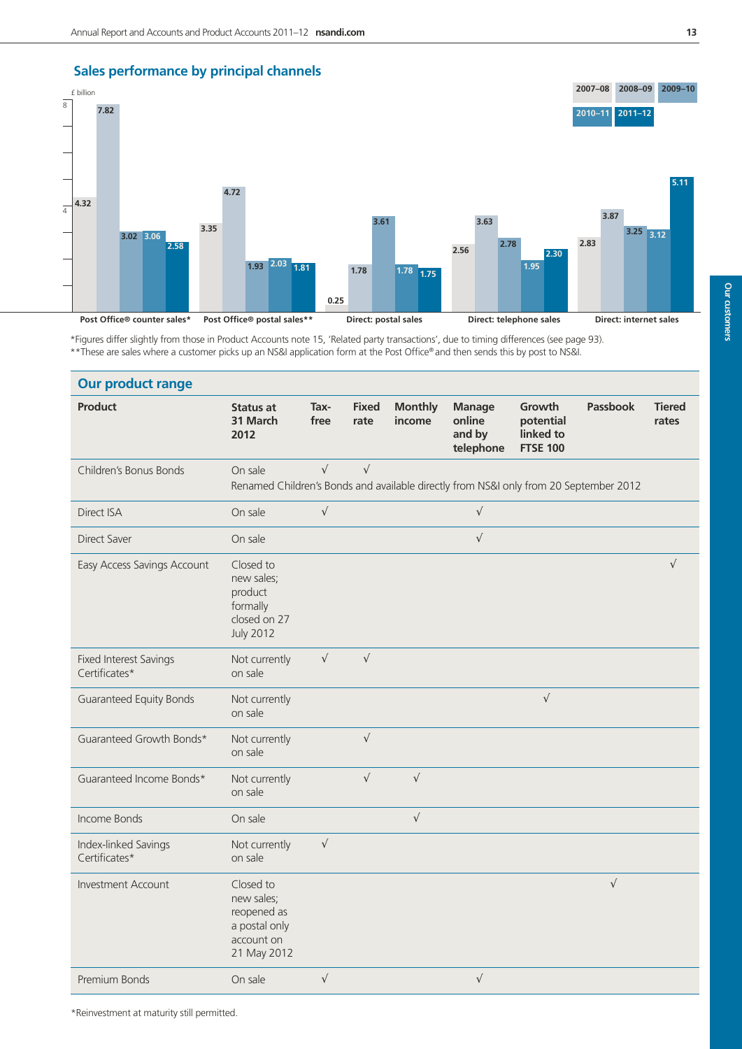## Sales performance by principal channels

£ billion

| | 2007–08 | 2008–09 | 2009–10 | 2010–11 | 2011–12 |
|---|---|---|---|---|---|
| Post Office® counter sales* | 4.32 | 7.82 | 3.02 | 3.06 | 2.58 |
| Post Office® postal sales** | 3.35 | 4.72 | 1.93 | 2.03 | 1.81 |
| Direct: postal sales | 0.25 | 1.78 | 3.61 | 1.78 | 1.75 |
| Direct: telephone sales | 2.56 | 3.63 | 2.78 | 1.95 | 2.30 |
| Direct: internet sales | 2.83 | 3.87 | 3.25 | 3.12 | 5.11 |

*Figures differ slightly from those in Product Accounts note 15, 'Related party transactions', due to timing differences (see page 93).
**These are sales where a customer picks up an NS&I application form at the Post Office® and then sends this by post to NS&I.

## Our product range

| Product | Status at 31 March 2012 | Tax-free | Fixed rate | Monthly income | Manage online and by telephone | Growth potential linked to FTSE 100 | Passbook | Tiered rates |
|---|---|---|---|---|---|---|---|---|
| Children's Bonus Bonds | On sale<br>Renamed Children's Bonds and available directly from NS&I only from 20 September 2012 | √ | √ | | | | | |
| Direct ISA | On sale | √ | | | √ | | | |
| Direct Saver | On sale | | | | √ | | | |
| Easy Access Savings Account | Closed to new sales; product formally closed on 27 July 2012 | | | | | | | √ |
| Fixed Interest Savings Certificates* | Not currently on sale | √ | √ | | | | | |
| Guaranteed Equity Bonds | Not currently on sale | | | | | √ | | |
| Guaranteed Growth Bonds* | Not currently on sale | | √ | | | | | |
| Guaranteed Income Bonds* | Not currently on sale | | √ | √ | | | | |
| Income Bonds | On sale | | | √ | | | | |
| Index-linked Savings Certificates* | Not currently on sale | √ | | | | | | |
| Investment Account | Closed to new sales; reopened as a postal only account on 21 May 2012 | | | | | | √ | |
| Premium Bonds | On sale | √ | | | √ | | | |

*Reinvestment at maturity still permitted.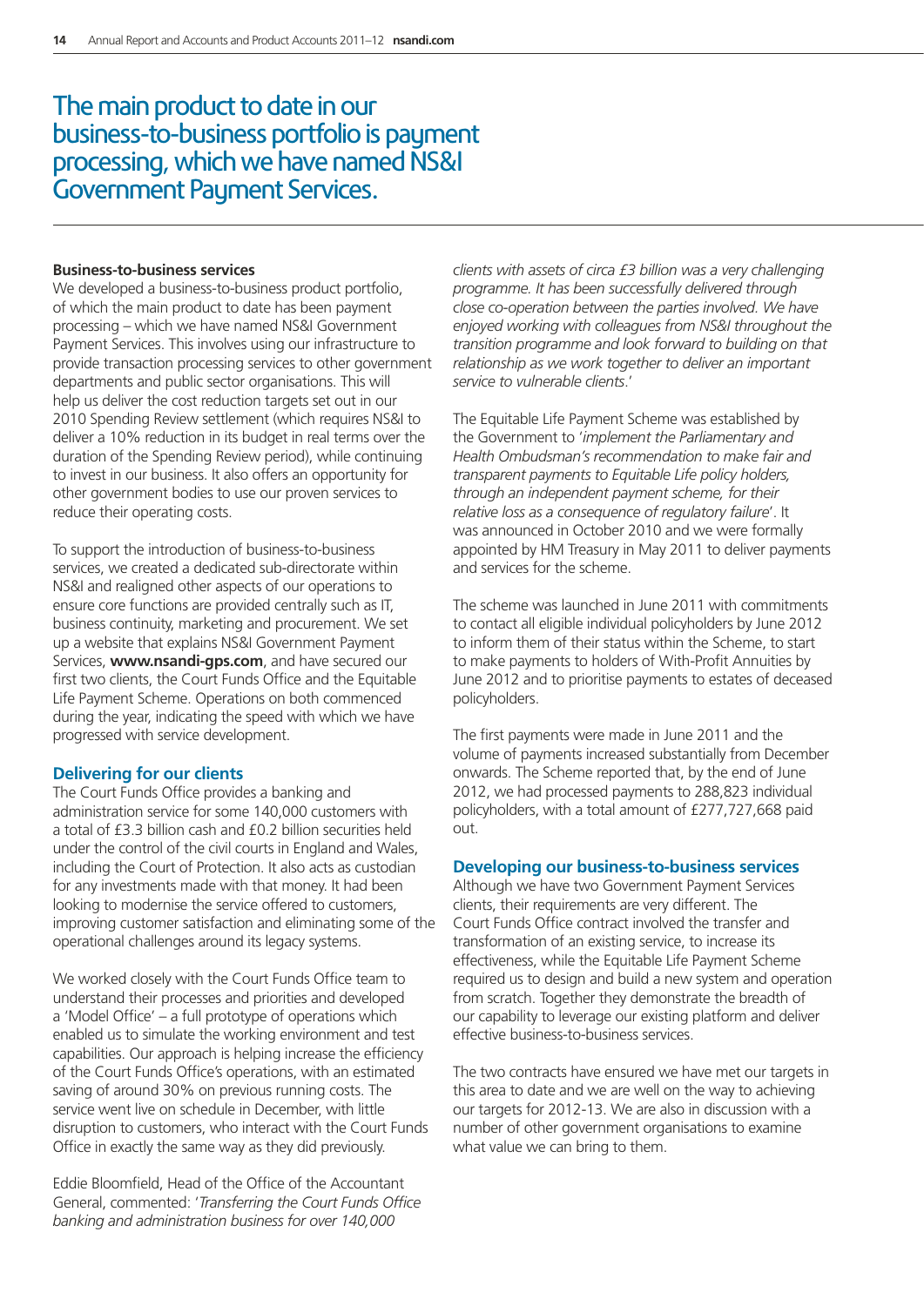# The main product to date in our business-to-business portfolio is payment processing, which we have named NS&I Government Payment Services.

**Business-to-business services**

We developed a business-to-business product portfolio, of which the main product to date has been payment processing – which we have named NS&I Government Payment Services. This involves using our infrastructure to provide transaction processing services to other government departments and public sector organisations. This will help us deliver the cost reduction targets set out in our 2010 Spending Review settlement (which requires NS&I to deliver a 10% reduction in its budget in real terms over the duration of the Spending Review period), while continuing to invest in our business. It also offers an opportunity for other government bodies to use our proven services to reduce their operating costs.

To support the introduction of business-to-business services, we created a dedicated sub-directorate within NS&I and realigned other aspects of our operations to ensure core functions are provided centrally such as IT, business continuity, marketing and procurement. We set up a website that explains NS&I Government Payment Services, **www.nsandi-gps.com**, and have secured our first two clients, the Court Funds Office and the Equitable Life Payment Scheme. Operations on both commenced during the year, indicating the speed with which we have progressed with service development.

## Delivering for our clients

The Court Funds Office provides a banking and administration service for some 140,000 customers with a total of £3.3 billion cash and £0.2 billion securities held under the control of the civil courts in England and Wales, including the Court of Protection. It also acts as custodian for any investments made with that money. It had been looking to modernise the service offered to customers, improving customer satisfaction and eliminating some of the operational challenges around its legacy systems.

We worked closely with the Court Funds Office team to understand their processes and priorities and developed a 'Model Office' – a full prototype of operations which enabled us to simulate the working environment and test capabilities. Our approach is helping increase the efficiency of the Court Funds Office's operations, with an estimated saving of around 30% on previous running costs. The service went live on schedule in December, with little disruption to customers, who interact with the Court Funds Office in exactly the same way as they did previously.

Eddie Bloomfield, Head of the Office of the Accountant General, commented: '*Transferring the Court Funds Office banking and administration business for over 140,000 clients with assets of circa £3 billion was a very challenging programme. It has been successfully delivered through close co-operation between the parties involved. We have enjoyed working with colleagues from NS&I throughout the transition programme and look forward to building on that relationship as we work together to deliver an important service to vulnerable clients*.'

The Equitable Life Payment Scheme was established by the Government to '*implement the Parliamentary and Health Ombudsman's recommendation to make fair and transparent payments to Equitable Life policy holders, through an independent payment scheme, for their relative loss as a consequence of regulatory failure*'. It was announced in October 2010 and we were formally appointed by HM Treasury in May 2011 to deliver payments and services for the scheme.

The scheme was launched in June 2011 with commitments to contact all eligible individual policyholders by June 2012 to inform them of their status within the Scheme, to start to make payments to holders of With-Profit Annuities by June 2012 and to prioritise payments to estates of deceased policyholders.

The first payments were made in June 2011 and the volume of payments increased substantially from December onwards. The Scheme reported that, by the end of June 2012, we had processed payments to 288,823 individual policyholders, with a total amount of £277,727,668 paid out.

## Developing our business-to-business services

Although we have two Government Payment Services clients, their requirements are very different. The Court Funds Office contract involved the transfer and transformation of an existing service, to increase its effectiveness, while the Equitable Life Payment Scheme required us to design and build a new system and operation from scratch. Together they demonstrate the breadth of our capability to leverage our existing platform and deliver effective business-to-business services.

The two contracts have ensured we have met our targets in this area to date and we are well on the way to achieving our targets for 2012-13. We are also in discussion with a number of other government organisations to examine what value we can bring to them.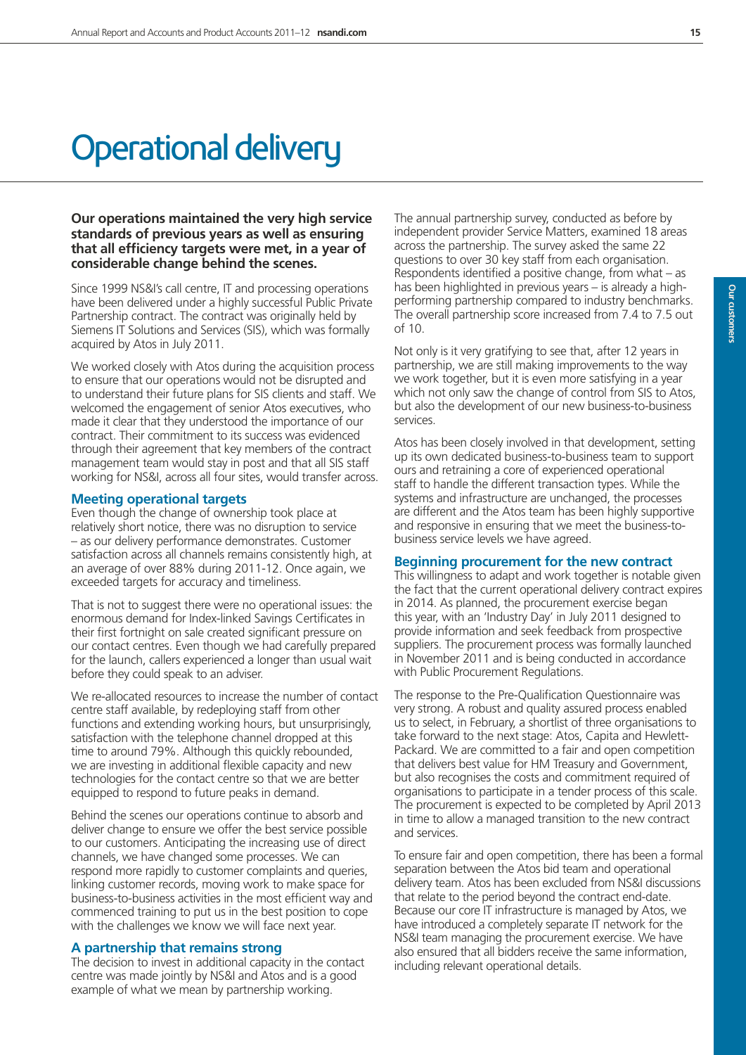# Operational delivery

**Our operations maintained the very high service standards of previous years as well as ensuring that all efficiency targets were met, in a year of considerable change behind the scenes.**

Since 1999 NS&I's call centre, IT and processing operations have been delivered under a highly successful Public Private Partnership contract. The contract was originally held by Siemens IT Solutions and Services (SIS), which was formally acquired by Atos in July 2011.

We worked closely with Atos during the acquisition process to ensure that our operations would not be disrupted and to understand their future plans for SIS clients and staff. We welcomed the engagement of senior Atos executives, who made it clear that they understood the importance of our contract. Their commitment to its success was evidenced through their agreement that key members of the contract management team would stay in post and that all SIS staff working for NS&I, across all four sites, would transfer across.

## Meeting operational targets

Even though the change of ownership took place at relatively short notice, there was no disruption to service – as our delivery performance demonstrates. Customer satisfaction across all channels remains consistently high, at an average of over 88% during 2011-12. Once again, we exceeded targets for accuracy and timeliness.

That is not to suggest there were no operational issues: the enormous demand for Index-linked Savings Certificates in their first fortnight on sale created significant pressure on our contact centres. Even though we had carefully prepared for the launch, callers experienced a longer than usual wait before they could speak to an adviser.

We re-allocated resources to increase the number of contact centre staff available, by redeploying staff from other functions and extending working hours, but unsurprisingly, satisfaction with the telephone channel dropped at this time to around 79%. Although this quickly rebounded, we are investing in additional flexible capacity and new technologies for the contact centre so that we are better equipped to respond to future peaks in demand.

Behind the scenes our operations continue to absorb and deliver change to ensure we offer the best service possible to our customers. Anticipating the increasing use of direct channels, we have changed some processes. We can respond more rapidly to customer complaints and queries, linking customer records, moving work to make space for business-to-business activities in the most efficient way and commenced training to put us in the best position to cope with the challenges we know we will face next year.

## A partnership that remains strong

The decision to invest in additional capacity in the contact centre was made jointly by NS&I and Atos and is a good example of what we mean by partnership working.

The annual partnership survey, conducted as before by independent provider Service Matters, examined 18 areas across the partnership. The survey asked the same 22 questions to over 30 key staff from each organisation. Respondents identified a positive change, from what – as has been highlighted in previous years – is already a high-performing partnership compared to industry benchmarks. The overall partnership score increased from 7.4 to 7.5 out of 10.

Not only is it very gratifying to see that, after 12 years in partnership, we are still making improvements to the way we work together, but it is even more satisfying in a year which not only saw the change of control from SIS to Atos, but also the development of our new business-to-business services.

Atos has been closely involved in that development, setting up its own dedicated business-to-business team to support ours and retraining a core of experienced operational staff to handle the different transaction types. While the systems and infrastructure are unchanged, the processes are different and the Atos team has been highly supportive and responsive in ensuring that we meet the business-to-business service levels we have agreed.

## Beginning procurement for the new contract

This willingness to adapt and work together is notable given the fact that the current operational delivery contract expires in 2014. As planned, the procurement exercise began this year, with an 'Industry Day' in July 2011 designed to provide information and seek feedback from prospective suppliers. The procurement process was formally launched in November 2011 and is being conducted in accordance with Public Procurement Regulations.

The response to the Pre-Qualification Questionnaire was very strong. A robust and quality assured process enabled us to select, in February, a shortlist of three organisations to take forward to the next stage: Atos, Capita and Hewlett-Packard. We are committed to a fair and open competition that delivers best value for HM Treasury and Government, but also recognises the costs and commitment required of organisations to participate in a tender process of this scale. The procurement is expected to be completed by April 2013 in time to allow a managed transition to the new contract and services.

To ensure fair and open competition, there has been a formal separation between the Atos bid team and operational delivery team. Atos has been excluded from NS&I discussions that relate to the period beyond the contract end-date. Because our core IT infrastructure is managed by Atos, we have introduced a completely separate IT network for the NS&I team managing the procurement exercise. We have also ensured that all bidders receive the same information, including relevant operational details.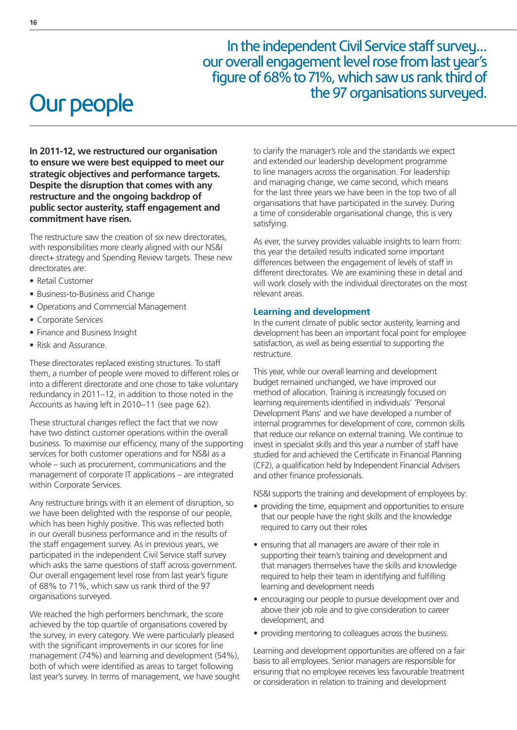# Our people

In the independent Civil Service staff survey… our overall engagement level rose from last year's figure of 68% to 71%, which saw us rank third of the 97 organisations surveyed.

**In 2011-12, we restructured our organisation to ensure we were best equipped to meet our strategic objectives and performance targets. Despite the disruption that comes with any restructure and the ongoing backdrop of public sector austerity, staff engagement and commitment have risen.**

The restructure saw the creation of six new directorates, with responsibilities more clearly aligned with our NS&I direct+ strategy and Spending Review targets. These new directorates are:

- Retail Customer
- Business-to-Business and Change
- Operations and Commercial Management
- Corporate Services
- Finance and Business Insight
- Risk and Assurance.

These directorates replaced existing structures. To staff them, a number of people were moved to different roles or into a different directorate and one chose to take voluntary redundancy in 2011–12, in addition to those noted in the Accounts as having left in 2010–11 (see page 62).

These structural changes reflect the fact that we now have two distinct customer operations within the overall business. To maximise our efficiency, many of the supporting services for both customer operations and for NS&I as a whole – such as procurement, communications and the management of corporate IT applications – are integrated within Corporate Services.

Any restructure brings with it an element of disruption, so we have been delighted with the response of our people, which has been highly positive. This was reflected both in our overall business performance and in the results of the staff engagement survey. As in previous years, we participated in the independent Civil Service staff survey which asks the same questions of staff across government. Our overall engagement level rose from last year's figure of 68% to 71%, which saw us rank third of the 97 organisations surveyed.

We reached the high performers benchmark, the score achieved by the top quartile of organisations covered by the survey, in every category. We were particularly pleased with the significant improvements in our scores for line management (74%) and learning and development (54%), both of which were identified as areas to target following last year's survey. In terms of management, we have sought to clarify the manager's role and the standards we expect and extended our leadership development programme to line managers across the organisation. For leadership and managing change, we came second, which means for the last three years we have been in the top two of all organisations that have participated in the survey. During a time of considerable organisational change, this is very satisfying.

As ever, the survey provides valuable insights to learn from: this year the detailed results indicated some important differences between the engagement of levels of staff in different directorates. We are examining these in detail and will work closely with the individual directorates on the most relevant areas.

## Learning and development

In the current climate of public sector austerity, learning and development has been an important focal point for employee satisfaction, as well as being essential to supporting the restructure.

This year, while our overall learning and development budget remained unchanged, we have improved our method of allocation. Training is increasingly focused on learning requirements identified in individuals' 'Personal Development Plans' and we have developed a number of internal programmes for development of core, common skills that reduce our reliance on external training. We continue to invest in specialist skills and this year a number of staff have studied for and achieved the Certificate in Financial Planning (CF2), a qualification held by Independent Financial Advisers and other finance professionals.

NS&I supports the training and development of employees by:

- providing the time, equipment and opportunities to ensure that our people have the right skills and the knowledge required to carry out their roles
- ensuring that all managers are aware of their role in supporting their team's training and development and that managers themselves have the skills and knowledge required to help their team in identifying and fulfilling learning and development needs
- encouraging our people to pursue development over and above their job role and to give consideration to career development, and
- providing mentoring to colleagues across the business.

Learning and development opportunities are offered on a fair basis to all employees. Senior managers are responsible for ensuring that no employee receives less favourable treatment or consideration in relation to training and development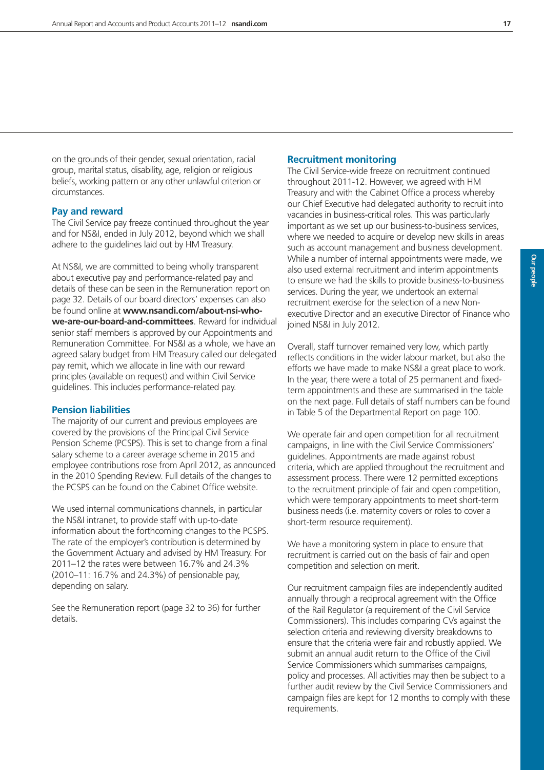on the grounds of their gender, sexual orientation, racial group, marital status, disability, age, religion or religious beliefs, working pattern or any other unlawful criterion or circumstances.

### Pay and reward

The Civil Service pay freeze continued throughout the year and for NS&I, ended in July 2012, beyond which we shall adhere to the guidelines laid out by HM Treasury.

At NS&I, we are committed to being wholly transparent about executive pay and performance-related pay and details of these can be seen in the Remuneration report on page 32. Details of our board directors' expenses can also be found online at **www.nsandi.com/about-nsi-who-we-are-our-board-and-committees**. Reward for individual senior staff members is approved by our Appointments and Remuneration Committee. For NS&I as a whole, we have an agreed salary budget from HM Treasury called our delegated pay remit, which we allocate in line with our reward principles (available on request) and within Civil Service guidelines. This includes performance-related pay.

### Pension liabilities

The majority of our current and previous employees are covered by the provisions of the Principal Civil Service Pension Scheme (PCSPS). This is set to change from a final salary scheme to a career average scheme in 2015 and employee contributions rose from April 2012, as announced in the 2010 Spending Review. Full details of the changes to the PCSPS can be found on the Cabinet Office website.

We used internal communications channels, in particular the NS&I intranet, to provide staff with up-to-date information about the forthcoming changes to the PCSPS. The rate of the employer's contribution is determined by the Government Actuary and advised by HM Treasury. For 2011–12 the rates were between 16.7% and 24.3% (2010–11: 16.7% and 24.3%) of pensionable pay, depending on salary.

See the Remuneration report (page 32 to 36) for further details.

### Recruitment monitoring

The Civil Service-wide freeze on recruitment continued throughout 2011-12. However, we agreed with HM Treasury and with the Cabinet Office a process whereby our Chief Executive had delegated authority to recruit into vacancies in business-critical roles. This was particularly important as we set up our business-to-business services, where we needed to acquire or develop new skills in areas such as account management and business development. While a number of internal appointments were made, we also used external recruitment and interim appointments to ensure we had the skills to provide business-to-business services. During the year, we undertook an external recruitment exercise for the selection of a new Non-executive Director and an executive Director of Finance who joined NS&I in July 2012.

Overall, staff turnover remained very low, which partly reflects conditions in the wider labour market, but also the efforts we have made to make NS&I a great place to work. In the year, there were a total of 25 permanent and fixed-term appointments and these are summarised in the table on the next page. Full details of staff numbers can be found in Table 5 of the Departmental Report on page 100.

We operate fair and open competition for all recruitment campaigns, in line with the Civil Service Commissioners' guidelines. Appointments are made against robust criteria, which are applied throughout the recruitment and assessment process. There were 12 permitted exceptions to the recruitment principle of fair and open competition, which were temporary appointments to meet short-term business needs (i.e. maternity covers or roles to cover a short-term resource requirement).

We have a monitoring system in place to ensure that recruitment is carried out on the basis of fair and open competition and selection on merit.

Our recruitment campaign files are independently audited annually through a reciprocal agreement with the Office of the Rail Regulator (a requirement of the Civil Service Commissioners). This includes comparing CVs against the selection criteria and reviewing diversity breakdowns to ensure that the criteria were fair and robustly applied. We submit an annual audit return to the Office of the Civil Service Commissioners which summarises campaigns, policy and processes. All activities may then be subject to a further audit review by the Civil Service Commissioners and campaign files are kept for 12 months to comply with these requirements.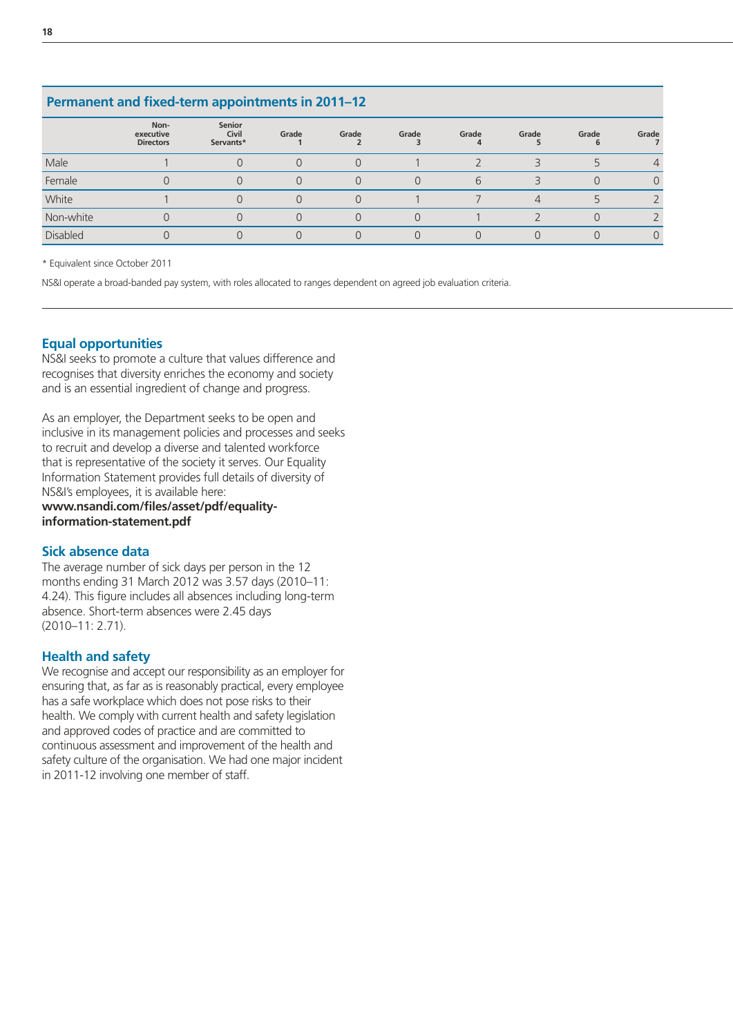## Permanent and fixed-term appointments in 2011–12

| | Non-executive Directors | Senior Civil Servants* | Grade 1 | Grade 2 | Grade 3 | Grade 4 | Grade 5 | Grade 6 | Grade 7 |
|---|---|---|---|---|---|---|---|---|---|
| Male | 1 | 0 | 0 | 0 | 1 | 2 | 3 | 5 | 4 |
| Female | 0 | 0 | 0 | 0 | 0 | 6 | 3 | 0 | 0 |
| White | 1 | 0 | 0 | 0 | 1 | 7 | 4 | 5 | 2 |
| Non-white | 0 | 0 | 0 | 0 | 0 | 1 | 2 | 0 | 2 |
| Disabled | 0 | 0 | 0 | 0 | 0 | 0 | 0 | 0 | 0 |

* Equivalent since October 2011

NS&I operate a broad-banded pay system, with roles allocated to ranges dependent on agreed job evaluation criteria.

### Equal opportunities

NS&I seeks to promote a culture that values difference and recognises that diversity enriches the economy and society and is an essential ingredient of change and progress.

As an employer, the Department seeks to be open and inclusive in its management policies and processes and seeks to recruit and develop a diverse and talented workforce that is representative of the society it serves. Our Equality Information Statement provides full details of diversity of NS&I's employees, it is available here: **www.nsandi.com/files/asset/pdf/equality-information-statement.pdf**

### Sick absence data

The average number of sick days per person in the 12 months ending 31 March 2012 was 3.57 days (2010–11: 4.24). This figure includes all absences including long-term absence. Short-term absences were 2.45 days (2010–11: 2.71).

### Health and safety

We recognise and accept our responsibility as an employer for ensuring that, as far as is reasonably practical, every employee has a safe workplace which does not pose risks to their health. We comply with current health and safety legislation and approved codes of practice and are committed to continuous assessment and improvement of the health and safety culture of the organisation. We had one major incident in 2011-12 involving one member of staff.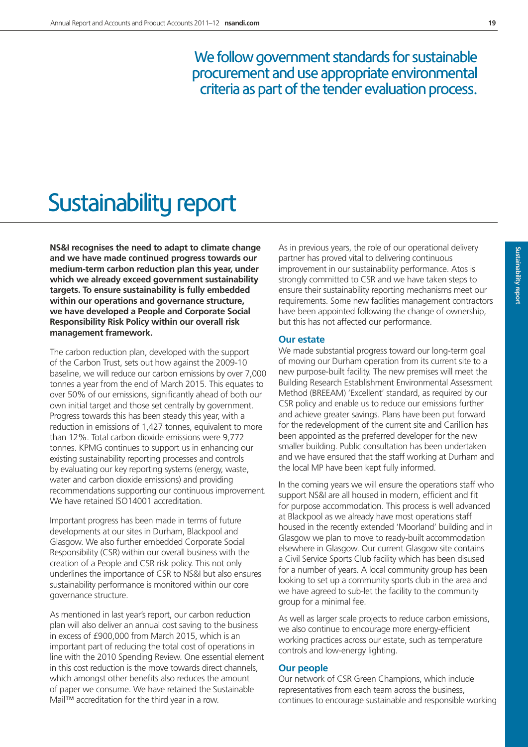We follow government standards for sustainable procurement and use appropriate environmental criteria as part of the tender evaluation process.

# Sustainability report

**NS&I recognises the need to adapt to climate change and we have made continued progress towards our medium-term carbon reduction plan this year, under which we already exceed government sustainability targets. To ensure sustainability is fully embedded within our operations and governance structure, we have developed a People and Corporate Social Responsibility Risk Policy within our overall risk management framework.**

The carbon reduction plan, developed with the support of the Carbon Trust, sets out how against the 2009-10 baseline, we will reduce our carbon emissions by over 7,000 tonnes a year from the end of March 2015. This equates to over 50% of our emissions, significantly ahead of both our own initial target and those set centrally by government. Progress towards this has been steady this year, with a reduction in emissions of 1,427 tonnes, equivalent to more than 12%. Total carbon dioxide emissions were 9,772 tonnes. KPMG continues to support us in enhancing our existing sustainability reporting processes and controls by evaluating our key reporting systems (energy, waste, water and carbon dioxide emissions) and providing recommendations supporting our continuous improvement. We have retained ISO14001 accreditation.

Important progress has been made in terms of future developments at our sites in Durham, Blackpool and Glasgow. We also further embedded Corporate Social Responsibility (CSR) within our overall business with the creation of a People and CSR risk policy. This not only underlines the importance of CSR to NS&I but also ensures sustainability performance is monitored within our core governance structure.

As mentioned in last year's report, our carbon reduction plan will also deliver an annual cost saving to the business in excess of £900,000 from March 2015, which is an important part of reducing the total cost of operations in line with the 2010 Spending Review. One essential element in this cost reduction is the move towards direct channels, which amongst other benefits also reduces the amount of paper we consume. We have retained the Sustainable Mail™ accreditation for the third year in a row.

As in previous years, the role of our operational delivery partner has proved vital to delivering continuous improvement in our sustainability performance. Atos is strongly committed to CSR and we have taken steps to ensure their sustainability reporting mechanisms meet our requirements. Some new facilities management contractors have been appointed following the change of ownership, but this has not affected our performance.

### Our estate

We made substantial progress toward our long-term goal of moving our Durham operation from its current site to a new purpose-built facility. The new premises will meet the Building Research Establishment Environmental Assessment Method (BREEAM) 'Excellent' standard, as required by our CSR policy and enable us to reduce our emissions further and achieve greater savings. Plans have been put forward for the redevelopment of the current site and Carillion has been appointed as the preferred developer for the new smaller building. Public consultation has been undertaken and we have ensured that the staff working at Durham and the local MP have been kept fully informed.

In the coming years we will ensure the operations staff who support NS&I are all housed in modern, efficient and fit for purpose accommodation. This process is well advanced at Blackpool as we already have most operations staff housed in the recently extended 'Moorland' building and in Glasgow we plan to move to ready-built accommodation elsewhere in Glasgow. Our current Glasgow site contains a Civil Service Sports Club facility which has been disused for a number of years. A local community group has been looking to set up a community sports club in the area and we have agreed to sub-let the facility to the community group for a minimal fee.

As well as larger scale projects to reduce carbon emissions, we also continue to encourage more energy-efficient working practices across our estate, such as temperature controls and low-energy lighting.

### Our people

Our network of CSR Green Champions, which include representatives from each team across the business, continues to encourage sustainable and responsible working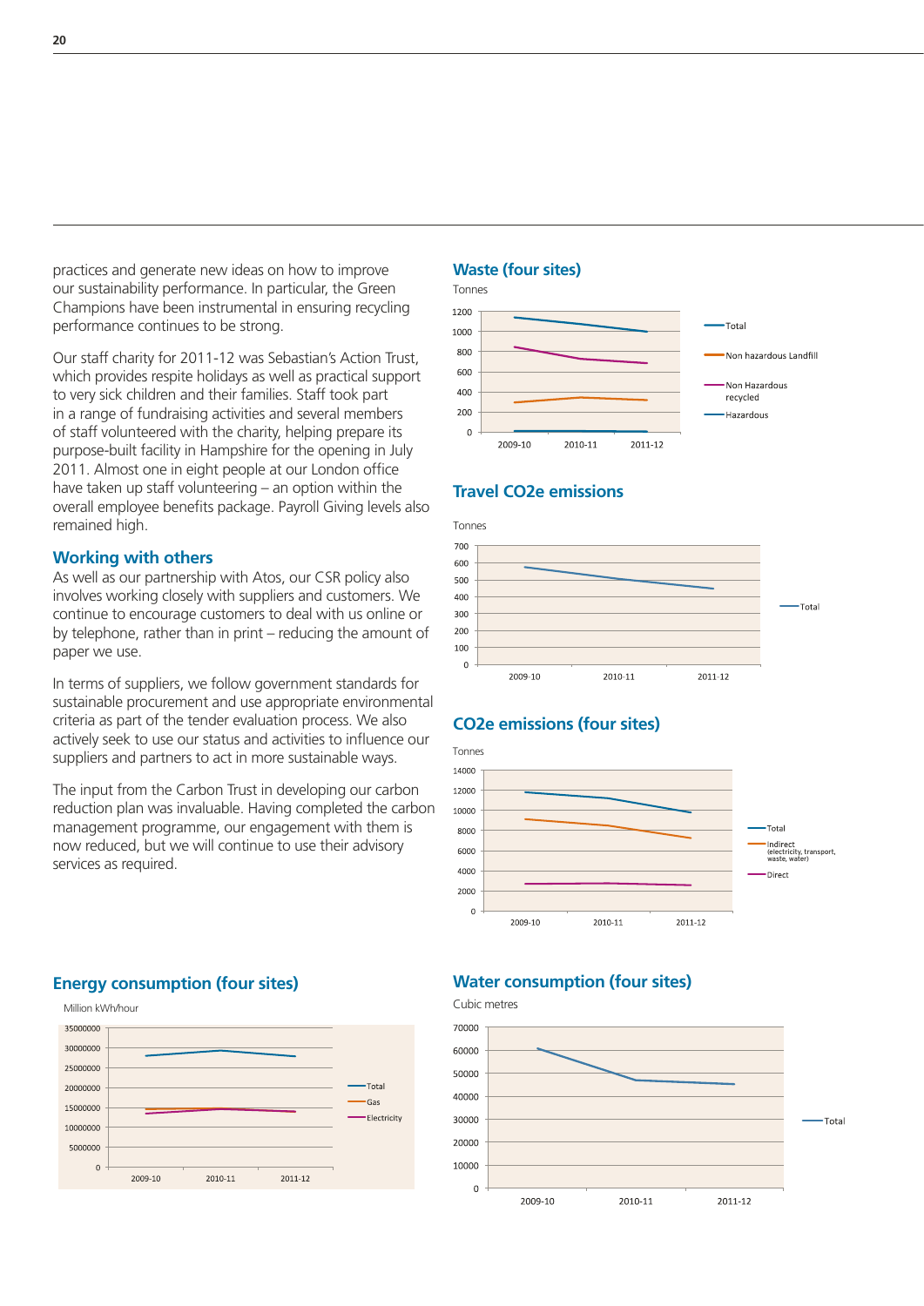practices and generate new ideas on how to improve our sustainability performance. In particular, the Green Champions have been instrumental in ensuring recycling performance continues to be strong.

Our staff charity for 2011-12 was Sebastian's Action Trust, which provides respite holidays as well as practical support to very sick children and their families. Staff took part in a range of fundraising activities and several members of staff volunteered with the charity, helping prepare its purpose-built facility in Hampshire for the opening in July 2011. Almost one in eight people at our London office have taken up staff volunteering – an option within the overall employee benefits package. Payroll Giving levels also remained high.

### Working with others

As well as our partnership with Atos, our CSR policy also involves working closely with suppliers and customers. We continue to encourage customers to deal with us online or by telephone, rather than in print – reducing the amount of paper we use.

In terms of suppliers, we follow government standards for sustainable procurement and use appropriate environmental criteria as part of the tender evaluation process. We also actively seek to use our status and activities to influence our suppliers and partners to act in more sustainable ways.

The input from the Carbon Trust in developing our carbon reduction plan was invaluable. Having completed the carbon management programme, our engagement with them is now reduced, but we will continue to use their advisory services as required.

### Waste (four sites)

Tonnes

Legend: Total, Non hazardous Landfill, Non Hazardous recycled, Hazardous

### Travel CO2e emissions

Tonnes

Legend: Total

### CO2e emissions (four sites)

Tonnes

Legend: Total, Indirect (electricity, transport, waste, water), Direct

### Energy consumption (four sites)

Million kWh/hour

Legend: Total, Gas, Electricity

### Water consumption (four sites)

Cubic metres

Legend: Total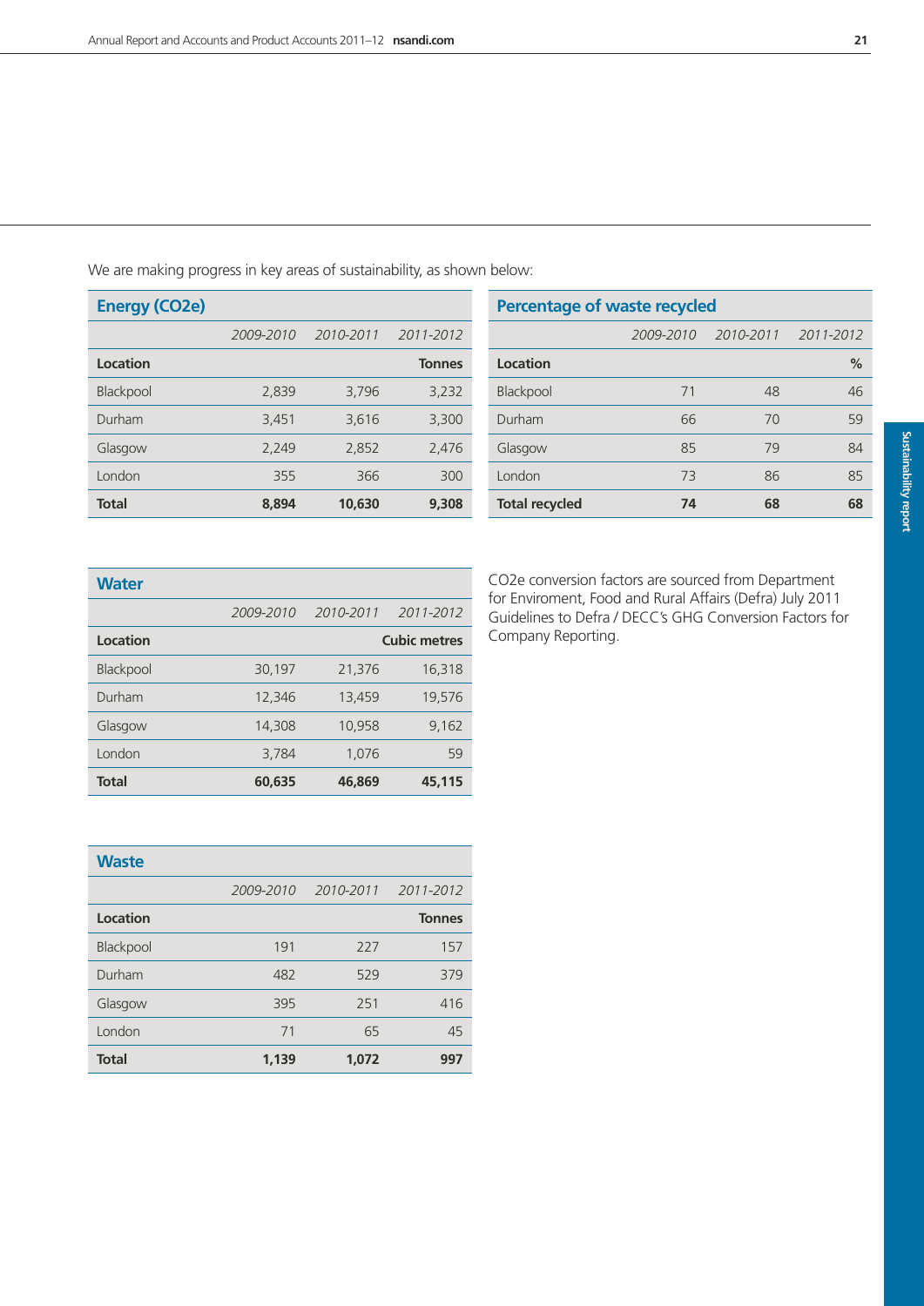We are making progress in key areas of sustainability, as shown below:

### Energy ($CO_2e$)

| | *2009-2010* | *2010-2011* | *2011-2012* |
|---|---|---|---|
| **Location** | | | **Tonnes** |
| Blackpool | 2,839 | 3,796 | 3,232 |
| Durham | 3,451 | 3,616 | 3,300 |
| Glasgow | 2,249 | 2,852 | 2,476 |
| London | 355 | 366 | 300 |
| **Total** | **8,894** | **10,630** | **9,308** |

### Percentage of waste recycled

| | *2009-2010* | *2010-2011* | *2011-2012* |
|---|---|---|---|
| **Location** | | | **%** |
| Blackpool | 71 | 48 | 46 |
| Durham | 66 | 70 | 59 |
| Glasgow | 85 | 79 | 84 |
| London | 73 | 86 | 85 |
| **Total recycled** | **74** | **68** | **68** |

### Water

| | *2009-2010* | *2010-2011* | *2011-2012* |
|---|---|---|---|
| **Location** | | | **Cubic metres** |
| Blackpool | 30,197 | 21,376 | 16,318 |
| Durham | 12,346 | 13,459 | 19,576 |
| Glasgow | 14,308 | 10,958 | 9,162 |
| London | 3,784 | 1,076 | 59 |
| **Total** | **60,635** | **46,869** | **45,115** |

$CO_2e$ conversion factors are sourced from Department for Enviroment, Food and Rural Affairs (Defra) July 2011 Guidelines to Defra / DECC's GHG Conversion Factors for Company Reporting.

### Waste

| | *2009-2010* | *2010-2011* | *2011-2012* |
|---|---|---|---|
| **Location** | | | **Tonnes** |
| Blackpool | 191 | 227 | 157 |
| Durham | 482 | 529 | 379 |
| Glasgow | 395 | 251 | 416 |
| London | 71 | 65 | 45 |
| **Total** | **1,139** | **1,072** | **997** |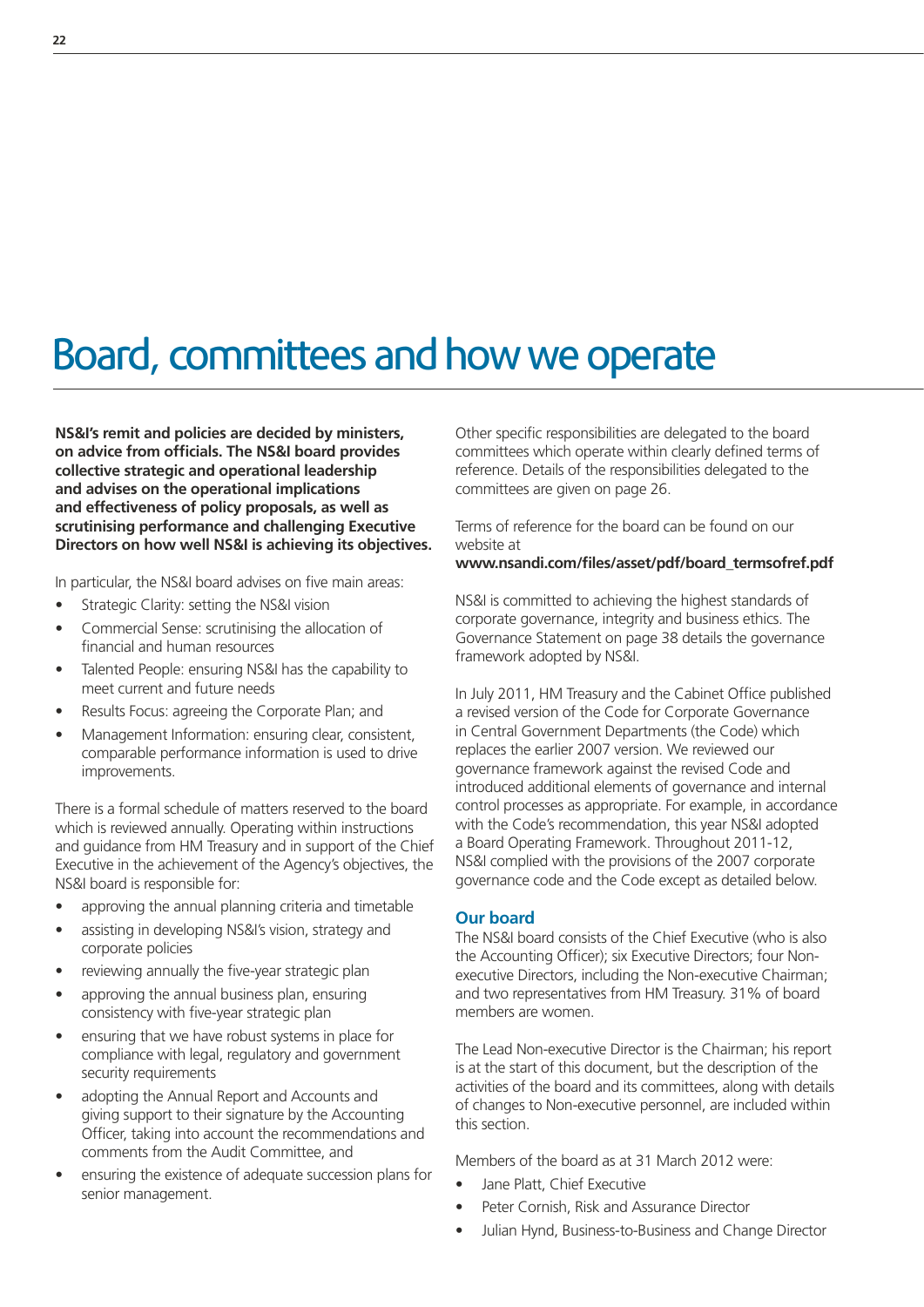# Board, committees and how we operate

**NS&I's remit and policies are decided by ministers, on advice from officials. The NS&I board provides collective strategic and operational leadership and advises on the operational implications and effectiveness of policy proposals, as well as scrutinising performance and challenging Executive Directors on how well NS&I is achieving its objectives.**

In particular, the NS&I board advises on five main areas:

- Strategic Clarity: setting the NS&I vision
- Commercial Sense: scrutinising the allocation of financial and human resources
- Talented People: ensuring NS&I has the capability to meet current and future needs
- Results Focus: agreeing the Corporate Plan; and
- Management Information: ensuring clear, consistent, comparable performance information is used to drive improvements.

There is a formal schedule of matters reserved to the board which is reviewed annually. Operating within instructions and guidance from HM Treasury and in support of the Chief Executive in the achievement of the Agency's objectives, the NS&I board is responsible for:

- approving the annual planning criteria and timetable
- assisting in developing NS&I's vision, strategy and corporate policies
- reviewing annually the five-year strategic plan
- approving the annual business plan, ensuring consistency with five-year strategic plan
- ensuring that we have robust systems in place for compliance with legal, regulatory and government security requirements
- adopting the Annual Report and Accounts and giving support to their signature by the Accounting Officer, taking into account the recommendations and comments from the Audit Committee, and
- ensuring the existence of adequate succession plans for senior management.

Other specific responsibilities are delegated to the board committees which operate within clearly defined terms of reference. Details of the responsibilities delegated to the committees are given on page 26.

Terms of reference for the board can be found on our website at
**www.nsandi.com/files/asset/pdf/board_termsofref.pdf**

NS&I is committed to achieving the highest standards of corporate governance, integrity and business ethics. The Governance Statement on page 38 details the governance framework adopted by NS&I.

In July 2011, HM Treasury and the Cabinet Office published a revised version of the Code for Corporate Governance in Central Government Departments (the Code) which replaces the earlier 2007 version. We reviewed our governance framework against the revised Code and introduced additional elements of governance and internal control processes as appropriate. For example, in accordance with the Code's recommendation, this year NS&I adopted a Board Operating Framework. Throughout 2011-12, NS&I complied with the provisions of the 2007 corporate governance code and the Code except as detailed below.

## Our board

The NS&I board consists of the Chief Executive (who is also the Accounting Officer); six Executive Directors; four Non-executive Directors, including the Non-executive Chairman; and two representatives from HM Treasury. 31% of board members are women.

The Lead Non-executive Director is the Chairman; his report is at the start of this document, but the description of the activities of the board and its committees, along with details of changes to Non-executive personnel, are included within this section.

Members of the board as at 31 March 2012 were:

- Jane Platt, Chief Executive
- Peter Cornish, Risk and Assurance Director
- Julian Hynd, Business-to-Business and Change Director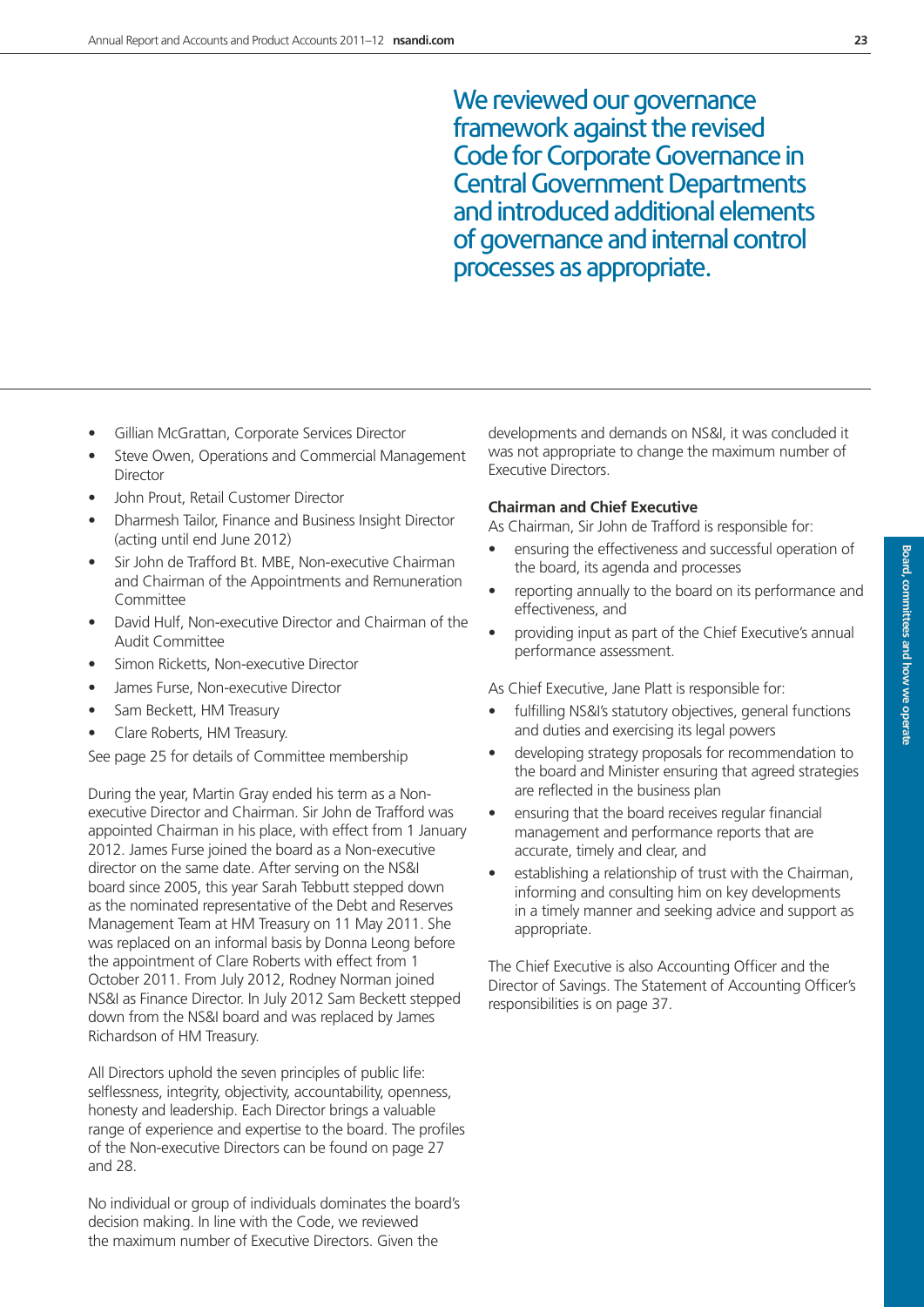We reviewed our governance framework against the revised Code for Corporate Governance in Central Government Departments and introduced additional elements of governance and internal control processes as appropriate.

- Gillian McGrattan, Corporate Services Director
- Steve Owen, Operations and Commercial Management Director
- John Prout, Retail Customer Director
- Dharmesh Tailor, Finance and Business Insight Director (acting until end June 2012)
- Sir John de Trafford Bt. MBE, Non-executive Chairman and Chairman of the Appointments and Remuneration Committee
- David Hulf, Non-executive Director and Chairman of the Audit Committee
- Simon Ricketts, Non-executive Director
- James Furse, Non-executive Director
- Sam Beckett, HM Treasury
- Clare Roberts, HM Treasury.

See page 25 for details of Committee membership

During the year, Martin Gray ended his term as a Non-executive Director and Chairman. Sir John de Trafford was appointed Chairman in his place, with effect from 1 January 2012. James Furse joined the board as a Non-executive director on the same date. After serving on the NS&I board since 2005, this year Sarah Tebbutt stepped down as the nominated representative of the Debt and Reserves Management Team at HM Treasury on 11 May 2011. She was replaced on an informal basis by Donna Leong before the appointment of Clare Roberts with effect from 1 October 2011. From July 2012, Rodney Norman joined NS&I as Finance Director. In July 2012 Sam Beckett stepped down from the NS&I board and was replaced by James Richardson of HM Treasury.

All Directors uphold the seven principles of public life: selflessness, integrity, objectivity, accountability, openness, honesty and leadership. Each Director brings a valuable range of experience and expertise to the board. The profiles of the Non-executive Directors can be found on page 27 and 28.

No individual or group of individuals dominates the board's decision making. In line with the Code, we reviewed the maximum number of Executive Directors. Given the developments and demands on NS&I, it was concluded it was not appropriate to change the maximum number of Executive Directors.

### Chairman and Chief Executive

As Chairman, Sir John de Trafford is responsible for:

- ensuring the effectiveness and successful operation of the board, its agenda and processes
- reporting annually to the board on its performance and effectiveness, and
- providing input as part of the Chief Executive's annual performance assessment.

As Chief Executive, Jane Platt is responsible for:

- fulfilling NS&I's statutory objectives, general functions and duties and exercising its legal powers
- developing strategy proposals for recommendation to the board and Minister ensuring that agreed strategies are reflected in the business plan
- ensuring that the board receives regular financial management and performance reports that are accurate, timely and clear, and
- establishing a relationship of trust with the Chairman, informing and consulting him on key developments in a timely manner and seeking advice and support as appropriate.

The Chief Executive is also Accounting Officer and the Director of Savings. The Statement of Accounting Officer's responsibilities is on page 37.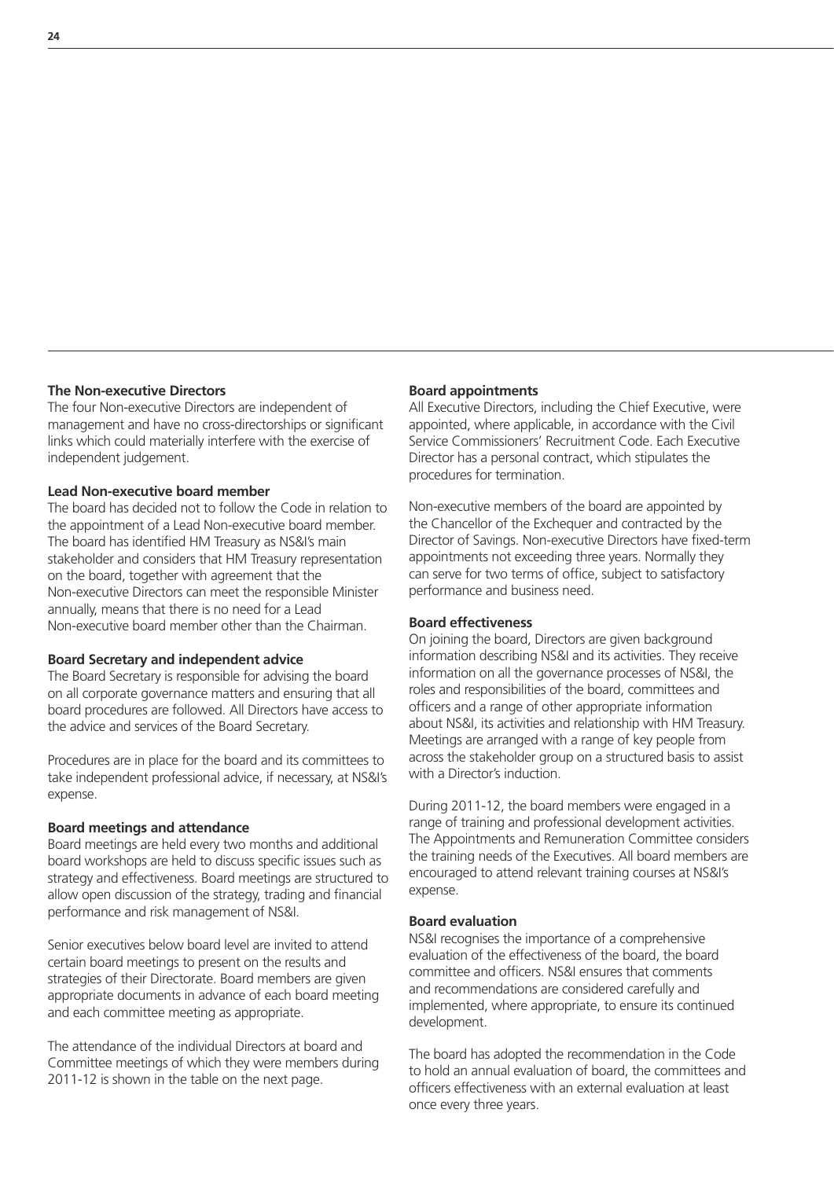### The Non-executive Directors

The four Non-executive Directors are independent of management and have no cross-directorships or significant links which could materially interfere with the exercise of independent judgement.

### Lead Non-executive board member

The board has decided not to follow the Code in relation to the appointment of a Lead Non-executive board member. The board has identified HM Treasury as NS&I's main stakeholder and considers that HM Treasury representation on the board, together with agreement that the Non-executive Directors can meet the responsible Minister annually, means that there is no need for a Lead Non-executive board member other than the Chairman.

### Board Secretary and independent advice

The Board Secretary is responsible for advising the board on all corporate governance matters and ensuring that all board procedures are followed. All Directors have access to the advice and services of the Board Secretary.

Procedures are in place for the board and its committees to take independent professional advice, if necessary, at NS&I's expense.

### Board meetings and attendance

Board meetings are held every two months and additional board workshops are held to discuss specific issues such as strategy and effectiveness. Board meetings are structured to allow open discussion of the strategy, trading and financial performance and risk management of NS&I.

Senior executives below board level are invited to attend certain board meetings to present on the results and strategies of their Directorate. Board members are given appropriate documents in advance of each board meeting and each committee meeting as appropriate.

The attendance of the individual Directors at board and Committee meetings of which they were members during 2011-12 is shown in the table on the next page.

### Board appointments

All Executive Directors, including the Chief Executive, were appointed, where applicable, in accordance with the Civil Service Commissioners' Recruitment Code. Each Executive Director has a personal contract, which stipulates the procedures for termination.

Non-executive members of the board are appointed by the Chancellor of the Exchequer and contracted by the Director of Savings. Non-executive Directors have fixed-term appointments not exceeding three years. Normally they can serve for two terms of office, subject to satisfactory performance and business need.

### Board effectiveness

On joining the board, Directors are given background information describing NS&I and its activities. They receive information on all the governance processes of NS&I, the roles and responsibilities of the board, committees and officers and a range of other appropriate information about NS&I, its activities and relationship with HM Treasury. Meetings are arranged with a range of key people from across the stakeholder group on a structured basis to assist with a Director's induction.

During 2011-12, the board members were engaged in a range of training and professional development activities. The Appointments and Remuneration Committee considers the training needs of the Executives. All board members are encouraged to attend relevant training courses at NS&I's expense.

### Board evaluation

NS&I recognises the importance of a comprehensive evaluation of the effectiveness of the board, the board committee and officers. NS&I ensures that comments and recommendations are considered carefully and implemented, where appropriate, to ensure its continued development.

The board has adopted the recommendation in the Code to hold an annual evaluation of board, the committees and officers effectiveness with an external evaluation at least once every three years.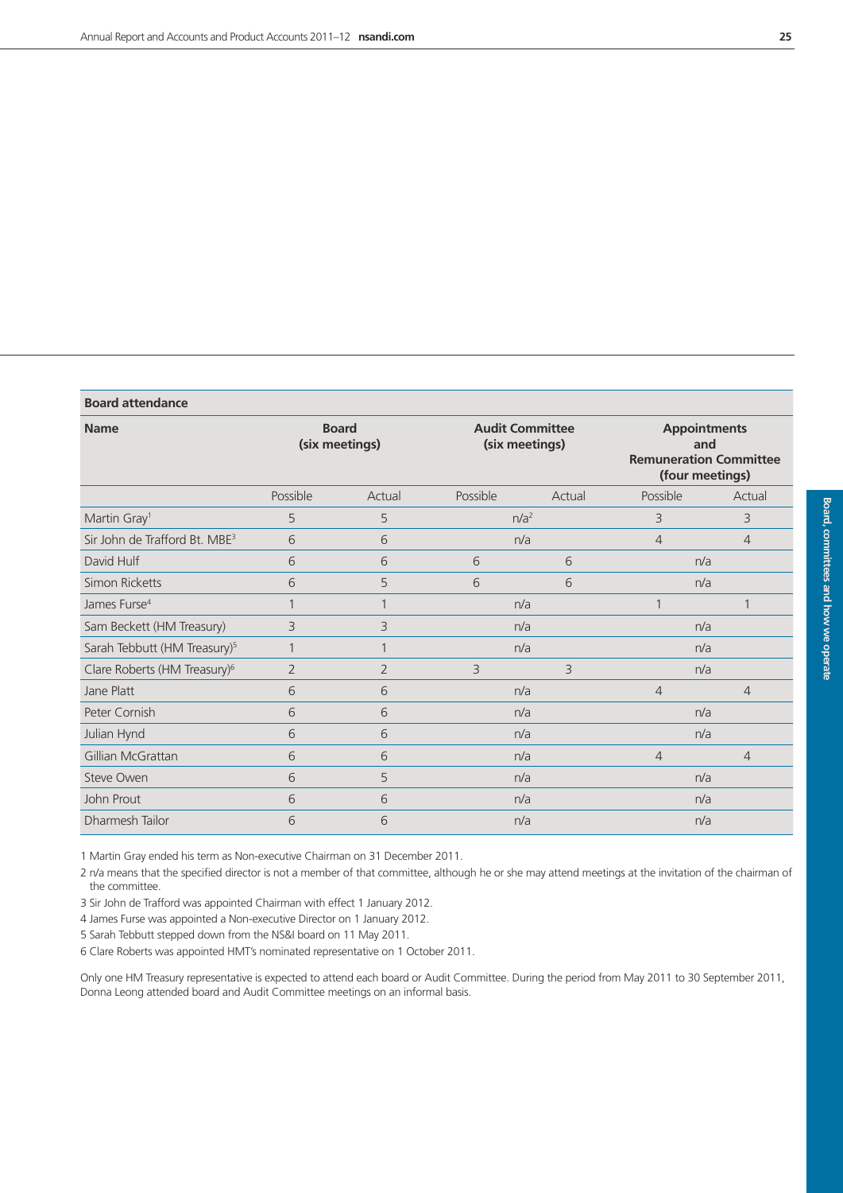**Board attendance**

| Name | Board (six meetings) | | Audit Committee (six meetings) | | Appointments and Remuneration Committee (four meetings) | |
|---|---|---|---|---|---|---|
| | Possible | Actual | Possible | Actual | Possible | Actual |
| Martin Gray[1] | 5 | 5 | n/a[2] | | 3 | 3 |
| Sir John de Trafford Bt. MBE[3] | 6 | 6 | n/a | | 4 | 4 |
| David Hulf | 6 | 6 | 6 | 6 | n/a | |
| Simon Ricketts | 6 | 5 | 6 | 6 | n/a | |
| James Furse[4] | 1 | 1 | n/a | | 1 | 1 |
| Sam Beckett (HM Treasury) | 3 | 3 | n/a | | n/a | |
| Sarah Tebbutt (HM Treasury)[5] | 1 | 1 | n/a | | n/a | |
| Clare Roberts (HM Treasury)[6] | 2 | 2 | 3 | 3 | n/a | |
| Jane Platt | 6 | 6 | n/a | | 4 | 4 |
| Peter Cornish | 6 | 6 | n/a | | n/a | |
| Julian Hynd | 6 | 6 | n/a | | n/a | |
| Gillian McGrattan | 6 | 6 | n/a | | 4 | 4 |
| Steve Owen | 6 | 5 | n/a | | n/a | |
| John Prout | 6 | 6 | n/a | | n/a | |
| Dharmesh Tailor | 6 | 6 | n/a | | n/a | |

1 Martin Gray ended his term as Non-executive Chairman on 31 December 2011.

2 n/a means that the specified director is not a member of that committee, although he or she may attend meetings at the invitation of the chairman of the committee.

3 Sir John de Trafford was appointed Chairman with effect 1 January 2012.

4 James Furse was appointed a Non-executive Director on 1 January 2012.

5 Sarah Tebbutt stepped down from the NS&I board on 11 May 2011.

6 Clare Roberts was appointed HMT's nominated representative on 1 October 2011.

Only one HM Treasury representative is expected to attend each board or Audit Committee. During the period from May 2011 to 30 September 2011, Donna Leong attended board and Audit Committee meetings on an informal basis.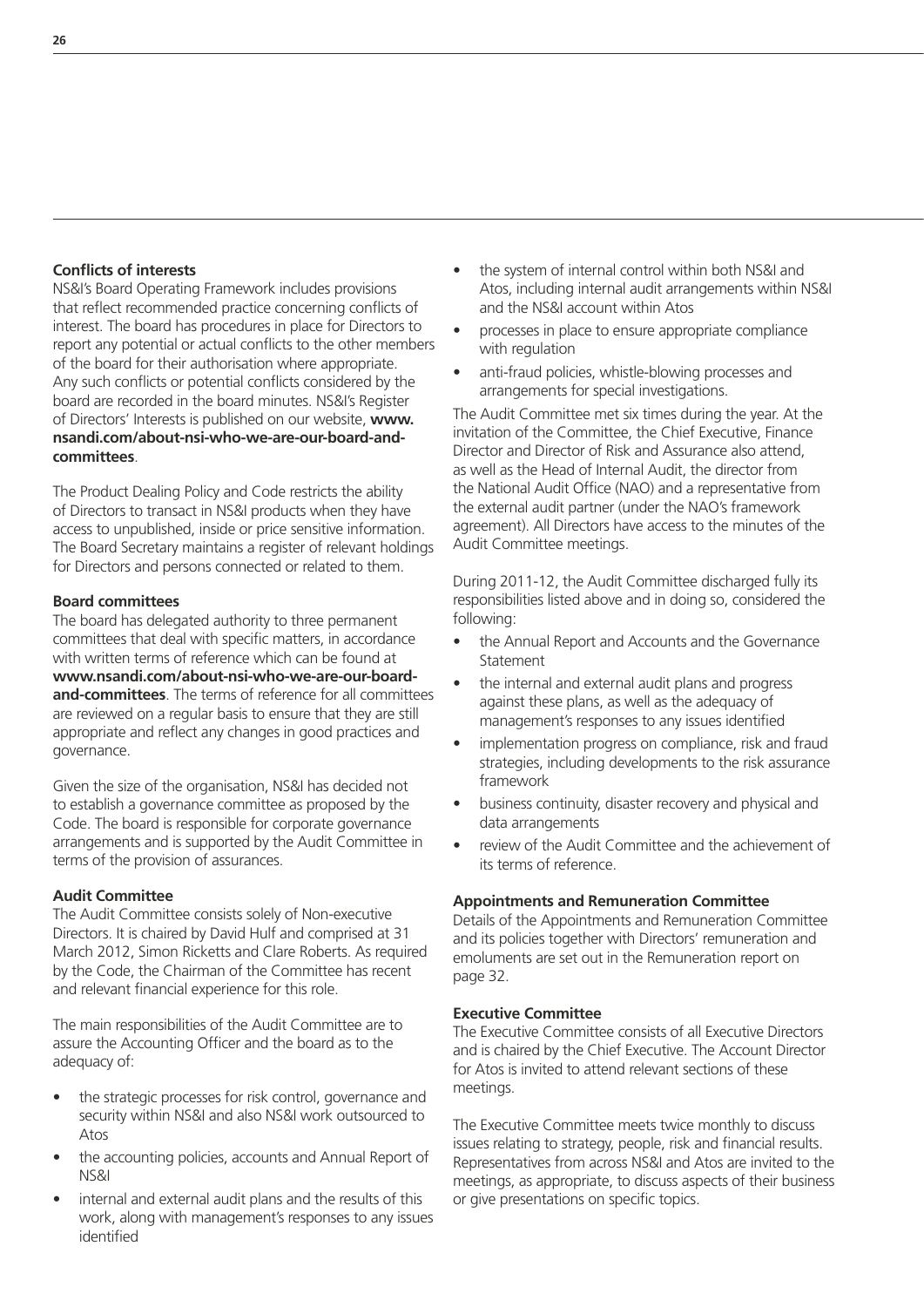### Conflicts of interests

NS&I's Board Operating Framework includes provisions that reflect recommended practice concerning conflicts of interest. The board has procedures in place for Directors to report any potential or actual conflicts to the other members of the board for their authorisation where appropriate. Any such conflicts or potential conflicts considered by the board are recorded in the board minutes. NS&I's Register of Directors' Interests is published on our website, **www.nsandi.com/about-nsi-who-we-are-our-board-and-committees**.

The Product Dealing Policy and Code restricts the ability of Directors to transact in NS&I products when they have access to unpublished, inside or price sensitive information. The Board Secretary maintains a register of relevant holdings for Directors and persons connected or related to them.

### Board committees

The board has delegated authority to three permanent committees that deal with specific matters, in accordance with written terms of reference which can be found at **www.nsandi.com/about-nsi-who-we-are-our-board-and-committees**. The terms of reference for all committees are reviewed on a regular basis to ensure that they are still appropriate and reflect any changes in good practices and governance.

Given the size of the organisation, NS&I has decided not to establish a governance committee as proposed by the Code. The board is responsible for corporate governance arrangements and is supported by the Audit Committee in terms of the provision of assurances.

### Audit Committee

The Audit Committee consists solely of Non-executive Directors. It is chaired by David Hulf and comprised at 31 March 2012, Simon Ricketts and Clare Roberts. As required by the Code, the Chairman of the Committee has recent and relevant financial experience for this role.

The main responsibilities of the Audit Committee are to assure the Accounting Officer and the board as to the adequacy of:

- the strategic processes for risk control, governance and security within NS&I and also NS&I work outsourced to Atos
- the accounting policies, accounts and Annual Report of NS&I
- internal and external audit plans and the results of this work, along with management's responses to any issues identified
- the system of internal control within both NS&I and Atos, including internal audit arrangements within NS&I and the NS&I account within Atos
- processes in place to ensure appropriate compliance with regulation
- anti-fraud policies, whistle-blowing processes and arrangements for special investigations.

The Audit Committee met six times during the year. At the invitation of the Committee, the Chief Executive, Finance Director and Director of Risk and Assurance also attend, as well as the Head of Internal Audit, the director from the National Audit Office (NAO) and a representative from the external audit partner (under the NAO's framework agreement). All Directors have access to the minutes of the Audit Committee meetings.

During 2011-12, the Audit Committee discharged fully its responsibilities listed above and in doing so, considered the following:

- the Annual Report and Accounts and the Governance Statement
- the internal and external audit plans and progress against these plans, as well as the adequacy of management's responses to any issues identified
- implementation progress on compliance, risk and fraud strategies, including developments to the risk assurance framework
- business continuity, disaster recovery and physical and data arrangements
- review of the Audit Committee and the achievement of its terms of reference.

### Appointments and Remuneration Committee

Details of the Appointments and Remuneration Committee and its policies together with Directors' remuneration and emoluments are set out in the Remuneration report on page 32.

### Executive Committee

The Executive Committee consists of all Executive Directors and is chaired by the Chief Executive. The Account Director for Atos is invited to attend relevant sections of these meetings.

The Executive Committee meets twice monthly to discuss issues relating to strategy, people, risk and financial results. Representatives from across NS&I and Atos are invited to the meetings, as appropriate, to discuss aspects of their business or give presentations on specific topics.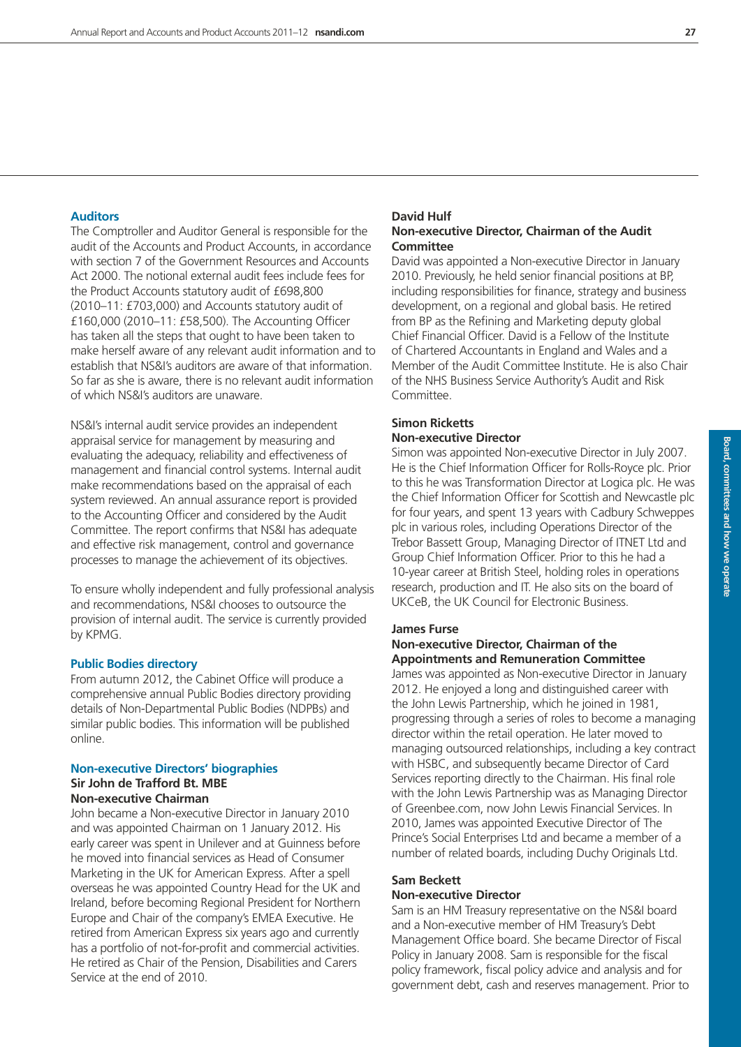## Auditors

The Comptroller and Auditor General is responsible for the audit of the Accounts and Product Accounts, in accordance with section 7 of the Government Resources and Accounts Act 2000. The notional external audit fees include fees for the Product Accounts statutory audit of £698,800 (2010–11: £703,000) and Accounts statutory audit of £160,000 (2010–11: £58,500). The Accounting Officer has taken all the steps that ought to have been taken to make herself aware of any relevant audit information and to establish that NS&I's auditors are aware of that information. So far as she is aware, there is no relevant audit information of which NS&I's auditors are unaware.

NS&I's internal audit service provides an independent appraisal service for management by measuring and evaluating the adequacy, reliability and effectiveness of management and financial control systems. Internal audit make recommendations based on the appraisal of each system reviewed. An annual assurance report is provided to the Accounting Officer and considered by the Audit Committee. The report confirms that NS&I has adequate and effective risk management, control and governance processes to manage the achievement of its objectives.

To ensure wholly independent and fully professional analysis and recommendations, NS&I chooses to outsource the provision of internal audit. The service is currently provided by KPMG.

## Public Bodies directory

From autumn 2012, the Cabinet Office will produce a comprehensive annual Public Bodies directory providing details of Non-Departmental Public Bodies (NDPBs) and similar public bodies. This information will be published online.

## Non-executive Directors' biographies

**Sir John de Trafford Bt. MBE**
**Non-executive Chairman**

John became a Non-executive Director in January 2010 and was appointed Chairman on 1 January 2012. His early career was spent in Unilever and at Guinness before he moved into financial services as Head of Consumer Marketing in the UK for American Express. After a spell overseas he was appointed Country Head for the UK and Ireland, before becoming Regional President for Northern Europe and Chair of the company's EMEA Executive. He retired from American Express six years ago and currently has a portfolio of not-for-profit and commercial activities. He retired as Chair of the Pension, Disabilities and Carers Service at the end of 2010.

**David Hulf**
**Non-executive Director, Chairman of the Audit Committee**

David was appointed a Non-executive Director in January 2010. Previously, he held senior financial positions at BP, including responsibilities for finance, strategy and business development, on a regional and global basis. He retired from BP as the Refining and Marketing deputy global Chief Financial Officer. David is a Fellow of the Institute of Chartered Accountants in England and Wales and a Member of the Audit Committee Institute. He is also Chair of the NHS Business Service Authority's Audit and Risk Committee.

**Simon Ricketts**
**Non-executive Director**

Simon was appointed Non-executive Director in July 2007. He is the Chief Information Officer for Rolls-Royce plc. Prior to this he was Transformation Director at Logica plc. He was the Chief Information Officer for Scottish and Newcastle plc for four years, and spent 13 years with Cadbury Schweppes plc in various roles, including Operations Director of the Trebor Bassett Group, Managing Director of ITNET Ltd and Group Chief Information Officer. Prior to this he had a 10-year career at British Steel, holding roles in operations research, production and IT. He also sits on the board of UKCeB, the UK Council for Electronic Business.

**James Furse**
**Non-executive Director, Chairman of the Appointments and Remuneration Committee**

James was appointed as Non-executive Director in January 2012. He enjoyed a long and distinguished career with the John Lewis Partnership, which he joined in 1981, progressing through a series of roles to become a managing director within the retail operation. He later moved to managing outsourced relationships, including a key contract with HSBC, and subsequently became Director of Card Services reporting directly to the Chairman. His final role with the John Lewis Partnership was as Managing Director of Greenbee.com, now John Lewis Financial Services. In 2010, James was appointed Executive Director of The Prince's Social Enterprises Ltd and became a member of a number of related boards, including Duchy Originals Ltd.

**Sam Beckett**
**Non-executive Director**

Sam is an HM Treasury representative on the NS&I board and a Non-executive member of HM Treasury's Debt Management Office board. She became Director of Fiscal Policy in January 2008. Sam is responsible for the fiscal policy framework, fiscal policy advice and analysis and for government debt, cash and reserves management. Prior to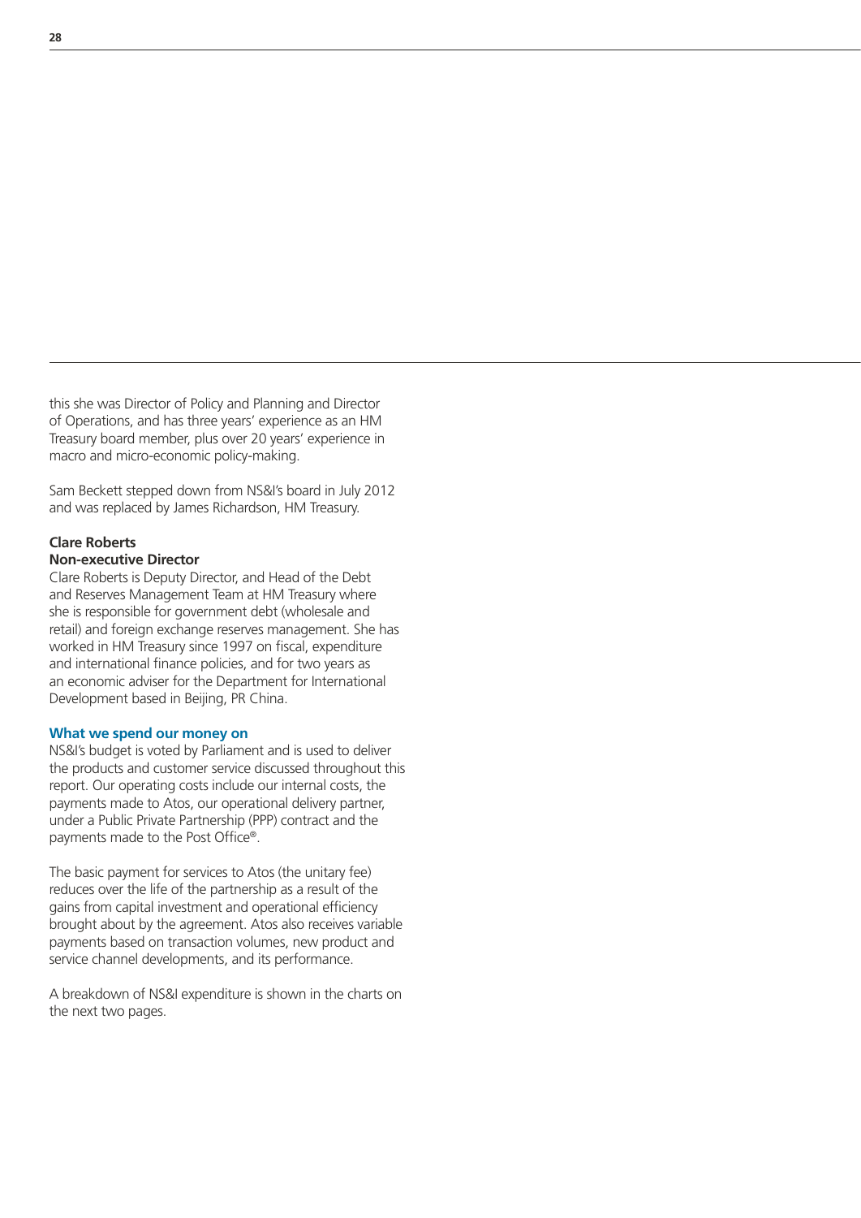this she was Director of Policy and Planning and Director of Operations, and has three years' experience as an HM Treasury board member, plus over 20 years' experience in macro and micro-economic policy-making.

Sam Beckett stepped down from NS&I's board in July 2012 and was replaced by James Richardson, HM Treasury.

**Clare Roberts**
**Non-executive Director**

Clare Roberts is Deputy Director, and Head of the Debt and Reserves Management Team at HM Treasury where she is responsible for government debt (wholesale and retail) and foreign exchange reserves management. She has worked in HM Treasury since 1997 on fiscal, expenditure and international finance policies, and for two years as an economic adviser for the Department for International Development based in Beijing, PR China.

### What we spend our money on

NS&I's budget is voted by Parliament and is used to deliver the products and customer service discussed throughout this report. Our operating costs include our internal costs, the payments made to Atos, our operational delivery partner, under a Public Private Partnership (PPP) contract and the payments made to the Post Office®.

The basic payment for services to Atos (the unitary fee) reduces over the life of the partnership as a result of the gains from capital investment and operational efficiency brought about by the agreement. Atos also receives variable payments based on transaction volumes, new product and service channel developments, and its performance.

A breakdown of NS&I expenditure is shown in the charts on the next two pages.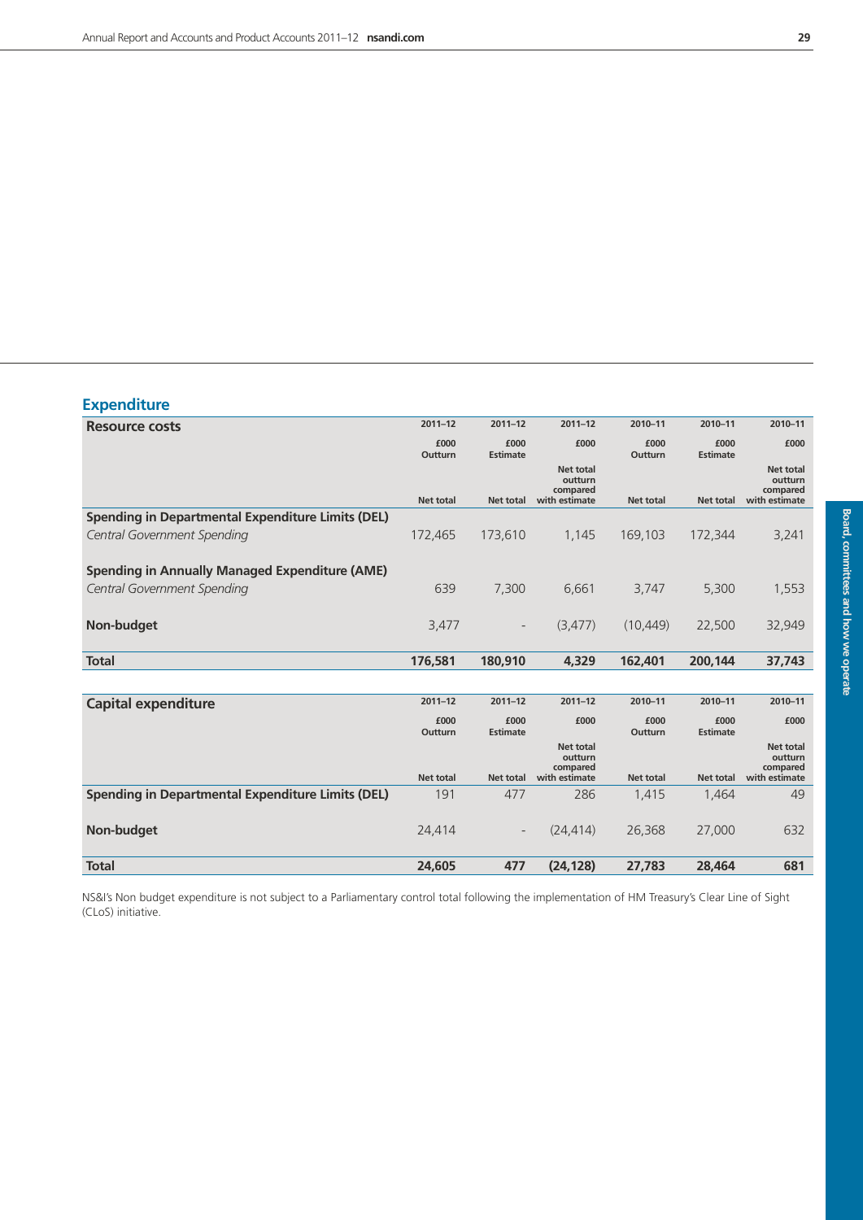## Expenditure

| Resource costs | 2011–12 | 2011–12 | 2011–12 | 2010–11 | 2010–11 | 2010–11 |
|---|---|---|---|---|---|---|
| | £000 Outturn | £000 Estimate | £000 | £000 Outturn | £000 Estimate | £000 |
| | Net total | Net total | Net total outturn compared with estimate | Net total | Net total | Net total outturn compared with estimate |
| **Spending in Departmental Expenditure Limits (DEL)** | | | | | | |
| *Central Government Spending* | 172,465 | 173,610 | 1,145 | 169,103 | 172,344 | 3,241 |
| **Spending in Annually Managed Expenditure (AME)** | | | | | | |
| *Central Government Spending* | 639 | 7,300 | 6,661 | 3,747 | 5,300 | 1,553 |
| **Non-budget** | 3,477 | - | (3,477) | (10,449) | 22,500 | 32,949 |
| **Total** | **176,581** | **180,910** | **4,329** | **162,401** | **200,144** | **37,743** |

| Capital expenditure | 2011–12 | 2011–12 | 2011–12 | 2010–11 | 2010–11 | 2010–11 |
|---|---|---|---|---|---|---|
| | £000 Outturn | £000 Estimate | £000 | £000 Outturn | £000 Estimate | £000 |
| | Net total | Net total | Net total outturn compared with estimate | Net total | Net total | Net total outturn compared with estimate |
| **Spending in Departmental Expenditure Limits (DEL)** | 191 | 477 | 286 | 1,415 | 1,464 | 49 |
| **Non-budget** | 24,414 | - | (24,414) | 26,368 | 27,000 | 632 |
| **Total** | **24,605** | **477** | **(24,128)** | **27,783** | **28,464** | **681** |

NS&I's Non budget expenditure is not subject to a Parliamentary control total following the implementation of HM Treasury's Clear Line of Sight (CLoS) initiative.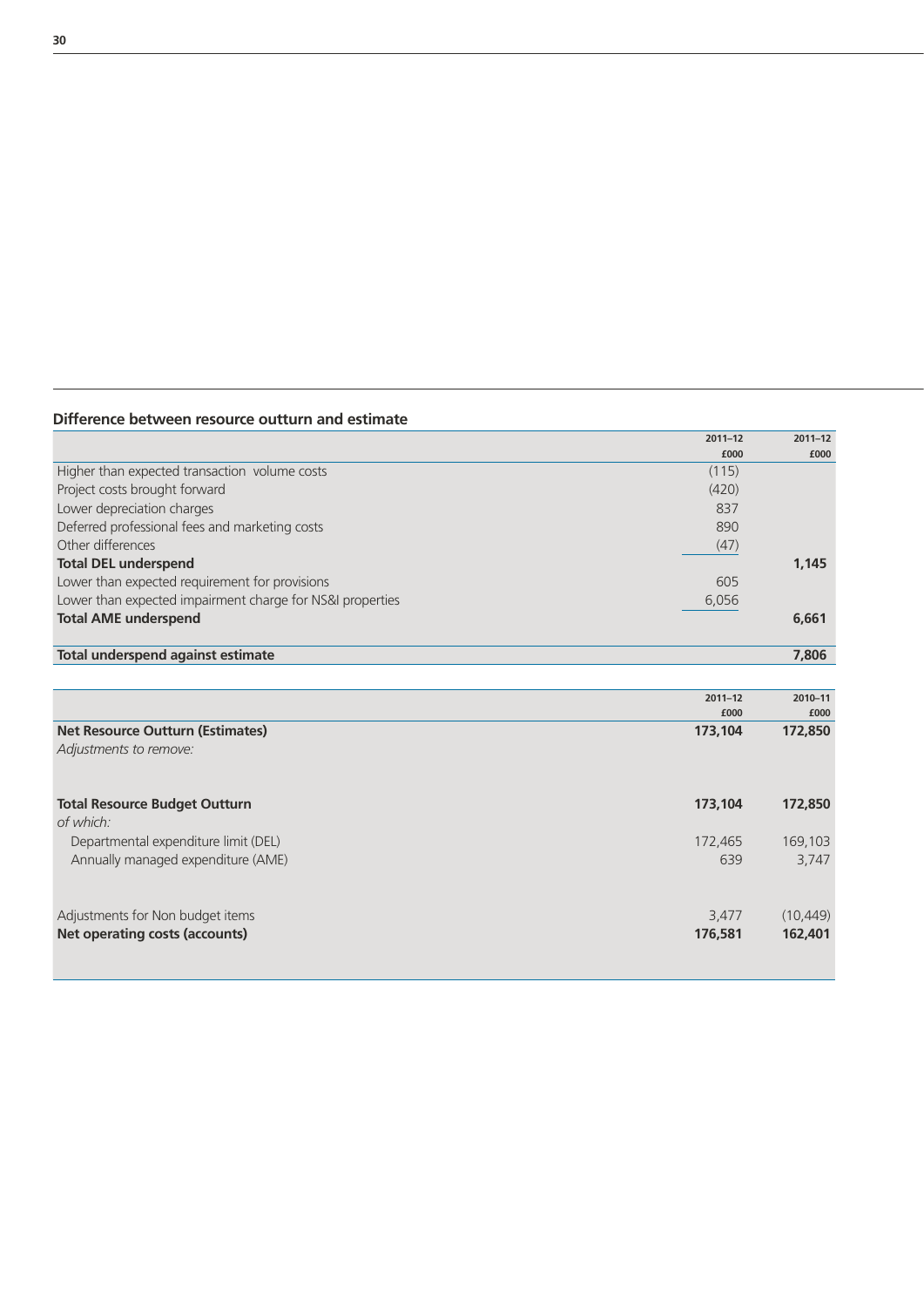### Difference between resource outturn and estimate

| | 2011–12 £000 | 2011–12 £000 |
|---|---|---|
| Higher than expected transaction volume costs | (115) | |
| Project costs brought forward | (420) | |
| Lower depreciation charges | 837 | |
| Deferred professional fees and marketing costs | 890 | |
| Other differences | (47) | |
| **Total DEL underspend** | | **1,145** |
| Lower than expected requirement for provisions | 605 | |
| Lower than expected impairment charge for NS&I properties | 6,056 | |
| **Total AME underspend** | | **6,661** |
| **Total underspend against estimate** | | **7,806** |

| | 2011–12 £000 | 2010–11 £000 |
|---|---|---|
| **Net Resource Outturn (Estimates)** | **173,104** | **172,850** |
| *Adjustments to remove:* | | |
| **Total Resource Budget Outturn** | **173,104** | **172,850** |
| *of which:* | | |
| Departmental expenditure limit (DEL) | 172,465 | 169,103 |
| Annually managed expenditure (AME) | 639 | 3,747 |
| Adjustments for Non budget items | 3,477 | (10,449) |
| **Net operating costs (accounts)** | **176,581** | **162,401** |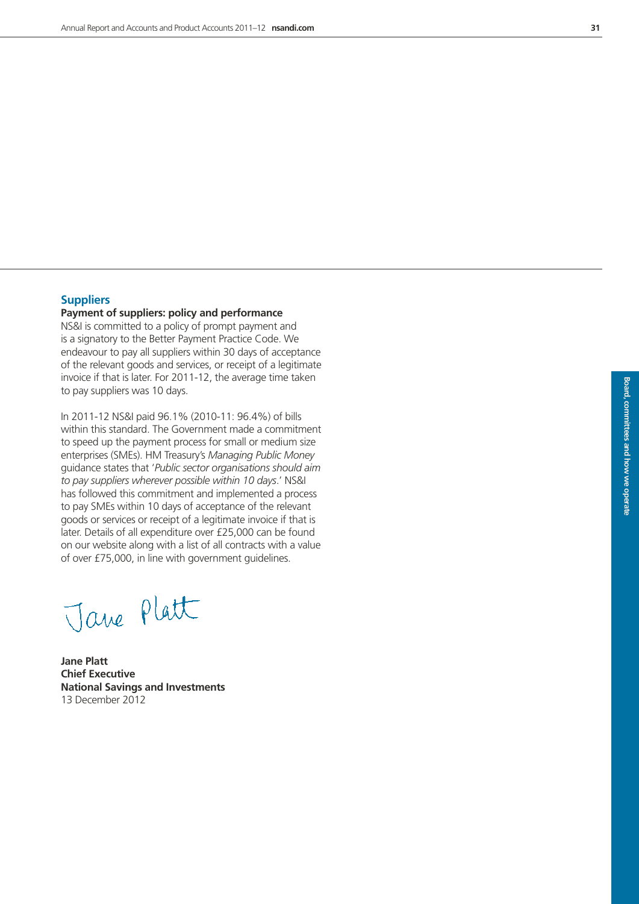## Suppliers

### Payment of suppliers: policy and performance

NS&I is committed to a policy of prompt payment and is a signatory to the Better Payment Practice Code. We endeavour to pay all suppliers within 30 days of acceptance of the relevant goods and services, or receipt of a legitimate invoice if that is later. For 2011-12, the average time taken to pay suppliers was 10 days.

In 2011-12 NS&I paid 96.1% (2010-11: 96.4%) of bills within this standard. The Government made a commitment to speed up the payment process for small or medium size enterprises (SMEs). HM Treasury's *Managing Public Money* guidance states that '*Public sector organisations should aim to pay suppliers wherever possible within 10 days*.' NS&I has followed this commitment and implemented a process to pay SMEs within 10 days of acceptance of the relevant goods or services or receipt of a legitimate invoice if that is later. Details of all expenditure over £25,000 can be found on our website along with a list of all contracts with a value of over £75,000, in line with government guidelines.

Jane Platt

**Jane Platt**
**Chief Executive**
**National Savings and Investments**
13 December 2012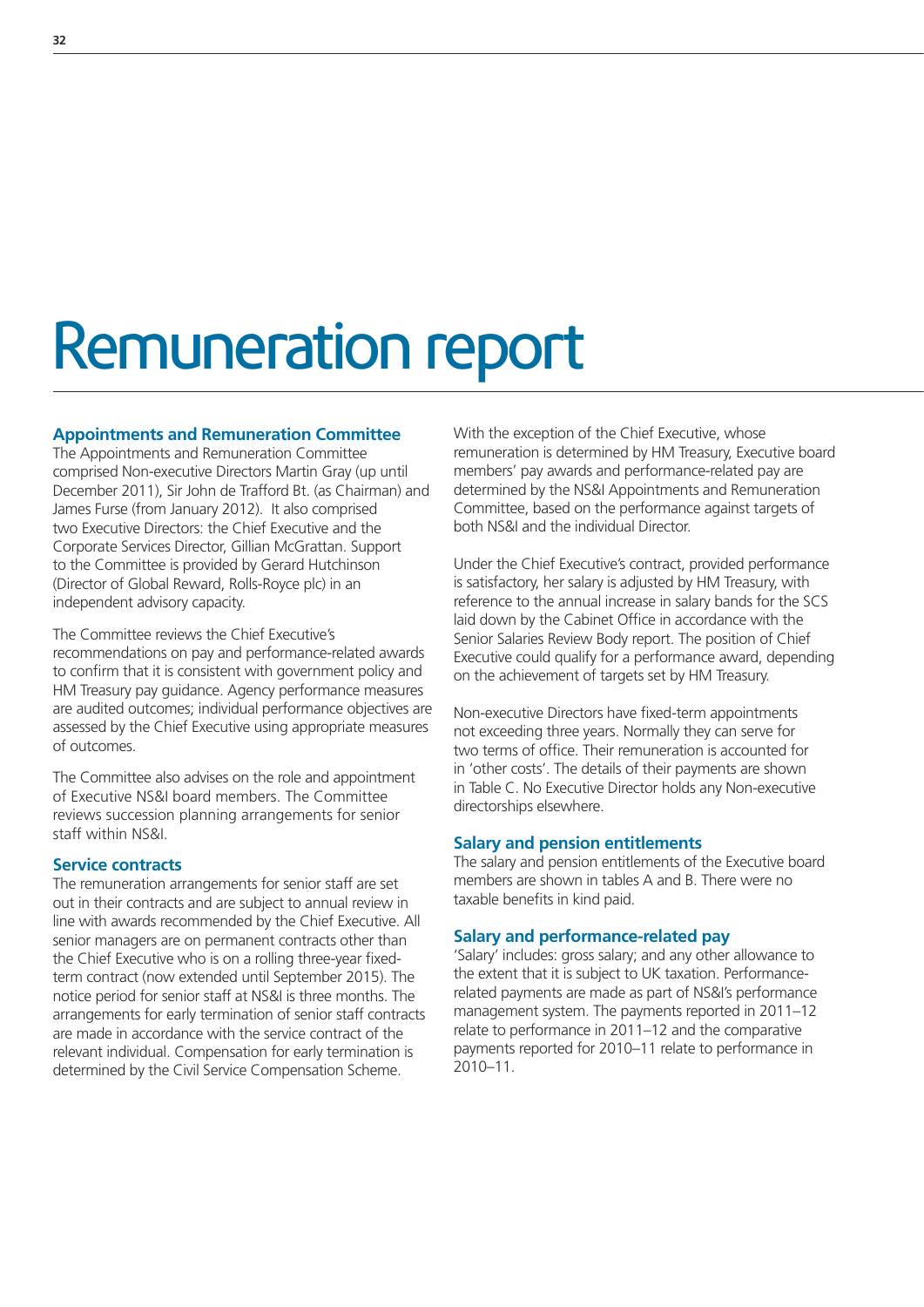# Remuneration report

## Appointments and Remuneration Committee

The Appointments and Remuneration Committee comprised Non-executive Directors Martin Gray (up until December 2011), Sir John de Trafford Bt. (as Chairman) and James Furse (from January 2012). It also comprised two Executive Directors: the Chief Executive and the Corporate Services Director, Gillian McGrattan. Support to the Committee is provided by Gerard Hutchinson (Director of Global Reward, Rolls-Royce plc) in an independent advisory capacity.

The Committee reviews the Chief Executive's recommendations on pay and performance-related awards to confirm that it is consistent with government policy and HM Treasury pay guidance. Agency performance measures are audited outcomes; individual performance objectives are assessed by the Chief Executive using appropriate measures of outcomes.

The Committee also advises on the role and appointment of Executive NS&I board members. The Committee reviews succession planning arrangements for senior staff within NS&I.

## Service contracts

The remuneration arrangements for senior staff are set out in their contracts and are subject to annual review in line with awards recommended by the Chief Executive. All senior managers are on permanent contracts other than the Chief Executive who is on a rolling three-year fixed-term contract (now extended until September 2015). The notice period for senior staff at NS&I is three months. The arrangements for early termination of senior staff contracts are made in accordance with the service contract of the relevant individual. Compensation for early termination is determined by the Civil Service Compensation Scheme.

With the exception of the Chief Executive, whose remuneration is determined by HM Treasury, Executive board members' pay awards and performance-related pay are determined by the NS&I Appointments and Remuneration Committee, based on the performance against targets of both NS&I and the individual Director.

Under the Chief Executive's contract, provided performance is satisfactory, her salary is adjusted by HM Treasury, with reference to the annual increase in salary bands for the SCS laid down by the Cabinet Office in accordance with the Senior Salaries Review Body report. The position of Chief Executive could qualify for a performance award, depending on the achievement of targets set by HM Treasury.

Non-executive Directors have fixed-term appointments not exceeding three years. Normally they can serve for two terms of office. Their remuneration is accounted for in 'other costs'. The details of their payments are shown in Table C. No Executive Director holds any Non-executive directorships elsewhere.

## Salary and pension entitlements

The salary and pension entitlements of the Executive board members are shown in tables A and B. There were no taxable benefits in kind paid.

## Salary and performance-related pay

'Salary' includes: gross salary; and any other allowance to the extent that it is subject to UK taxation. Performance-related payments are made as part of NS&I's performance management system. The payments reported in 2011–12 relate to performance in 2011–12 and the comparative payments reported for 2010–11 relate to performance in 2010–11.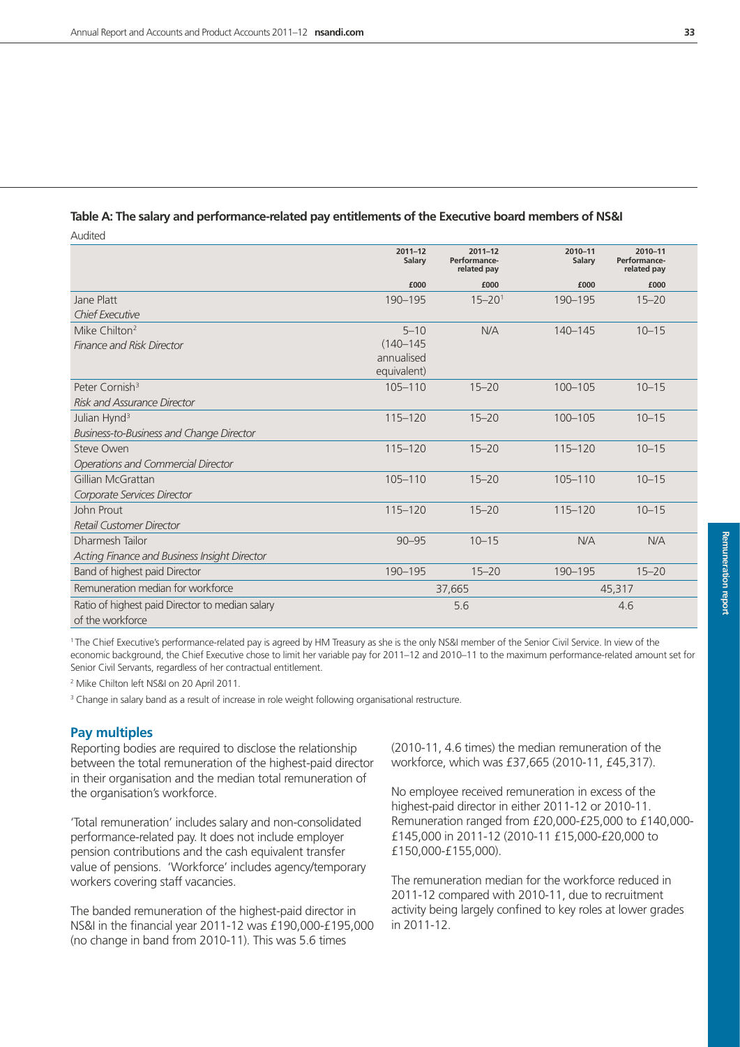**Table A: The salary and performance-related pay entitlements of the Executive board members of NS&I**

Audited

| | 2011–12 Salary | 2011–12 Performance-related pay | 2010–11 Salary | 2010–11 Performance-related pay |
|---|---|---|---|---|
| | £000 | £000 | £000 | £000 |
| Jane Platt *Chief Executive* | 190–195 | 15–20[1] | 190–195 | 15–20 |
| Mike Chilton[2] *Finance and Risk Director* | 5–10 (140–145 annualised equivalent) | N/A | 140–145 | 10–15 |
| Peter Cornish[3] *Risk and Assurance Director* | 105–110 | 15–20 | 100–105 | 10–15 |
| Julian Hynd[3] *Business-to-Business and Change Director* | 115–120 | 15–20 | 100–105 | 10–15 |
| Steve Owen *Operations and Commercial Director* | 115–120 | 15–20 | 115–120 | 10–15 |
| Gillian McGrattan *Corporate Services Director* | 105–110 | 15–20 | 105–110 | 10–15 |
| John Prout *Retail Customer Director* | 115–120 | 15–20 | 115–120 | 10–15 |
| Dharmesh Tailor *Acting Finance and Business Insight Director* | 90–95 | 10–15 | N/A | N/A |
| Band of highest paid Director | 190–195 | 15–20 | 190–195 | 15–20 |
| Remuneration median for workforce | 37,665 | | 45,317 | |
| Ratio of highest paid Director to median salary of the workforce | 5.6 | | 4.6 | |

[1] The Chief Executive's performance-related pay is agreed by HM Treasury as she is the only NS&I member of the Senior Civil Service. In view of the economic background, the Chief Executive chose to limit her variable pay for 2011–12 and 2010–11 to the maximum performance-related amount set for Senior Civil Servants, regardless of her contractual entitlement.

[2] Mike Chilton left NS&I on 20 April 2011.

[3] Change in salary band as a result of increase in role weight following organisational restructure.

## Pay multiples

Reporting bodies are required to disclose the relationship between the total remuneration of the highest-paid director in their organisation and the median total remuneration of the organisation's workforce.

'Total remuneration' includes salary and non-consolidated performance-related pay. It does not include employer pension contributions and the cash equivalent transfer value of pensions. 'Workforce' includes agency/temporary workers covering staff vacancies.

The banded remuneration of the highest-paid director in NS&I in the financial year 2011-12 was £190,000-£195,000 (no change in band from 2010-11). This was 5.6 times (2010-11, 4.6 times) the median remuneration of the workforce, which was £37,665 (2010-11, £45,317).

No employee received remuneration in excess of the highest-paid director in either 2011-12 or 2010-11. Remuneration ranged from £20,000-£25,000 to £140,000-£145,000 in 2011-12 (2010-11 £15,000-£20,000 to £150,000-£155,000).

The remuneration median for the workforce reduced in 2011-12 compared with 2010-11, due to recruitment activity being largely confined to key roles at lower grades in 2011-12.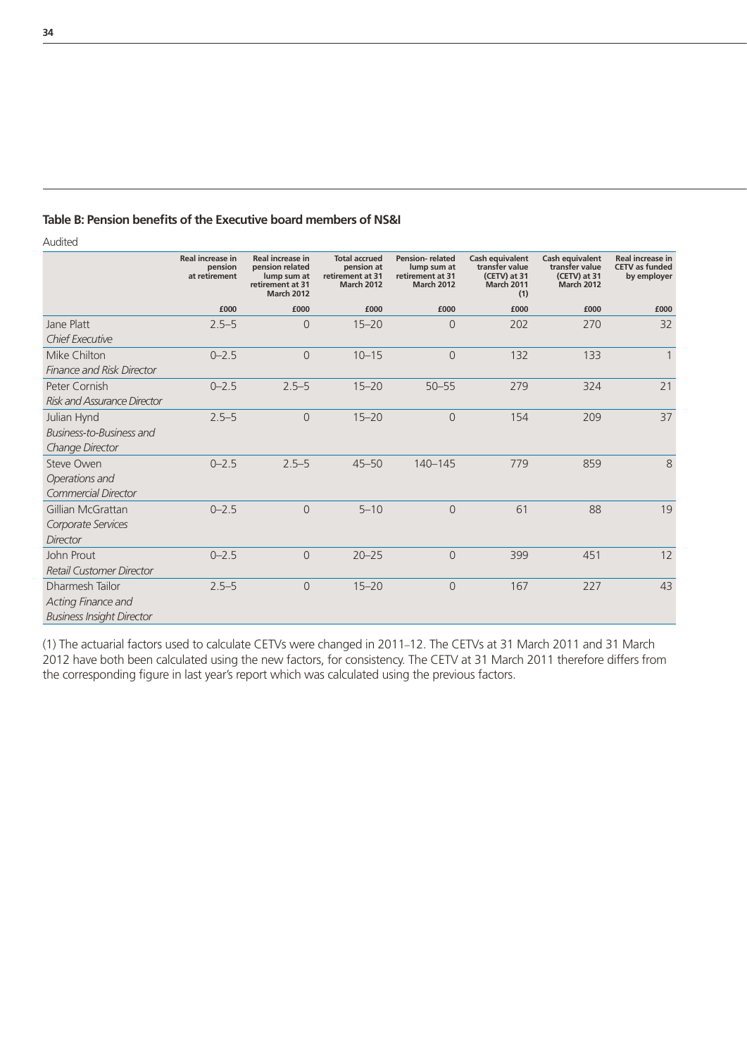### Table B: Pension benefits of the Executive board members of NS&I

Audited

| | Real increase in pension at retirement | Real increase in pension related lump sum at retirement at 31 March 2012 | Total accrued pension at retirement at 31 March 2012 | Pension- related lump sum at retirement at 31 March 2012 | Cash equivalent transfer value (CETV) at 31 March 2011 (1) | Cash equivalent transfer value (CETV) at 31 March 2012 | Real increase in CETV as funded by employer |
|---|---|---|---|---|---|---|---|
| | £000 | £000 | £000 | £000 | £000 | £000 | £000 |
| Jane Platt *Chief Executive* | 2.5–5 | 0 | 15–20 | 0 | 202 | 270 | 32 |
| Mike Chilton *Finance and Risk Director* | 0–2.5 | 0 | 10–15 | 0 | 132 | 133 | 1 |
| Peter Cornish *Risk and Assurance Director* | 0–2.5 | 2.5–5 | 15–20 | 50–55 | 279 | 324 | 21 |
| Julian Hynd *Business-to-Business and Change Director* | 2.5–5 | 0 | 15–20 | 0 | 154 | 209 | 37 |
| Steve Owen *Operations and Commercial Director* | 0–2.5 | 2.5–5 | 45–50 | 140–145 | 779 | 859 | 8 |
| Gillian McGrattan *Corporate Services Director* | 0–2.5 | 0 | 5–10 | 0 | 61 | 88 | 19 |
| John Prout *Retail Customer Director* | 0–2.5 | 0 | 20–25 | 0 | 399 | 451 | 12 |
| Dharmesh Tailor *Acting Finance and Business Insight Director* | 2.5–5 | 0 | 15–20 | 0 | 167 | 227 | 43 |

(1) The actuarial factors used to calculate CETVs were changed in 2011–12. The CETVs at 31 March 2011 and 31 March 2012 have both been calculated using the new factors, for consistency. The CETV at 31 March 2011 therefore differs from the corresponding figure in last year's report which was calculated using the previous factors.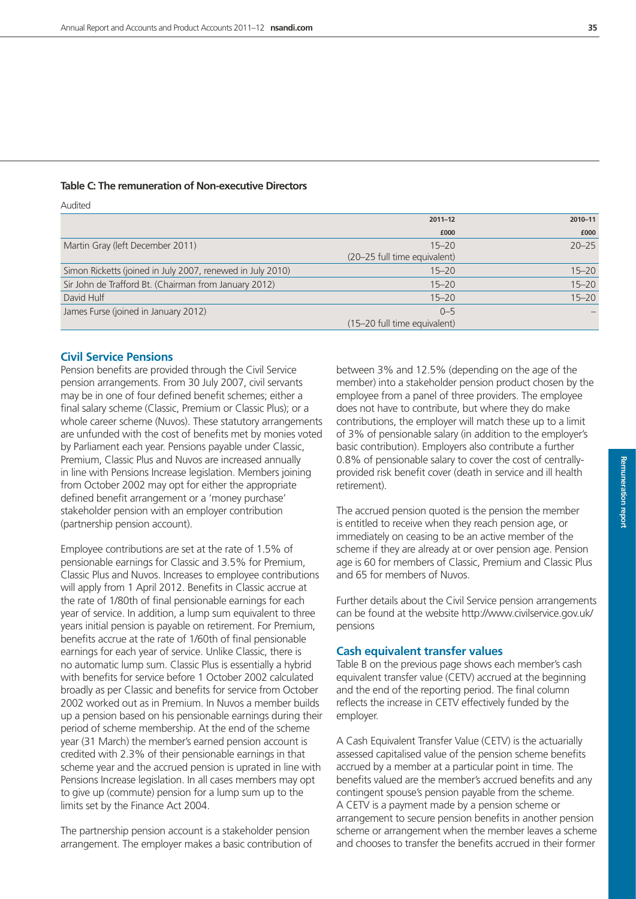**Table C: The remuneration of Non-executive Directors**

Audited

| | 2011–12 | 2010–11 |
|---|---|---|
| | £000 | £000 |
| Martin Gray (left December 2011) | 15–20<br>(20–25 full time equivalent) | 20–25 |
| Simon Ricketts (joined in July 2007, renewed in July 2010) | 15–20 | 15–20 |
| Sir John de Trafford Bt. (Chairman from January 2012) | 15–20 | 15–20 |
| David Hulf | 15–20 | 15–20 |
| James Furse (joined in January 2012) | 0–5<br>(15–20 full time equivalent) | – |

## Civil Service Pensions

Pension benefits are provided through the Civil Service pension arrangements. From 30 July 2007, civil servants may be in one of four defined benefit schemes; either a final salary scheme (Classic, Premium or Classic Plus); or a whole career scheme (Nuvos). These statutory arrangements are unfunded with the cost of benefits met by monies voted by Parliament each year. Pensions payable under Classic, Premium, Classic Plus and Nuvos are increased annually in line with Pensions Increase legislation. Members joining from October 2002 may opt for either the appropriate defined benefit arrangement or a 'money purchase' stakeholder pension with an employer contribution (partnership pension account).

Employee contributions are set at the rate of 1.5% of pensionable earnings for Classic and 3.5% for Premium, Classic Plus and Nuvos. Increases to employee contributions will apply from 1 April 2012. Benefits in Classic accrue at the rate of 1/80th of final pensionable earnings for each year of service. In addition, a lump sum equivalent to three years initial pension is payable on retirement. For Premium, benefits accrue at the rate of 1/60th of final pensionable earnings for each year of service. Unlike Classic, there is no automatic lump sum. Classic Plus is essentially a hybrid with benefits for service before 1 October 2002 calculated broadly as per Classic and benefits for service from October 2002 worked out as in Premium. In Nuvos a member builds up a pension based on his pensionable earnings during their period of scheme membership. At the end of the scheme year (31 March) the member's earned pension account is credited with 2.3% of their pensionable earnings in that scheme year and the accrued pension is uprated in line with Pensions Increase legislation. In all cases members may opt to give up (commute) pension for a lump sum up to the limits set by the Finance Act 2004.

The partnership pension account is a stakeholder pension arrangement. The employer makes a basic contribution of between 3% and 12.5% (depending on the age of the member) into a stakeholder pension product chosen by the employee from a panel of three providers. The employee does not have to contribute, but where they do make contributions, the employer will match these up to a limit of 3% of pensionable salary (in addition to the employer's basic contribution). Employers also contribute a further 0.8% of pensionable salary to cover the cost of centrally-provided risk benefit cover (death in service and ill health retirement).

The accrued pension quoted is the pension the member is entitled to receive when they reach pension age, or immediately on ceasing to be an active member of the scheme if they are already at or over pension age. Pension age is 60 for members of Classic, Premium and Classic Plus and 65 for members of Nuvos.

Further details about the Civil Service pension arrangements can be found at the website http://www.civilservice.gov.uk/pensions

## Cash equivalent transfer values

Table B on the previous page shows each member's cash equivalent transfer value (CETV) accrued at the beginning and the end of the reporting period. The final column reflects the increase in CETV effectively funded by the employer.

A Cash Equivalent Transfer Value (CETV) is the actuarially assessed capitalised value of the pension scheme benefits accrued by a member at a particular point in time. The benefits valued are the member's accrued benefits and any contingent spouse's pension payable from the scheme. A CETV is a payment made by a pension scheme or arrangement to secure pension benefits in another pension scheme or arrangement when the member leaves a scheme and chooses to transfer the benefits accrued in their former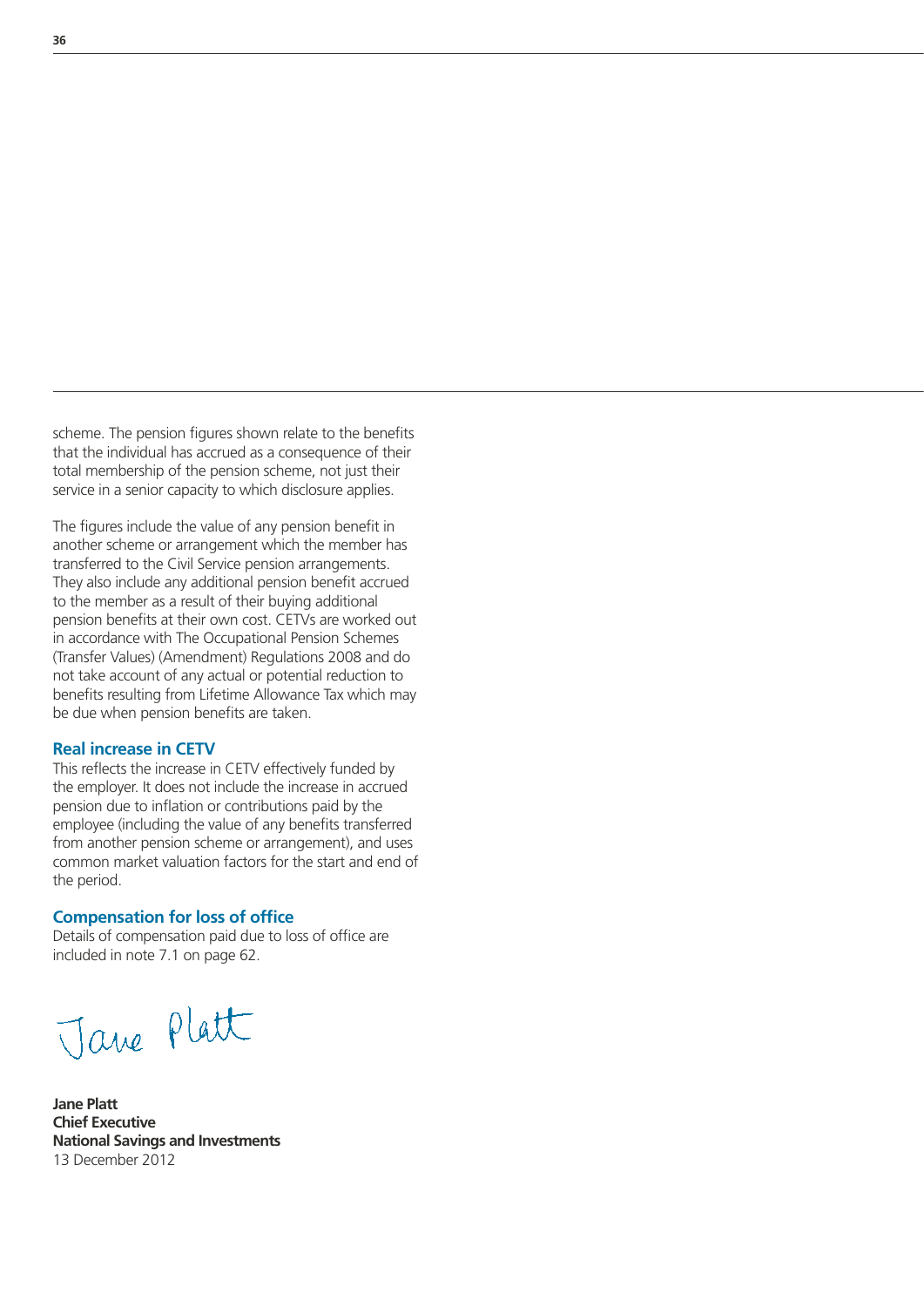scheme. The pension figures shown relate to the benefits that the individual has accrued as a consequence of their total membership of the pension scheme, not just their service in a senior capacity to which disclosure applies.

The figures include the value of any pension benefit in another scheme or arrangement which the member has transferred to the Civil Service pension arrangements. They also include any additional pension benefit accrued to the member as a result of their buying additional pension benefits at their own cost. CETVs are worked out in accordance with The Occupational Pension Schemes (Transfer Values) (Amendment) Regulations 2008 and do not take account of any actual or potential reduction to benefits resulting from Lifetime Allowance Tax which may be due when pension benefits are taken.

### Real increase in CETV

This reflects the increase in CETV effectively funded by the employer. It does not include the increase in accrued pension due to inflation or contributions paid by the employee (including the value of any benefits transferred from another pension scheme or arrangement), and uses common market valuation factors for the start and end of the period.

### Compensation for loss of office

Details of compensation paid due to loss of office are included in note 7.1 on page 62.

Jane Platt

**Jane Platt**
**Chief Executive**
**National Savings and Investments**
13 December 2012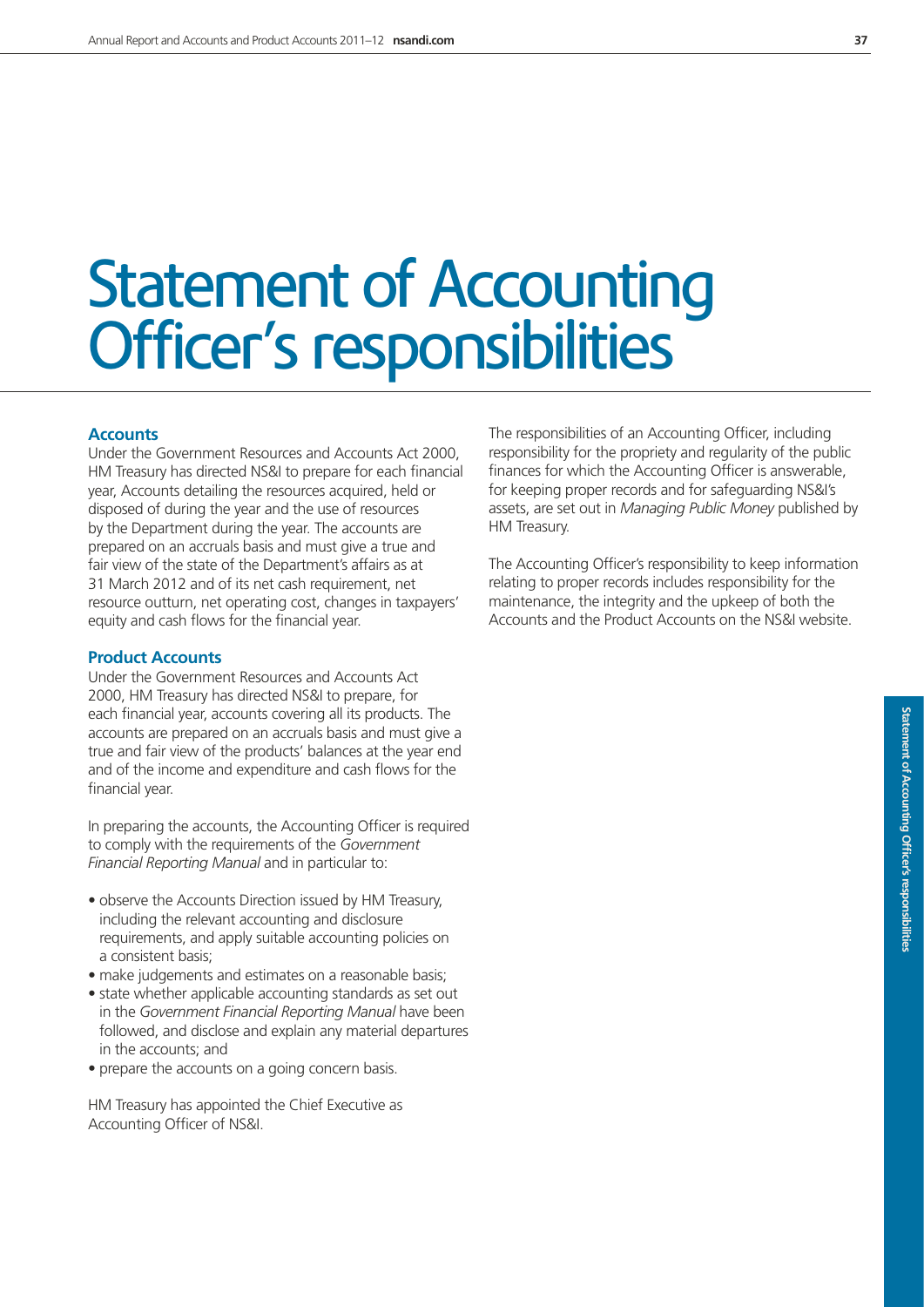# Statement of Accounting Officer's responsibilities

### Accounts

Under the Government Resources and Accounts Act 2000, HM Treasury has directed NS&I to prepare for each financial year, Accounts detailing the resources acquired, held or disposed of during the year and the use of resources by the Department during the year. The accounts are prepared on an accruals basis and must give a true and fair view of the state of the Department's affairs as at 31 March 2012 and of its net cash requirement, net resource outturn, net operating cost, changes in taxpayers' equity and cash flows for the financial year.

### Product Accounts

Under the Government Resources and Accounts Act 2000, HM Treasury has directed NS&I to prepare, for each financial year, accounts covering all its products. The accounts are prepared on an accruals basis and must give a true and fair view of the products' balances at the year end and of the income and expenditure and cash flows for the financial year.

In preparing the accounts, the Accounting Officer is required to comply with the requirements of the *Government Financial Reporting Manual* and in particular to:

- observe the Accounts Direction issued by HM Treasury, including the relevant accounting and disclosure requirements, and apply suitable accounting policies on a consistent basis;
- make judgements and estimates on a reasonable basis;
- state whether applicable accounting standards as set out in the *Government Financial Reporting Manual* have been followed, and disclose and explain any material departures in the accounts; and
- prepare the accounts on a going concern basis.

HM Treasury has appointed the Chief Executive as Accounting Officer of NS&I.

The responsibilities of an Accounting Officer, including responsibility for the propriety and regularity of the public finances for which the Accounting Officer is answerable, for keeping proper records and for safeguarding NS&I's assets, are set out in *Managing Public Money* published by HM Treasury.

The Accounting Officer's responsibility to keep information relating to proper records includes responsibility for the maintenance, the integrity and the upkeep of both the Accounts and the Product Accounts on the NS&I website.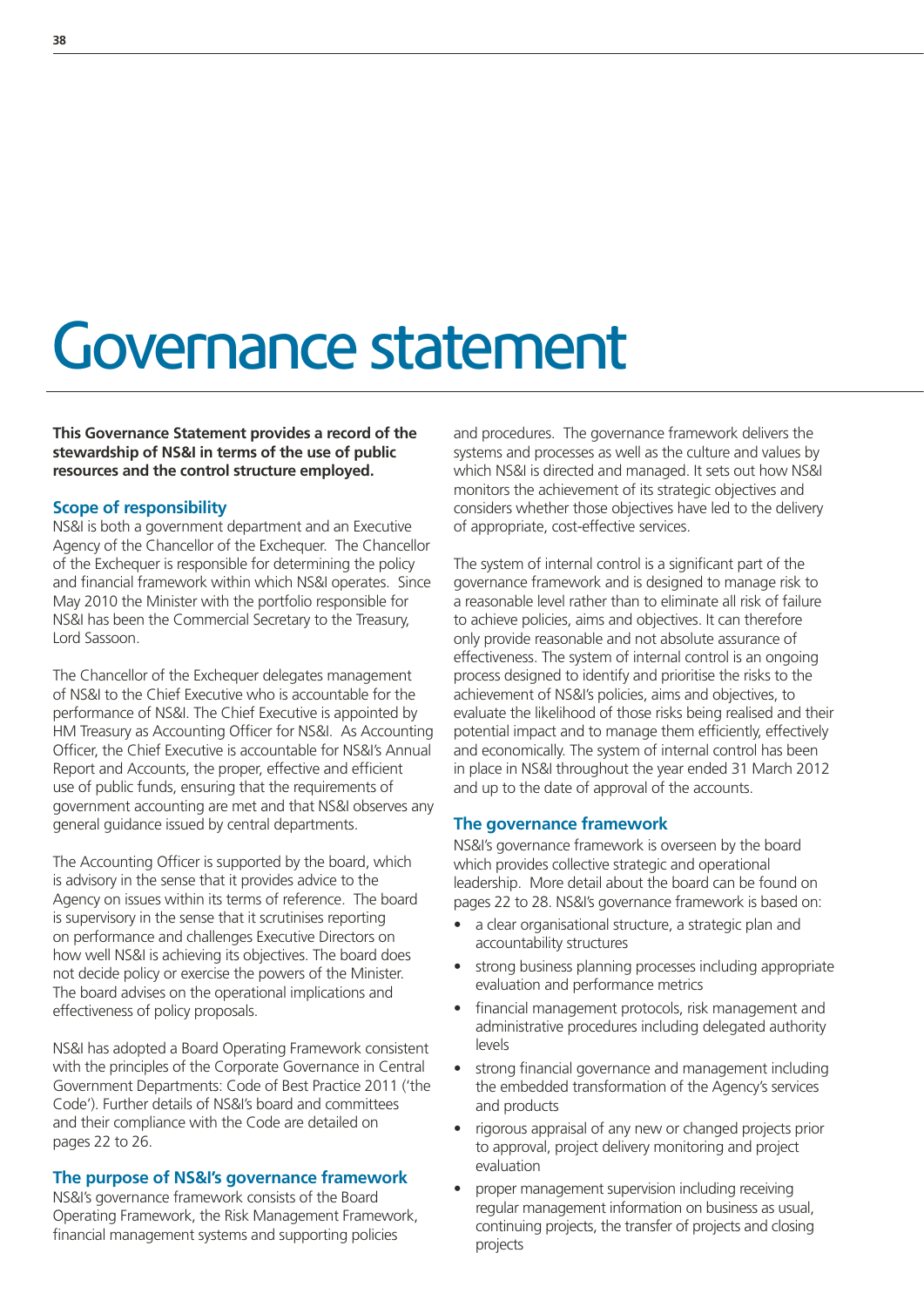# Governance statement

**This Governance Statement provides a record of the stewardship of NS&I in terms of the use of public resources and the control structure employed.**

## Scope of responsibility

NS&I is both a government department and an Executive Agency of the Chancellor of the Exchequer. The Chancellor of the Exchequer is responsible for determining the policy and financial framework within which NS&I operates. Since May 2010 the Minister with the portfolio responsible for NS&I has been the Commercial Secretary to the Treasury, Lord Sassoon.

The Chancellor of the Exchequer delegates management of NS&I to the Chief Executive who is accountable for the performance of NS&I. The Chief Executive is appointed by HM Treasury as Accounting Officer for NS&I. As Accounting Officer, the Chief Executive is accountable for NS&I's Annual Report and Accounts, the proper, effective and efficient use of public funds, ensuring that the requirements of government accounting are met and that NS&I observes any general guidance issued by central departments.

The Accounting Officer is supported by the board, which is advisory in the sense that it provides advice to the Agency on issues within its terms of reference. The board is supervisory in the sense that it scrutinises reporting on performance and challenges Executive Directors on how well NS&I is achieving its objectives. The board does not decide policy or exercise the powers of the Minister. The board advises on the operational implications and effectiveness of policy proposals.

NS&I has adopted a Board Operating Framework consistent with the principles of the Corporate Governance in Central Government Departments: Code of Best Practice 2011 ('the Code'). Further details of NS&I's board and committees and their compliance with the Code are detailed on pages 22 to 26.

## The purpose of NS&I's governance framework

NS&I's governance framework consists of the Board Operating Framework, the Risk Management Framework, financial management systems and supporting policies and procedures. The governance framework delivers the systems and processes as well as the culture and values by which NS&I is directed and managed. It sets out how NS&I monitors the achievement of its strategic objectives and considers whether those objectives have led to the delivery of appropriate, cost-effective services.

The system of internal control is a significant part of the governance framework and is designed to manage risk to a reasonable level rather than to eliminate all risk of failure to achieve policies, aims and objectives. It can therefore only provide reasonable and not absolute assurance of effectiveness. The system of internal control is an ongoing process designed to identify and prioritise the risks to the achievement of NS&I's policies, aims and objectives, to evaluate the likelihood of those risks being realised and their potential impact and to manage them efficiently, effectively and economically. The system of internal control has been in place in NS&I throughout the year ended 31 March 2012 and up to the date of approval of the accounts.

## The governance framework

NS&I's governance framework is overseen by the board which provides collective strategic and operational leadership. More detail about the board can be found on pages 22 to 28. NS&I's governance framework is based on:

- a clear organisational structure, a strategic plan and accountability structures
- strong business planning processes including appropriate evaluation and performance metrics
- financial management protocols, risk management and administrative procedures including delegated authority levels
- strong financial governance and management including the embedded transformation of the Agency's services and products
- rigorous appraisal of any new or changed projects prior to approval, project delivery monitoring and project evaluation
- proper management supervision including receiving regular management information on business as usual, continuing projects, the transfer of projects and closing projects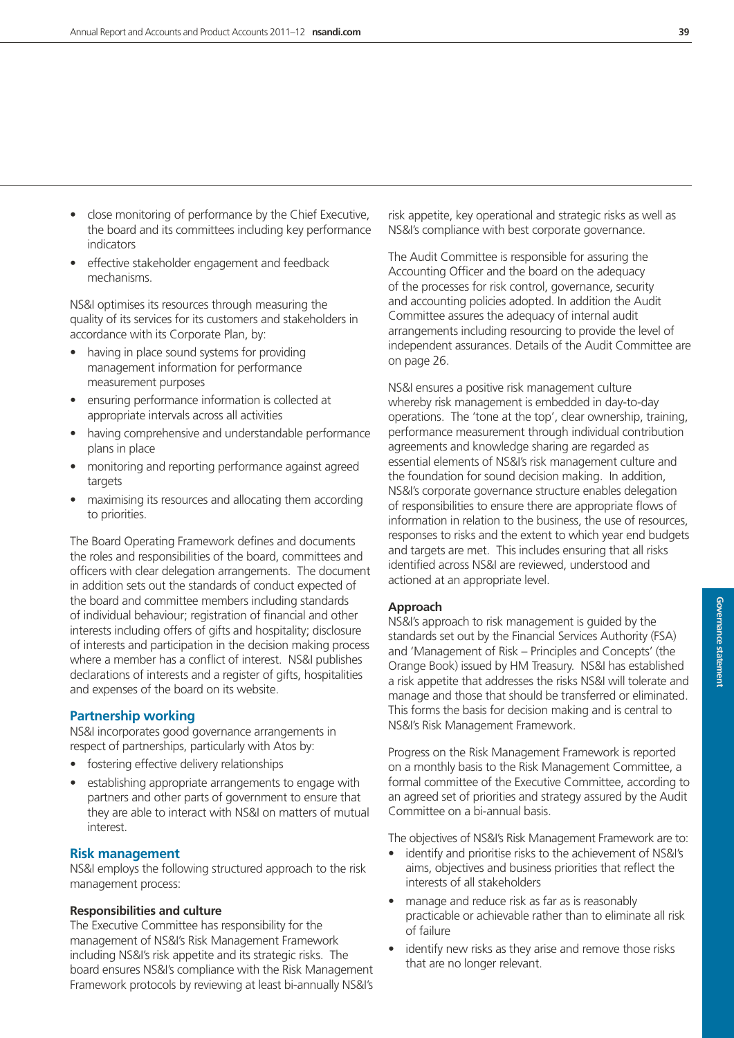- close monitoring of performance by the Chief Executive, the board and its committees including key performance indicators
- effective stakeholder engagement and feedback mechanisms.

NS&I optimises its resources through measuring the quality of its services for its customers and stakeholders in accordance with its Corporate Plan, by:

- having in place sound systems for providing management information for performance measurement purposes
- ensuring performance information is collected at appropriate intervals across all activities
- having comprehensive and understandable performance plans in place
- monitoring and reporting performance against agreed targets
- maximising its resources and allocating them according to priorities.

The Board Operating Framework defines and documents the roles and responsibilities of the board, committees and officers with clear delegation arrangements. The document in addition sets out the standards of conduct expected of the board and committee members including standards of individual behaviour; registration of financial and other interests including offers of gifts and hospitality; disclosure of interests and participation in the decision making process where a member has a conflict of interest. NS&I publishes declarations of interests and a register of gifts, hospitalities and expenses of the board on its website.

## Partnership working

NS&I incorporates good governance arrangements in respect of partnerships, particularly with Atos by:

- fostering effective delivery relationships
- establishing appropriate arrangements to engage with partners and other parts of government to ensure that they are able to interact with NS&I on matters of mutual interest.

## Risk management

NS&I employs the following structured approach to the risk management process:

### Responsibilities and culture

The Executive Committee has responsibility for the management of NS&I's Risk Management Framework including NS&I's risk appetite and its strategic risks. The board ensures NS&I's compliance with the Risk Management Framework protocols by reviewing at least bi-annually NS&I's risk appetite, key operational and strategic risks as well as NS&I's compliance with best corporate governance.

The Audit Committee is responsible for assuring the Accounting Officer and the board on the adequacy of the processes for risk control, governance, security and accounting policies adopted. In addition the Audit Committee assures the adequacy of internal audit arrangements including resourcing to provide the level of independent assurances. Details of the Audit Committee are on page 26.

NS&I ensures a positive risk management culture whereby risk management is embedded in day-to-day operations. The 'tone at the top', clear ownership, training, performance measurement through individual contribution agreements and knowledge sharing are regarded as essential elements of NS&I's risk management culture and the foundation for sound decision making. In addition, NS&I's corporate governance structure enables delegation of responsibilities to ensure there are appropriate flows of information in relation to the business, the use of resources, responses to risks and the extent to which year end budgets and targets are met. This includes ensuring that all risks identified across NS&I are reviewed, understood and actioned at an appropriate level.

### Approach

NS&I's approach to risk management is guided by the standards set out by the Financial Services Authority (FSA) and 'Management of Risk – Principles and Concepts' (the Orange Book) issued by HM Treasury. NS&I has established a risk appetite that addresses the risks NS&I will tolerate and manage and those that should be transferred or eliminated. This forms the basis for decision making and is central to NS&I's Risk Management Framework.

Progress on the Risk Management Framework is reported on a monthly basis to the Risk Management Committee, a formal committee of the Executive Committee, according to an agreed set of priorities and strategy assured by the Audit Committee on a bi-annual basis.

The objectives of NS&I's Risk Management Framework are to:

- identify and prioritise risks to the achievement of NS&I's aims, objectives and business priorities that reflect the interests of all stakeholders
- manage and reduce risk as far as is reasonably practicable or achievable rather than to eliminate all risk of failure
- identify new risks as they arise and remove those risks that are no longer relevant.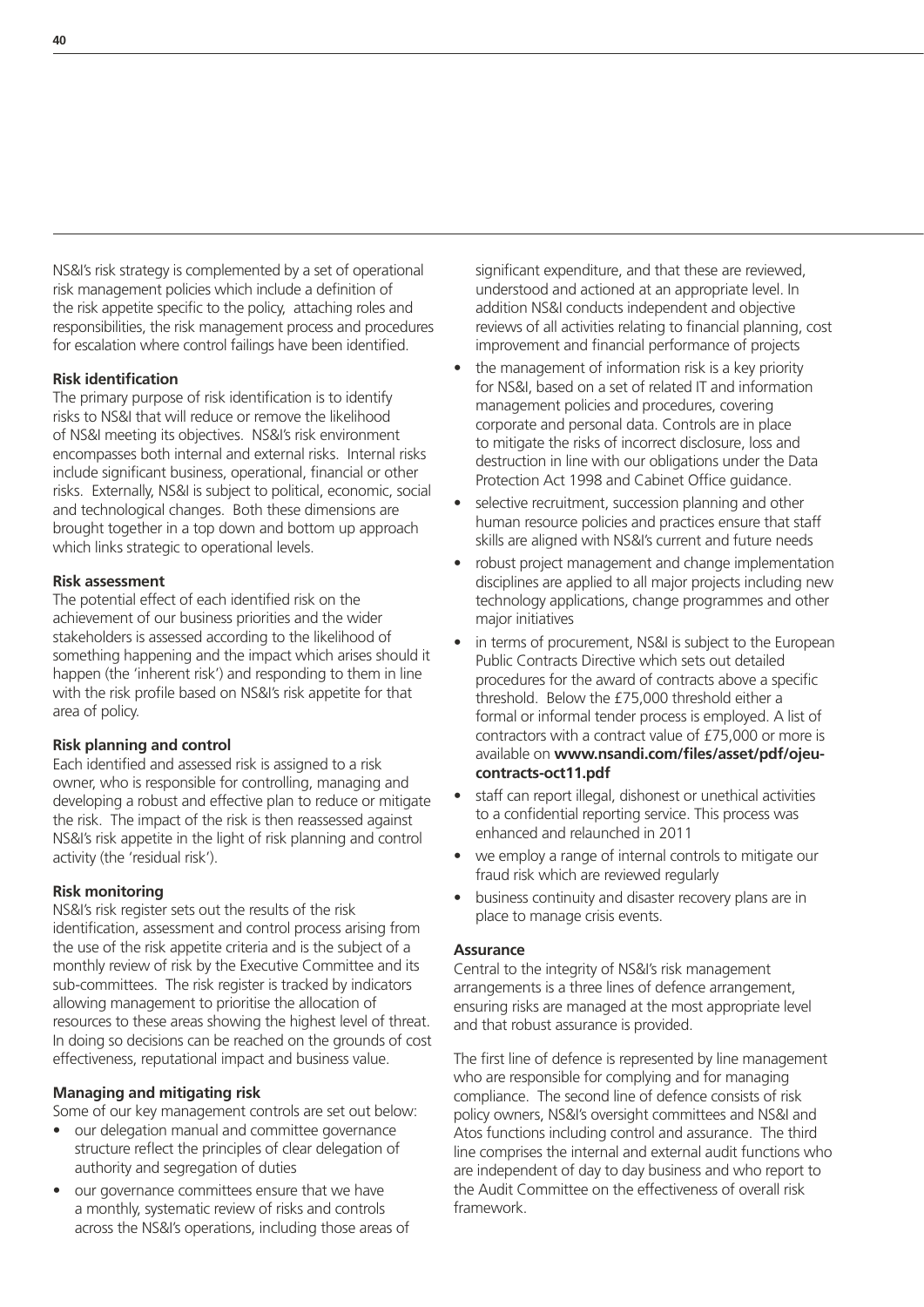NS&I's risk strategy is complemented by a set of operational risk management policies which include a definition of the risk appetite specific to the policy, attaching roles and responsibilities, the risk management process and procedures for escalation where control failings have been identified.

**Risk identification**

The primary purpose of risk identification is to identify risks to NS&I that will reduce or remove the likelihood of NS&I meeting its objectives. NS&I's risk environment encompasses both internal and external risks. Internal risks include significant business, operational, financial or other risks. Externally, NS&I is subject to political, economic, social and technological changes. Both these dimensions are brought together in a top down and bottom up approach which links strategic to operational levels.

**Risk assessment**

The potential effect of each identified risk on the achievement of our business priorities and the wider stakeholders is assessed according to the likelihood of something happening and the impact which arises should it happen (the 'inherent risk') and responding to them in line with the risk profile based on NS&I's risk appetite for that area of policy.

**Risk planning and control**

Each identified and assessed risk is assigned to a risk owner, who is responsible for controlling, managing and developing a robust and effective plan to reduce or mitigate the risk. The impact of the risk is then reassessed against NS&I's risk appetite in the light of risk planning and control activity (the 'residual risk').

**Risk monitoring**

NS&I's risk register sets out the results of the risk identification, assessment and control process arising from the use of the risk appetite criteria and is the subject of a monthly review of risk by the Executive Committee and its sub-committees. The risk register is tracked by indicators allowing management to prioritise the allocation of resources to these areas showing the highest level of threat. In doing so decisions can be reached on the grounds of cost effectiveness, reputational impact and business value.

**Managing and mitigating risk**

Some of our key management controls are set out below:

- our delegation manual and committee governance structure reflect the principles of clear delegation of authority and segregation of duties
- our governance committees ensure that we have a monthly, systematic review of risks and controls across the NS&I's operations, including those areas of significant expenditure, and that these are reviewed, understood and actioned at an appropriate level. In addition NS&I conducts independent and objective reviews of all activities relating to financial planning, cost improvement and financial performance of projects
- the management of information risk is a key priority for NS&I, based on a set of related IT and information management policies and procedures, covering corporate and personal data. Controls are in place to mitigate the risks of incorrect disclosure, loss and destruction in line with our obligations under the Data Protection Act 1998 and Cabinet Office guidance.
- selective recruitment, succession planning and other human resource policies and practices ensure that staff skills are aligned with NS&I's current and future needs
- robust project management and change implementation disciplines are applied to all major projects including new technology applications, change programmes and other major initiatives
- in terms of procurement, NS&I is subject to the European Public Contracts Directive which sets out detailed procedures for the award of contracts above a specific threshold. Below the £75,000 threshold either a formal or informal tender process is employed. A list of contractors with a contract value of £75,000 or more is available on **www.nsandi.com/files/asset/pdf/ojeu-contracts-oct11.pdf**
- staff can report illegal, dishonest or unethical activities to a confidential reporting service. This process was enhanced and relaunched in 2011
- we employ a range of internal controls to mitigate our fraud risk which are reviewed regularly
- business continuity and disaster recovery plans are in place to manage crisis events.

**Assurance**

Central to the integrity of NS&I's risk management arrangements is a three lines of defence arrangement, ensuring risks are managed at the most appropriate level and that robust assurance is provided.

The first line of defence is represented by line management who are responsible for complying and for managing compliance. The second line of defence consists of risk policy owners, NS&I's oversight committees and NS&I and Atos functions including control and assurance. The third line comprises the internal and external audit functions who are independent of day to day business and who report to the Audit Committee on the effectiveness of overall risk framework.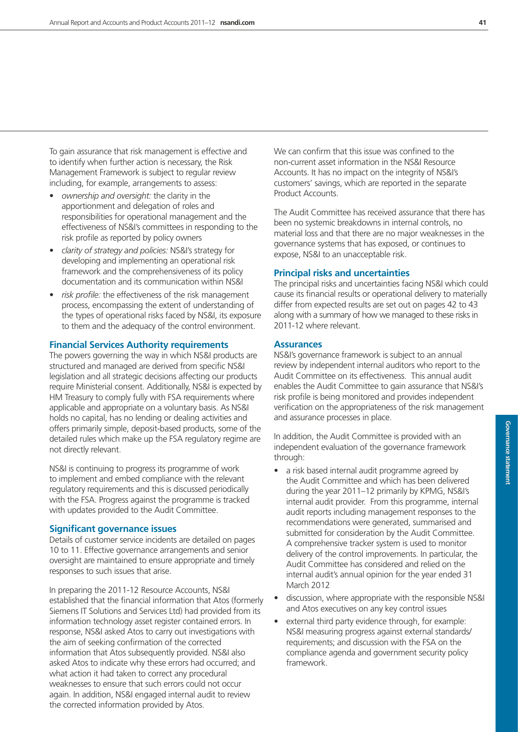To gain assurance that risk management is effective and to identify when further action is necessary, the Risk Management Framework is subject to regular review including, for example, arrangements to assess:

- *ownership and oversight:* the clarity in the apportionment and delegation of roles and responsibilities for operational management and the effectiveness of NS&I's committees in responding to the risk profile as reported by policy owners
- *clarity of strategy and policies:* NS&I's strategy for developing and implementing an operational risk framework and the comprehensiveness of its policy documentation and its communication within NS&I
- *risk profile:* the effectiveness of the risk management process, encompassing the extent of understanding of the types of operational risks faced by NS&I, its exposure to them and the adequacy of the control environment.

### Financial Services Authority requirements

The powers governing the way in which NS&I products are structured and managed are derived from specific NS&I legislation and all strategic decisions affecting our products require Ministerial consent. Additionally, NS&I is expected by HM Treasury to comply fully with FSA requirements where applicable and appropriate on a voluntary basis. As NS&I holds no capital, has no lending or dealing activities and offers primarily simple, deposit-based products, some of the detailed rules which make up the FSA regulatory regime are not directly relevant.

NS&I is continuing to progress its programme of work to implement and embed compliance with the relevant regulatory requirements and this is discussed periodically with the FSA. Progress against the programme is tracked with updates provided to the Audit Committee.

### Significant governance issues

Details of customer service incidents are detailed on pages 10 to 11. Effective governance arrangements and senior oversight are maintained to ensure appropriate and timely responses to such issues that arise.

In preparing the 2011-12 Resource Accounts, NS&I established that the financial information that Atos (formerly Siemens IT Solutions and Services Ltd) had provided from its information technology asset register contained errors. In response, NS&I asked Atos to carry out investigations with the aim of seeking confirmation of the corrected information that Atos subsequently provided. NS&I also asked Atos to indicate why these errors had occurred; and what action it had taken to correct any procedural weaknesses to ensure that such errors could not occur again. In addition, NS&I engaged internal audit to review the corrected information provided by Atos.

We can confirm that this issue was confined to the non-current asset information in the NS&I Resource Accounts. It has no impact on the integrity of NS&I's customers' savings, which are reported in the separate Product Accounts.

The Audit Committee has received assurance that there has been no systemic breakdowns in internal controls, no material loss and that there are no major weaknesses in the governance systems that has exposed, or continues to expose, NS&I to an unacceptable risk.

### Principal risks and uncertainties

The principal risks and uncertainties facing NS&I which could cause its financial results or operational delivery to materially differ from expected results are set out on pages 42 to 43 along with a summary of how we managed to these risks in 2011-12 where relevant.

### Assurances

NS&I's governance framework is subject to an annual review by independent internal auditors who report to the Audit Committee on its effectiveness. This annual audit enables the Audit Committee to gain assurance that NS&I's risk profile is being monitored and provides independent verification on the appropriateness of the risk management and assurance processes in place.

In addition, the Audit Committee is provided with an independent evaluation of the governance framework through:

- a risk based internal audit programme agreed by the Audit Committee and which has been delivered during the year 2011–12 primarily by KPMG, NS&I's internal audit provider. From this programme, internal audit reports including management responses to the recommendations were generated, summarised and submitted for consideration by the Audit Committee. A comprehensive tracker system is used to monitor delivery of the control improvements. In particular, the Audit Committee has considered and relied on the internal audit's annual opinion for the year ended 31 March 2012
- discussion, where appropriate with the responsible NS&I and Atos executives on any key control issues
- external third party evidence through, for example: NS&I measuring progress against external standards/requirements; and discussion with the FSA on the compliance agenda and government security policy framework.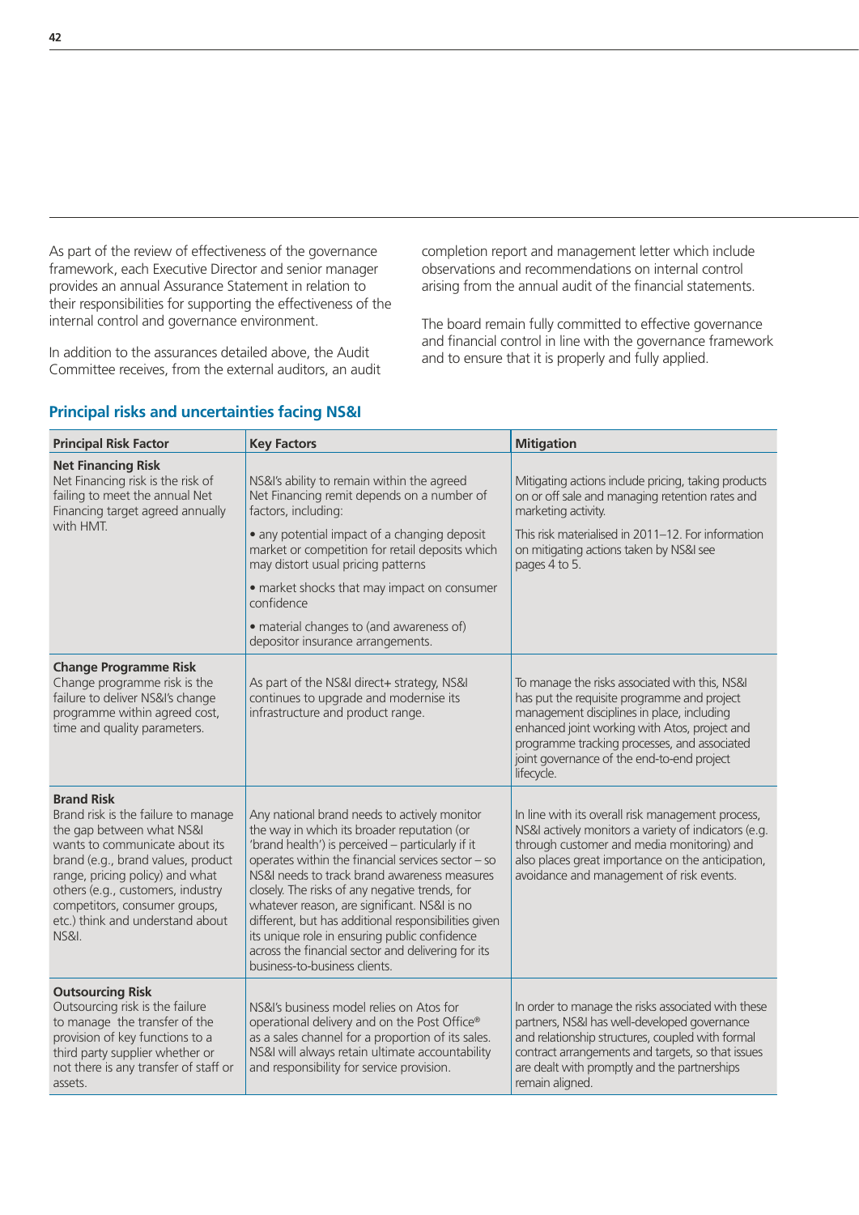As part of the review of effectiveness of the governance framework, each Executive Director and senior manager provides an annual Assurance Statement in relation to their responsibilities for supporting the effectiveness of the internal control and governance environment.

In addition to the assurances detailed above, the Audit Committee receives, from the external auditors, an audit completion report and management letter which include observations and recommendations on internal control arising from the annual audit of the financial statements.

The board remain fully committed to effective governance and financial control in line with the governance framework and to ensure that it is properly and fully applied.

## Principal risks and uncertainties facing NS&I

| Principal Risk Factor | Key Factors | Mitigation |
|---|---|---|
| **Net Financing Risk**<br>Net Financing risk is the risk of failing to meet the annual Net Financing target agreed annually with HMT. | NS&I's ability to remain within the agreed Net Financing remit depends on a number of factors, including:<br>• any potential impact of a changing deposit market or competition for retail deposits which may distort usual pricing patterns<br>• market shocks that may impact on consumer confidence<br>• material changes to (and awareness of) depositor insurance arrangements. | Mitigating actions include pricing, taking products on or off sale and managing retention rates and marketing activity.<br>This risk materialised in 2011–12. For information on mitigating actions taken by NS&I see pages 4 to 5. |
| **Change Programme Risk**<br>Change programme risk is the failure to deliver NS&I's change programme within agreed cost, time and quality parameters. | As part of the NS&I direct+ strategy, NS&I continues to upgrade and modernise its infrastructure and product range. | To manage the risks associated with this, NS&I has put the requisite programme and project management disciplines in place, including enhanced joint working with Atos, project and programme tracking processes, and associated joint governance of the end-to-end project lifecycle. |
| **Brand Risk**<br>Brand risk is the failure to manage the gap between what NS&I wants to communicate about its brand (e.g., brand values, product range, pricing policy) and what others (e.g., customers, industry competitors, consumer groups, etc.) think and understand about NS&I. | Any national brand needs to actively monitor the way in which its broader reputation (or 'brand health') is perceived – particularly if it operates within the financial services sector – so NS&I needs to track brand awareness measures closely. The risks of any negative trends, for whatever reason, are significant. NS&I is no different, but has additional responsibilities given its unique role in ensuring public confidence across the financial sector and delivering for its business-to-business clients. | In line with its overall risk management process, NS&I actively monitors a variety of indicators (e.g. through customer and media monitoring) and also places great importance on the anticipation, avoidance and management of risk events. |
| **Outsourcing Risk**<br>Outsourcing risk is the failure to manage the transfer of the provision of key functions to a third party supplier whether or not there is any transfer of staff or assets. | NS&I's business model relies on Atos for operational delivery and on the Post Office® as a sales channel for a proportion of its sales. NS&I will always retain ultimate accountability and responsibility for service provision. | In order to manage the risks associated with these partners, NS&I has well-developed governance and relationship structures, coupled with formal contract arrangements and targets, so that issues are dealt with promptly and the partnerships remain aligned. |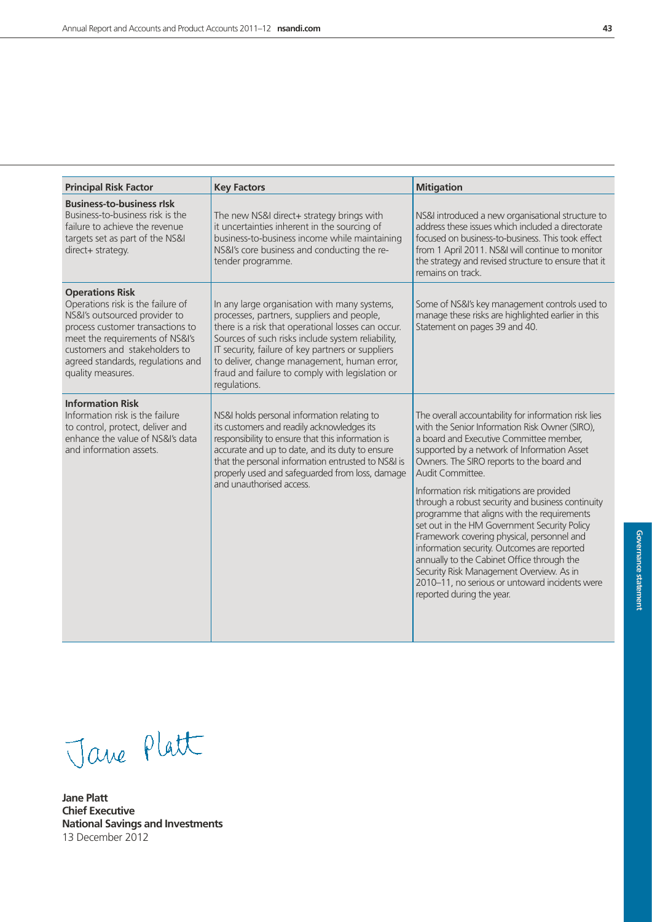| Principal Risk Factor | Key Factors | Mitigation |
|---|---|---|
| **Business-to-business rIsk** Business-to-business risk is the failure to achieve the revenue targets set as part of the NS&I direct+ strategy. | The new NS&I direct+ strategy brings with it uncertainties inherent in the sourcing of business-to-business income while maintaining NS&I's core business and conducting the re-tender programme. | NS&I introduced a new organisational structure to address these issues which included a directorate focused on business-to-business. This took effect from 1 April 2011. NS&I will continue to monitor the strategy and revised structure to ensure that it remains on track. |
| **Operations Risk** Operations risk is the failure of NS&I's outsourced provider to process customer transactions to meet the requirements of NS&I's customers and stakeholders to agreed standards, regulations and quality measures. | In any large organisation with many systems, processes, partners, suppliers and people, there is a risk that operational losses can occur. Sources of such risks include system reliability, IT security, failure of key partners or suppliers to deliver, change management, human error, fraud and failure to comply with legislation or regulations. | Some of NS&I's key management controls used to manage these risks are highlighted earlier in this Statement on pages 39 and 40. |
| **Information Risk** Information risk is the failure to control, protect, deliver and enhance the value of NS&I's data and information assets. | NS&I holds personal information relating to its customers and readily acknowledges its responsibility to ensure that this information is accurate and up to date, and its duty to ensure that the personal information entrusted to NS&I is properly used and safeguarded from loss, damage and unauthorised access. | The overall accountability for information risk lies with the Senior Information Risk Owner (SIRO), a board and Executive Committee member, supported by a network of Information Asset Owners. The SIRO reports to the board and Audit Committee.<br><br>Information risk mitigations are provided through a robust security and business continuity programme that aligns with the requirements set out in the HM Government Security Policy Framework covering physical, personnel and information security. Outcomes are reported annually to the Cabinet Office through the Security Risk Management Overview. As in 2010–11, no serious or untoward incidents were reported during the year. |

Jane Platt

**Jane Platt**
**Chief Executive**
**National Savings and Investments**
13 December 2012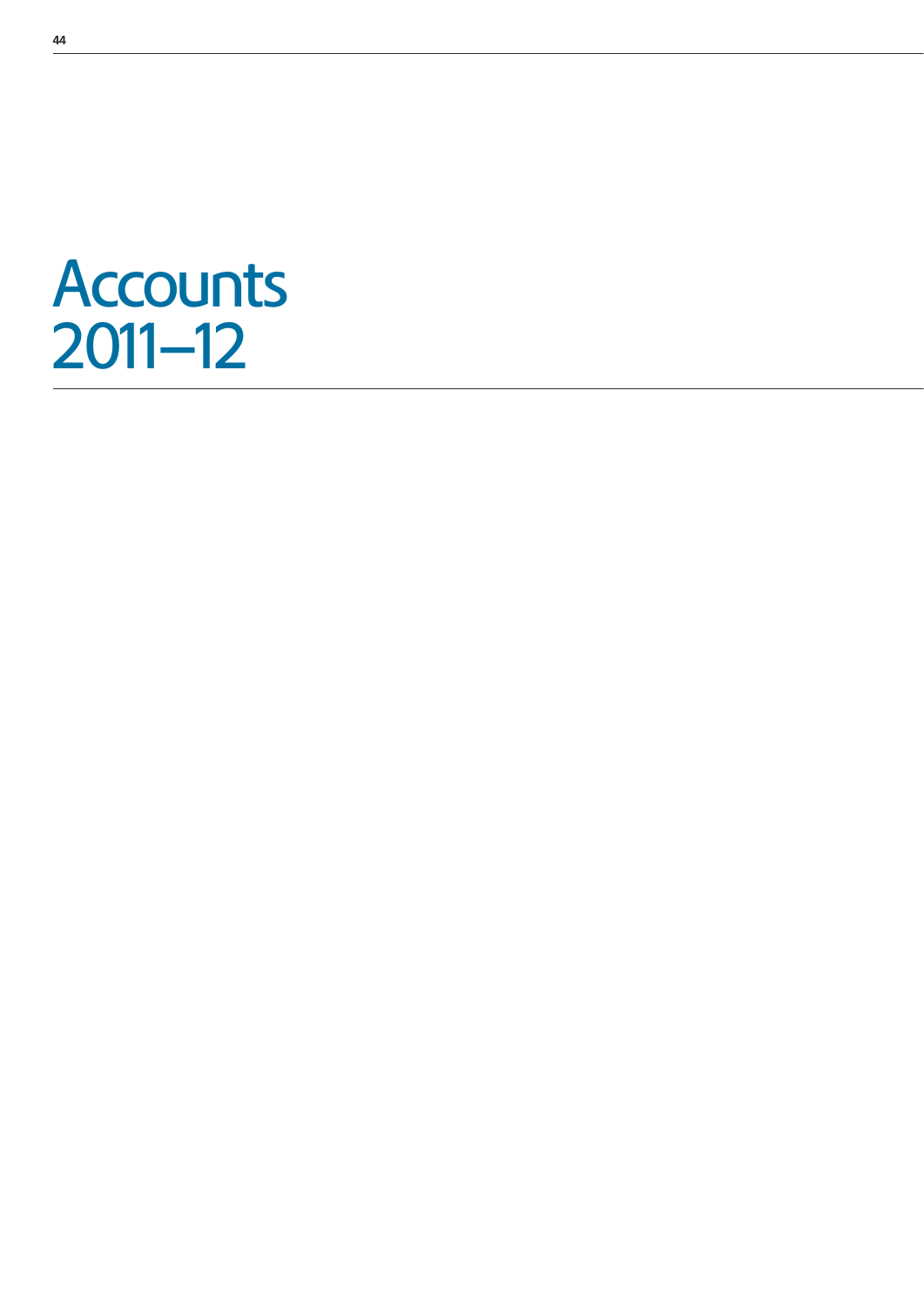# Accounts 2011–12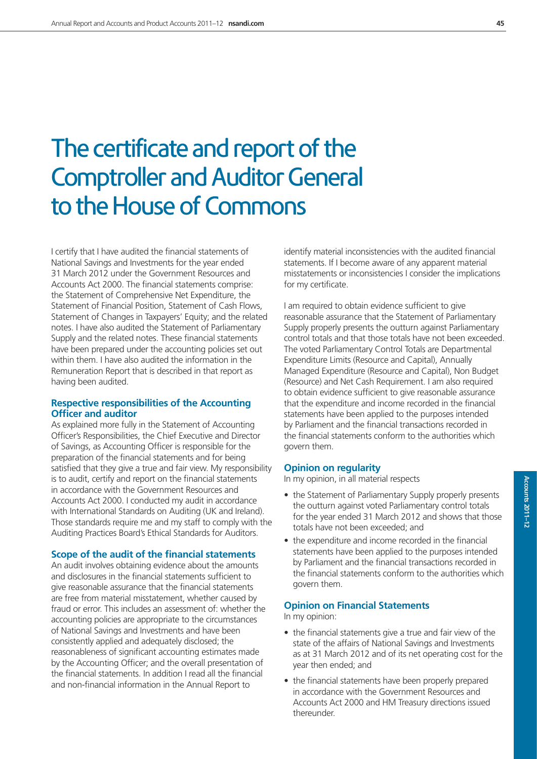# The certificate and report of the Comptroller and Auditor General to the House of Commons

I certify that I have audited the financial statements of National Savings and Investments for the year ended 31 March 2012 under the Government Resources and Accounts Act 2000. The financial statements comprise: the Statement of Comprehensive Net Expenditure, the Statement of Financial Position, Statement of Cash Flows, Statement of Changes in Taxpayers' Equity; and the related notes. I have also audited the Statement of Parliamentary Supply and the related notes. These financial statements have been prepared under the accounting policies set out within them. I have also audited the information in the Remuneration Report that is described in that report as having been audited.

### Respective responsibilities of the Accounting Officer and auditor

As explained more fully in the Statement of Accounting Officer's Responsibilities, the Chief Executive and Director of Savings, as Accounting Officer is responsible for the preparation of the financial statements and for being satisfied that they give a true and fair view. My responsibility is to audit, certify and report on the financial statements in accordance with the Government Resources and Accounts Act 2000. I conducted my audit in accordance with International Standards on Auditing (UK and Ireland). Those standards require me and my staff to comply with the Auditing Practices Board's Ethical Standards for Auditors.

### Scope of the audit of the financial statements

An audit involves obtaining evidence about the amounts and disclosures in the financial statements sufficient to give reasonable assurance that the financial statements are free from material misstatement, whether caused by fraud or error. This includes an assessment of: whether the accounting policies are appropriate to the circumstances of National Savings and Investments and have been consistently applied and adequately disclosed; the reasonableness of significant accounting estimates made by the Accounting Officer; and the overall presentation of the financial statements. In addition I read all the financial and non-financial information in the Annual Report to identify material inconsistencies with the audited financial statements. If I become aware of any apparent material misstatements or inconsistencies I consider the implications for my certificate.

I am required to obtain evidence sufficient to give reasonable assurance that the Statement of Parliamentary Supply properly presents the outturn against Parliamentary control totals and that those totals have not been exceeded. The voted Parliamentary Control Totals are Departmental Expenditure Limits (Resource and Capital), Annually Managed Expenditure (Resource and Capital), Non Budget (Resource) and Net Cash Requirement. I am also required to obtain evidence sufficient to give reasonable assurance that the expenditure and income recorded in the financial statements have been applied to the purposes intended by Parliament and the financial transactions recorded in the financial statements conform to the authorities which govern them.

### Opinion on regularity

In my opinion, in all material respects

- the Statement of Parliamentary Supply properly presents the outturn against voted Parliamentary control totals for the year ended 31 March 2012 and shows that those totals have not been exceeded; and
- the expenditure and income recorded in the financial statements have been applied to the purposes intended by Parliament and the financial transactions recorded in the financial statements conform to the authorities which govern them.

### Opinion on Financial Statements

In my opinion:

- the financial statements give a true and fair view of the state of the affairs of National Savings and Investments as at 31 March 2012 and of its net operating cost for the year then ended; and
- the financial statements have been properly prepared in accordance with the Government Resources and Accounts Act 2000 and HM Treasury directions issued thereunder.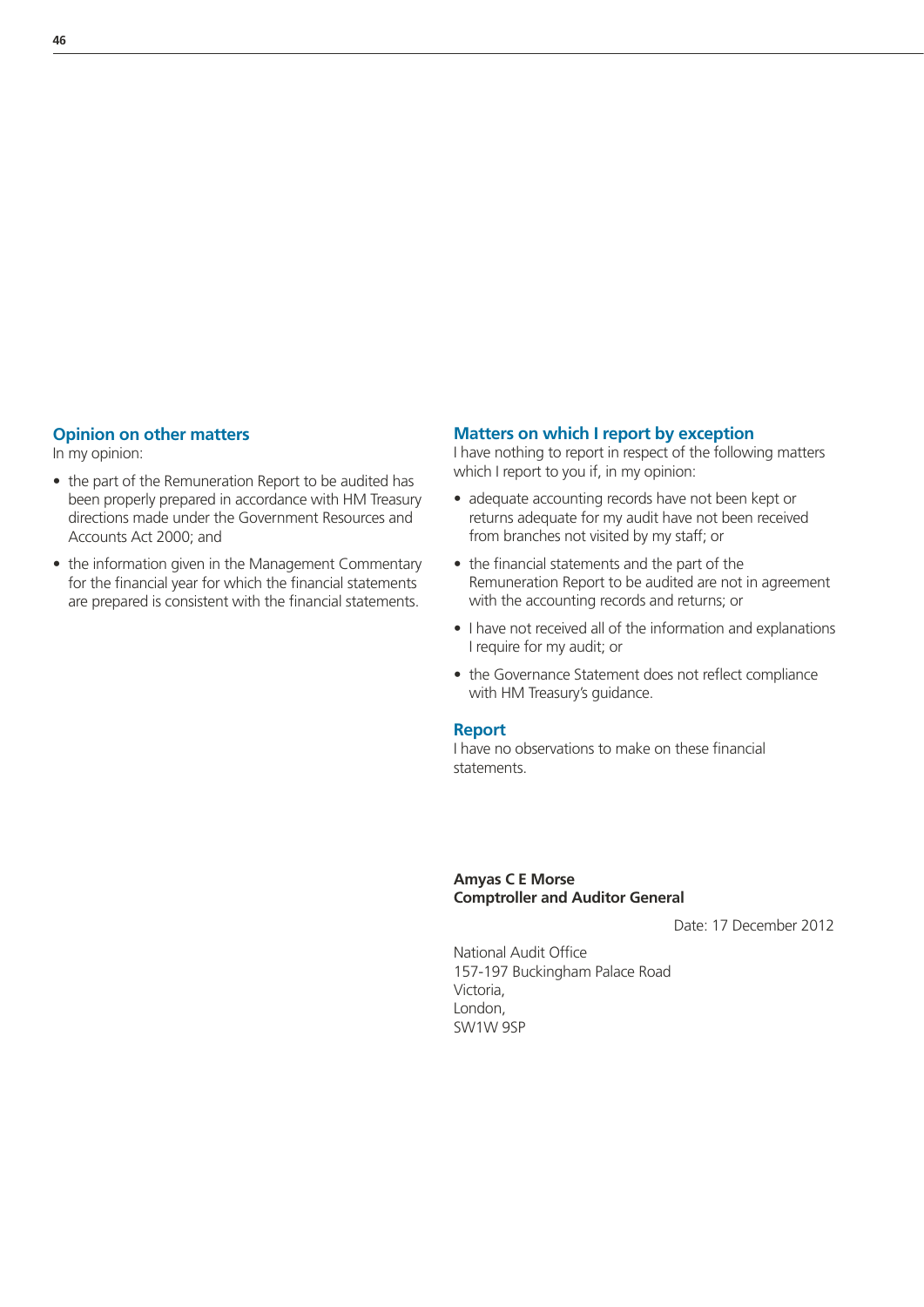## Opinion on other matters

In my opinion:

- the part of the Remuneration Report to be audited has been properly prepared in accordance with HM Treasury directions made under the Government Resources and Accounts Act 2000; and
- the information given in the Management Commentary for the financial year for which the financial statements are prepared is consistent with the financial statements.

## Matters on which I report by exception

I have nothing to report in respect of the following matters which I report to you if, in my opinion:

- adequate accounting records have not been kept or returns adequate for my audit have not been received from branches not visited by my staff; or
- the financial statements and the part of the Remuneration Report to be audited are not in agreement with the accounting records and returns; or
- I have not received all of the information and explanations I require for my audit; or
- the Governance Statement does not reflect compliance with HM Treasury's guidance.

## Report

I have no observations to make on these financial statements.

**Amyas C E Morse**
**Comptroller and Auditor General**

Date: 17 December 2012

National Audit Office
157-197 Buckingham Palace Road
Victoria,
London,
SW1W 9SP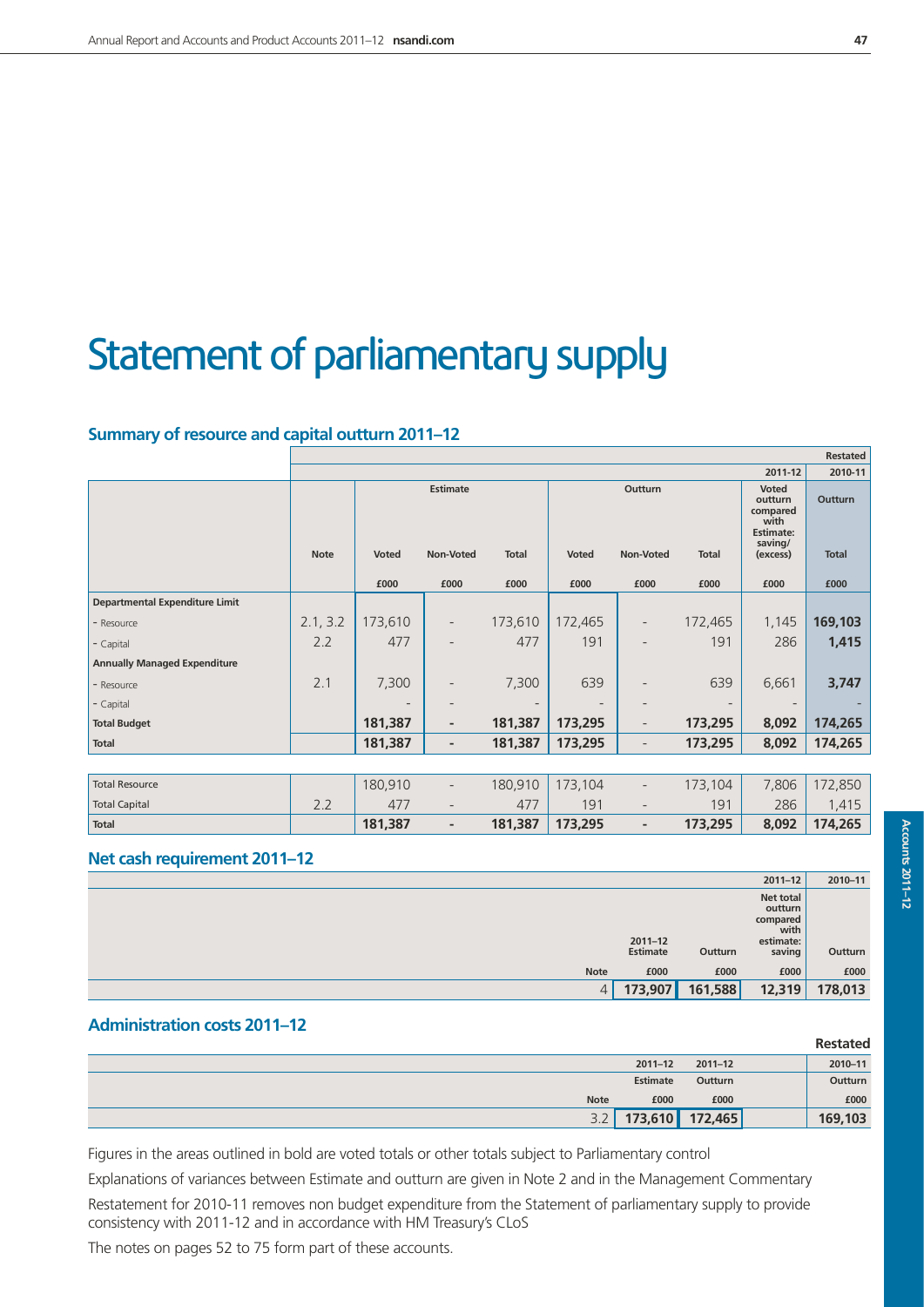# Statement of parliamentary supply

## Summary of resource and capital outturn 2011–12

| | | 2011-12 | | | | | | | Restated 2010-11 |
|---|---|---|---|---|---|---|---|---|---|
| | | Estimate | | | Outturn | | | Voted outturn compared with Estimate: saving/ (excess) | Outturn |
| | Note | Voted | Non-Voted | Total | Voted | Non-Voted | Total | | Total |
| | | £000 | £000 | £000 | £000 | £000 | £000 | £000 | £000 |
| **Departmental Expenditure Limit** | | | | | | | | | |
| - Resource | 2.1, 3.2 | 173,610 | - | 173,610 | 172,465 | - | 172,465 | 1,145 | **169,103** |
| - Capital | 2.2 | 477 | - | 477 | 191 | - | 191 | 286 | **1,415** |
| **Annually Managed Expenditure** | | | | | | | | | |
| - Resource | 2.1 | 7,300 | - | 7,300 | 639 | - | 639 | 6,661 | **3,747** |
| - Capital | | - | - | - | - | - | - | - | - |
| **Total Budget** | | **181,387** | - | **181,387** | **173,295** | - | **173,295** | **8,092** | **174,265** |
| **Total** | | **181,387** | - | **181,387** | **173,295** | - | **173,295** | **8,092** | **174,265** |
| Total Resource | | 180,910 | - | 180,910 | 173,104 | - | 173,104 | 7,806 | 172,850 |
| Total Capital | 2.2 | 477 | - | 477 | 191 | - | 191 | 286 | 1,415 |
| **Total** | | **181,387** | - | **181,387** | **173,295** | - | **173,295** | **8,092** | **174,265** |

## Net cash requirement 2011–12

| | 2011–12 | | | 2010–11 |
|---|---|---|---|---|
| | 2011–12 Estimate | Outturn | Net total outturn compared with estimate: saving | Outturn |
| Note | £000 | £000 | £000 | £000 |
| 4 | **173,907** | **161,588** | **12,319** | **178,013** |

## Administration costs 2011–12

| | 2011–12 | 2011–12 | Restated 2010–11 |
|---|---|---|---|
| | Estimate | Outturn | Outturn |
| Note | £000 | £000 | £000 |
| 3.2 | **173,610** | **172,465** | **169,103** |

Figures in the areas outlined in bold are voted totals or other totals subject to Parliamentary control

Explanations of variances between Estimate and outturn are given in Note 2 and in the Management Commentary

Restatement for 2010-11 removes non budget expenditure from the Statement of parliamentary supply to provide consistency with 2011-12 and in accordance with HM Treasury's CLoS

The notes on pages 52 to 75 form part of these accounts.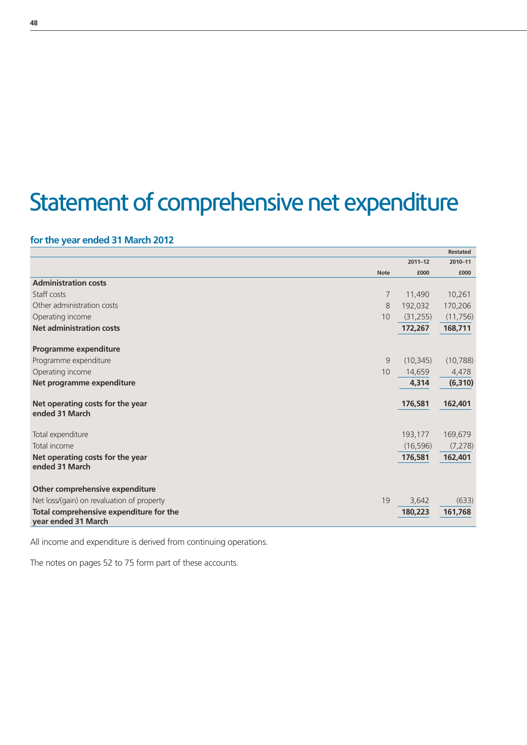# Statement of comprehensive net expenditure

## for the year ended 31 March 2012

| | Note | 2011–12 £000 | Restated 2010–11 £000 |
|---|---|---|---|
| **Administration costs** | | | |
| Staff costs | 7 | 11,490 | 10,261 |
| Other administration costs | 8 | 192,032 | 170,206 |
| Operating income | 10 | (31,255) | (11,756) |
| **Net administration costs** | | **172,267** | **168,711** |
| | | | |
| **Programme expenditure** | | | |
| Programme expenditure | 9 | (10,345) | (10,788) |
| Operating income | 10 | 14,659 | 4,478 |
| **Net programme expenditure** | | **4,314** | **(6,310)** |
| | | | |
| **Net operating costs for the year ended 31 March** | | **176,581** | **162,401** |
| | | | |
| Total expenditure | | 193,177 | 169,679 |
| Total income | | (16,596) | (7,278) |
| **Net operating costs for the year ended 31 March** | | **176,581** | **162,401** |
| | | | |
| **Other comprehensive expenditure** | | | |
| Net loss/(gain) on revaluation of property | 19 | 3,642 | (633) |
| **Total comprehensive expenditure for the year ended 31 March** | | **180,223** | **161,768** |

All income and expenditure is derived from continuing operations.

The notes on pages 52 to 75 form part of these accounts.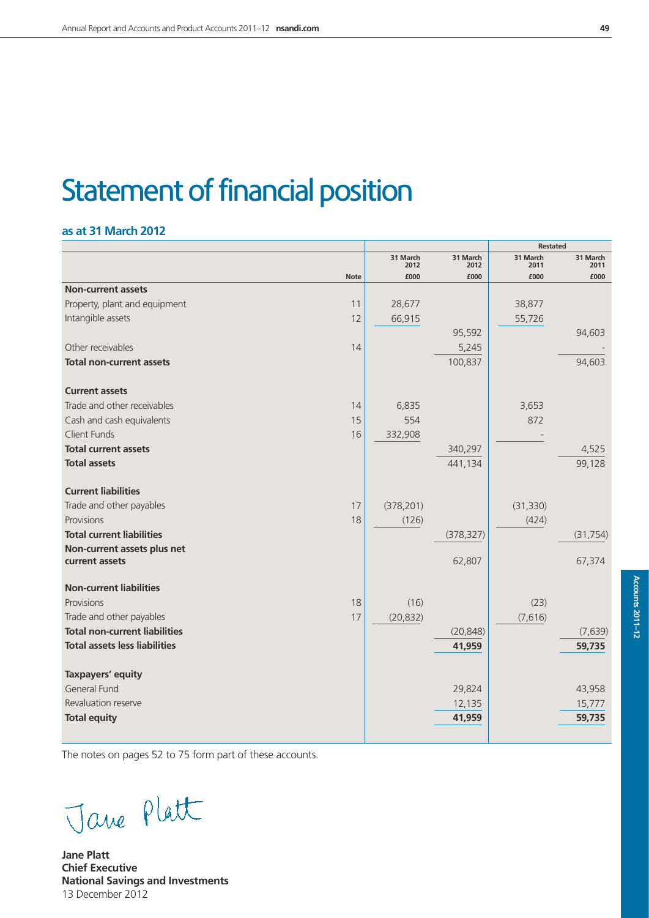# Statement of financial position

### as at 31 March 2012

| | Note | 31 March 2012 £000 | 31 March 2012 £000 | Restated 31 March 2011 £000 | Restated 31 March 2011 £000 |
|---|---|---|---|---|---|
| **Non-current assets** | | | | | |
| Property, plant and equipment | 11 | 28,677 | | 38,877 | |
| Intangible assets | 12 | 66,915 | | 55,726 | |
| | | | 95,592 | | 94,603 |
| Other receivables | 14 | | 5,245 | | - |
| **Total non-current assets** | | | 100,837 | | 94,603 |
| | | | | | |
| **Current assets** | | | | | |
| Trade and other receivables | 14 | 6,835 | | 3,653 | |
| Cash and cash equivalents | 15 | 554 | | 872 | |
| Client Funds | 16 | 332,908 | | - | |
| **Total current assets** | | | 340,297 | | 4,525 |
| **Total assets** | | | 441,134 | | 99,128 |
| | | | | | |
| **Current liabilities** | | | | | |
| Trade and other payables | 17 | (378,201) | | (31,330) | |
| Provisions | 18 | (126) | | (424) | |
| **Total current liabilities** | | | (378,327) | | (31,754) |
| **Non-current assets plus net current assets** | | | 62,807 | | 67,374 |
| | | | | | |
| **Non-current liabilities** | | | | | |
| Provisions | 18 | (16) | | (23) | |
| Trade and other payables | 17 | (20,832) | | (7,616) | |
| **Total non-current liabilities** | | | (20,848) | | (7,639) |
| **Total assets less liabilities** | | | **41,959** | | **59,735** |
| | | | | | |
| **Taxpayers' equity** | | | | | |
| General Fund | | | 29,824 | | 43,958 |
| Revaluation reserve | | | 12,135 | | 15,777 |
| **Total equity** | | | **41,959** | | **59,735** |

The notes on pages 52 to 75 form part of these accounts.

Jane Platt

**Jane Platt**
**Chief Executive**
**National Savings and Investments**
13 December 2012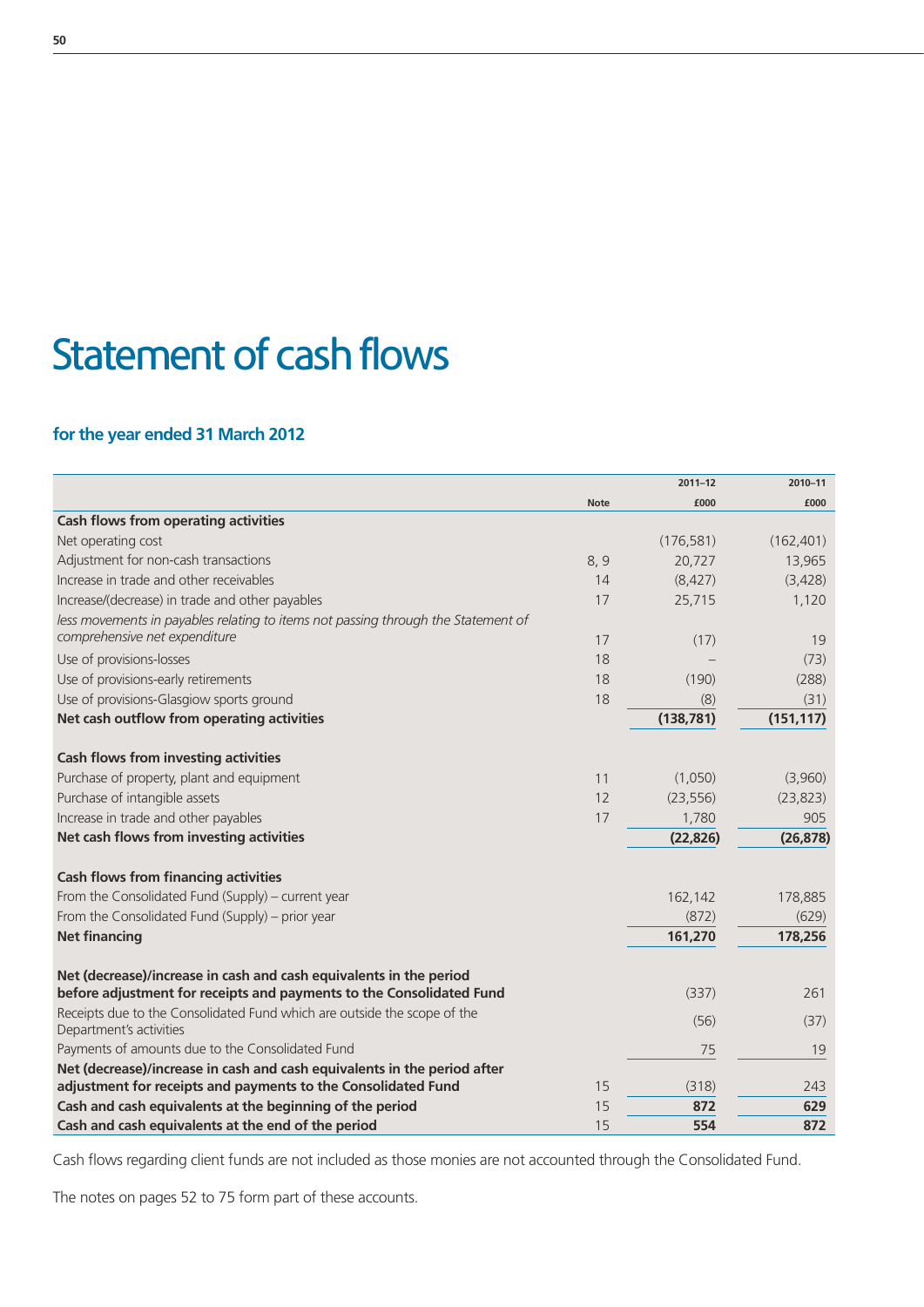# Statement of cash flows

### for the year ended 31 March 2012

| | Note | 2011–12 £000 | 2010–11 £000 |
|---|---|---|---|
| **Cash flows from operating activities** | | | |
| Net operating cost | | (176,581) | (162,401) |
| Adjustment for non-cash transactions | 8, 9 | 20,727 | 13,965 |
| Increase in trade and other receivables | 14 | (8,427) | (3,428) |
| Increase/(decrease) in trade and other payables | 17 | 25,715 | 1,120 |
| *less movements in payables relating to items not passing through the Statement of comprehensive net expenditure* | 17 | (17) | 19 |
| Use of provisions-losses | 18 | – | (73) |
| Use of provisions-early retirements | 18 | (190) | (288) |
| Use of provisions-Glasgow sports ground | 18 | (8) | (31) |
| **Net cash outflow from operating activities** | | **(138,781)** | **(151,117)** |
| | | | |
| **Cash flows from investing activities** | | | |
| Purchase of property, plant and equipment | 11 | (1,050) | (3,960) |
| Purchase of intangible assets | 12 | (23,556) | (23,823) |
| Increase in trade and other payables | 17 | 1,780 | 905 |
| **Net cash flows from investing activities** | | **(22,826)** | **(26,878)** |
| | | | |
| **Cash flows from financing activities** | | | |
| From the Consolidated Fund (Supply) – current year | | 162,142 | 178,885 |
| From the Consolidated Fund (Supply) – prior year | | (872) | (629) |
| **Net financing** | | **161,270** | **178,256** |
| | | | |
| **Net (decrease)/increase in cash and cash equivalents in the period before adjustment for receipts and payments to the Consolidated Fund** | | (337) | 261 |
| Receipts due to the Consolidated Fund which are outside the scope of the Department's activities | | (56) | (37) |
| Payments of amounts due to the Consolidated Fund | | 75 | 19 |
| **Net (decrease)/increase in cash and cash equivalents in the period after adjustment for receipts and payments to the Consolidated Fund** | 15 | (318) | 243 |
| **Cash and cash equivalents at the beginning of the period** | 15 | **872** | **629** |
| **Cash and cash equivalents at the end of the period** | 15 | **554** | **872** |

Cash flows regarding client funds are not included as those monies are not accounted through the Consolidated Fund.

The notes on pages 52 to 75 form part of these accounts.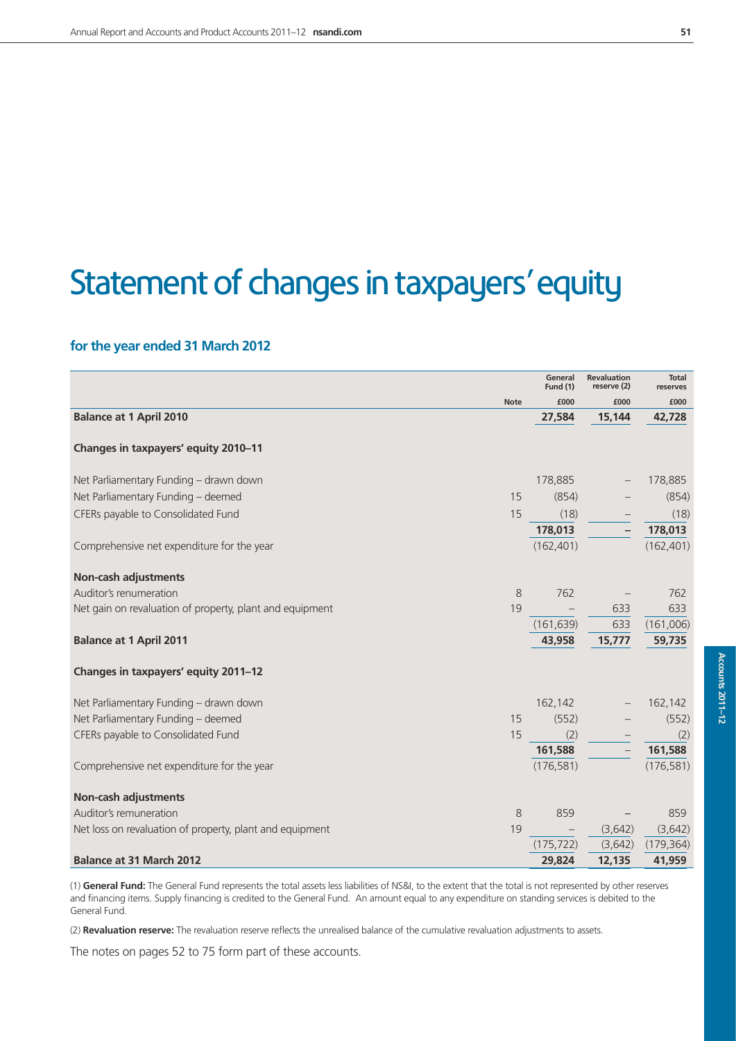# Statement of changes in taxpayers' equity

## for the year ended 31 March 2012

| | Note | General Fund (1) £000 | Revaluation reserve (2) £000 | Total reserves £000 |
|---|---|---|---|---|
| **Balance at 1 April 2010** | | **27,584** | **15,144** | **42,728** |
| **Changes in taxpayers' equity 2010–11** | | | | |
| Net Parliamentary Funding – drawn down | | 178,885 | – | 178,885 |
| Net Parliamentary Funding – deemed | 15 | (854) | – | (854) |
| CFERs payable to Consolidated Fund | 15 | (18) | – | (18) |
| | | **178,013** | **–** | **178,013** |
| Comprehensive net expenditure for the year | | (162,401) | | (162,401) |
| **Non-cash adjustments** | | | | |
| Auditor's renumeration | 8 | 762 | – | 762 |
| Net gain on revaluation of property, plant and equipment | 19 | – | 633 | 633 |
| | | (161,639) | 633 | (161,006) |
| **Balance at 1 April 2011** | | **43,958** | **15,777** | **59,735** |
| **Changes in taxpayers' equity 2011–12** | | | | |
| Net Parliamentary Funding – drawn down | | 162,142 | – | 162,142 |
| Net Parliamentary Funding – deemed | 15 | (552) | – | (552) |
| CFERs payable to Consolidated Fund | 15 | (2) | – | (2) |
| | | **161,588** | – | **161,588** |
| Comprehensive net expenditure for the year | | (176,581) | | (176,581) |
| **Non-cash adjustments** | | | | |
| Auditor's renumeration | 8 | 859 | – | 859 |
| Net loss on revaluation of property, plant and equipment | 19 | – | (3,642) | (3,642) |
| | | (175,722) | (3,642) | (179,364) |
| **Balance at 31 March 2012** | | **29,824** | **12,135** | **41,959** |

(1) **General Fund:** The General Fund represents the total assets less liabilities of NS&I, to the extent that the total is not represented by other reserves and financing items. Supply financing is credited to the General Fund. An amount equal to any expenditure on standing services is debited to the General Fund.

(2) **Revaluation reserve:** The revaluation reserve reflects the unrealised balance of the cumulative revaluation adjustments to assets.

The notes on pages 52 to 75 form part of these accounts.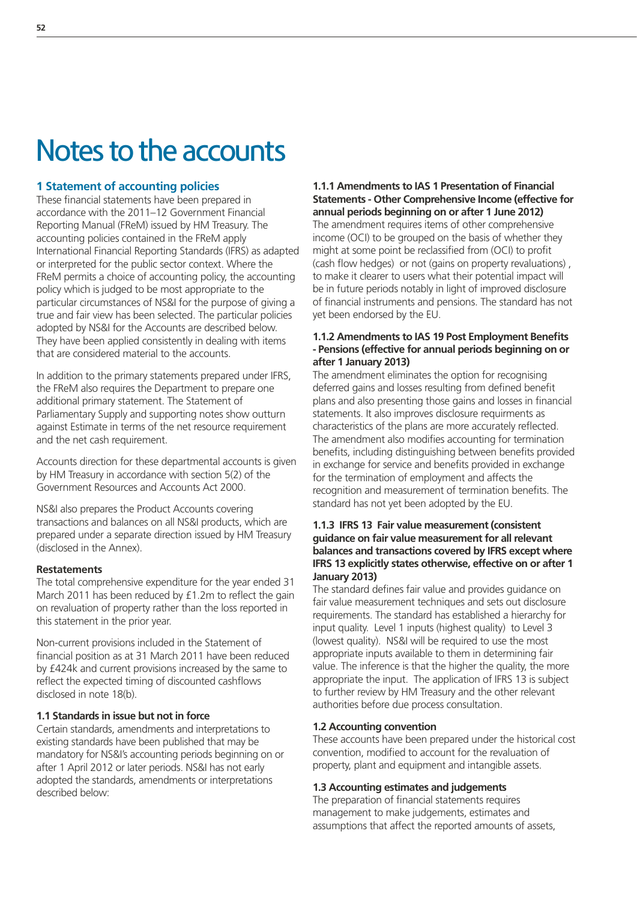# Notes to the accounts

## 1 Statement of accounting policies

These financial statements have been prepared in accordance with the 2011–12 Government Financial Reporting Manual (FReM) issued by HM Treasury. The accounting policies contained in the FReM apply International Financial Reporting Standards (IFRS) as adapted or interpreted for the public sector context. Where the FReM permits a choice of accounting policy, the accounting policy which is judged to be most appropriate to the particular circumstances of NS&I for the purpose of giving a true and fair view has been selected. The particular policies adopted by NS&I for the Accounts are described below. They have been applied consistently in dealing with items that are considered material to the accounts.

In addition to the primary statements prepared under IFRS, the FReM also requires the Department to prepare one additional primary statement. The Statement of Parliamentary Supply and supporting notes show outturn against Estimate in terms of the net resource requirement and the net cash requirement.

Accounts direction for these departmental accounts is given by HM Treasury in accordance with section 5(2) of the Government Resources and Accounts Act 2000.

NS&I also prepares the Product Accounts covering transactions and balances on all NS&I products, which are prepared under a separate direction issued by HM Treasury (disclosed in the Annex).

**Restatements**

The total comprehensive expenditure for the year ended 31 March 2011 has been reduced by £1.2m to reflect the gain on revaluation of property rather than the loss reported in this statement in the prior year.

Non-current provisions included in the Statement of financial position as at 31 March 2011 have been reduced by £424k and current provisions increased by the same to reflect the expected timing of discounted cashflows disclosed in note 18(b).

### 1.1 Standards in issue but not in force

Certain standards, amendments and interpretations to existing standards have been published that may be mandatory for NS&I's accounting periods beginning on or after 1 April 2012 or later periods. NS&I has not early adopted the standards, amendments or interpretations described below:

#### 1.1.1 Amendments to IAS 1 Presentation of Financial Statements - Other Comprehensive Income (effective for annual periods beginning on or after 1 June 2012)

The amendment requires items of other comprehensive income (OCI) to be grouped on the basis of whether they might at some point be reclassified from (OCI) to profit (cash flow hedges) or not (gains on property revaluations) , to make it clearer to users what their potential impact will be in future periods notably in light of improved disclosure of financial instruments and pensions. The standard has not yet been endorsed by the EU.

#### 1.1.2 Amendments to IAS 19 Post Employment Benefits - Pensions (effective for annual periods beginning on or after 1 January 2013)

The amendment eliminates the option for recognising deferred gains and losses resulting from defined benefit plans and also presenting those gains and losses in financial statements. It also improves disclosure requirments as characteristics of the plans are more accurately reflected. The amendment also modifies accounting for termination benefits, including distinguishing between benefits provided in exchange for service and benefits provided in exchange for the termination of employment and affects the recognition and measurement of termination benefits. The standard has not yet been adopted by the EU.

#### 1.1.3 IFRS 13 Fair value measurement (consistent guidance on fair value measurement for all relevant balances and transactions covered by IFRS except where IFRS 13 explicitly states otherwise, effective on or after 1 January 2013)

The standard defines fair value and provides guidance on fair value measurement techniques and sets out disclosure requirements. The standard has established a hierarchy for input quality. Level 1 inputs (highest quality) to Level 3 (lowest quality). NS&I will be required to use the most appropriate inputs available to them in determining fair value. The inference is that the higher the quality, the more appropriate the input. The application of IFRS 13 is subject to further review by HM Treasury and the other relevant authorities before due process consultation.

### 1.2 Accounting convention

These accounts have been prepared under the historical cost convention, modified to account for the revaluation of property, plant and equipment and intangible assets.

### 1.3 Accounting estimates and judgements

The preparation of financial statements requires management to make judgements, estimates and assumptions that affect the reported amounts of assets,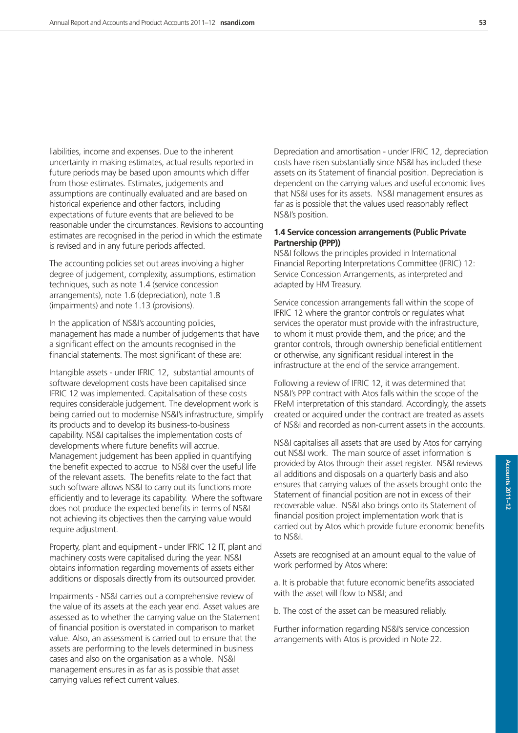liabilities, income and expenses. Due to the inherent uncertainty in making estimates, actual results reported in future periods may be based upon amounts which differ from those estimates. Estimates, judgements and assumptions are continually evaluated and are based on historical experience and other factors, including expectations of future events that are believed to be reasonable under the circumstances. Revisions to accounting estimates are recognised in the period in which the estimate is revised and in any future periods affected.

The accounting policies set out areas involving a higher degree of judgement, complexity, assumptions, estimation techniques, such as note 1.4 (service concession arrangements), note 1.6 (depreciation), note 1.8 (impairments) and note 1.13 (provisions).

In the application of NS&I's accounting policies, management has made a number of judgements that have a significant effect on the amounts recognised in the financial statements. The most significant of these are:

Intangible assets - under IFRIC 12, substantial amounts of software development costs have been capitalised since IFRIC 12 was implemented. Capitalisation of these costs requires considerable judgement. The development work is being carried out to modernise NS&I's infrastructure, simplify its products and to develop its business-to-business capability. NS&I capitalises the implementation costs of developments where future benefits will accrue. Management judgement has been applied in quantifying the benefit expected to accrue to NS&I over the useful life of the relevant assets. The benefits relate to the fact that such software allows NS&I to carry out its functions more efficiently and to leverage its capability. Where the software does not produce the expected benefits in terms of NS&I not achieving its objectives then the carrying value would require adjustment.

Property, plant and equipment - under IFRIC 12 IT, plant and machinery costs were capitalised during the year. NS&I obtains information regarding movements of assets either additions or disposals directly from its outsourced provider.

Impairments - NS&I carries out a comprehensive review of the value of its assets at the each year end. Asset values are assessed as to whether the carrying value on the Statement of financial position is overstated in comparison to market value. Also, an assessment is carried out to ensure that the assets are performing to the levels determined in business cases and also on the organisation as a whole. NS&I management ensures in as far as is possible that asset carrying values reflect current values.

Depreciation and amortisation - under IFRIC 12, depreciation costs have risen substantially since NS&I has included these assets on its Statement of financial position. Depreciation is dependent on the carrying values and useful economic lives that NS&I uses for its assets. NS&I management ensures as far as is possible that the values used reasonably reflect NS&I's position.

**1.4 Service concession arrangements (Public Private Partnership (PPP))**

NS&I follows the principles provided in International Financial Reporting Interpretations Committee (IFRIC) 12: Service Concession Arrangements, as interpreted and adapted by HM Treasury.

Service concession arrangements fall within the scope of IFRIC 12 where the grantor controls or regulates what services the operator must provide with the infrastructure, to whom it must provide them, and the price; and the grantor controls, through ownership beneficial entitlement or otherwise, any significant residual interest in the infrastructure at the end of the service arrangement.

Following a review of IFRIC 12, it was determined that NS&I's PPP contract with Atos falls within the scope of the FReM interpretation of this standard. Accordingly, the assets created or acquired under the contract are treated as assets of NS&I and recorded as non-current assets in the accounts.

NS&I capitalises all assets that are used by Atos for carrying out NS&I work. The main source of asset information is provided by Atos through their asset register. NS&I reviews all additions and disposals on a quarterly basis and also ensures that carrying values of the assets brought onto the Statement of financial position are not in excess of their recoverable value. NS&I also brings onto its Statement of financial position project implementation work that is carried out by Atos which provide future economic benefits to NS&I.

Assets are recognised at an amount equal to the value of work performed by Atos where:

a. It is probable that future economic benefits associated with the asset will flow to NS&I; and

b. The cost of the asset can be measured reliably.

Further information regarding NS&I's service concession arrangements with Atos is provided in Note 22.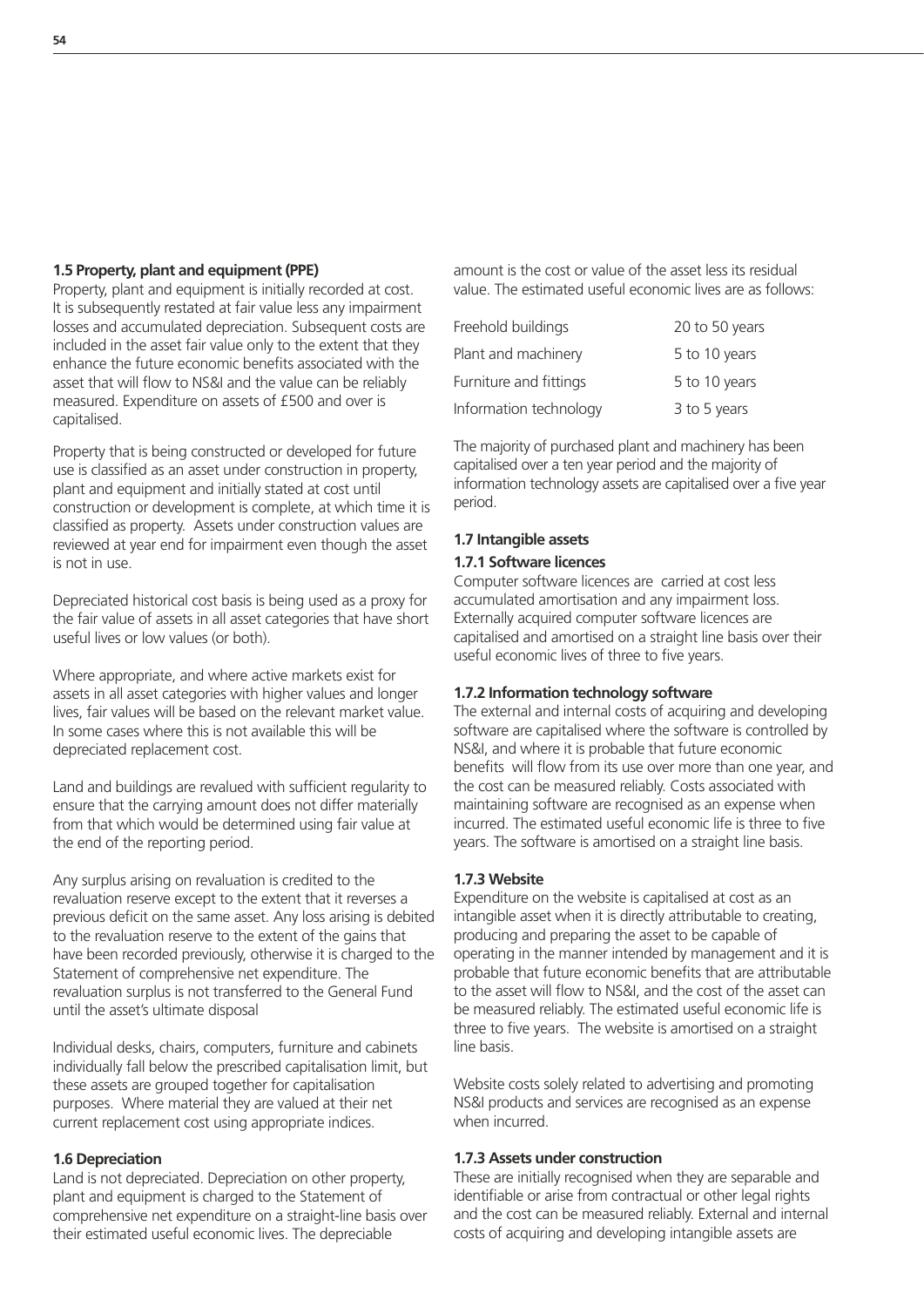### 1.5 Property, plant and equipment (PPE)

Property, plant and equipment is initially recorded at cost. It is subsequently restated at fair value less any impairment losses and accumulated depreciation. Subsequent costs are included in the asset fair value only to the extent that they enhance the future economic benefits associated with the asset that will flow to NS&I and the value can be reliably measured. Expenditure on assets of £500 and over is capitalised.

Property that is being constructed or developed for future use is classified as an asset under construction in property, plant and equipment and initially stated at cost until construction or development is complete, at which time it is classified as property. Assets under construction values are reviewed at year end for impairment even though the asset is not in use.

Depreciated historical cost basis is being used as a proxy for the fair value of assets in all asset categories that have short useful lives or low values (or both).

Where appropriate, and where active markets exist for assets in all asset categories with higher values and longer lives, fair values will be based on the relevant market value. In some cases where this is not available this will be depreciated replacement cost.

Land and buildings are revalued with sufficient regularity to ensure that the carrying amount does not differ materially from that which would be determined using fair value at the end of the reporting period.

Any surplus arising on revaluation is credited to the revaluation reserve except to the extent that it reverses a previous deficit on the same asset. Any loss arising is debited to the revaluation reserve to the extent of the gains that have been recorded previously, otherwise it is charged to the Statement of comprehensive net expenditure. The revaluation surplus is not transferred to the General Fund until the asset's ultimate disposal

Individual desks, chairs, computers, furniture and cabinets individually fall below the prescribed capitalisation limit, but these assets are grouped together for capitalisation purposes. Where material they are valued at their net current replacement cost using appropriate indices.

### 1.6 Depreciation

Land is not depreciated. Depreciation on other property, plant and equipment is charged to the Statement of comprehensive net expenditure on a straight-line basis over their estimated useful economic lives. The depreciable amount is the cost or value of the asset less its residual value. The estimated useful economic lives are as follows:

| | |
|---|---|
| Freehold buildings | 20 to 50 years |
| Plant and machinery | 5 to 10 years |
| Furniture and fittings | 5 to 10 years |
| Information technology | 3 to 5 years |

The majority of purchased plant and machinery has been capitalised over a ten year period and the majority of information technology assets are capitalised over a five year period.

### 1.7 Intangible assets

#### 1.7.1 Software licences

Computer software licences are carried at cost less accumulated amortisation and any impairment loss. Externally acquired computer software licences are capitalised and amortised on a straight line basis over their useful economic lives of three to five years.

#### 1.7.2 Information technology software

The external and internal costs of acquiring and developing software are capitalised where the software is controlled by NS&I, and where it is probable that future economic benefits will flow from its use over more than one year, and the cost can be measured reliably. Costs associated with maintaining software are recognised as an expense when incurred. The estimated useful economic life is three to five years. The software is amortised on a straight line basis.

#### 1.7.3 Website

Expenditure on the website is capitalised at cost as an intangible asset when it is directly attributable to creating, producing and preparing the asset to be capable of operating in the manner intended by management and it is probable that future economic benefits that are attributable to the asset will flow to NS&I, and the cost of the asset can be measured reliably. The estimated useful economic life is three to five years. The website is amortised on a straight line basis.

Website costs solely related to advertising and promoting NS&I products and services are recognised as an expense when incurred.

#### 1.7.3 Assets under construction

These are initially recognised when they are separable and identifiable or arise from contractual or other legal rights and the cost can be measured reliably. External and internal costs of acquiring and developing intangible assets are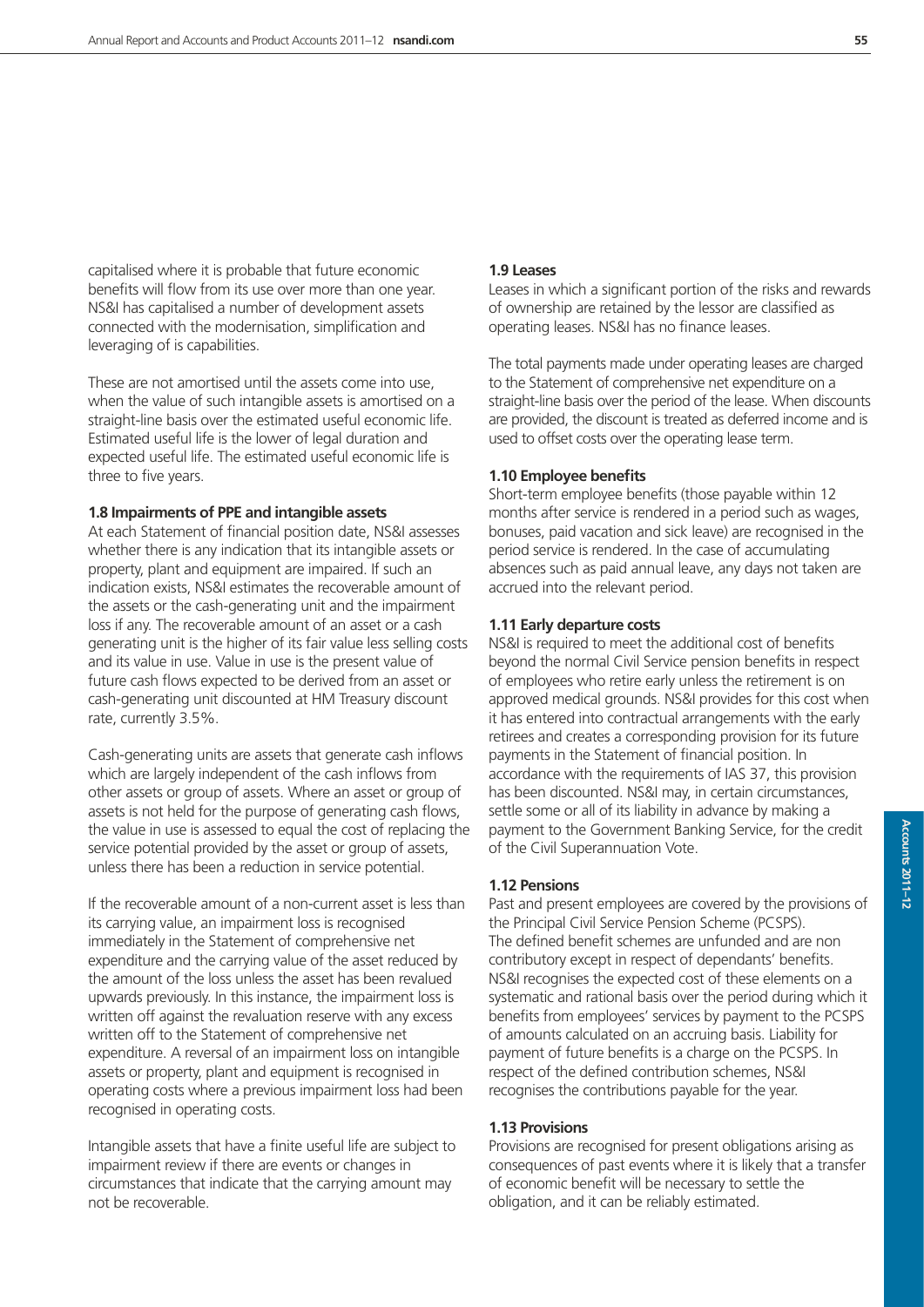capitalised where it is probable that future economic benefits will flow from its use over more than one year. NS&I has capitalised a number of development assets connected with the modernisation, simplification and leveraging of is capabilities.

These are not amortised until the assets come into use, when the value of such intangible assets is amortised on a straight-line basis over the estimated useful economic life. Estimated useful life is the lower of legal duration and expected useful life. The estimated useful economic life is three to five years.

### 1.8 Impairments of PPE and intangible assets

At each Statement of financial position date, NS&I assesses whether there is any indication that its intangible assets or property, plant and equipment are impaired. If such an indication exists, NS&I estimates the recoverable amount of the assets or the cash-generating unit and the impairment loss if any. The recoverable amount of an asset or a cash generating unit is the higher of its fair value less selling costs and its value in use. Value in use is the present value of future cash flows expected to be derived from an asset or cash-generating unit discounted at HM Treasury discount rate, currently 3.5%.

Cash-generating units are assets that generate cash inflows which are largely independent of the cash inflows from other assets or group of assets. Where an asset or group of assets is not held for the purpose of generating cash flows, the value in use is assessed to equal the cost of replacing the service potential provided by the asset or group of assets, unless there has been a reduction in service potential.

If the recoverable amount of a non-current asset is less than its carrying value, an impairment loss is recognised immediately in the Statement of comprehensive net expenditure and the carrying value of the asset reduced by the amount of the loss unless the asset has been revalued upwards previously. In this instance, the impairment loss is written off against the revaluation reserve with any excess written off to the Statement of comprehensive net expenditure. A reversal of an impairment loss on intangible assets or property, plant and equipment is recognised in operating costs where a previous impairment loss had been recognised in operating costs.

Intangible assets that have a finite useful life are subject to impairment review if there are events or changes in circumstances that indicate that the carrying amount may not be recoverable.

### 1.9 Leases

Leases in which a significant portion of the risks and rewards of ownership are retained by the lessor are classified as operating leases. NS&I has no finance leases.

The total payments made under operating leases are charged to the Statement of comprehensive net expenditure on a straight-line basis over the period of the lease. When discounts are provided, the discount is treated as deferred income and is used to offset costs over the operating lease term.

### 1.10 Employee benefits

Short-term employee benefits (those payable within 12 months after service is rendered in a period such as wages, bonuses, paid vacation and sick leave) are recognised in the period service is rendered. In the case of accumulating absences such as paid annual leave, any days not taken are accrued into the relevant period.

### 1.11 Early departure costs

NS&I is required to meet the additional cost of benefits beyond the normal Civil Service pension benefits in respect of employees who retire early unless the retirement is on approved medical grounds. NS&I provides for this cost when it has entered into contractual arrangements with the early retirees and creates a corresponding provision for its future payments in the Statement of financial position. In accordance with the requirements of IAS 37, this provision has been discounted. NS&I may, in certain circumstances, settle some or all of its liability in advance by making a payment to the Government Banking Service, for the credit of the Civil Superannuation Vote.

### 1.12 Pensions

Past and present employees are covered by the provisions of the Principal Civil Service Pension Scheme (PCSPS). The defined benefit schemes are unfunded and are non contributory except in respect of dependants' benefits. NS&I recognises the expected cost of these elements on a systematic and rational basis over the period during which it benefits from employees' services by payment to the PCSPS of amounts calculated on an accruing basis. Liability for payment of future benefits is a charge on the PCSPS. In respect of the defined contribution schemes, NS&I recognises the contributions payable for the year.

### 1.13 Provisions

Provisions are recognised for present obligations arising as consequences of past events where it is likely that a transfer of economic benefit will be necessary to settle the obligation, and it can be reliably estimated.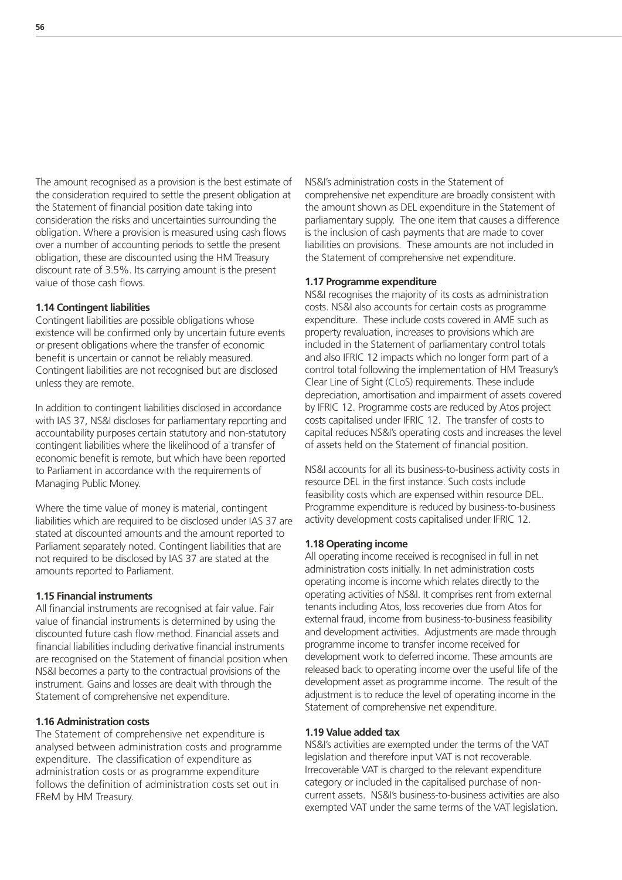The amount recognised as a provision is the best estimate of the consideration required to settle the present obligation at the Statement of financial position date taking into consideration the risks and uncertainties surrounding the obligation. Where a provision is measured using cash flows over a number of accounting periods to settle the present obligation, these are discounted using the HM Treasury discount rate of 3.5%. Its carrying amount is the present value of those cash flows.

### 1.14 Contingent liabilities

Contingent liabilities are possible obligations whose existence will be confirmed only by uncertain future events or present obligations where the transfer of economic benefit is uncertain or cannot be reliably measured. Contingent liabilities are not recognised but are disclosed unless they are remote.

In addition to contingent liabilities disclosed in accordance with IAS 37, NS&I discloses for parliamentary reporting and accountability purposes certain statutory and non-statutory contingent liabilities where the likelihood of a transfer of economic benefit is remote, but which have been reported to Parliament in accordance with the requirements of Managing Public Money.

Where the time value of money is material, contingent liabilities which are required to be disclosed under IAS 37 are stated at discounted amounts and the amount reported to Parliament separately noted. Contingent liabilities that are not required to be disclosed by IAS 37 are stated at the amounts reported to Parliament.

### 1.15 Financial instruments

All financial instruments are recognised at fair value. Fair value of financial instruments is determined by using the discounted future cash flow method. Financial assets and financial liabilities including derivative financial instruments are recognised on the Statement of financial position when NS&I becomes a party to the contractual provisions of the instrument. Gains and losses are dealt with through the Statement of comprehensive net expenditure.

### 1.16 Administration costs

The Statement of comprehensive net expenditure is analysed between administration costs and programme expenditure. The classification of expenditure as administration costs or as programme expenditure follows the definition of administration costs set out in FReM by HM Treasury.

NS&I's administration costs in the Statement of comprehensive net expenditure are broadly consistent with the amount shown as DEL expenditure in the Statement of parliamentary supply. The one item that causes a difference is the inclusion of cash payments that are made to cover liabilities on provisions. These amounts are not included in the Statement of comprehensive net expenditure.

### 1.17 Programme expenditure

NS&I recognises the majority of its costs as administration costs. NS&I also accounts for certain costs as programme expenditure. These include costs covered in AME such as property revaluation, increases to provisions which are included in the Statement of parliamentary control totals and also IFRIC 12 impacts which no longer form part of a control total following the implementation of HM Treasury's Clear Line of Sight (CLoS) requirements. These include depreciation, amortisation and impairment of assets covered by IFRIC 12. Programme costs are reduced by Atos project costs capitalised under IFRIC 12. The transfer of costs to capital reduces NS&I's operating costs and increases the level of assets held on the Statement of financial position.

NS&I accounts for all its business-to-business activity costs in resource DEL in the first instance. Such costs include feasibility costs which are expensed within resource DEL. Programme expenditure is reduced by business-to-business activity development costs capitalised under IFRIC 12.

### 1.18 Operating income

All operating income received is recognised in full in net administration costs initially. In net administration costs operating income is income which relates directly to the operating activities of NS&I. It comprises rent from external tenants including Atos, loss recoveries due from Atos for external fraud, income from business-to-business feasibility and development activities. Adjustments are made through programme income to transfer income received for development work to deferred income. These amounts are released back to operating income over the useful life of the development asset as programme income. The result of the adjustment is to reduce the level of operating income in the Statement of comprehensive net expenditure.

### 1.19 Value added tax

NS&I's activities are exempted under the terms of the VAT legislation and therefore input VAT is not recoverable. Irrecoverable VAT is charged to the relevant expenditure category or included in the capitalised purchase of non-current assets. NS&I's business-to-business activities are also exempted VAT under the same terms of the VAT legislation.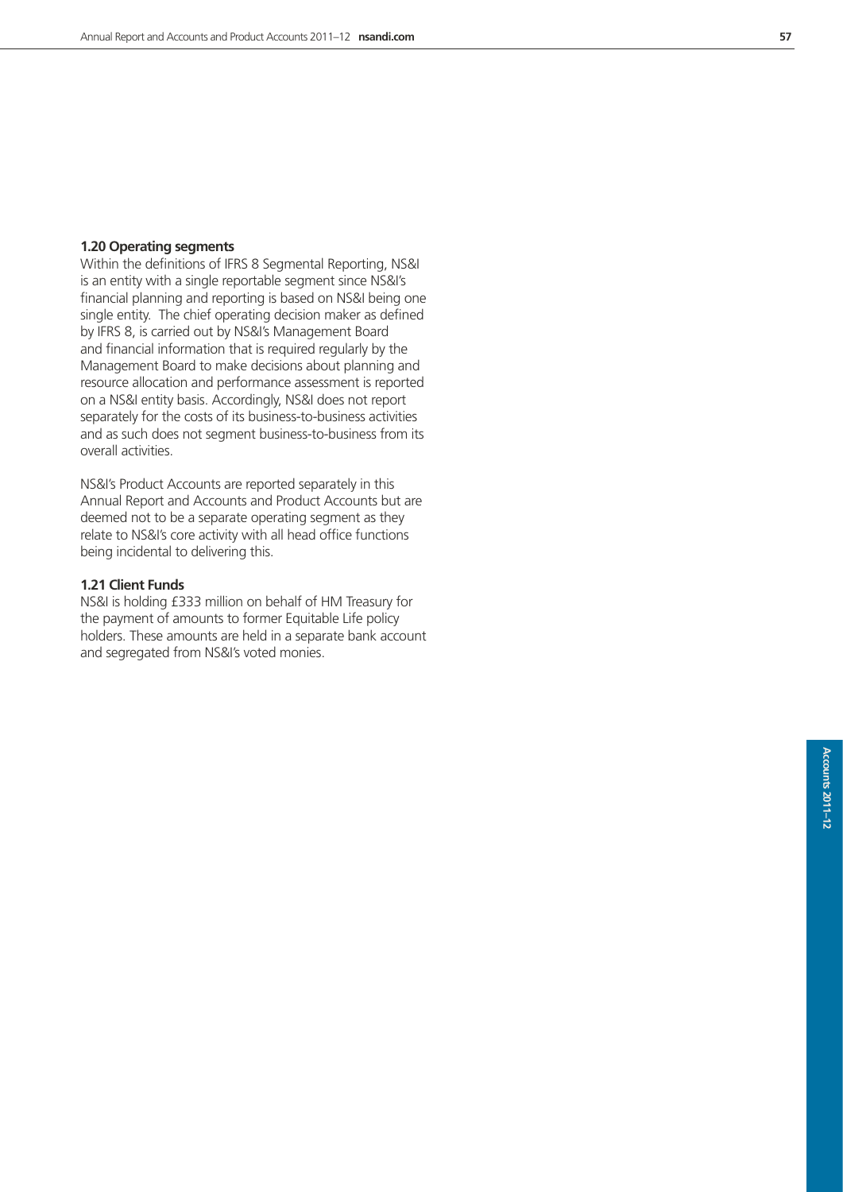### 1.20 Operating segments

Within the definitions of IFRS 8 Segmental Reporting, NS&I is an entity with a single reportable segment since NS&I's financial planning and reporting is based on NS&I being one single entity. The chief operating decision maker as defined by IFRS 8, is carried out by NS&I's Management Board and financial information that is required regularly by the Management Board to make decisions about planning and resource allocation and performance assessment is reported on a NS&I entity basis. Accordingly, NS&I does not report separately for the costs of its business-to-business activities and as such does not segment business-to-business from its overall activities.

NS&I's Product Accounts are reported separately in this Annual Report and Accounts and Product Accounts but are deemed not to be a separate operating segment as they relate to NS&I's core activity with all head office functions being incidental to delivering this.

### 1.21 Client Funds

NS&I is holding £333 million on behalf of HM Treasury for the payment of amounts to former Equitable Life policy holders. These amounts are held in a separate bank account and segregated from NS&I's voted monies.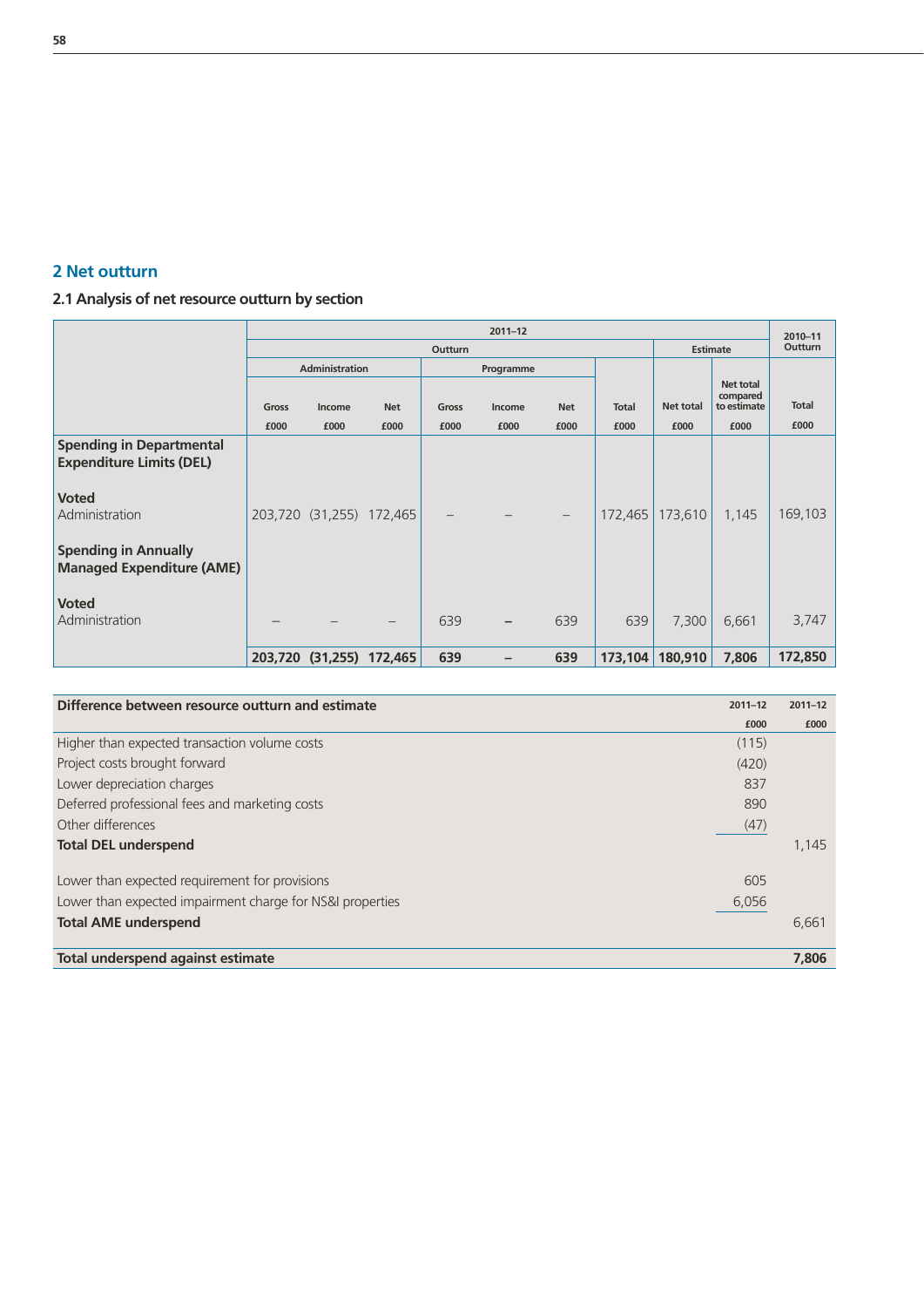## 2 Net outturn

### 2.1 Analysis of net resource outturn by section

| | 2011–12 | | | | | | | | | 2010–11 Outturn |
|---|---|---|---|---|---|---|---|---|---|---|
| | Outturn | | | | | | | Estimate | | |
| | Administration | | | Programme | | | | | | |
| | Gross £000 | Income £000 | Net £000 | Gross £000 | Income £000 | Net £000 | Total £000 | Net total £000 | Net total compared to estimate £000 | Total £000 |
| **Spending in Departmental Expenditure Limits (DEL)** | | | | | | | | | | |
| **Voted** | | | | | | | | | | |
| Administration | 203,720 | (31,255) | 172,465 | – | – | – | 172,465 | 173,610 | 1,145 | 169,103 |
| **Spending in Annually Managed Expenditure (AME)** | | | | | | | | | | |
| **Voted** | | | | | | | | | | |
| Administration | – | – | – | 639 | – | 639 | 639 | 7,300 | 6,661 | 3,747 |
| | **203,720** | **(31,255)** | **172,465** | **639** | **–** | **639** | **173,104** | **180,910** | **7,806** | **172,850** |

| **Difference between resource outturn and estimate** | 2011–12 £000 | 2011–12 £000 |
|---|---|---|
| Higher than expected transaction volume costs | (115) | |
| Project costs brought forward | (420) | |
| Lower depreciation charges | 837 | |
| Deferred professional fees and marketing costs | 890 | |
| Other differences | (47) | |
| **Total DEL underspend** | | 1,145 |
| Lower than expected requirement for provisions | 605 | |
| Lower than expected impairment charge for NS&I properties | 6,056 | |
| **Total AME underspend** | | 6,661 |
| **Total underspend against estimate** | | **7,806** |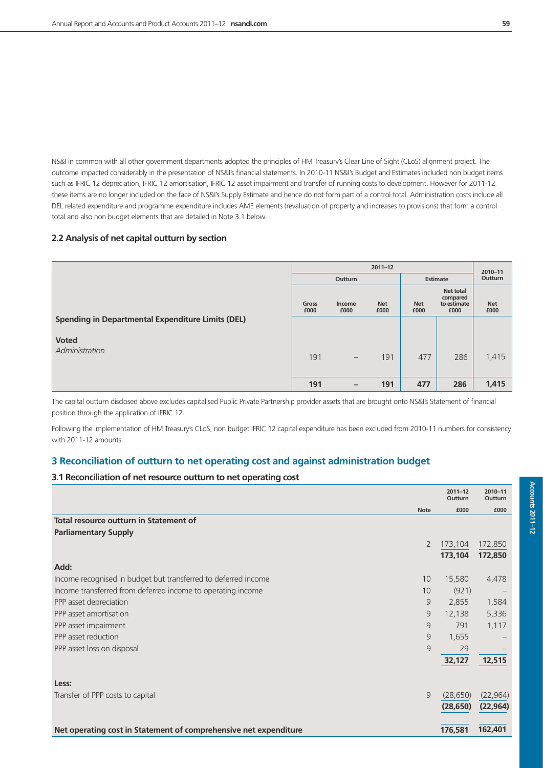NS&I in common with all other government departments adopted the principles of HM Treasury's Clear Line of Sight (CLoS) alignment project. The outcome impacted considerably in the presentation of NS&I's financial statements. In 2010-11 NS&I's Budget and Estimates included non budget items such as IFRIC 12 depreciation, IFRIC 12 amortisation, IFRIC 12 asset impairment and transfer of running costs to development. However for 2011-12 these items are no longer included on the face of NS&I's Supply Estimate and hence do not form part of a control total. Administration costs include all DEL related expenditure and programme expenditure includes AME elements (revaluation of property and increases to provisions) that form a control total and also non budget elements that are detailed in Note 3.1 below.

### 2.2 Analysis of net capital outturn by section

| | 2011–12 | | | | | 2010–11 |
|---|---|---|---|---|---|---|
| | Outturn | | | Estimate | | Outturn |
| | Gross £000 | Income £000 | Net £000 | Net £000 | Net total compared to estimate £000 | Net £000 |
| **Spending in Departmental Expenditure Limits (DEL)** | | | | | | |
| **Voted** | | | | | | |
| *Administration* | 191 | – | 191 | 477 | 286 | 1,415 |
| | **191** | **–** | **191** | **477** | **286** | **1,415** |

The capital outturn disclosed above excludes capitalised Public Private Partnership provider assets that are brought onto NS&I's Statement of financial position through the application of IFRIC 12.

Following the implementation of HM Treasury's CLoS, non budget IFRIC 12 capital expenditure has been excluded from 2010-11 numbers for consistency with 2011-12 amounts.

## 3 Reconciliation of outturn to net operating cost and against administration budget

### 3.1 Reconciliation of net resource outturn to net operating cost

| | Note | 2011–12 Outturn £000 | 2010–11 Outturn £000 |
|---|---|---|---|
| **Total resource outturn in Statement of Parliamentary Supply** | 2 | 173,104 | 172,850 |
| | | **173,104** | **172,850** |
| **Add:** | | | |
| Income recognised in budget but transferred to deferred income | 10 | 15,580 | 4,478 |
| Income transferred from deferred income to operating income | 10 | (921) | – |
| PPP asset depreciation | 9 | 2,855 | 1,584 |
| PPP asset amortisation | 9 | 12,138 | 5,336 |
| PPP asset impairment | 9 | 791 | 1,117 |
| PPP asset reduction | 9 | 1,655 | – |
| PPP asset loss on disposal | 9 | 29 | – |
| | | **32,127** | **12,515** |
| **Less:** | | | |
| Transfer of PPP costs to capital | 9 | (28,650) | (22,964) |
| | | **(28,650)** | **(22,964)** |
| **Net operating cost in Statement of comprehensive net expenditure** | | **176,581** | **162,401** |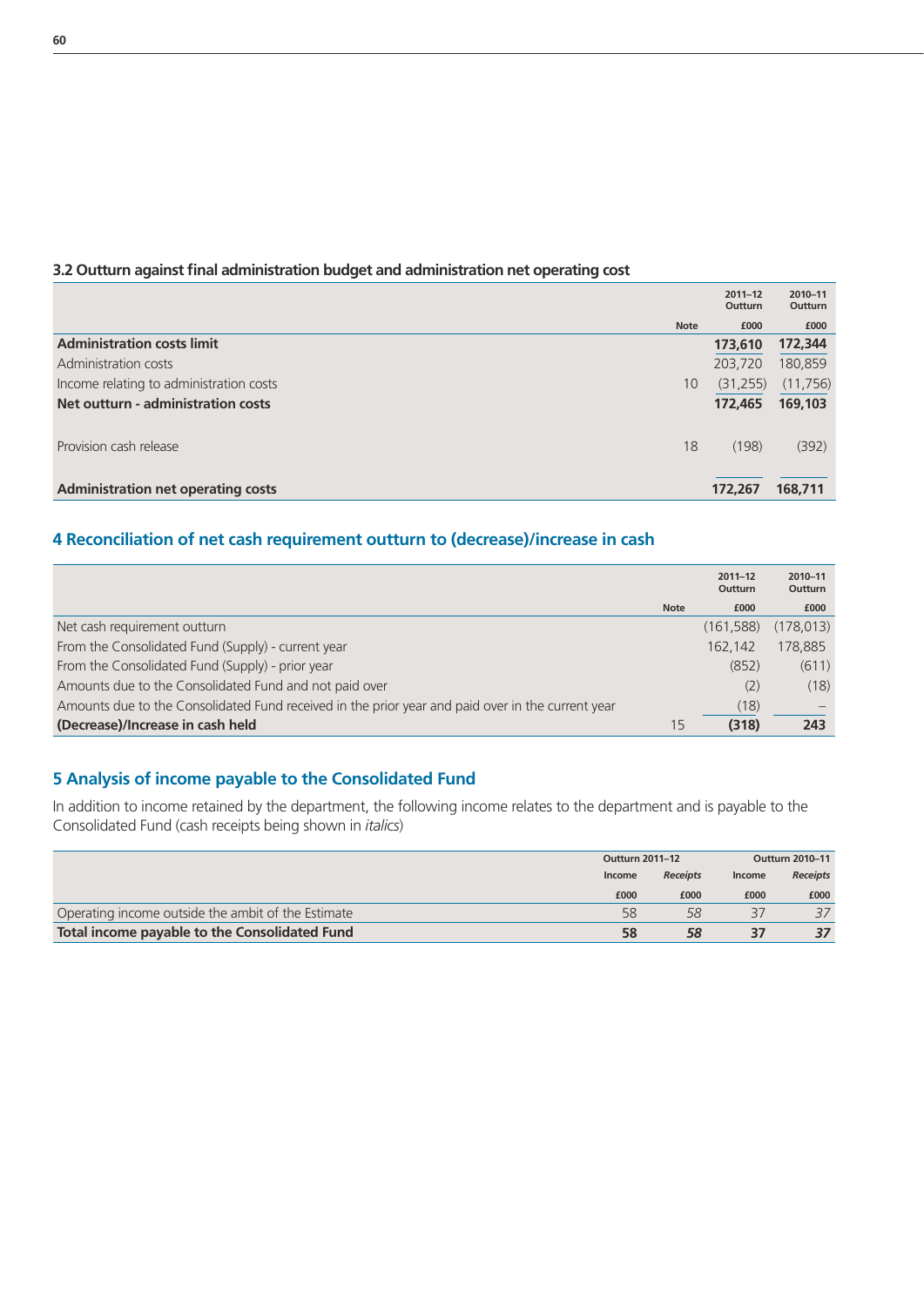### 3.2 Outturn against final administration budget and administration net operating cost

| | Note | 2011–12 Outturn £000 | 2010–11 Outturn £000 |
|---|---|---|---|
| **Administration costs limit** | | **173,610** | **172,344** |
| Administration costs | | 203,720 | 180,859 |
| Income relating to administration costs | 10 | (31,255) | (11,756) |
| **Net outturn - administration costs** | | **172,465** | **169,103** |
| Provision cash release | 18 | (198) | (392) |
| **Administration net operating costs** | | **172,267** | **168,711** |

## 4 Reconciliation of net cash requirement outturn to (decrease)/increase in cash

| | Note | 2011–12 Outturn £000 | 2010–11 Outturn £000 |
|---|---|---|---|
| Net cash requirement outturn | | (161,588) | (178,013) |
| From the Consolidated Fund (Supply) - current year | | 162,142 | 178,885 |
| From the Consolidated Fund (Supply) - prior year | | (852) | (611) |
| Amounts due to the Consolidated Fund and not paid over | | (2) | (18) |
| Amounts due to the Consolidated Fund received in the prior year and paid over in the current year | | (18) | – |
| **(Decrease)/Increase in cash held** | 15 | **(318)** | **243** |

## 5 Analysis of income payable to the Consolidated Fund

In addition to income retained by the department, the following income relates to the department and is payable to the Consolidated Fund (cash receipts being shown in *italics*)

| | Outturn 2011–12 | | Outturn 2010–11 | |
|---|---|---|---|---|
| | Income £000 | *Receipts* £000 | Income £000 | *Receipts* £000 |
| Operating income outside the ambit of the Estimate | 58 | *58* | 37 | *37* |
| **Total income payable to the Consolidated Fund** | **58** | ***58*** | **37** | ***37*** |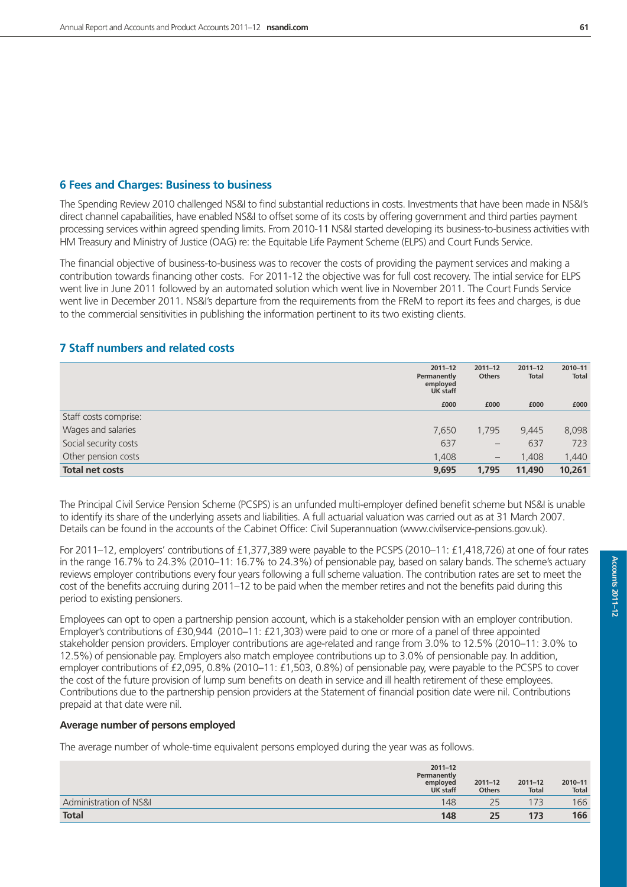## 6 Fees and Charges: Business to business

The Spending Review 2010 challenged NS&I to find substantial reductions in costs. Investments that have been made in NS&I's direct channel capabailities, have enabled NS&I to offset some of its costs by offering government and third parties payment processing services within agreed spending limits. From 2010-11 NS&I started developing its business-to-business activities with HM Treasury and Ministry of Justice (OAG) re: the Equitable Life Payment Scheme (ELPS) and Court Funds Service.

The financial objective of business-to-business was to recover the costs of providing the payment services and making a contribution towards financing other costs. For 2011-12 the objective was for full cost recovery. The intial service for ELPS went live in June 2011 followed by an automated solution which went live in November 2011. The Court Funds Service went live in December 2011. NS&I's departure from the requirements from the FReM to report its fees and charges, is due to the commercial sensitivities in publishing the information pertinent to its two existing clients.

## 7 Staff numbers and related costs

| | 2011–12 Permanently employed UK staff | 2011–12 Others | 2011–12 Total | 2010–11 Total |
|---|---|---|---|---|
| | £000 | £000 | £000 | £000 |
| Staff costs comprise: | | | | |
| Wages and salaries | 7,650 | 1,795 | 9,445 | 8,098 |
| Social security costs | 637 | – | 637 | 723 |
| Other pension costs | 1,408 | – | 1,408 | 1,440 |
| **Total net costs** | **9,695** | **1,795** | **11,490** | **10,261** |

The Principal Civil Service Pension Scheme (PCSPS) is an unfunded multi-employer defined benefit scheme but NS&I is unable to identify its share of the underlying assets and liabilities. A full actuarial valuation was carried out as at 31 March 2007. Details can be found in the accounts of the Cabinet Office: Civil Superannuation (www.civilservice-pensions.gov.uk).

For 2011–12, employers' contributions of £1,377,389 were payable to the PCSPS (2010–11: £1,418,726) at one of four rates in the range 16.7% to 24.3% (2010–11: 16.7% to 24.3%) of pensionable pay, based on salary bands. The scheme's actuary reviews employer contributions every four years following a full scheme valuation. The contribution rates are set to meet the cost of the benefits accruing during 2011–12 to be paid when the member retires and not the benefits paid during this period to existing pensioners.

Employees can opt to open a partnership pension account, which is a stakeholder pension with an employer contribution. Employer's contributions of £30,944 (2010–11: £21,303) were paid to one or more of a panel of three appointed stakeholder pension providers. Employer contributions are age-related and range from 3.0% to 12.5% (2010–11: 3.0% to 12.5%) of pensionable pay. Employers also match employee contributions up to 3.0% of pensionable pay. In addition, employer contributions of £2,095, 0.8% (2010–11: £1,503, 0.8%) of pensionable pay, were payable to the PCSPS to cover the cost of the future provision of lump sum benefits on death in service and ill health retirement of these employees. Contributions due to the partnership pension providers at the Statement of financial position date were nil. Contributions prepaid at that date were nil.

### Average number of persons employed

The average number of whole-time equivalent persons employed during the year was as follows.

| | 2011–12 Permanently employed UK staff | 2011–12 Others | 2011–12 Total | 2010–11 Total |
|---|---|---|---|---|
| Administration of NS&I | 148 | 25 | 173 | 166 |
| **Total** | **148** | **25** | **173** | **166** |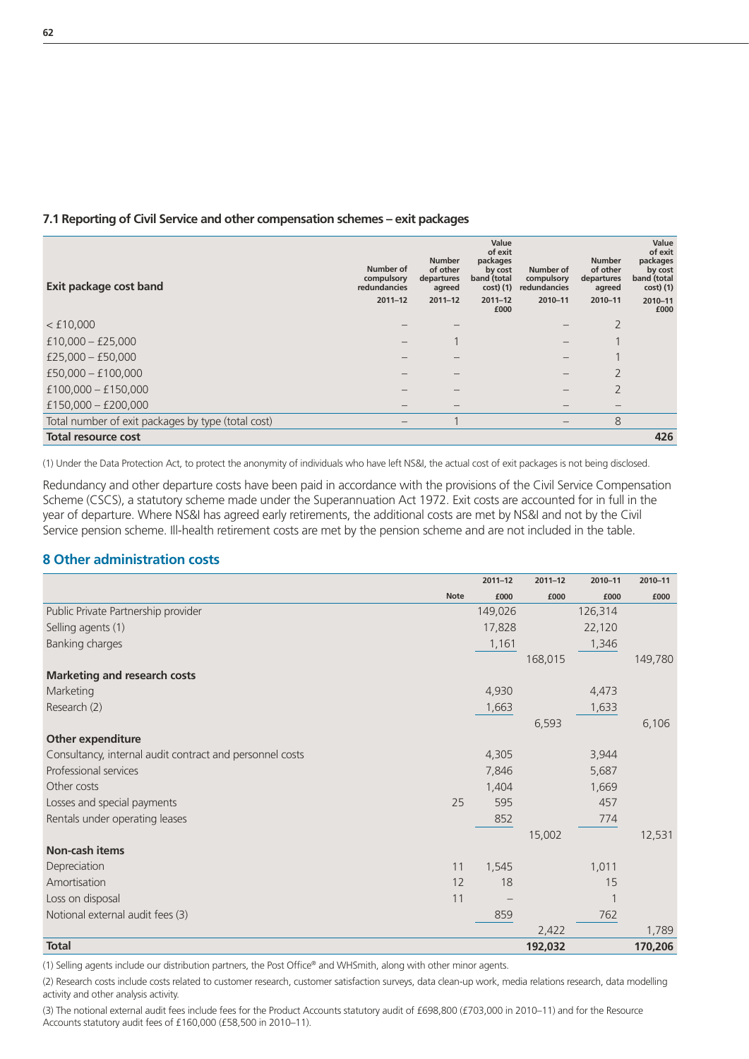### 7.1 Reporting of Civil Service and other compensation schemes – exit packages

| Exit package cost band | Number of compulsory redundancies 2011–12 | Number of other departures agreed 2011–12 | Value of exit packages by cost band (total cost) (1) 2011–12 £000 | Number of compulsory redundancies 2010–11 | Number of other departures agreed 2010–11 | Value of exit packages by cost band (total cost) (1) 2010–11 £000 |
|---|---|---|---|---|---|---|
| < £10,000 | – | – | | – | 2 | |
| £10,000 – £25,000 | – | 1 | | – | 1 | |
| £25,000 – £50,000 | – | – | | – | 1 | |
| £50,000 – £100,000 | – | – | | – | 2 | |
| £100,000 – £150,000 | – | – | | – | 2 | |
| £150,000 – £200,000 | – | – | | – | – | |
| Total number of exit packages by type (total cost) | – | 1 | | – | 8 | |
| **Total resource cost** | | | | | | **426** |

(1) Under the Data Protection Act, to protect the anonymity of individuals who have left NS&I, the actual cost of exit packages is not being disclosed.

Redundancy and other departure costs have been paid in accordance with the provisions of the Civil Service Compensation Scheme (CSCS), a statutory scheme made under the Superannuation Act 1972. Exit costs are accounted for in full in the year of departure. Where NS&I has agreed early retirements, the additional costs are met by NS&I and not by the Civil Service pension scheme. Ill-health retirement costs are met by the pension scheme and are not included in the table.

## 8 Other administration costs

| | Note | 2011–12 £000 | 2011–12 £000 | 2010–11 £000 | 2010–11 £000 |
|---|---|---|---|---|---|
| Public Private Partnership provider | | 149,026 | | 126,314 | |
| Selling agents (1) | | 17,828 | | 22,120 | |
| Banking charges | | 1,161 | | 1,346 | |
| | | | 168,015 | | 149,780 |
| **Marketing and research costs** | | | | | |
| Marketing | | 4,930 | | 4,473 | |
| Research (2) | | 1,663 | | 1,633 | |
| | | | 6,593 | | 6,106 |
| **Other expenditure** | | | | | |
| Consultancy, internal audit contract and personnel costs | | 4,305 | | 3,944 | |
| Professional services | | 7,846 | | 5,687 | |
| Other costs | | 1,404 | | 1,669 | |
| Losses and special payments | 25 | 595 | | 457 | |
| Rentals under operating leases | | 852 | | 774 | |
| | | | 15,002 | | 12,531 |
| **Non-cash items** | | | | | |
| Depreciation | 11 | 1,545 | | 1,011 | |
| Amortisation | 12 | 18 | | 15 | |
| Loss on disposal | 11 | – | | 1 | |
| Notional external audit fees (3) | | 859 | | 762 | |
| | | | 2,422 | | 1,789 |
| **Total** | | | **192,032** | | **170,206** |

(1) Selling agents include our distribution partners, the Post Office® and WHSmith, along with other minor agents.

(2) Research costs include costs related to customer research, customer satisfaction surveys, data clean-up work, media relations research, data modelling activity and other analysis activity.

(3) The notional external audit fees include fees for the Product Accounts statutory audit of £698,800 (£703,000 in 2010–11) and for the Resource Accounts statutory audit fees of £160,000 (£58,500 in 2010–11).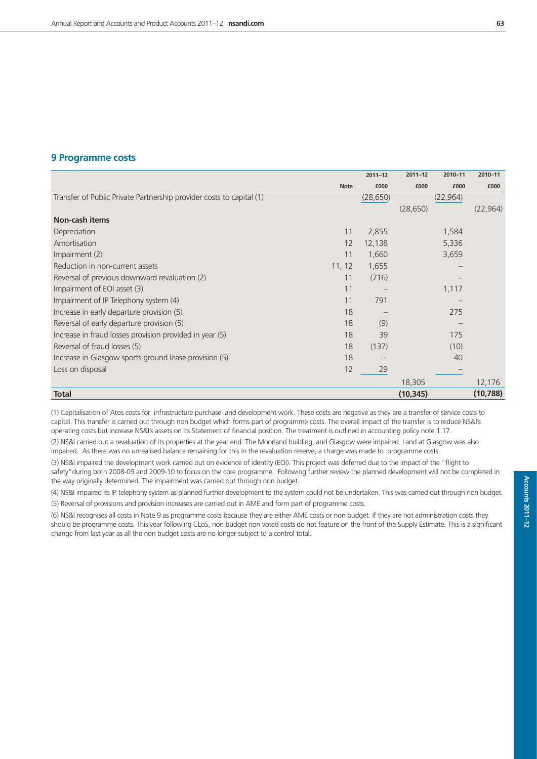## 9 Programme costs

| | Note | 2011–12 £000 | 2011–12 £000 | 2010–11 £000 | 2010–11 £000 |
|---|---|---|---|---|---|
| Transfer of Public Private Partnership provider costs to capital (1) | | (28,650) | | (22,964) | |
| | | | (28,650) | | (22,964) |
| **Non-cash items** | | | | | |
| Depreciation | 11 | 2,855 | | 1,584 | |
| Amortisation | 12 | 12,138 | | 5,336 | |
| Impairment (2) | 11 | 1,660 | | 3,659 | |
| Reduction in non-current assets | 11, 12 | 1,655 | | – | |
| Reversal of previous downward revaluation (2) | 11 | (716) | | – | |
| Impairment of EOI asset (3) | 11 | – | | 1,117 | |
| Impairment of IP Telephony system (4) | 11 | 791 | | – | |
| Increase in early departure provision (5) | 18 | – | | 275 | |
| Reversal of early departure provision (5) | 18 | (9) | | – | |
| Increase in fraud losses provision provided in year (5) | 18 | 39 | | 175 | |
| Reversal of fraud losses (5) | 18 | (137) | | (10) | |
| Increase in Glasgow sports ground lease provision (5) | 18 | – | | 40 | |
| Loss on disposal | 12 | 29 | | – | |
| | | | 18,305 | | 12,176 |
| **Total** | | | **(10,345)** | | **(10,788)** |

(1) Capitalisation of Atos costs for infrastructure purchase and development work. These costs are negative as they are a transfer of service costs to capital. This transfer is carried out through non budget which forms part of programme costs. The overall impact of the transfer is to reduce NS&I's operating costs but increase NS&I's assets on its Statement of financial position. The treatment is outlined in accounting policy note 1.17.

(2) NS&I carried out a revaluation of its properties at the year end. The Moorland building, and Glasgow were impaired. Land at Glasgow was also impaired. As there was no unrealised balance remaining for this in the revaluation reserve, a charge was made to programme costs.

(3) NS&I impaired the development work carried out on evidence of identity (EOI). This project was deferred due to the impact of the "flight to safety" during both 2008-09 and 2009-10 to focus on the core programme. Following further review the planned development will not be completed in the way originally determined. The impairment was carried out through non budget.

(4) NS&I impaired its IP telephony system as planned further development to the system could not be undertaken. This was carried out through non budget.

(5) Reversal of provisions and provision increases are carried out in AME and form part of programme costs.

(6) NS&I recognises all costs in Note 9 as programme costs because they are either AME costs or non budget. If they are not administration costs they should be programme costs. This year following CLoS, non budget non voted costs do not feature on the front of the Supply Estimate. This is a significant change from last year as all the non budget costs are no longer subject to a control total.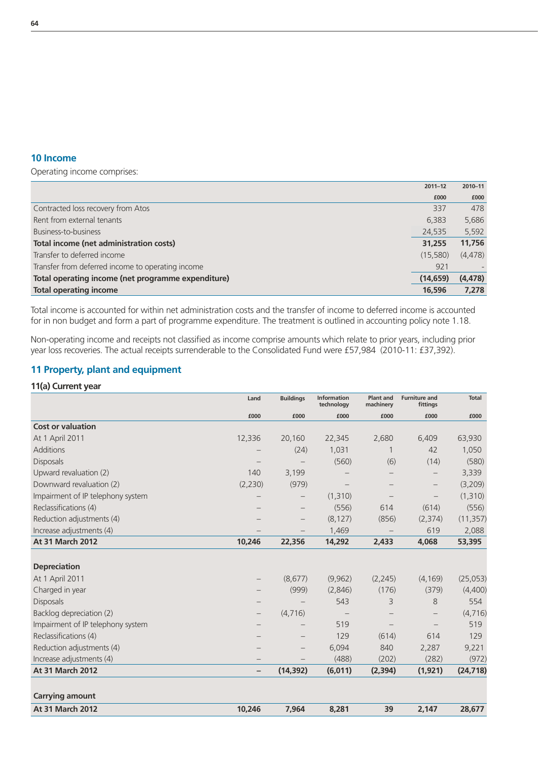## 10 Income

Operating income comprises:

| | 2011–12 | 2010–11 |
|---|---|---|
| | £000 | £000 |
| Contracted loss recovery from Atos | 337 | 478 |
| Rent from external tenants | 6,383 | 5,686 |
| Business-to-business | 24,535 | 5,592 |
| **Total income (net administration costs)** | **31,255** | **11,756** |
| Transfer to deferred income | (15,580) | (4,478) |
| Transfer from deferred income to operating income | 921 | - |
| **Total operating income (net programme expenditure)** | **(14,659)** | **(4,478)** |
| **Total operating income** | **16,596** | **7,278** |

Total income is accounted for within net administration costs and the transfer of income to deferred income is accounted for in non budget and form a part of programme expenditure. The treatment is outlined in accounting policy note 1.18.

Non-operating income and receipts not classified as income comprise amounts which relate to prior years, including prior year loss recoveries. The actual receipts surrenderable to the Consolidated Fund were £57,984 (2010-11: £37,392).

## 11 Property, plant and equipment

### 11(a) Current year

| | Land | Buildings | Information technology | Plant and machinery | Furniture and fittings | Total |
|---|---|---|---|---|---|---|
| | £000 | £000 | £000 | £000 | £000 | £000 |
| **Cost or valuation** | | | | | | |
| At 1 April 2011 | 12,336 | 20,160 | 22,345 | 2,680 | 6,409 | 63,930 |
| Additions | – | (24) | 1,031 | 1 | 42 | 1,050 |
| Disposals | – | – | (560) | (6) | (14) | (580) |
| Upward revaluation (2) | 140 | 3,199 | – | – | – | 3,339 |
| Downward revaluation (2) | (2,230) | (979) | – | – | – | (3,209) |
| Impairment of IP telephony system | – | – | (1,310) | – | – | (1,310) |
| Reclassifications (4) | – | – | (556) | 614 | (614) | (556) |
| Reduction adjustments (4) | – | – | (8,127) | (856) | (2,374) | (11,357) |
| Increase adjustments (4) | – | – | 1,469 | – | 619 | 2,088 |
| **At 31 March 2012** | **10,246** | **22,356** | **14,292** | **2,433** | **4,068** | **53,395** |
| | | | | | | |
| **Depreciation** | | | | | | |
| At 1 April 2011 | – | (8,677) | (9,962) | (2,245) | (4,169) | (25,053) |
| Charged in year | – | (999) | (2,846) | (176) | (379) | (4,400) |
| Disposals | – | – | 543 | 3 | 8 | 554 |
| Backlog depreciation (2) | – | (4,716) | – | – | – | (4,716) |
| Impairment of IP telephony system | – | – | 519 | – | – | 519 |
| Reclassifications (4) | – | – | 129 | (614) | 614 | 129 |
| Reduction adjustments (4) | – | – | 6,094 | 840 | 2,287 | 9,221 |
| Increase adjustments (4) | – | – | (488) | (202) | (282) | (972) |
| **At 31 March 2012** | **–** | **(14,392)** | **(6,011)** | **(2,394)** | **(1,921)** | **(24,718)** |
| | | | | | | |
| **Carrying amount** | | | | | | |
| **At 31 March 2012** | **10,246** | **7,964** | **8,281** | **39** | **2,147** | **28,677** |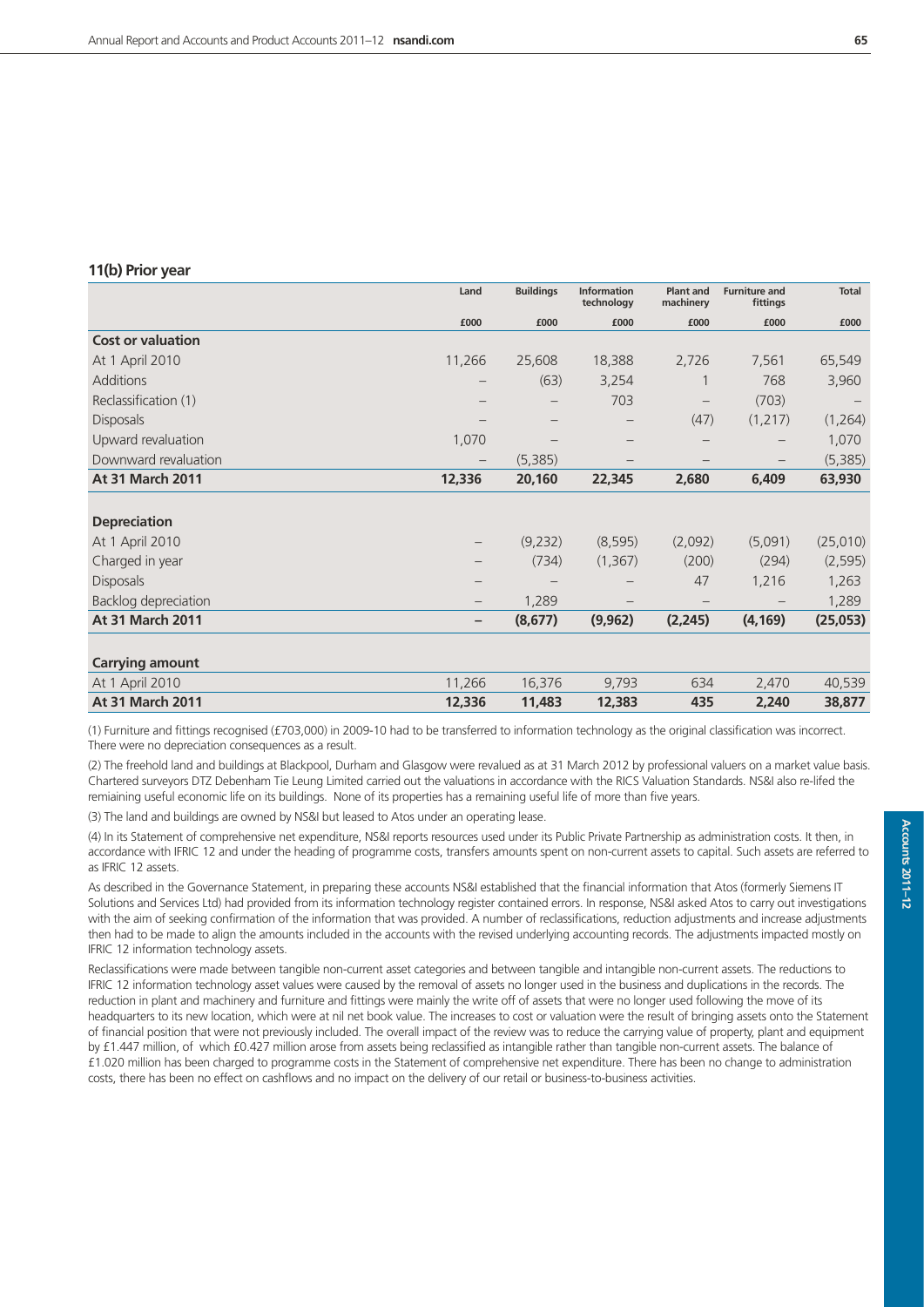## 11(b) Prior year

| | Land | Buildings | Information technology | Plant and machinery | Furniture and fittings | Total |
|---|---|---|---|---|---|---|
| | £000 | £000 | £000 | £000 | £000 | £000 |
| **Cost or valuation** | | | | | | |
| At 1 April 2010 | 11,266 | 25,608 | 18,388 | 2,726 | 7,561 | 65,549 |
| Additions | – | (63) | 3,254 | 1 | 768 | 3,960 |
| Reclassification (1) | – | – | 703 | – | (703) | – |
| Disposals | – | – | – | (47) | (1,217) | (1,264) |
| Upward revaluation | 1,070 | – | – | – | – | 1,070 |
| Downward revaluation | – | (5,385) | – | – | – | (5,385) |
| **At 31 March 2011** | **12,336** | **20,160** | **22,345** | **2,680** | **6,409** | **63,930** |
| | | | | | | |
| **Depreciation** | | | | | | |
| At 1 April 2010 | – | (9,232) | (8,595) | (2,092) | (5,091) | (25,010) |
| Charged in year | – | (734) | (1,367) | (200) | (294) | (2,595) |
| Disposals | – | – | – | 47 | 1,216 | 1,263 |
| Backlog depreciation | – | 1,289 | – | – | – | 1,289 |
| **At 31 March 2011** | **–** | **(8,677)** | **(9,962)** | **(2,245)** | **(4,169)** | **(25,053)** |
| | | | | | | |
| **Carrying amount** | | | | | | |
| At 1 April 2010 | 11,266 | 16,376 | 9,793 | 634 | 2,470 | 40,539 |
| **At 31 March 2011** | **12,336** | **11,483** | **12,383** | **435** | **2,240** | **38,877** |

(1) Furniture and fittings recognised (£703,000) in 2009-10 had to be transferred to information technology as the original classification was incorrect. There were no depreciation consequences as a result.

(2) The freehold land and buildings at Blackpool, Durham and Glasgow were revalued as at 31 March 2012 by professional valuers on a market value basis. Chartered surveyors DTZ Debenham Tie Leung Limited carried out the valuations in accordance with the RICS Valuation Standards. NS&I also re-lifed the remiaining useful economic life on its buildings. None of its properties has a remaining useful life of more than five years.

(3) The land and buildings are owned by NS&I but leased to Atos under an operating lease.

(4) In its Statement of comprehensive net expenditure, NS&I reports resources used under its Public Private Partnership as administration costs. It then, in accordance with IFRIC 12 and under the heading of programme costs, transfers amounts spent on non-current assets to capital. Such assets are referred to as IFRIC 12 assets.

As described in the Governance Statement, in preparing these accounts NS&I established that the financial information that Atos (formerly Siemens IT Solutions and Services Ltd) had provided from its information technology register contained errors. In response, NS&I asked Atos to carry out investigations with the aim of seeking confirmation of the information that was provided. A number of reclassifications, reduction adjustments and increase adjustments then had to be made to align the amounts included in the accounts with the revised underlying accounting records. The adjustments impacted mostly on IFRIC 12 information technology assets.

Reclassifications were made between tangible non-current asset categories and between tangible and intangible non-current assets. The reductions to IFRIC 12 information technology asset values were caused by the removal of assets no longer used in the business and duplications in the records. The reduction in plant and machinery and furniture and fittings were mainly the write off of assets that were no longer used following the move of its headquarters to its new location, which were at nil net book value. The increases to cost or valuation were the result of bringing assets onto the Statement of financial position that were not previously included. The overall impact of the review was to reduce the carrying value of property, plant and equipment by £1.447 million, of which £0.427 million arose from assets being reclassified as intangible rather than tangible non-current assets. The balance of £1.020 million has been charged to programme costs in the Statement of comprehensive net expenditure. There has been no change to administration costs, there has been no effect on cashflows and no impact on the delivery of our retail or business-to-business activities.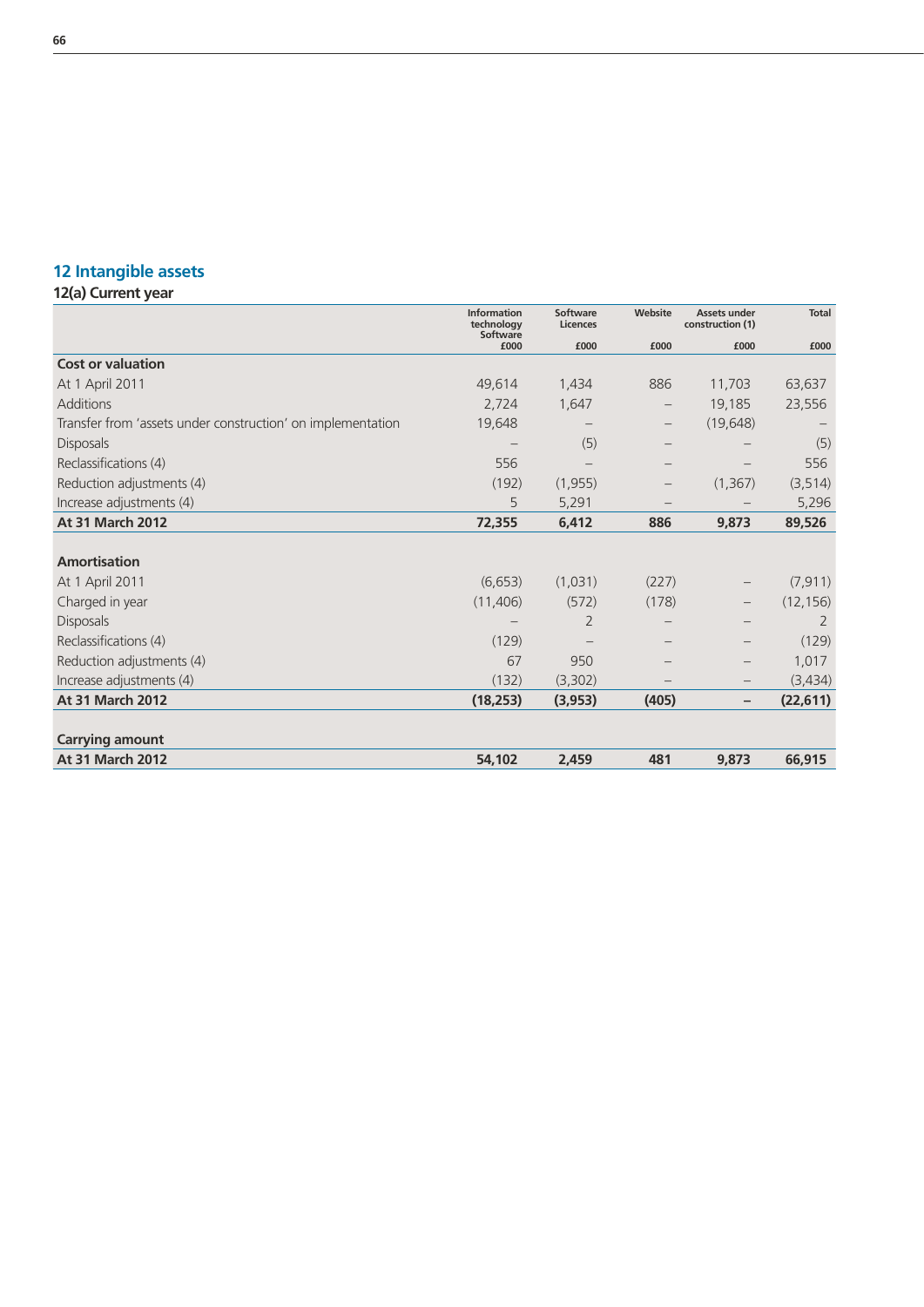## 12 Intangible assets

### 12(a) Current year

| | Information technology Software £000 | Software Licences £000 | Website £000 | Assets under construction (1) £000 | Total £000 |
|---|---|---|---|---|---|
| **Cost or valuation** | | | | | |
| At 1 April 2011 | 49,614 | 1,434 | 886 | 11,703 | 63,637 |
| Additions | 2,724 | 1,647 | – | 19,185 | 23,556 |
| Transfer from 'assets under construction' on implementation | 19,648 | – | – | (19,648) | – |
| Disposals | – | (5) | – | – | (5) |
| Reclassifications (4) | 556 | – | – | – | 556 |
| Reduction adjustments (4) | (192) | (1,955) | – | (1,367) | (3,514) |
| Increase adjustments (4) | 5 | 5,291 | – | – | 5,296 |
| **At 31 March 2012** | **72,355** | **6,412** | **886** | **9,873** | **89,526** |
| | | | | | |
| **Amortisation** | | | | | |
| At 1 April 2011 | (6,653) | (1,031) | (227) | – | (7,911) |
| Charged in year | (11,406) | (572) | (178) | – | (12,156) |
| Disposals | – | 2 | – | – | 2 |
| Reclassifications (4) | (129) | – | – | – | (129) |
| Reduction adjustments (4) | 67 | 950 | – | – | 1,017 |
| Increase adjustments (4) | (132) | (3,302) | – | – | (3,434) |
| **At 31 March 2012** | **(18,253)** | **(3,953)** | **(405)** | **–** | **(22,611)** |
| | | | | | |
| **Carrying amount** | | | | | |
| **At 31 March 2012** | **54,102** | **2,459** | **481** | **9,873** | **66,915** |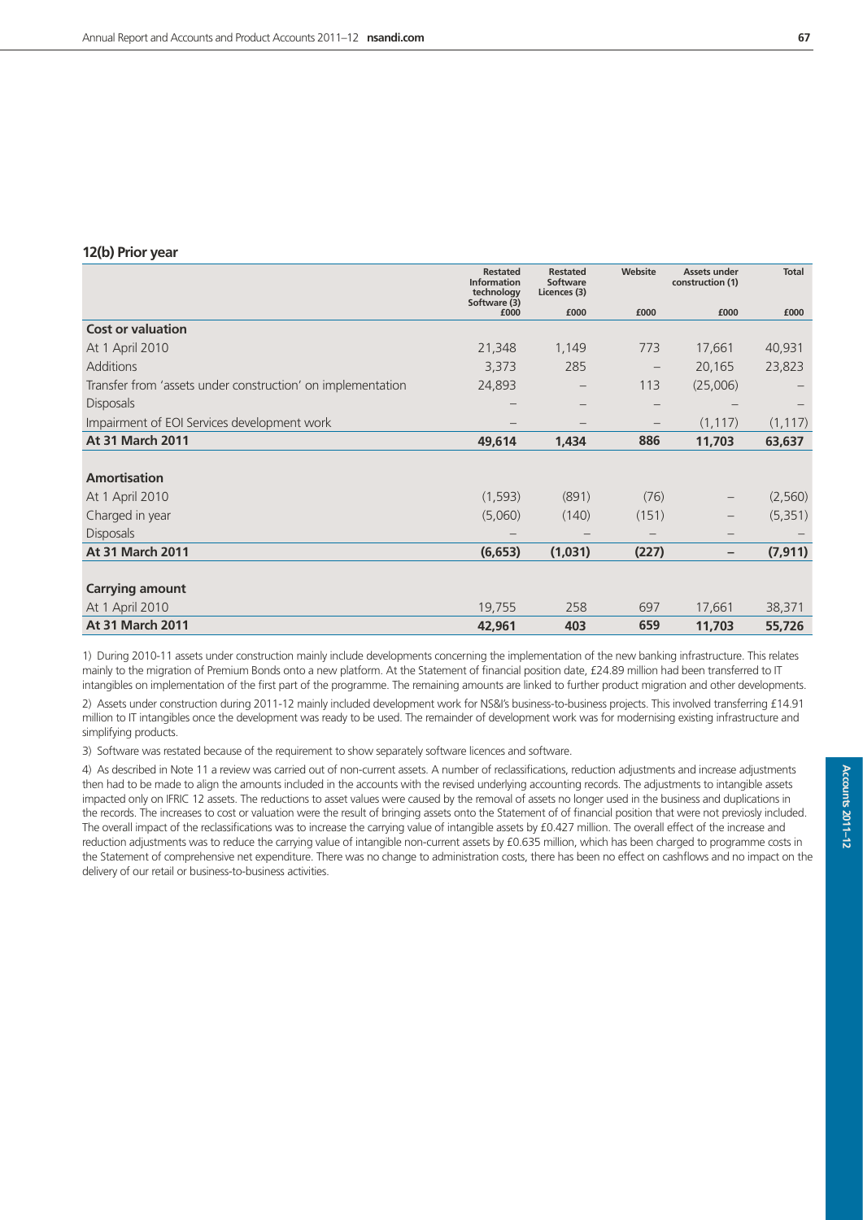## 12(b) Prior year

| | Restated Information technology Software (3) £000 | Restated Software Licences (3) £000 | Website £000 | Assets under construction (1) £000 | Total £000 |
|---|---|---|---|---|---|
| **Cost or valuation** | | | | | |
| At 1 April 2010 | 21,348 | 1,149 | 773 | 17,661 | 40,931 |
| Additions | 3,373 | 285 | – | 20,165 | 23,823 |
| Transfer from 'assets under construction' on implementation | 24,893 | – | 113 | (25,006) | – |
| Disposals | – | – | – | – | – |
| Impairment of EOI Services development work | – | – | – | (1,117) | (1,117) |
| **At 31 March 2011** | **49,614** | **1,434** | **886** | **11,703** | **63,637** |
| **Amortisation** | | | | | |
| At 1 April 2010 | (1,593) | (891) | (76) | – | (2,560) |
| Charged in year | (5,060) | (140) | (151) | – | (5,351) |
| Disposals | – | – | – | – | – |
| **At 31 March 2011** | **(6,653)** | **(1,031)** | **(227)** | **–** | **(7,911)** |
| **Carrying amount** | | | | | |
| At 1 April 2010 | 19,755 | 258 | 697 | 17,661 | 38,371 |
| **At 31 March 2011** | **42,961** | **403** | **659** | **11,703** | **55,726** |

1) During 2010-11 assets under construction mainly include developments concerning the implementation of the new banking infrastructure. This relates mainly to the migration of Premium Bonds onto a new platform. At the Statement of financial position date, £24.89 million had been transferred to IT intangibles on implementation of the first part of the programme. The remaining amounts are linked to further product migration and other developments.

2) Assets under construction during 2011-12 mainly included development work for NS&I's business-to-business projects. This involved transferring £14.91 million to IT intangibles once the development was ready to be used. The remainder of development work was for modernising existing infrastructure and simplifying products.

3) Software was restated because of the requirement to show separately software licences and software.

4) As described in Note 11 a review was carried out of non-current assets. A number of reclassifications, reduction adjustments and increase adjustments then had to be made to align the amounts included in the accounts with the revised underlying accounting records. The adjustments to intangible assets impacted only on IFRIC 12 assets. The reductions to asset values were caused by the removal of assets no longer used in the business and duplications in the records. The increases to cost or valuation were the result of bringing assets onto the Statement of of financial position that were not previosly included. The overall impact of the reclassifications was to increase the carrying value of intangible assets by £0.427 million. The overall effect of the increase and reduction adjustments was to reduce the carrying value of intangible non-current assets by £0.635 million, which has been charged to programme costs in the Statement of comprehensive net expenditure. There was no change to administration costs, there has been no effect on cashflows and no impact on the delivery of our retail or business-to-business activities.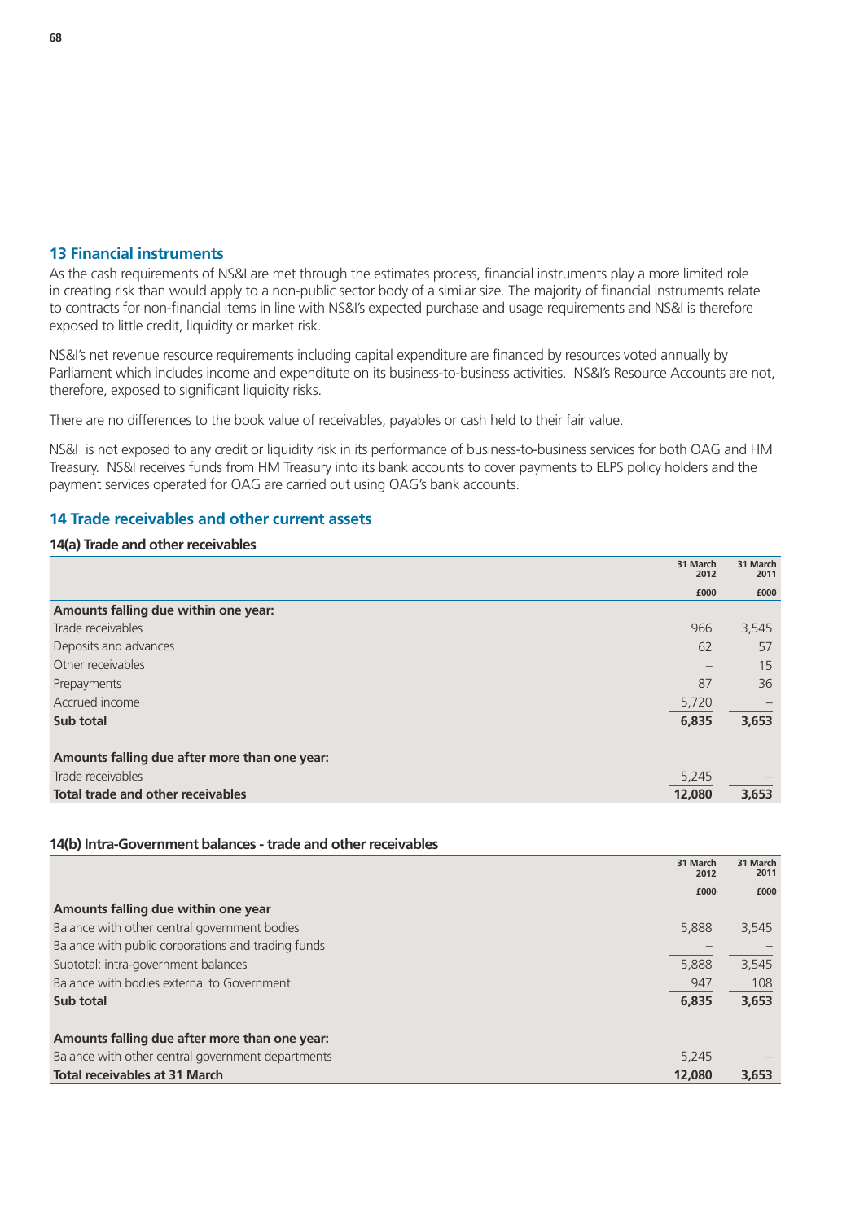## 13 Financial instruments

As the cash requirements of NS&I are met through the estimates process, financial instruments play a more limited role in creating risk than would apply to a non-public sector body of a similar size. The majority of financial instruments relate to contracts for non-financial items in line with NS&I's expected purchase and usage requirements and NS&I is therefore exposed to little credit, liquidity or market risk.

NS&I's net revenue resource requirements including capital expenditure are financed by resources voted annually by Parliament which includes income and expenditute on its business-to-business activities. NS&I's Resource Accounts are not, therefore, exposed to significant liquidity risks.

There are no differences to the book value of receivables, payables or cash held to their fair value.

NS&I is not exposed to any credit or liquidity risk in its performance of business-to-business services for both OAG and HM Treasury. NS&I receives funds from HM Treasury into its bank accounts to cover payments to ELPS policy holders and the payment services operated for OAG are carried out using OAG's bank accounts.

## 14 Trade receivables and other current assets

### 14(a) Trade and other receivables

| | 31 March 2012 | 31 March 2011 |
|---|---|---|
| | £000 | £000 |
| **Amounts falling due within one year:** | | |
| Trade receivables | 966 | 3,545 |
| Deposits and advances | 62 | 57 |
| Other receivables | – | 15 |
| Prepayments | 87 | 36 |
| Accrued income | 5,720 | – |
| **Sub total** | **6,835** | **3,653** |
| | | |
| **Amounts falling due after more than one year:** | | |
| Trade receivables | 5,245 | – |
| **Total trade and other receivables** | **12,080** | **3,653** |

### 14(b) Intra-Government balances - trade and other receivables

| | 31 March 2012 | 31 March 2011 |
|---|---|---|
| | £000 | £000 |
| **Amounts falling due within one year** | | |
| Balance with other central government bodies | 5,888 | 3,545 |
| Balance with public corporations and trading funds | – | – |
| Subtotal: intra-government balances | 5,888 | 3,545 |
| Balance with bodies external to Government | 947 | 108 |
| **Sub total** | **6,835** | **3,653** |
| | | |
| **Amounts falling due after more than one year:** | | |
| Balance with other central government departments | 5,245 | – |
| **Total receivables at 31 March** | **12,080** | **3,653** |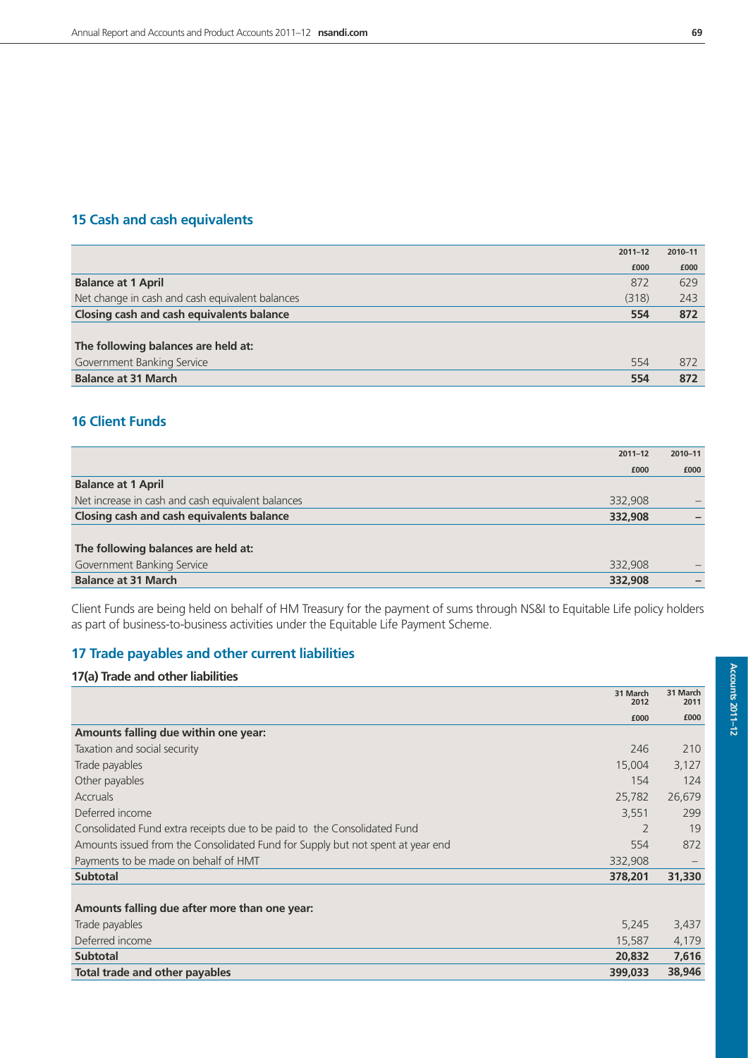## 15 Cash and cash equivalents

| | 2011–12 | 2010–11 |
|---|---|---|
| | £000 | £000 |
| **Balance at 1 April** | 872 | 629 |
| Net change in cash and cash equivalent balances | (318) | 243 |
| **Closing cash and cash equivalents balance** | **554** | **872** |
| | | |
| **The following balances are held at:** | | |
| Government Banking Service | 554 | 872 |
| **Balance at 31 March** | **554** | **872** |

## 16 Client Funds

| | 2011–12 | 2010–11 |
|---|---|---|
| | £000 | £000 |
| **Balance at 1 April** | | |
| Net increase in cash and cash equivalent balances | 332,908 | – |
| **Closing cash and cash equivalents balance** | **332,908** | **–** |
| | | |
| **The following balances are held at:** | | |
| Government Banking Service | 332,908 | – |
| **Balance at 31 March** | **332,908** | **–** |

Client Funds are being held on behalf of HM Treasury for the payment of sums through NS&I to Equitable Life policy holders as part of business-to-business activities under the Equitable Life Payment Scheme.

## 17 Trade payables and other current liabilities

### 17(a) Trade and other liabilities

| | 31 March 2012 | 31 March 2011 |
|---|---|---|
| | £000 | £000 |
| **Amounts falling due within one year:** | | |
| Taxation and social security | 246 | 210 |
| Trade payables | 15,004 | 3,127 |
| Other payables | 154 | 124 |
| Accruals | 25,782 | 26,679 |
| Deferred income | 3,551 | 299 |
| Consolidated Fund extra receipts due to be paid to the Consolidated Fund | 2 | 19 |
| Amounts issued from the Consolidated Fund for Supply but not spent at year end | 554 | 872 |
| Payments to be made on behalf of HMT | 332,908 | – |
| **Subtotal** | **378,201** | **31,330** |
| | | |
| **Amounts falling due after more than one year:** | | |
| Trade payables | 5,245 | 3,437 |
| Deferred income | 15,587 | 4,179 |
| **Subtotal** | **20,832** | **7,616** |
| **Total trade and other payables** | **399,033** | **38,946** |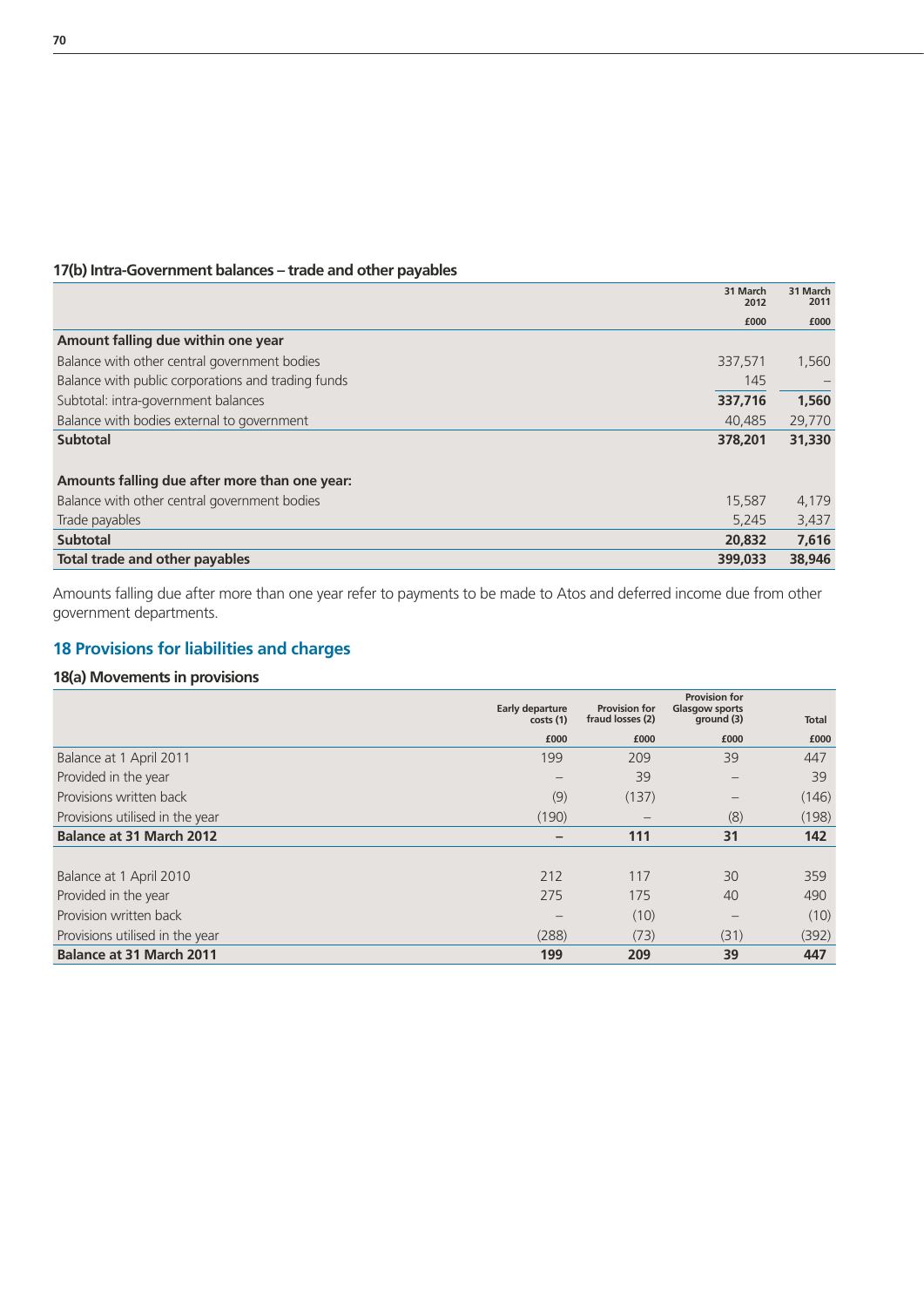### 17(b) Intra-Government balances – trade and other payables

| | 31 March 2012 | 31 March 2011 |
|---|---|---|
| | £000 | £000 |
| **Amount falling due within one year** | | |
| Balance with other central government bodies | 337,571 | 1,560 |
| Balance with public corporations and trading funds | 145 | – |
| Subtotal: intra-government balances | **337,716** | **1,560** |
| Balance with bodies external to government | 40,485 | 29,770 |
| **Subtotal** | **378,201** | **31,330** |
| | | |
| **Amounts falling due after more than one year:** | | |
| Balance with other central government bodies | 15,587 | 4,179 |
| Trade payables | 5,245 | 3,437 |
| **Subtotal** | **20,832** | **7,616** |
| **Total trade and other payables** | **399,033** | **38,946** |

Amounts falling due after more than one year refer to payments to be made to Atos and deferred income due from other government departments.

## 18 Provisions for liabilities and charges

### 18(a) Movements in provisions

| | Early departure costs (1) | Provision for fraud losses (2) | Provision for Glasgow sports ground (3) | Total |
|---|---|---|---|---|
| | £000 | £000 | £000 | £000 |
| Balance at 1 April 2011 | 199 | 209 | 39 | 447 |
| Provided in the year | – | 39 | – | 39 |
| Provisions written back | (9) | (137) | – | (146) |
| Provisions utilised in the year | (190) | – | (8) | (198) |
| **Balance at 31 March 2012** | **–** | **111** | **31** | **142** |
| | | | | |
| Balance at 1 April 2010 | 212 | 117 | 30 | 359 |
| Provided in the year | 275 | 175 | 40 | 490 |
| Provision written back | – | (10) | – | (10) |
| Provisions utilised in the year | (288) | (73) | (31) | (392) |
| **Balance at 31 March 2011** | **199** | **209** | **39** | **447** |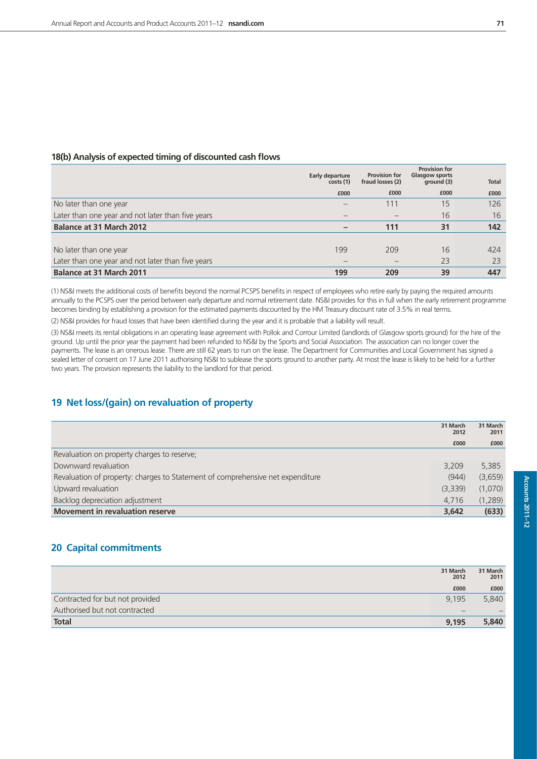### 18(b) Analysis of expected timing of discounted cash flows

| | Early departure costs (1) | Provision for fraud losses (2) | Provision for Glasgow sports ground (3) | Total |
|---|---|---|---|---|
| | £000 | £000 | £000 | £000 |
| No later than one year | – | 111 | 15 | 126 |
| Later than one year and not later than five years | – | – | 16 | 16 |
| **Balance at 31 March 2012** | **–** | **111** | **31** | **142** |
| | | | | |
| No later than one year | 199 | 209 | 16 | 424 |
| Later than one year and not later than five years | – | – | 23 | 23 |
| **Balance at 31 March 2011** | **199** | **209** | **39** | **447** |

(1) NS&I meets the additional costs of benefits beyond the normal PCSPS benefits in respect of employees who retire early by paying the required amounts annually to the PCSPS over the period between early departure and normal retirement date. NS&I provides for this in full when the early retirement programme becomes binding by establishing a provision for the estimated payments discounted by the HM Treasury discount rate of 3.5% in real terms.

(2) NS&I provides for fraud losses that have been identified during the year and it is probable that a liability will result.

(3) NS&I meets its rental obligations in an operating lease agreement with Pollok and Corrour Limited (landlords of Glasgow sports ground) for the hire of the ground. Up until the prior year the payment had been refunded to NS&I by the Sports and Social Association. The association can no longer cover the payments. The lease is an onerous lease. There are still 62 years to run on the lease. The Department for Communities and Local Government has signed a sealed letter of consent on 17 June 2011 authorising NS&I to sublease the sports ground to another party. At most the lease is likely to be held for a further two years. The provision represents the liability to the landlord for that period.

## 19 Net loss/(gain) on revaluation of property

| | 31 March 2012 | 31 March 2011 |
|---|---|---|
| | £000 | £000 |
| Revaluation on property charges to reserve; | | |
| Downward revaluation | 3,209 | 5,385 |
| Revaluation of property: charges to Statement of comprehensive net expenditure | (944) | (3,659) |
| Upward revaluation | (3,339) | (1,070) |
| Backlog depreciation adjustment | 4,716 | (1,289) |
| **Movement in revaluation reserve** | **3,642** | **(633)** |

## 20 Capital commitments

| | 31 March 2012 | 31 March 2011 |
|---|---|---|
| | £000 | £000 |
| Contracted for but not provided | 9,195 | 5,840 |
| Authorised but not contracted | – | – |
| **Total** | **9,195** | **5,840** |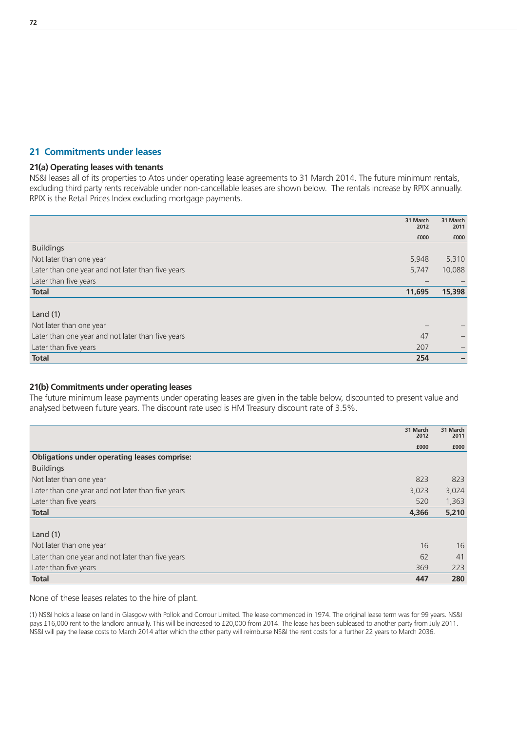## 21 Commitments under leases

### 21(a) Operating leases with tenants

NS&I leases all of its properties to Atos under operating lease agreements to 31 March 2014. The future minimum rentals, excluding third party rents receivable under non-cancellable leases are shown below. The rentals increase by RPIX annually. RPIX is the Retail Prices Index excluding mortgage payments.

| | 31 March 2012 £000 | 31 March 2011 £000 |
|---|---|---|
| Buildings | | |
| Not later than one year | 5,948 | 5,310 |
| Later than one year and not later than five years | 5,747 | 10,088 |
| Later than five years | – | – |
| **Total** | **11,695** | **15,398** |
| | | |
| Land (1) | | |
| Not later than one year | – | – |
| Later than one year and not later than five years | 47 | – |
| Later than five years | 207 | – |
| **Total** | **254** | **–** |

### 21(b) Commitments under operating leases

The future minimum lease payments under operating leases are given in the table below, discounted to present value and analysed between future years. The discount rate used is HM Treasury discount rate of 3.5%.

| | 31 March 2012 £000 | 31 March 2011 £000 |
|---|---|---|
| **Obligations under operating leases comprise:** | | |
| Buildings | | |
| Not later than one year | 823 | 823 |
| Later than one year and not later than five years | 3,023 | 3,024 |
| Later than five years | 520 | 1,363 |
| **Total** | **4,366** | **5,210** |
| | | |
| Land (1) | | |
| Not later than one year | 16 | 16 |
| Later than one year and not later than five years | 62 | 41 |
| Later than five years | 369 | 223 |
| **Total** | **447** | **280** |

None of these leases relates to the hire of plant.

(1) NS&I holds a lease on land in Glasgow with Pollok and Corrour Limited. The lease commenced in 1974. The original lease term was for 99 years. NS&I pays £16,000 rent to the landlord annually. This will be increased to £20,000 from 2014. The lease has been subleased to another party from July 2011. NS&I will pay the lease costs to March 2014 after which the other party will reimburse NS&I the rent costs for a further 22 years to March 2036.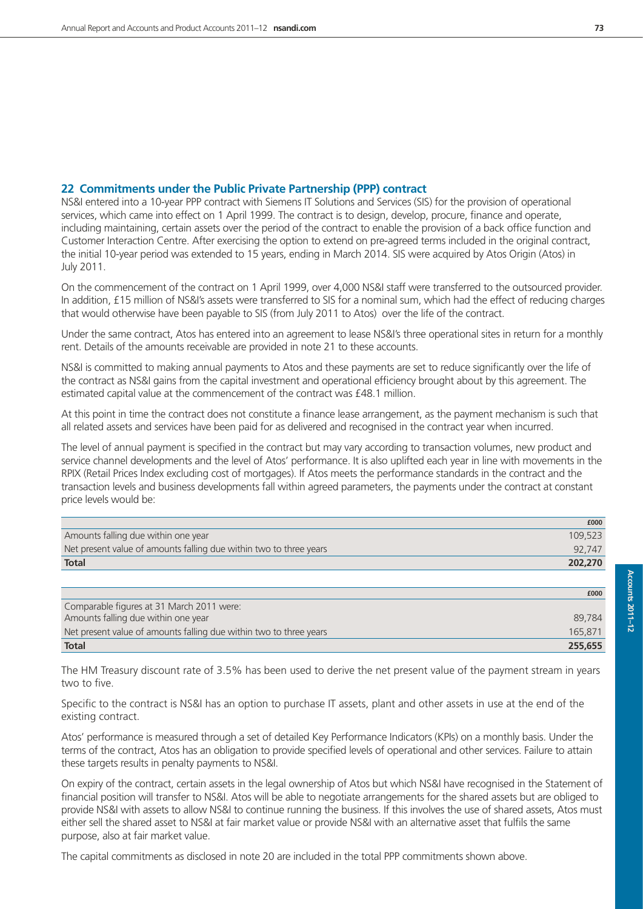## 22 Commitments under the Public Private Partnership (PPP) contract

NS&I entered into a 10-year PPP contract with Siemens IT Solutions and Services (SIS) for the provision of operational services, which came into effect on 1 April 1999. The contract is to design, develop, procure, finance and operate, including maintaining, certain assets over the period of the contract to enable the provision of a back office function and Customer Interaction Centre. After exercising the option to extend on pre-agreed terms included in the original contract, the initial 10-year period was extended to 15 years, ending in March 2014. SIS were acquired by Atos Origin (Atos) in July 2011.

On the commencement of the contract on 1 April 1999, over 4,000 NS&I staff were transferred to the outsourced provider. In addition, £15 million of NS&I's assets were transferred to SIS for a nominal sum, which had the effect of reducing charges that would otherwise have been payable to SIS (from July 2011 to Atos) over the life of the contract.

Under the same contract, Atos has entered into an agreement to lease NS&I's three operational sites in return for a monthly rent. Details of the amounts receivable are provided in note 21 to these accounts.

NS&I is committed to making annual payments to Atos and these payments are set to reduce significantly over the life of the contract as NS&I gains from the capital investment and operational efficiency brought about by this agreement. The estimated capital value at the commencement of the contract was £48.1 million.

At this point in time the contract does not constitute a finance lease arrangement, as the payment mechanism is such that all related assets and services have been paid for as delivered and recognised in the contract year when incurred.

The level of annual payment is specified in the contract but may vary according to transaction volumes, new product and service channel developments and the level of Atos' performance. It is also uplifted each year in line with movements in the RPIX (Retail Prices Index excluding cost of mortgages). If Atos meets the performance standards in the contract and the transaction levels and business developments fall within agreed parameters, the payments under the contract at constant price levels would be:

| | £000 |
|---|---|
| Amounts falling due within one year | 109,523 |
| Net present value of amounts falling due within two to three years | 92,747 |
| **Total** | **202,270** |

| | £000 |
|---|---|
| Comparable figures at 31 March 2011 were: | |
| Amounts falling due within one year | 89,784 |
| Net present value of amounts falling due within two to three years | 165,871 |
| **Total** | **255,655** |

The HM Treasury discount rate of 3.5% has been used to derive the net present value of the payment stream in years two to five.

Specific to the contract is NS&I has an option to purchase IT assets, plant and other assets in use at the end of the existing contract.

Atos' performance is measured through a set of detailed Key Performance Indicators (KPIs) on a monthly basis. Under the terms of the contract, Atos has an obligation to provide specified levels of operational and other services. Failure to attain these targets results in penalty payments to NS&I.

On expiry of the contract, certain assets in the legal ownership of Atos but which NS&I have recognised in the Statement of financial position will transfer to NS&I. Atos will be able to negotiate arrangements for the shared assets but are obliged to provide NS&I with assets to allow NS&I to continue running the business. If this involves the use of shared assets, Atos must either sell the shared asset to NS&I at fair market value or provide NS&I with an alternative asset that fulfils the same purpose, also at fair market value.

The capital commitments as disclosed in note 20 are included in the total PPP commitments shown above.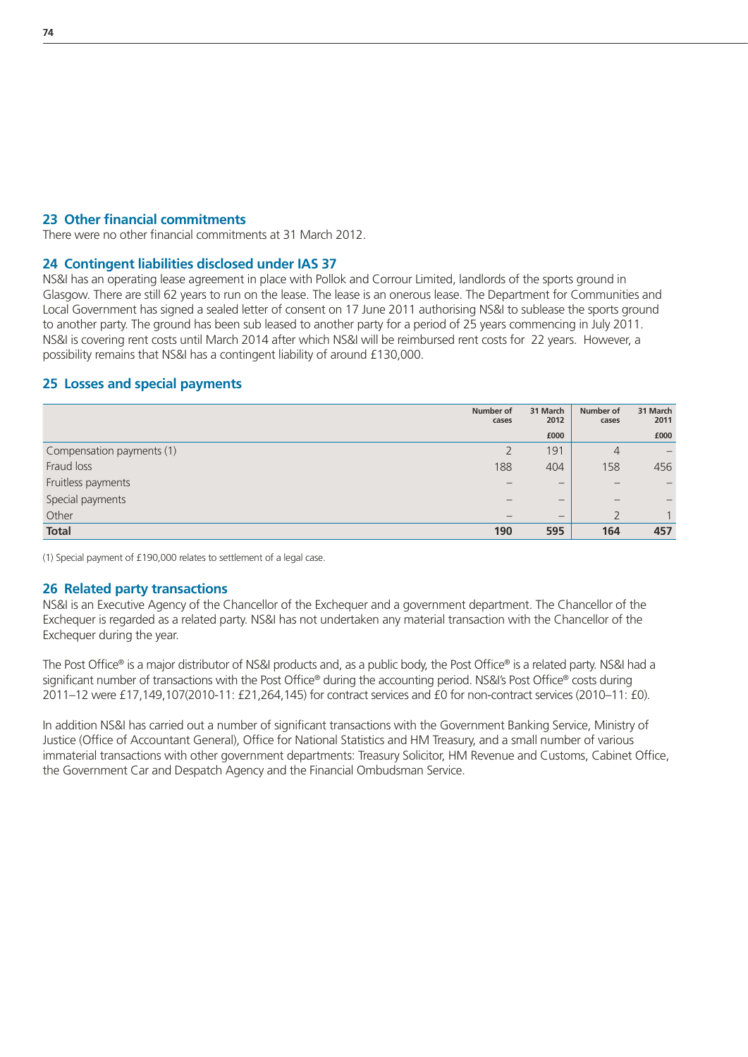## 23 Other financial commitments

There were no other financial commitments at 31 March 2012.

## 24 Contingent liabilities disclosed under IAS 37

NS&I has an operating lease agreement in place with Pollok and Corrour Limited, landlords of the sports ground in Glasgow. There are still 62 years to run on the lease. The lease is an onerous lease. The Department for Communities and Local Government has signed a sealed letter of consent on 17 June 2011 authorising NS&I to sublease the sports ground to another party. The ground has been sub leased to another party for a period of 25 years commencing in July 2011. NS&I is covering rent costs until March 2014 after which NS&I will be reimbursed rent costs for 22 years. However, a possibility remains that NS&I has a contingent liability of around £130,000.

## 25 Losses and special payments

| | Number of cases | 31 March 2012 £000 | Number of cases | 31 March 2011 £000 |
|---|---|---|---|---|
| Compensation payments (1) | 2 | 191 | 4 | – |
| Fraud loss | 188 | 404 | 158 | 456 |
| Fruitless payments | – | – | – | – |
| Special payments | – | – | – | – |
| Other | – | – | 2 | 1 |
| **Total** | **190** | **595** | **164** | **457** |

(1) Special payment of £190,000 relates to settlement of a legal case.

## 26 Related party transactions

NS&I is an Executive Agency of the Chancellor of the Exchequer and a government department. The Chancellor of the Exchequer is regarded as a related party. NS&I has not undertaken any material transaction with the Chancellor of the Exchequer during the year.

The Post Office® is a major distributor of NS&I products and, as a public body, the Post Office® is a related party. NS&I had a significant number of transactions with the Post Office® during the accounting period. NS&I's Post Office® costs during 2011–12 were £17,149,107(2010-11: £21,264,145) for contract services and £0 for non-contract services (2010–11: £0).

In addition NS&I has carried out a number of significant transactions with the Government Banking Service, Ministry of Justice (Office of Accountant General), Office for National Statistics and HM Treasury, and a small number of various immaterial transactions with other government departments: Treasury Solicitor, HM Revenue and Customs, Cabinet Office, the Government Car and Despatch Agency and the Financial Ombudsman Service.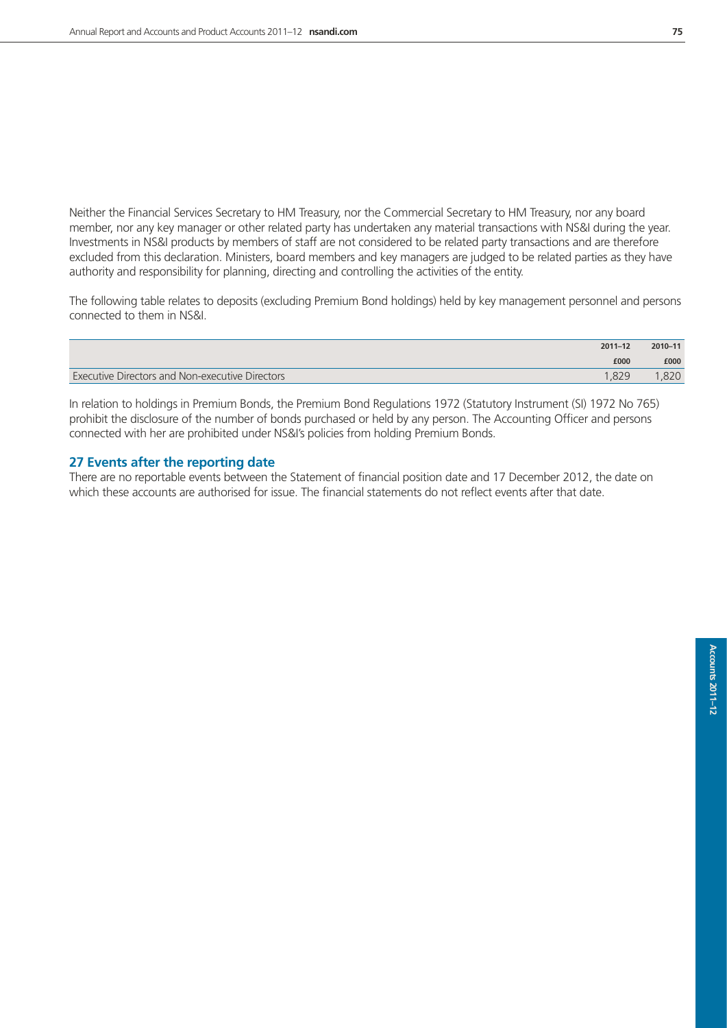Neither the Financial Services Secretary to HM Treasury, nor the Commercial Secretary to HM Treasury, nor any board member, nor any key manager or other related party has undertaken any material transactions with NS&I during the year. Investments in NS&I products by members of staff are not considered to be related party transactions and are therefore excluded from this declaration. Ministers, board members and key managers are judged to be related parties as they have authority and responsibility for planning, directing and controlling the activities of the entity.

The following table relates to deposits (excluding Premium Bond holdings) held by key management personnel and persons connected to them in NS&I.

| | 2011–12 | 2010–11 |
|---|---|---|
| | £000 | £000 |
| Executive Directors and Non-executive Directors | 1,829 | 1,820 |

In relation to holdings in Premium Bonds, the Premium Bond Regulations 1972 (Statutory Instrument (SI) 1972 No 765) prohibit the disclosure of the number of bonds purchased or held by any person. The Accounting Officer and persons connected with her are prohibited under NS&I's policies from holding Premium Bonds.

## 27 Events after the reporting date

There are no reportable events between the Statement of financial position date and 17 December 2012, the date on which these accounts are authorised for issue. The financial statements do not reflect events after that date.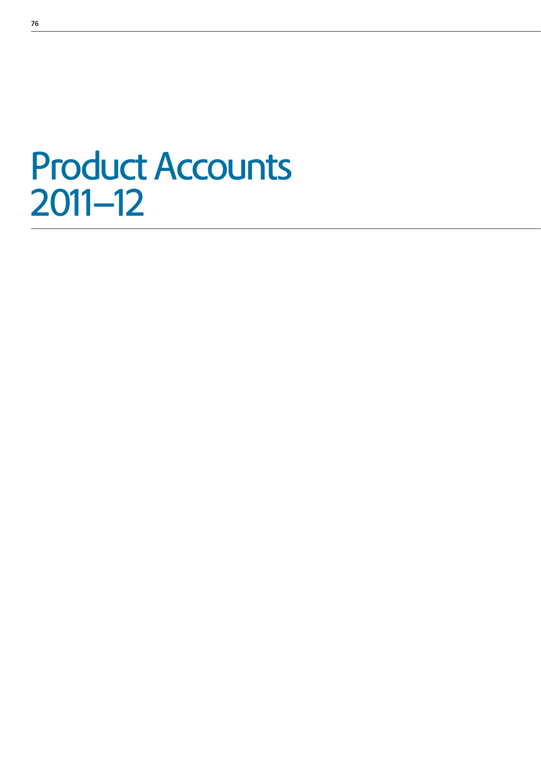# Product Accounts 2011–12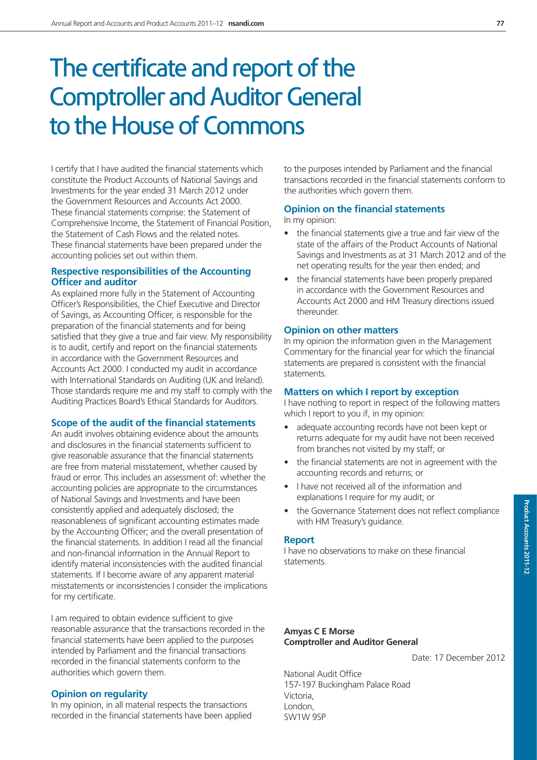# The certificate and report of the Comptroller and Auditor General to the House of Commons

I certify that I have audited the financial statements which constitute the Product Accounts of National Savings and Investments for the year ended 31 March 2012 under the Government Resources and Accounts Act 2000. These financial statements comprise: the Statement of Comprehensive Income, the Statement of Financial Position, the Statement of Cash Flows and the related notes. These financial statements have been prepared under the accounting policies set out within them.

### Respective responsibilities of the Accounting Officer and auditor

As explained more fully in the Statement of Accounting Officer's Responsibilities, the Chief Executive and Director of Savings, as Accounting Officer, is responsible for the preparation of the financial statements and for being satisfied that they give a true and fair view. My responsibility is to audit, certify and report on the financial statements in accordance with the Government Resources and Accounts Act 2000. I conducted my audit in accordance with International Standards on Auditing (UK and Ireland). Those standards require me and my staff to comply with the Auditing Practices Board's Ethical Standards for Auditors.

### Scope of the audit of the financial statements

An audit involves obtaining evidence about the amounts and disclosures in the financial statements sufficient to give reasonable assurance that the financial statements are free from material misstatement, whether caused by fraud or error. This includes an assessment of: whether the accounting policies are appropriate to the circumstances of National Savings and Investments and have been consistently applied and adequately disclosed; the reasonableness of significant accounting estimates made by the Accounting Officer; and the overall presentation of the financial statements. In addition I read all the financial and non-financial information in the Annual Report to identify material inconsistencies with the audited financial statements. If I become aware of any apparent material misstatements or inconsistencies I consider the implications for my certificate.

I am required to obtain evidence sufficient to give reasonable assurance that the transactions recorded in the financial statements have been applied to the purposes intended by Parliament and the financial transactions recorded in the financial statements conform to the authorities which govern them.

### Opinion on regularity

In my opinion, in all material respects the transactions recorded in the financial statements have been applied to the purposes intended by Parliament and the financial transactions recorded in the financial statements conform to the authorities which govern them.

### Opinion on the financial statements

In my opinion:

- the financial statements give a true and fair view of the state of the affairs of the Product Accounts of National Savings and Investments as at 31 March 2012 and of the net operating results for the year then ended; and
- the financial statements have been properly prepared in accordance with the Government Resources and Accounts Act 2000 and HM Treasury directions issued thereunder.

### Opinion on other matters

In my opinion the information given in the Management Commentary for the financial year for which the financial statements are prepared is consistent with the financial statements.

### Matters on which I report by exception

I have nothing to report in respect of the following matters which I report to you if, in my opinion:

- adequate accounting records have not been kept or returns adequate for my audit have not been received from branches not visited by my staff; or
- the financial statements are not in agreement with the accounting records and returns; or
- I have not received all of the information and explanations I require for my audit; or
- the Governance Statement does not reflect compliance with HM Treasury's guidance.

### Report

I have no observations to make on these financial statements.

**Amyas C E Morse**
**Comptroller and Auditor General**

Date: 17 December 2012

National Audit Office
157-197 Buckingham Palace Road
Victoria,
London,
SW1W 9SP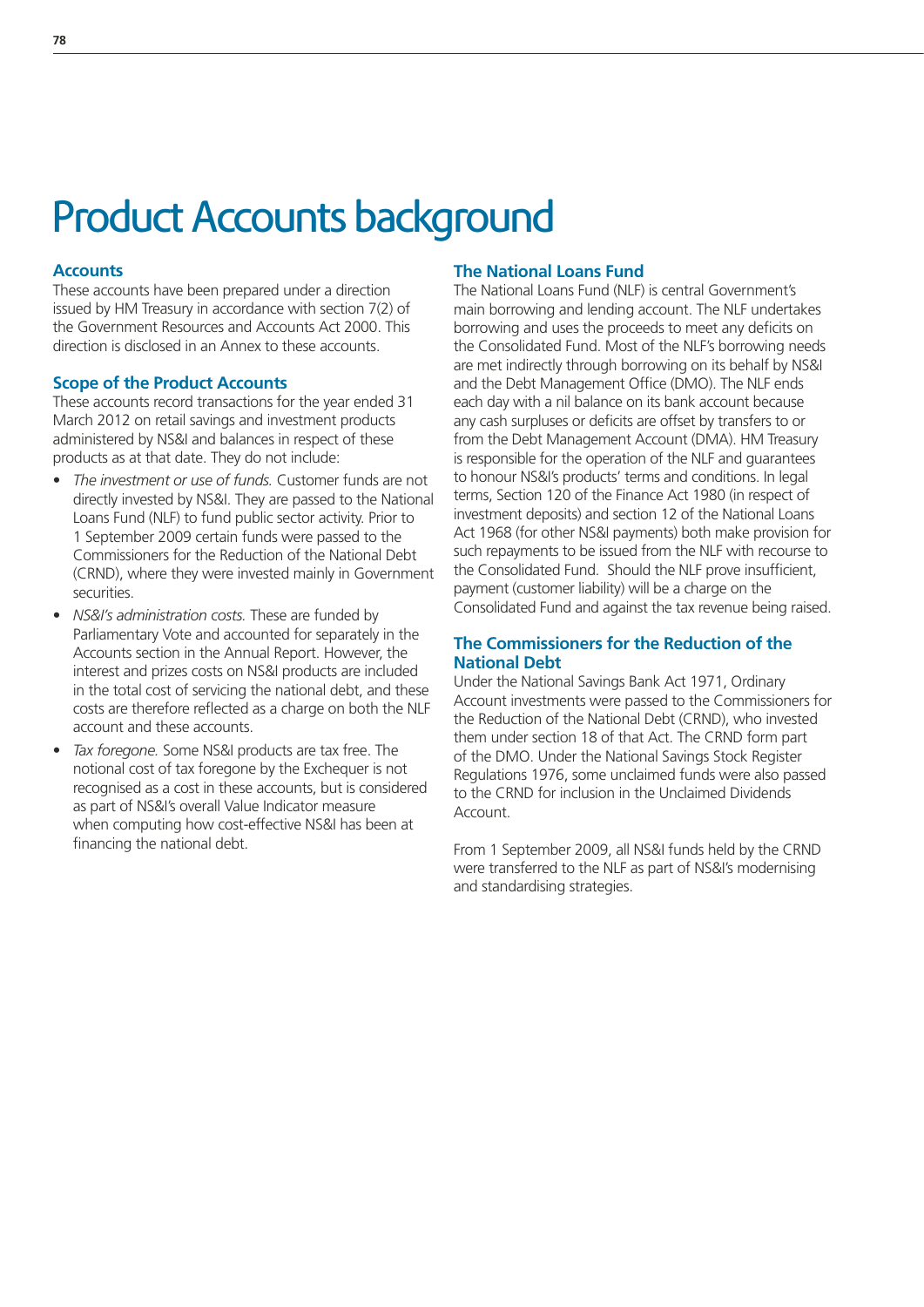# Product Accounts background

## Accounts

These accounts have been prepared under a direction issued by HM Treasury in accordance with section 7(2) of the Government Resources and Accounts Act 2000. This direction is disclosed in an Annex to these accounts.

## Scope of the Product Accounts

These accounts record transactions for the year ended 31 March 2012 on retail savings and investment products administered by NS&I and balances in respect of these products as at that date. They do not include:

- *The investment or use of funds.* Customer funds are not directly invested by NS&I. They are passed to the National Loans Fund (NLF) to fund public sector activity. Prior to 1 September 2009 certain funds were passed to the Commissioners for the Reduction of the National Debt (CRND), where they were invested mainly in Government securities.
- *NS&I's administration costs.* These are funded by Parliamentary Vote and accounted for separately in the Accounts section in the Annual Report. However, the interest and prizes costs on NS&I products are included in the total cost of servicing the national debt, and these costs are therefore reflected as a charge on both the NLF account and these accounts.
- *Tax foregone.* Some NS&I products are tax free. The notional cost of tax foregone by the Exchequer is not recognised as a cost in these accounts, but is considered as part of NS&I's overall Value Indicator measure when computing how cost-effective NS&I has been at financing the national debt.

## The National Loans Fund

The National Loans Fund (NLF) is central Government's main borrowing and lending account. The NLF undertakes borrowing and uses the proceeds to meet any deficits on the Consolidated Fund. Most of the NLF's borrowing needs are met indirectly through borrowing on its behalf by NS&I and the Debt Management Office (DMO). The NLF ends each day with a nil balance on its bank account because any cash surpluses or deficits are offset by transfers to or from the Debt Management Account (DMA). HM Treasury is responsible for the operation of the NLF and guarantees to honour NS&I's products' terms and conditions. In legal terms, Section 120 of the Finance Act 1980 (in respect of investment deposits) and section 12 of the National Loans Act 1968 (for other NS&I payments) both make provision for such repayments to be issued from the NLF with recourse to the Consolidated Fund. Should the NLF prove insufficient, payment (customer liability) will be a charge on the Consolidated Fund and against the tax revenue being raised.

## The Commissioners for the Reduction of the National Debt

Under the National Savings Bank Act 1971, Ordinary Account investments were passed to the Commissioners for the Reduction of the National Debt (CRND), who invested them under section 18 of that Act. The CRND form part of the DMO. Under the National Savings Stock Register Regulations 1976, some unclaimed funds were also passed to the CRND for inclusion in the Unclaimed Dividends Account.

From 1 September 2009, all NS&I funds held by the CRND were transferred to the NLF as part of NS&I's modernising and standardising strategies.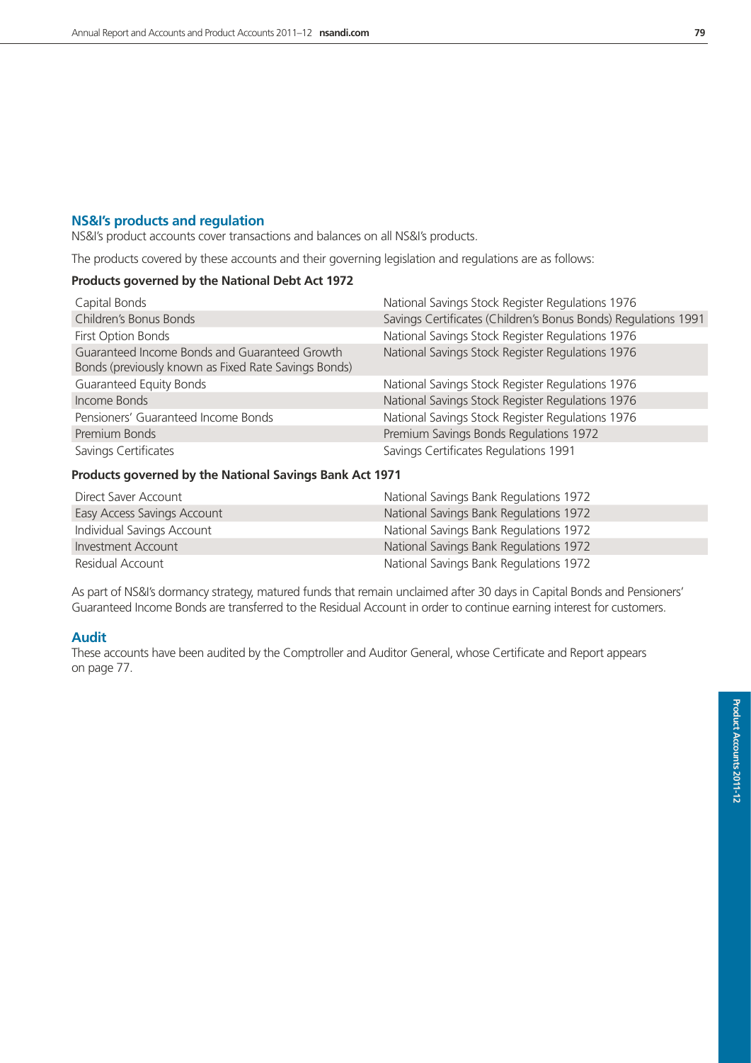## NS&I's products and regulation

NS&I's product accounts cover transactions and balances on all NS&I's products.

The products covered by these accounts and their governing legislation and regulations are as follows:

**Products governed by the National Debt Act 1972**

| | |
|---|---|
| Capital Bonds | National Savings Stock Register Regulations 1976 |
| Children's Bonus Bonds | Savings Certificates (Children's Bonus Bonds) Regulations 1991 |
| First Option Bonds | National Savings Stock Register Regulations 1976 |
| Guaranteed Income Bonds and Guaranteed Growth Bonds (previously known as Fixed Rate Savings Bonds) | National Savings Stock Register Regulations 1976 |
| Guaranteed Equity Bonds | National Savings Stock Register Regulations 1976 |
| Income Bonds | National Savings Stock Register Regulations 1976 |
| Pensioners' Guaranteed Income Bonds | National Savings Stock Register Regulations 1976 |
| Premium Bonds | Premium Savings Bonds Regulations 1972 |
| Savings Certificates | Savings Certificates Regulations 1991 |

**Products governed by the National Savings Bank Act 1971**

| | |
|---|---|
| Direct Saver Account | National Savings Bank Regulations 1972 |
| Easy Access Savings Account | National Savings Bank Regulations 1972 |
| Individual Savings Account | National Savings Bank Regulations 1972 |
| Investment Account | National Savings Bank Regulations 1972 |
| Residual Account | National Savings Bank Regulations 1972 |

As part of NS&I's dormancy strategy, matured funds that remain unclaimed after 30 days in Capital Bonds and Pensioners' Guaranteed Income Bonds are transferred to the Residual Account in order to continue earning interest for customers.

## Audit

These accounts have been audited by the Comptroller and Auditor General, whose Certificate and Report appears on page 77.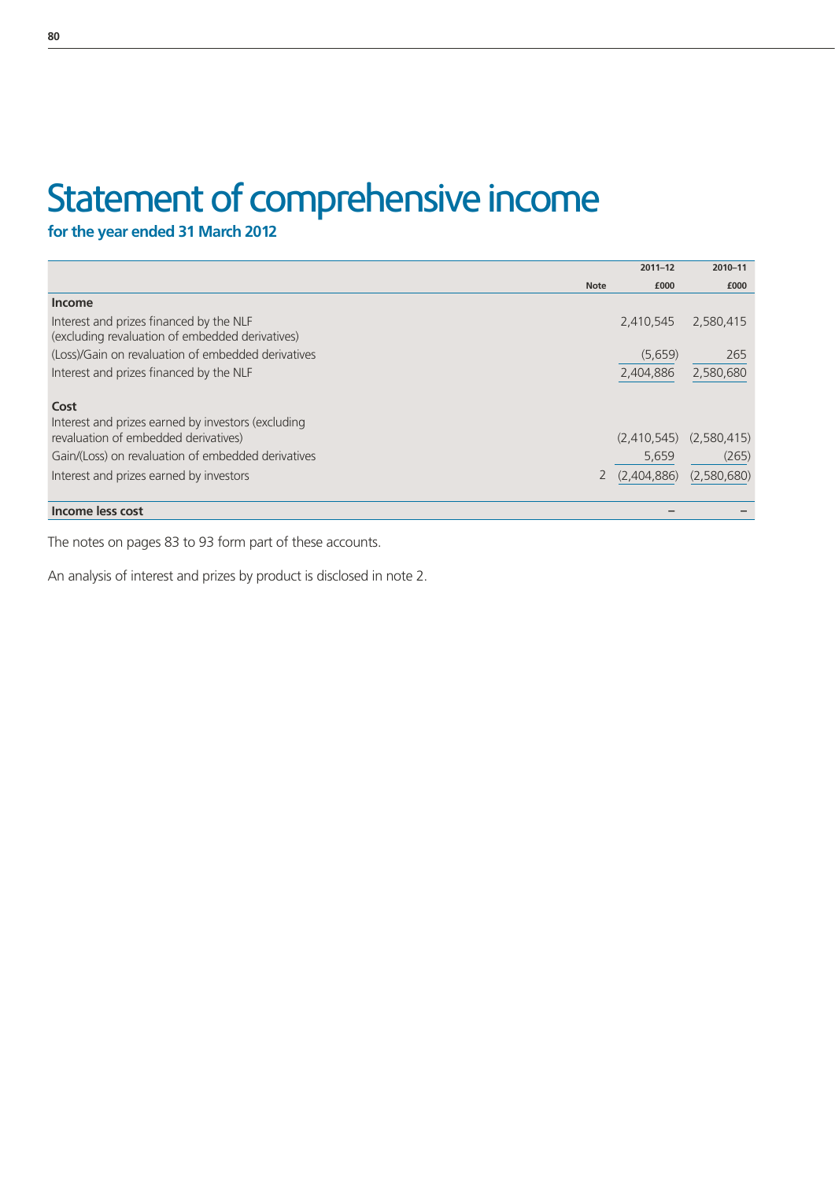# Statement of comprehensive income

**for the year ended 31 March 2012**

| | Note | 2011–12<br>£000 | 2010–11<br>£000 |
|---|---|---|---|
| **Income** | | | |
| Interest and prizes financed by the NLF (excluding revaluation of embedded derivatives) | | 2,410,545 | 2,580,415 |
| (Loss)/Gain on revaluation of embedded derivatives | | (5,659) | 265 |
| Interest and prizes financed by the NLF | | 2,404,886 | 2,580,680 |
| **Cost** | | | |
| Interest and prizes earned by investors (excluding revaluation of embedded derivatives) | | (2,410,545) | (2,580,415) |
| Gain/(Loss) on revaluation of embedded derivatives | | 5,659 | (265) |
| Interest and prizes earned by investors | 2 | (2,404,886) | (2,580,680) |
| **Income less cost** | | – | – |

The notes on pages 83 to 93 form part of these accounts.

An analysis of interest and prizes by product is disclosed in note 2.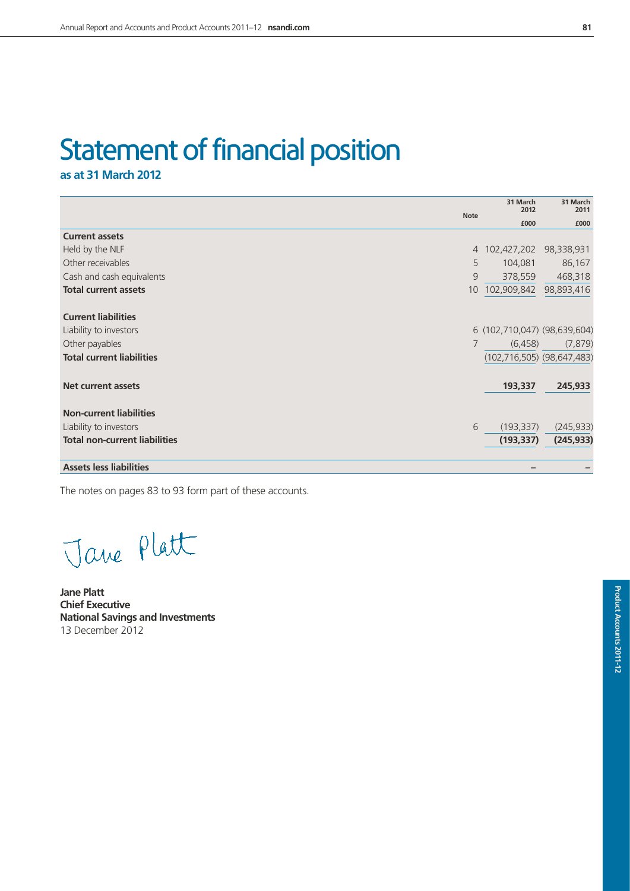# Statement of financial position

**as at 31 March 2012**

| | Note | 31 March 2012 £000 | 31 March 2011 £000 |
|---|---|---|---|
| **Current assets** | | | |
| Held by the NLF | 4 | 102,427,202 | 98,338,931 |
| Other receivables | 5 | 104,081 | 86,167 |
| Cash and cash equivalents | 9 | 378,559 | 468,318 |
| **Total current assets** | 10 | 102,909,842 | 98,893,416 |
| **Current liabilities** | | | |
| Liability to investors | 6 | (102,710,047) | (98,639,604) |
| Other payables | 7 | (6,458) | (7,879) |
| **Total current liabilities** | | (102,716,505) | (98,647,483) |
| **Net current assets** | | **193,337** | **245,933** |
| **Non-current liabilities** | | | |
| Liability to investors | 6 | (193,337) | (245,933) |
| **Total non-current liabilities** | | **(193,337)** | **(245,933)** |
| **Assets less liabilities** | | – | – |

The notes on pages 83 to 93 form part of these accounts.

Jane Platt

**Jane Platt**
**Chief Executive**
**National Savings and Investments**
13 December 2012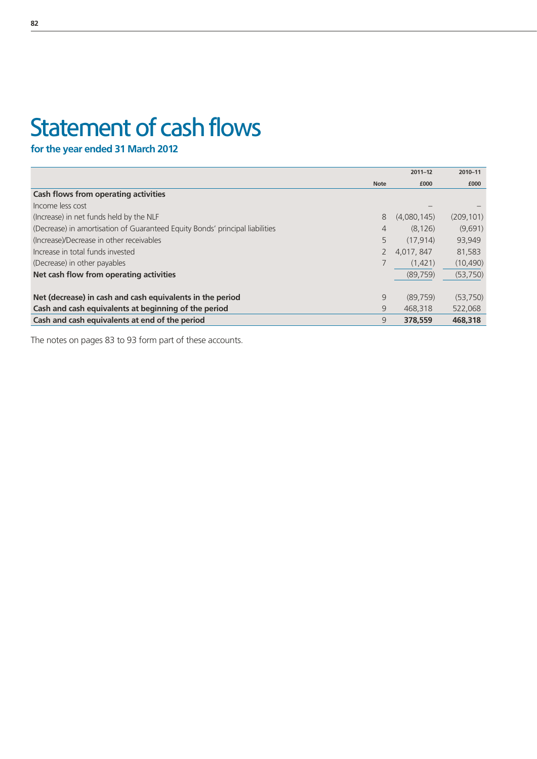# Statement of cash flows

**for the year ended 31 March 2012**

| | Note | 2011–12<br>£000 | 2010–11<br>£000 |
|---|---|---|---|
| **Cash flows from operating activities** | | | |
| Income less cost | | – | – |
| (Increase) in net funds held by the NLF | 8 | (4,080,145) | (209,101) |
| (Decrease) in amortisation of Guaranteed Equity Bonds' principal liabilities | 4 | (8,126) | (9,691) |
| (Increase)/Decrease in other receivables | 5 | (17,914) | 93,949 |
| Increase in total funds invested | 2 | 4,017, 847 | 81,583 |
| (Decrease) in other payables | 7 | (1,421) | (10,490) |
| **Net cash flow from operating activities** | | (89,759) | (53,750) |
| | | | |
| **Net (decrease) in cash and cash equivalents in the period** | 9 | (89,759) | (53,750) |
| **Cash and cash equivalents at beginning of the period** | 9 | 468,318 | 522,068 |
| **Cash and cash equivalents at end of the period** | 9 | **378,559** | **468,318** |

The notes on pages 83 to 93 form part of these accounts.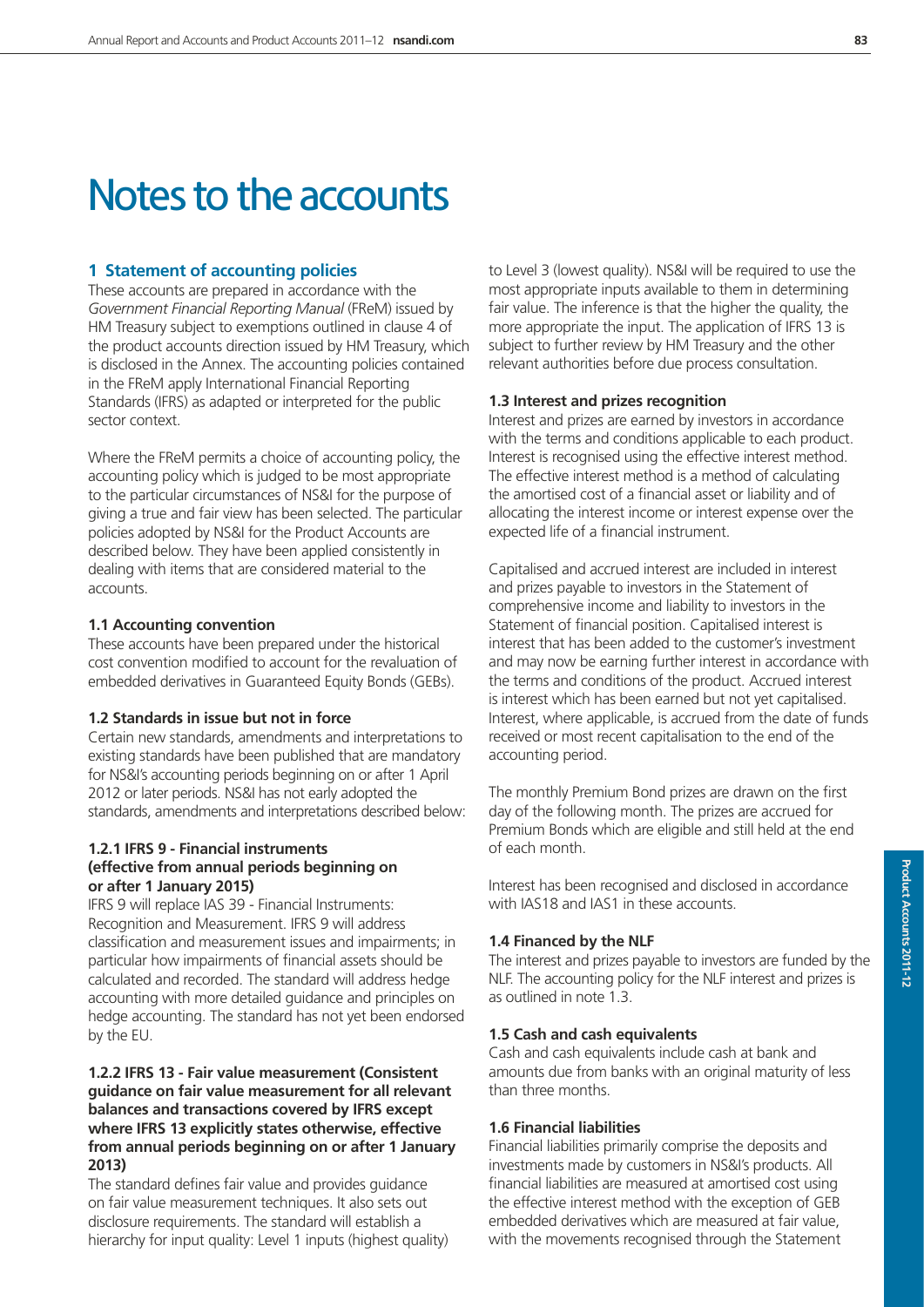# Notes to the accounts

## 1 Statement of accounting policies

These accounts are prepared in accordance with the *Government Financial Reporting Manual* (FReM) issued by HM Treasury subject to exemptions outlined in clause 4 of the product accounts direction issued by HM Treasury, which is disclosed in the Annex. The accounting policies contained in the FReM apply International Financial Reporting Standards (IFRS) as adapted or interpreted for the public sector context.

Where the FReM permits a choice of accounting policy, the accounting policy which is judged to be most appropriate to the particular circumstances of NS&I for the purpose of giving a true and fair view has been selected. The particular policies adopted by NS&I for the Product Accounts are described below. They have been applied consistently in dealing with items that are considered material to the accounts.

### 1.1 Accounting convention

These accounts have been prepared under the historical cost convention modified to account for the revaluation of embedded derivatives in Guaranteed Equity Bonds (GEBs).

### 1.2 Standards in issue but not in force

Certain new standards, amendments and interpretations to existing standards have been published that are mandatory for NS&I's accounting periods beginning on or after 1 April 2012 or later periods. NS&I has not early adopted the standards, amendments and interpretations described below:

#### 1.2.1 IFRS 9 - Financial instruments (effective from annual periods beginning on or after 1 January 2015)

IFRS 9 will replace IAS 39 - Financial Instruments: Recognition and Measurement. IFRS 9 will address classification and measurement issues and impairments; in particular how impairments of financial assets should be calculated and recorded. The standard will address hedge accounting with more detailed guidance and principles on hedge accounting. The standard has not yet been endorsed by the EU.

#### 1.2.2 IFRS 13 - Fair value measurement (Consistent guidance on fair value measurement for all relevant balances and transactions covered by IFRS except where IFRS 13 explicitly states otherwise, effective from annual periods beginning on or after 1 January 2013)

The standard defines fair value and provides guidance on fair value measurement techniques. It also sets out disclosure requirements. The standard will establish a hierarchy for input quality: Level 1 inputs (highest quality) to Level 3 (lowest quality). NS&I will be required to use the most appropriate inputs available to them in determining fair value. The inference is that the higher the quality, the more appropriate the input. The application of IFRS 13 is subject to further review by HM Treasury and the other relevant authorities before due process consultation.

### 1.3 Interest and prizes recognition

Interest and prizes are earned by investors in accordance with the terms and conditions applicable to each product. Interest is recognised using the effective interest method. The effective interest method is a method of calculating the amortised cost of a financial asset or liability and of allocating the interest income or interest expense over the expected life of a financial instrument.

Capitalised and accrued interest are included in interest and prizes payable to investors in the Statement of comprehensive income and liability to investors in the Statement of financial position. Capitalised interest is interest that has been added to the customer's investment and may now be earning further interest in accordance with the terms and conditions of the product. Accrued interest is interest which has been earned but not yet capitalised. Interest, where applicable, is accrued from the date of funds received or most recent capitalisation to the end of the accounting period.

The monthly Premium Bond prizes are drawn on the first day of the following month. The prizes are accrued for Premium Bonds which are eligible and still held at the end of each month.

Interest has been recognised and disclosed in accordance with IAS18 and IAS1 in these accounts.

### 1.4 Financed by the NLF

The interest and prizes payable to investors are funded by the NLF. The accounting policy for the NLF interest and prizes is as outlined in note 1.3.

### 1.5 Cash and cash equivalents

Cash and cash equivalents include cash at bank and amounts due from banks with an original maturity of less than three months.

### 1.6 Financial liabilities

Financial liabilities primarily comprise the deposits and investments made by customers in NS&I's products. All financial liabilities are measured at amortised cost using the effective interest method with the exception of GEB embedded derivatives which are measured at fair value, with the movements recognised through the Statement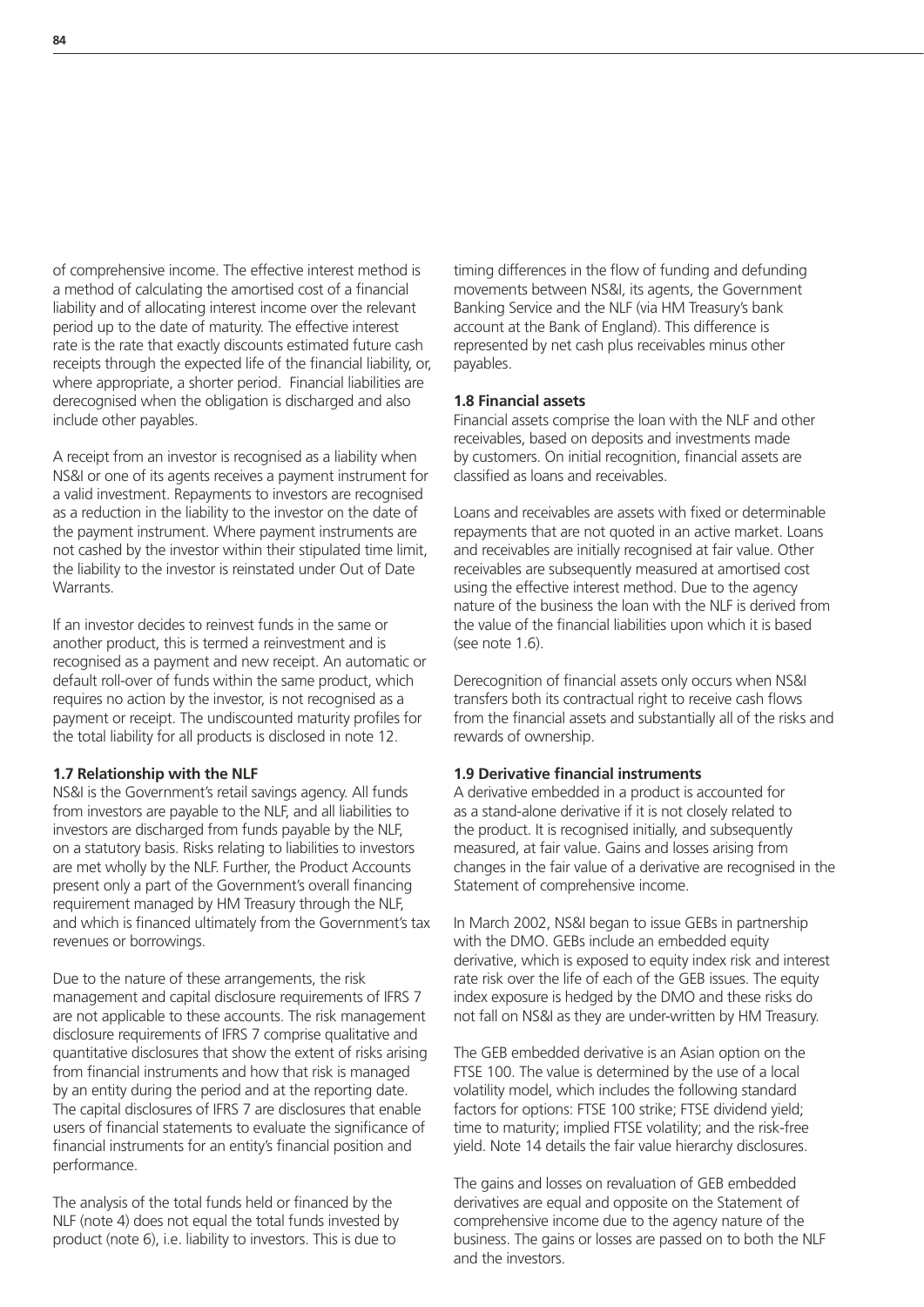of comprehensive income. The effective interest method is a method of calculating the amortised cost of a financial liability and of allocating interest income over the relevant period up to the date of maturity. The effective interest rate is the rate that exactly discounts estimated future cash receipts through the expected life of the financial liability, or, where appropriate, a shorter period. Financial liabilities are derecognised when the obligation is discharged and also include other payables.

A receipt from an investor is recognised as a liability when NS&I or one of its agents receives a payment instrument for a valid investment. Repayments to investors are recognised as a reduction in the liability to the investor on the date of the payment instrument. Where payment instruments are not cashed by the investor within their stipulated time limit, the liability to the investor is reinstated under Out of Date Warrants.

If an investor decides to reinvest funds in the same or another product, this is termed a reinvestment and is recognised as a payment and new receipt. An automatic or default roll-over of funds within the same product, which requires no action by the investor, is not recognised as a payment or receipt. The undiscounted maturity profiles for the total liability for all products is disclosed in note 12.

**1.7 Relationship with the NLF**

NS&I is the Government's retail savings agency. All funds from investors are payable to the NLF, and all liabilities to investors are discharged from funds payable by the NLF, on a statutory basis. Risks relating to liabilities to investors are met wholly by the NLF. Further, the Product Accounts present only a part of the Government's overall financing requirement managed by HM Treasury through the NLF, and which is financed ultimately from the Government's tax revenues or borrowings.

Due to the nature of these arrangements, the risk management and capital disclosure requirements of IFRS 7 are not applicable to these accounts. The risk management disclosure requirements of IFRS 7 comprise qualitative and quantitative disclosures that show the extent of risks arising from financial instruments and how that risk is managed by an entity during the period and at the reporting date. The capital disclosures of IFRS 7 are disclosures that enable users of financial statements to evaluate the significance of financial instruments for an entity's financial position and performance.

The analysis of the total funds held or financed by the NLF (note 4) does not equal the total funds invested by product (note 6), i.e. liability to investors. This is due to timing differences in the flow of funding and defunding movements between NS&I, its agents, the Government Banking Service and the NLF (via HM Treasury's bank account at the Bank of England). This difference is represented by net cash plus receivables minus other payables.

**1.8 Financial assets**

Financial assets comprise the loan with the NLF and other receivables, based on deposits and investments made by customers. On initial recognition, financial assets are classified as loans and receivables.

Loans and receivables are assets with fixed or determinable repayments that are not quoted in an active market. Loans and receivables are initially recognised at fair value. Other receivables are subsequently measured at amortised cost using the effective interest method. Due to the agency nature of the business the loan with the NLF is derived from the value of the financial liabilities upon which it is based (see note 1.6).

Derecognition of financial assets only occurs when NS&I transfers both its contractual right to receive cash flows from the financial assets and substantially all of the risks and rewards of ownership.

**1.9 Derivative financial instruments**

A derivative embedded in a product is accounted for as a stand-alone derivative if it is not closely related to the product. It is recognised initially, and subsequently measured, at fair value. Gains and losses arising from changes in the fair value of a derivative are recognised in the Statement of comprehensive income.

In March 2002, NS&I began to issue GEBs in partnership with the DMO. GEBs include an embedded equity derivative, which is exposed to equity index risk and interest rate risk over the life of each of the GEB issues. The equity index exposure is hedged by the DMO and these risks do not fall on NS&I as they are under-written by HM Treasury.

The GEB embedded derivative is an Asian option on the FTSE 100. The value is determined by the use of a local volatility model, which includes the following standard factors for options: FTSE 100 strike; FTSE dividend yield; time to maturity; implied FTSE volatility; and the risk-free yield. Note 14 details the fair value hierarchy disclosures.

The gains and losses on revaluation of GEB embedded derivatives are equal and opposite on the Statement of comprehensive income due to the agency nature of the business. The gains or losses are passed on to both the NLF and the investors.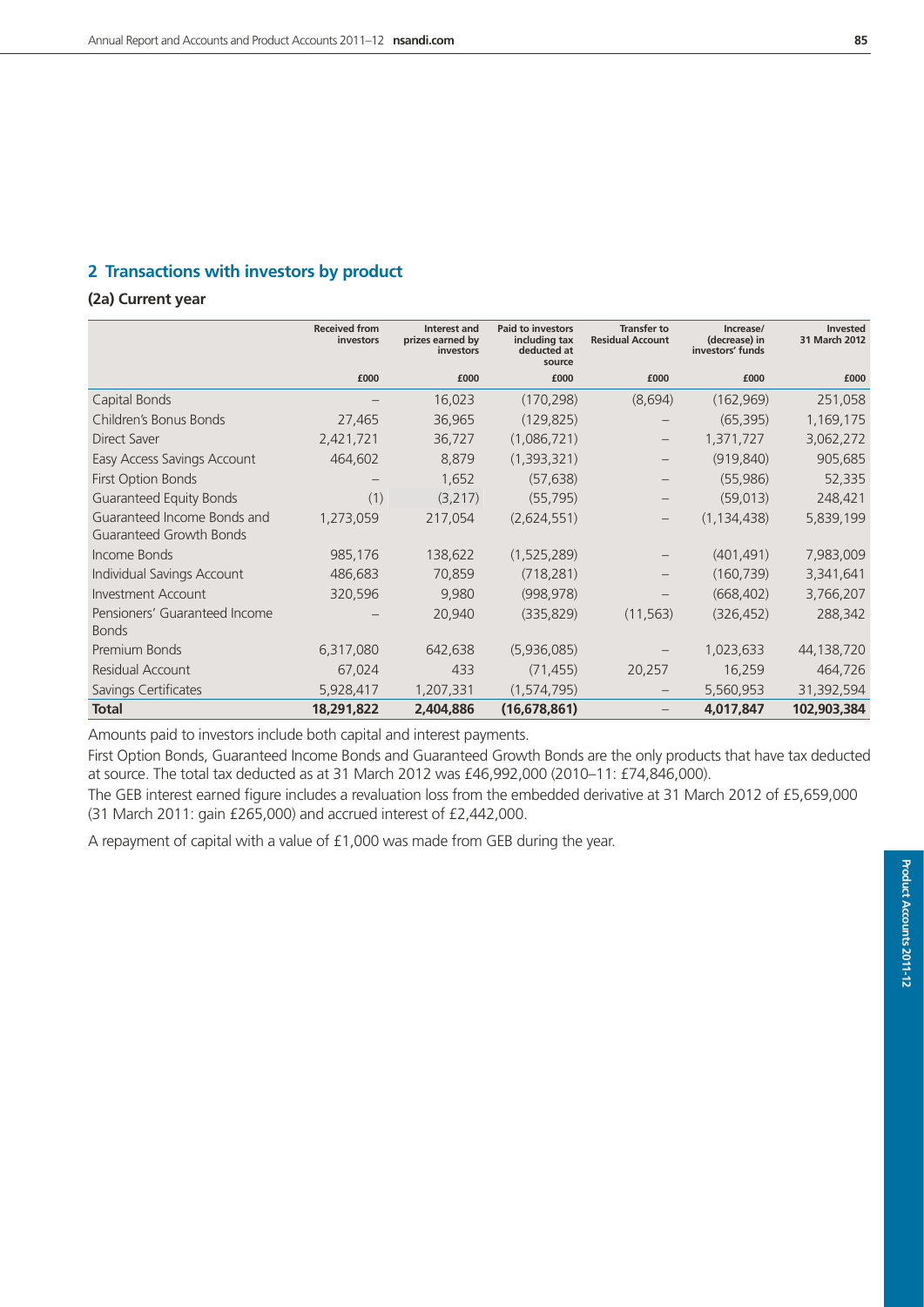## 2 Transactions with investors by product

### (2a) Current year

| | Received from investors | Interest and prizes earned by investors | Paid to investors including tax deducted at source | Transfer to Residual Account | Increase/ (decrease) in investors' funds | Invested 31 March 2012 |
|---|---|---|---|---|---|---|
| | £000 | £000 | £000 | £000 | £000 | £000 |
| Capital Bonds | – | 16,023 | (170,298) | (8,694) | (162,969) | 251,058 |
| Children's Bonus Bonds | 27,465 | 36,965 | (129,825) | – | (65,395) | 1,169,175 |
| Direct Saver | 2,421,721 | 36,727 | (1,086,721) | – | 1,371,727 | 3,062,272 |
| Easy Access Savings Account | 464,602 | 8,879 | (1,393,321) | – | (919,840) | 905,685 |
| First Option Bonds | – | 1,652 | (57,638) | – | (55,986) | 52,335 |
| Guaranteed Equity Bonds | (1) | (3,217) | (55,795) | – | (59,013) | 248,421 |
| Guaranteed Income Bonds and Guaranteed Growth Bonds | 1,273,059 | 217,054 | (2,624,551) | – | (1,134,438) | 5,839,199 |
| Income Bonds | 985,176 | 138,622 | (1,525,289) | – | (401,491) | 7,983,009 |
| Individual Savings Account | 486,683 | 70,859 | (718,281) | – | (160,739) | 3,341,641 |
| Investment Account | 320,596 | 9,980 | (998,978) | – | (668,402) | 3,766,207 |
| Pensioners' Guaranteed Income Bonds | – | 20,940 | (335,829) | (11,563) | (326,452) | 288,342 |
| Premium Bonds | 6,317,080 | 642,638 | (5,936,085) | – | 1,023,633 | 44,138,720 |
| Residual Account | 67,024 | 433 | (71,455) | 20,257 | 16,259 | 464,726 |
| Savings Certificates | 5,928,417 | 1,207,331 | (1,574,795) | – | 5,560,953 | 31,392,594 |
| **Total** | **18,291,822** | **2,404,886** | **(16,678,861)** | – | **4,017,847** | **102,903,384** |

Amounts paid to investors include both capital and interest payments.

First Option Bonds, Guaranteed Income Bonds and Guaranteed Growth Bonds are the only products that have tax deducted at source. The total tax deducted as at 31 March 2012 was £46,992,000 (2010–11: £74,846,000).

The GEB interest earned figure includes a revaluation loss from the embedded derivative at 31 March 2012 of £5,659,000 (31 March 2011: gain £265,000) and accrued interest of £2,442,000.

A repayment of capital with a value of £1,000 was made from GEB during the year.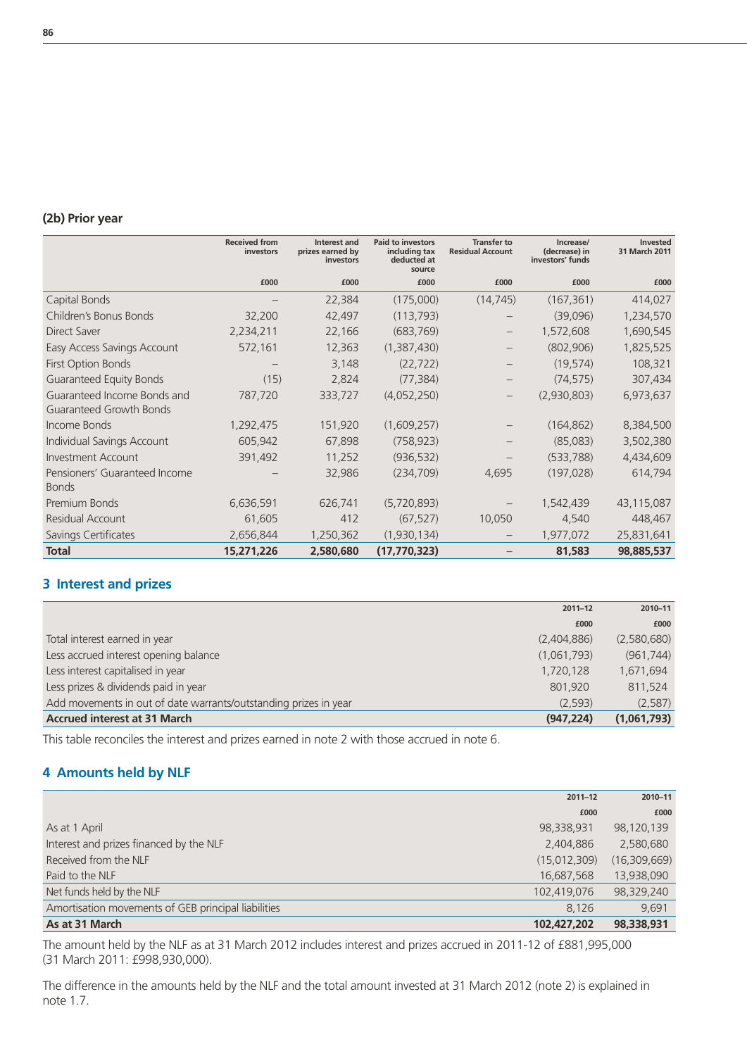### (2b) Prior year

| | Received from investors | Interest and prizes earned by investors | Paid to investors including tax deducted at source | Transfer to Residual Account | Increase/ (decrease) in investors' funds | Invested 31 March 2011 |
|---|---|---|---|---|---|---|
| | £000 | £000 | £000 | £000 | £000 | £000 |
| Capital Bonds | – | 22,384 | (175,000) | (14,745) | (167,361) | 414,027 |
| Children's Bonus Bonds | 32,200 | 42,497 | (113,793) | – | (39,096) | 1,234,570 |
| Direct Saver | 2,234,211 | 22,166 | (683,769) | – | 1,572,608 | 1,690,545 |
| Easy Access Savings Account | 572,161 | 12,363 | (1,387,430) | – | (802,906) | 1,825,525 |
| First Option Bonds | – | 3,148 | (22,722) | – | (19,574) | 108,321 |
| Guaranteed Equity Bonds | (15) | 2,824 | (77,384) | – | (74,575) | 307,434 |
| Guaranteed Income Bonds and Guaranteed Growth Bonds | 787,720 | 333,727 | (4,052,250) | – | (2,930,803) | 6,973,637 |
| Income Bonds | 1,292,475 | 151,920 | (1,609,257) | – | (164,862) | 8,384,500 |
| Individual Savings Account | 605,942 | 67,898 | (758,923) | – | (85,083) | 3,502,380 |
| Investment Account | 391,492 | 11,252 | (936,532) | – | (533,788) | 4,434,609 |
| Pensioners' Guaranteed Income Bonds | – | 32,986 | (234,709) | 4,695 | (197,028) | 614,794 |
| Premium Bonds | 6,636,591 | 626,741 | (5,720,893) | – | 1,542,439 | 43,115,087 |
| Residual Account | 61,605 | 412 | (67,527) | 10,050 | 4,540 | 448,467 |
| Savings Certificates | 2,656,844 | 1,250,362 | (1,930,134) | – | 1,977,072 | 25,831,641 |
| **Total** | **15,271,226** | **2,580,680** | **(17,770,323)** | – | **81,583** | **98,885,537** |

## 3 Interest and prizes

| | 2011–12 | 2010–11 |
|---|---|---|
| | £000 | £000 |
| Total interest earned in year | (2,404,886) | (2,580,680) |
| Less accrued interest opening balance | (1,061,793) | (961,744) |
| Less interest capitalised in year | 1,720,128 | 1,671,694 |
| Less prizes & dividends paid in year | 801,920 | 811,524 |
| Add movements in out of date warrants/outstanding prizes in year | (2,593) | (2,587) |
| **Accrued interest at 31 March** | **(947,224)** | **(1,061,793)** |

This table reconciles the interest and prizes earned in note 2 with those accrued in note 6.

## 4 Amounts held by NLF

| | 2011–12 | 2010–11 |
|---|---|---|
| | £000 | £000 |
| As at 1 April | 98,338,931 | 98,120,139 |
| Interest and prizes financed by the NLF | 2,404,886 | 2,580,680 |
| Received from the NLF | (15,012,309) | (16,309,669) |
| Paid to the NLF | 16,687,568 | 13,938,090 |
| Net funds held by the NLF | 102,419,076 | 98,329,240 |
| Amortisation movements of GEB principal liabilities | 8,126 | 9,691 |
| **As at 31 March** | **102,427,202** | **98,338,931** |

The amount held by the NLF as at 31 March 2012 includes interest and prizes accrued in 2011-12 of £881,995,000 (31 March 2011: £998,930,000).

The difference in the amounts held by the NLF and the total amount invested at 31 March 2012 (note 2) is explained in note 1.7.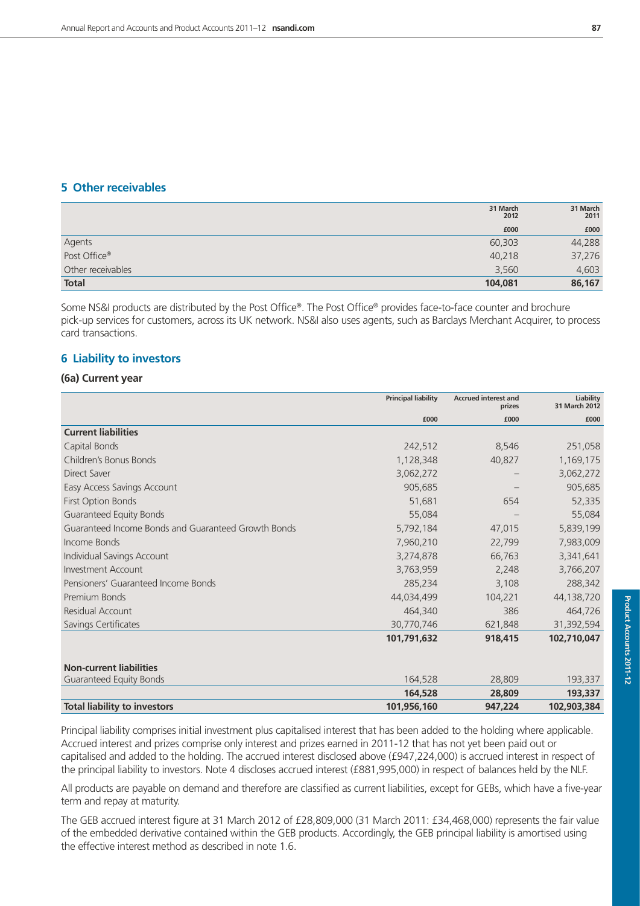## 5 Other receivables

| | 31 March 2012 | 31 March 2011 |
|---|---|---|
| | £000 | £000 |
| Agents | 60,303 | 44,288 |
| Post Office® | 40,218 | 37,276 |
| Other receivables | 3,560 | 4,603 |
| **Total** | **104,081** | **86,167** |

Some NS&I products are distributed by the Post Office®. The Post Office® provides face-to-face counter and brochure pick-up services for customers, across its UK network. NS&I also uses agents, such as Barclays Merchant Acquirer, to process card transactions.

## 6 Liability to investors

### (6a) Current year

| | Principal liability | Accrued interest and prizes | Liability 31 March 2012 |
|---|---|---|---|
| | £000 | £000 | £000 |
| **Current liabilities** | | | |
| Capital Bonds | 242,512 | 8,546 | 251,058 |
| Children's Bonus Bonds | 1,128,348 | 40,827 | 1,169,175 |
| Direct Saver | 3,062,272 | – | 3,062,272 |
| Easy Access Savings Account | 905,685 | – | 905,685 |
| First Option Bonds | 51,681 | 654 | 52,335 |
| Guaranteed Equity Bonds | 55,084 | – | 55,084 |
| Guaranteed Income Bonds and Guaranteed Growth Bonds | 5,792,184 | 47,015 | 5,839,199 |
| Income Bonds | 7,960,210 | 22,799 | 7,983,009 |
| Individual Savings Account | 3,274,878 | 66,763 | 3,341,641 |
| Investment Account | 3,763,959 | 2,248 | 3,766,207 |
| Pensioners' Guaranteed Income Bonds | 285,234 | 3,108 | 288,342 |
| Premium Bonds | 44,034,499 | 104,221 | 44,138,720 |
| Residual Account | 464,340 | 386 | 464,726 |
| Savings Certificates | 30,770,746 | 621,848 | 31,392,594 |
| | **101,791,632** | **918,415** | **102,710,047** |
| **Non-current liabilities** | | | |
| Guaranteed Equity Bonds | 164,528 | 28,809 | 193,337 |
| | **164,528** | **28,809** | **193,337** |
| **Total liability to investors** | **101,956,160** | **947,224** | **102,903,384** |

Principal liability comprises initial investment plus capitalised interest that has been added to the holding where applicable. Accrued interest and prizes comprise only interest and prizes earned in 2011-12 that has not yet been paid out or capitalised and added to the holding. The accrued interest disclosed above (£947,224,000) is accrued interest in respect of the principal liability to investors. Note 4 discloses accrued interest (£881,995,000) in respect of balances held by the NLF.

All products are payable on demand and therefore are classified as current liabilities, except for GEBs, which have a five-year term and repay at maturity.

The GEB accrued interest figure at 31 March 2012 of £28,809,000 (31 March 2011: £34,468,000) represents the fair value of the embedded derivative contained within the GEB products. Accordingly, the GEB principal liability is amortised using the effective interest method as described in note 1.6.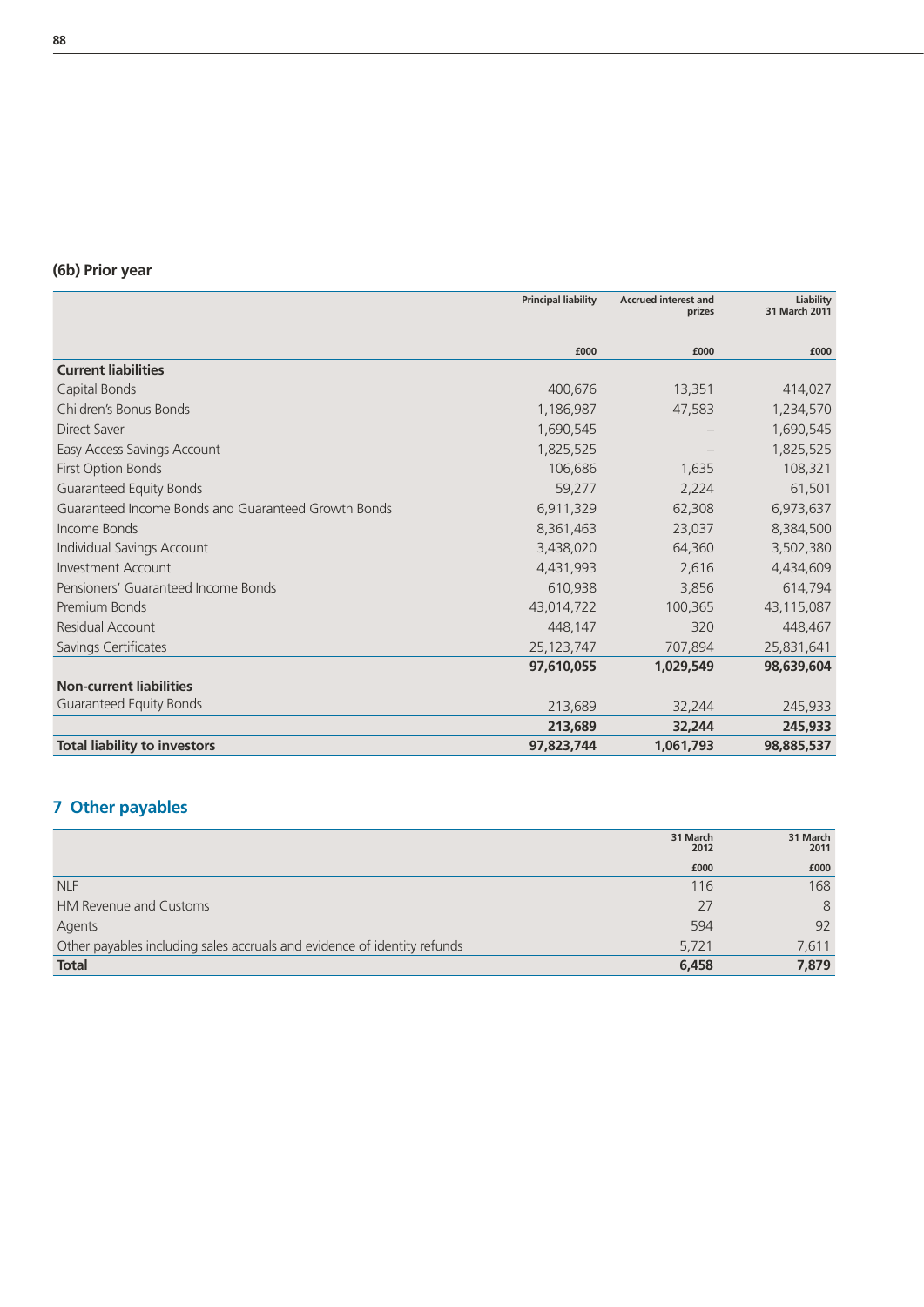### (6b) Prior year

| | Principal liability | Accrued interest and prizes | Liability 31 March 2011 |
|---|---|---|---|
| | £000 | £000 | £000 |
| **Current liabilities** | | | |
| Capital Bonds | 400,676 | 13,351 | 414,027 |
| Children's Bonus Bonds | 1,186,987 | 47,583 | 1,234,570 |
| Direct Saver | 1,690,545 | – | 1,690,545 |
| Easy Access Savings Account | 1,825,525 | – | 1,825,525 |
| First Option Bonds | 106,686 | 1,635 | 108,321 |
| Guaranteed Equity Bonds | 59,277 | 2,224 | 61,501 |
| Guaranteed Income Bonds and Guaranteed Growth Bonds | 6,911,329 | 62,308 | 6,973,637 |
| Income Bonds | 8,361,463 | 23,037 | 8,384,500 |
| Individual Savings Account | 3,438,020 | 64,360 | 3,502,380 |
| Investment Account | 4,431,993 | 2,616 | 4,434,609 |
| Pensioners' Guaranteed Income Bonds | 610,938 | 3,856 | 614,794 |
| Premium Bonds | 43,014,722 | 100,365 | 43,115,087 |
| Residual Account | 448,147 | 320 | 448,467 |
| Savings Certificates | 25,123,747 | 707,894 | 25,831,641 |
| | **97,610,055** | **1,029,549** | **98,639,604** |
| **Non-current liabilities** | | | |
| Guaranteed Equity Bonds | 213,689 | 32,244 | 245,933 |
| | **213,689** | **32,244** | **245,933** |
| **Total liability to investors** | **97,823,744** | **1,061,793** | **98,885,537** |

## 7 Other payables

| | 31 March 2012 | 31 March 2011 |
|---|---|---|
| | £000 | £000 |
| NLF | 116 | 168 |
| HM Revenue and Customs | 27 | 8 |
| Agents | 594 | 92 |
| Other payables including sales accruals and evidence of identity refunds | 5,721 | 7,611 |
| **Total** | **6,458** | **7,879** |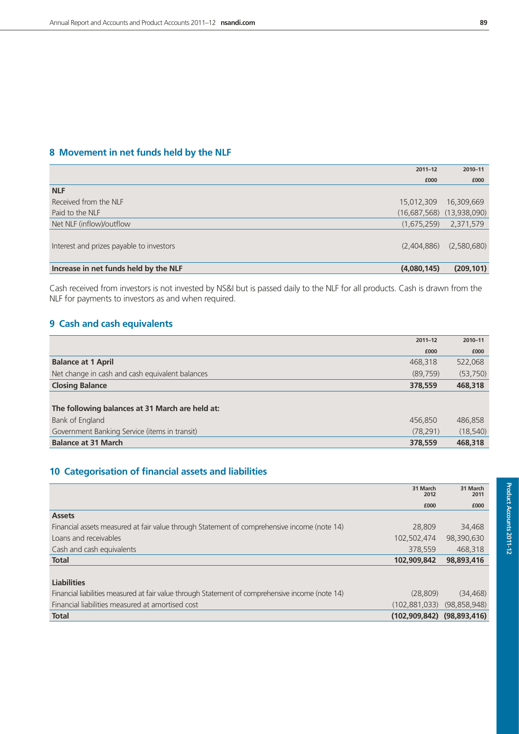## 8 Movement in net funds held by the NLF

| | 2011–12 | 2010–11 |
|---|---|---|
| | £000 | £000 |
| **NLF** | | |
| Received from the NLF | 15,012,309 | 16,309,669 |
| Paid to the NLF | (16,687,568) | (13,938,090) |
| Net NLF (inflow)/outflow | (1,675,259) | 2,371,579 |
| Interest and prizes payable to investors | (2,404,886) | (2,580,680) |
| **Increase in net funds held by the NLF** | **(4,080,145)** | **(209,101)** |

Cash received from investors is not invested by NS&I but is passed daily to the NLF for all products. Cash is drawn from the NLF for payments to investors as and when required.

## 9 Cash and cash equivalents

| | 2011–12 | 2010–11 |
|---|---|---|
| | £000 | £000 |
| **Balance at 1 April** | 468,318 | 522,068 |
| Net change in cash and cash equivalent balances | (89,759) | (53,750) |
| **Closing Balance** | **378,559** | **468,318** |
| | | |
| **The following balances at 31 March are held at:** | | |
| Bank of England | 456,850 | 486,858 |
| Government Banking Service (items in transit) | (78,291) | (18,540) |
| **Balance at 31 March** | **378,559** | **468,318** |

## 10 Categorisation of financial assets and liabilities

| | 31 March 2012 | 31 March 2011 |
|---|---|---|
| | £000 | £000 |
| **Assets** | | |
| Financial assets measured at fair value through Statement of comprehensive income (note 14) | 28,809 | 34,468 |
| Loans and receivables | 102,502,474 | 98,390,630 |
| Cash and cash equivalents | 378,559 | 468,318 |
| **Total** | **102,909,842** | **98,893,416** |
| | | |
| **Liabilities** | | |
| Financial liabilities measured at fair value through Statement of comprehensive income (note 14) | (28,809) | (34,468) |
| Financial liabilities measured at amortised cost | (102,881,033) | (98,858,948) |
| **Total** | **(102,909,842)** | **(98,893,416)** |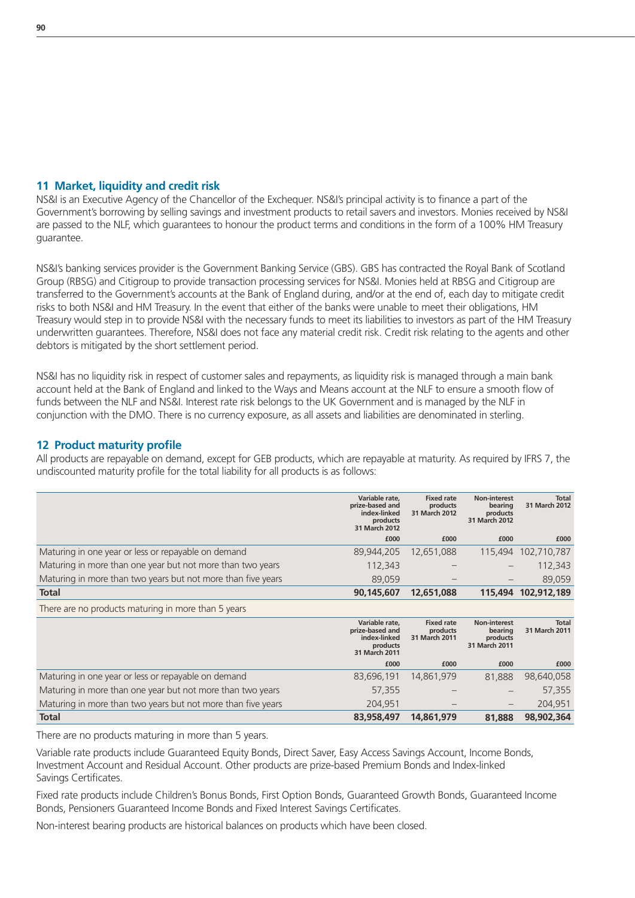## 11 Market, liquidity and credit risk

NS&I is an Executive Agency of the Chancellor of the Exchequer. NS&I's principal activity is to finance a part of the Government's borrowing by selling savings and investment products to retail savers and investors. Monies received by NS&I are passed to the NLF, which guarantees to honour the product terms and conditions in the form of a 100% HM Treasury guarantee.

NS&I's banking services provider is the Government Banking Service (GBS). GBS has contracted the Royal Bank of Scotland Group (RBSG) and Citigroup to provide transaction processing services for NS&I. Monies held at RBSG and Citigroup are transferred to the Government's accounts at the Bank of England during, and/or at the end of, each day to mitigate credit risks to both NS&I and HM Treasury. In the event that either of the banks were unable to meet their obligations, HM Treasury would step in to provide NS&I with the necessary funds to meet its liabilities to investors as part of the HM Treasury underwritten guarantees. Therefore, NS&I does not face any material credit risk. Credit risk relating to the agents and other debtors is mitigated by the short settlement period.

NS&I has no liquidity risk in respect of customer sales and repayments, as liquidity risk is managed through a main bank account held at the Bank of England and linked to the Ways and Means account at the NLF to ensure a smooth flow of funds between the NLF and NS&I. Interest rate risk belongs to the UK Government and is managed by the NLF in conjunction with the DMO. There is no currency exposure, as all assets and liabilities are denominated in sterling.

## 12 Product maturity profile

All products are repayable on demand, except for GEB products, which are repayable at maturity. As required by IFRS 7, the undiscounted maturity profile for the total liability for all products is as follows:

| | Variable rate, prize-based and index-linked products 31 March 2012 | Fixed rate products 31 March 2012 | Non-interest bearing products 31 March 2012 | Total 31 March 2012 |
|---|---|---|---|---|
| | £000 | £000 | £000 | £000 |
| Maturing in one year or less or repayable on demand | 89,944,205 | 12,651,088 | 115,494 | 102,710,787 |
| Maturing in more than one year but not more than two years | 112,343 | – | – | 112,343 |
| Maturing in more than two years but not more than five years | 89,059 | – | – | 89,059 |
| **Total** | **90,145,607** | **12,651,088** | **115,494** | **102,912,189** |

There are no products maturing in more than 5 years

| | Variable rate, prize-based and index-linked products 31 March 2011 | Fixed rate products 31 March 2011 | Non-interest bearing products 31 March 2011 | Total 31 March 2011 |
|---|---|---|---|---|
| | £000 | £000 | £000 | £000 |
| Maturing in one year or less or repayable on demand | 83,696,191 | 14,861,979 | 81,888 | 98,640,058 |
| Maturing in more than one year but not more than two years | 57,355 | – | – | 57,355 |
| Maturing in more than two years but not more than five years | 204,951 | – | – | 204,951 |
| **Total** | **83,958,497** | **14,861,979** | **81,888** | **98,902,364** |

There are no products maturing in more than 5 years.

Variable rate products include Guaranteed Equity Bonds, Direct Saver, Easy Access Savings Account, Income Bonds, Investment Account and Residual Account. Other products are prize-based Premium Bonds and Index-linked Savings Certificates.

Fixed rate products include Children's Bonus Bonds, First Option Bonds, Guaranteed Growth Bonds, Guaranteed Income Bonds, Pensioners Guaranteed Income Bonds and Fixed Interest Savings Certificates.

Non-interest bearing products are historical balances on products which have been closed.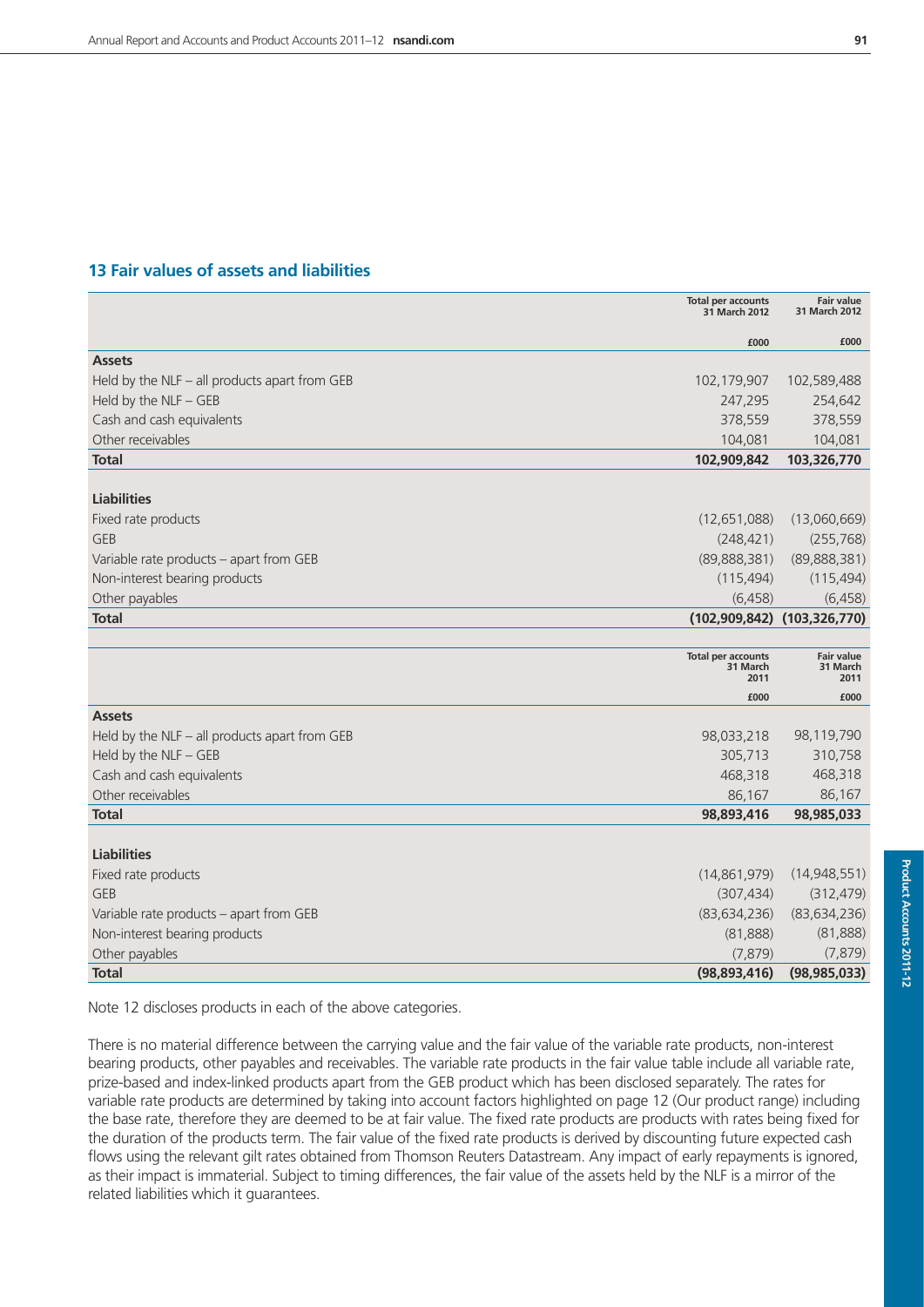## 13 Fair values of assets and liabilities

| | Total per accounts 31 March 2012 | Fair value 31 March 2012 |
|---|---|---|
| | £000 | £000 |
| **Assets** | | |
| Held by the NLF – all products apart from GEB | 102,179,907 | 102,589,488 |
| Held by the NLF – GEB | 247,295 | 254,642 |
| Cash and cash equivalents | 378,559 | 378,559 |
| Other receivables | 104,081 | 104,081 |
| **Total** | **102,909,842** | **103,326,770** |
| | | |
| **Liabilities** | | |
| Fixed rate products | (12,651,088) | (13,060,669) |
| GEB | (248,421) | (255,768) |
| Variable rate products – apart from GEB | (89,888,381) | (89,888,381) |
| Non-interest bearing products | (115,494) | (115,494) |
| Other payables | (6,458) | (6,458) |
| **Total** | **(102,909,842)** | **(103,326,770)** |

| | Total per accounts 31 March 2011 | Fair value 31 March 2011 |
|---|---|---|
| | £000 | £000 |
| **Assets** | | |
| Held by the NLF – all products apart from GEB | 98,033,218 | 98,119,790 |
| Held by the NLF – GEB | 305,713 | 310,758 |
| Cash and cash equivalents | 468,318 | 468,318 |
| Other receivables | 86,167 | 86,167 |
| **Total** | **98,893,416** | **98,985,033** |
| | | |
| **Liabilities** | | |
| Fixed rate products | (14,861,979) | (14,948,551) |
| GEB | (307,434) | (312,479) |
| Variable rate products – apart from GEB | (83,634,236) | (83,634,236) |
| Non-interest bearing products | (81,888) | (81,888) |
| Other payables | (7,879) | (7,879) |
| **Total** | **(98,893,416)** | **(98,985,033)** |

Note 12 discloses products in each of the above categories.

There is no material difference between the carrying value and the fair value of the variable rate products, non-interest bearing products, other payables and receivables. The variable rate products in the fair value table include all variable rate, prize-based and index-linked products apart from the GEB product which has been disclosed separately. The rates for variable rate products are determined by taking into account factors highlighted on page 12 (Our product range) including the base rate, therefore they are deemed to be at fair value. The fixed rate products are products with rates being fixed for the duration of the products term. The fair value of the fixed rate products is derived by discounting future expected cash flows using the relevant gilt rates obtained from Thomson Reuters Datastream. Any impact of early repayments is ignored, as their impact is immaterial. Subject to timing differences, the fair value of the assets held by the NLF is a mirror of the related liabilities which it guarantees.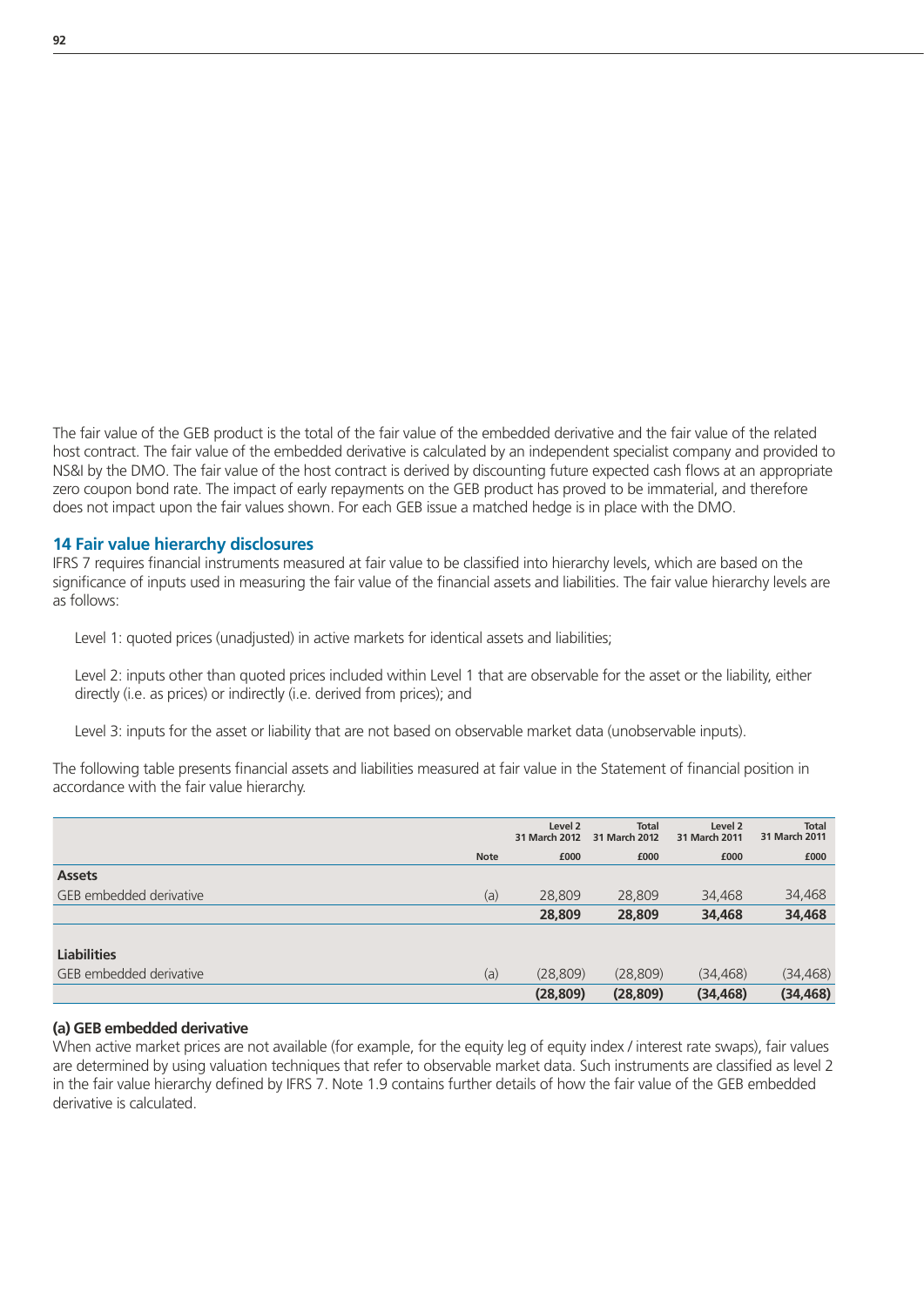The fair value of the GEB product is the total of the fair value of the embedded derivative and the fair value of the related host contract. The fair value of the embedded derivative is calculated by an independent specialist company and provided to NS&I by the DMO. The fair value of the host contract is derived by discounting future expected cash flows at an appropriate zero coupon bond rate. The impact of early repayments on the GEB product has proved to be immaterial, and therefore does not impact upon the fair values shown. For each GEB issue a matched hedge is in place with the DMO.

## 14 Fair value hierarchy disclosures

IFRS 7 requires financial instruments measured at fair value to be classified into hierarchy levels, which are based on the significance of inputs used in measuring the fair value of the financial assets and liabilities. The fair value hierarchy levels are as follows:

Level 1: quoted prices (unadjusted) in active markets for identical assets and liabilities;

Level 2: inputs other than quoted prices included within Level 1 that are observable for the asset or the liability, either directly (i.e. as prices) or indirectly (i.e. derived from prices); and

Level 3: inputs for the asset or liability that are not based on observable market data (unobservable inputs).

The following table presents financial assets and liabilities measured at fair value in the Statement of financial position in accordance with the fair value hierarchy.

| | Note | Level 2 31 March 2012 £000 | Total 31 March 2012 £000 | Level 2 31 March 2011 £000 | Total 31 March 2011 £000 |
|---|---|---|---|---|---|
| **Assets** | | | | | |
| GEB embedded derivative | (a) | 28,809 | 28,809 | 34,468 | 34,468 |
| | | **28,809** | **28,809** | **34,468** | **34,468** |
| **Liabilities** | | | | | |
| GEB embedded derivative | (a) | (28,809) | (28,809) | (34,468) | (34,468) |
| | | **(28,809)** | **(28,809)** | **(34,468)** | **(34,468)** |

**(a) GEB embedded derivative**

When active market prices are not available (for example, for the equity leg of equity index / interest rate swaps), fair values are determined by using valuation techniques that refer to observable market data. Such instruments are classified as level 2 in the fair value hierarchy defined by IFRS 7. Note 1.9 contains further details of how the fair value of the GEB embedded derivative is calculated.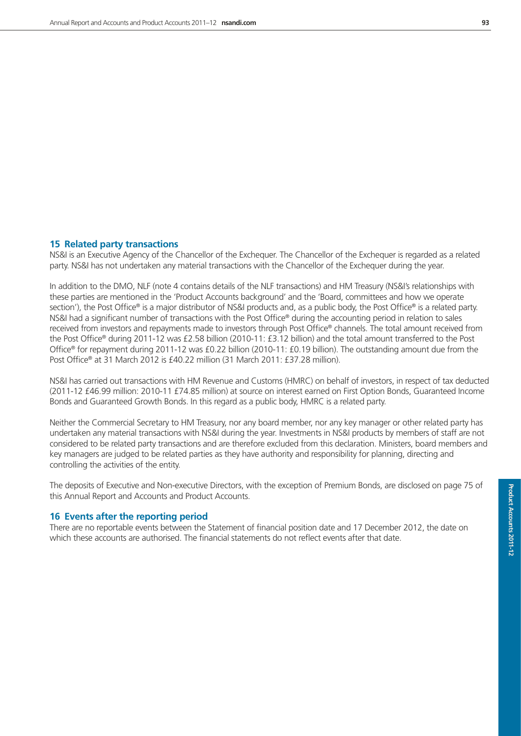## 15 Related party transactions

NS&I is an Executive Agency of the Chancellor of the Exchequer. The Chancellor of the Exchequer is regarded as a related party. NS&I has not undertaken any material transactions with the Chancellor of the Exchequer during the year.

In addition to the DMO, NLF (note 4 contains details of the NLF transactions) and HM Treasury (NS&I's relationships with these parties are mentioned in the 'Product Accounts background' and the 'Board, committees and how we operate section'), the Post Office® is a major distributor of NS&I products and, as a public body, the Post Office® is a related party. NS&I had a significant number of transactions with the Post Office® during the accounting period in relation to sales received from investors and repayments made to investors through Post Office® channels. The total amount received from the Post Office® during 2011-12 was £2.58 billion (2010-11: £3.12 billion) and the total amount transferred to the Post Office® for repayment during 2011-12 was £0.22 billion (2010-11: £0.19 billion). The outstanding amount due from the Post Office® at 31 March 2012 is £40.22 million (31 March 2011: £37.28 million).

NS&I has carried out transactions with HM Revenue and Customs (HMRC) on behalf of investors, in respect of tax deducted (2011-12 £46.99 million: 2010-11 £74.85 million) at source on interest earned on First Option Bonds, Guaranteed Income Bonds and Guaranteed Growth Bonds. In this regard as a public body, HMRC is a related party.

Neither the Commercial Secretary to HM Treasury, nor any board member, nor any key manager or other related party has undertaken any material transactions with NS&I during the year. Investments in NS&I products by members of staff are not considered to be related party transactions and are therefore excluded from this declaration. Ministers, board members and key managers are judged to be related parties as they have authority and responsibility for planning, directing and controlling the activities of the entity.

The deposits of Executive and Non-executive Directors, with the exception of Premium Bonds, are disclosed on page 75 of this Annual Report and Accounts and Product Accounts.

## 16 Events after the reporting period

There are no reportable events between the Statement of financial position date and 17 December 2012, the date on which these accounts are authorised. The financial statements do not reflect events after that date.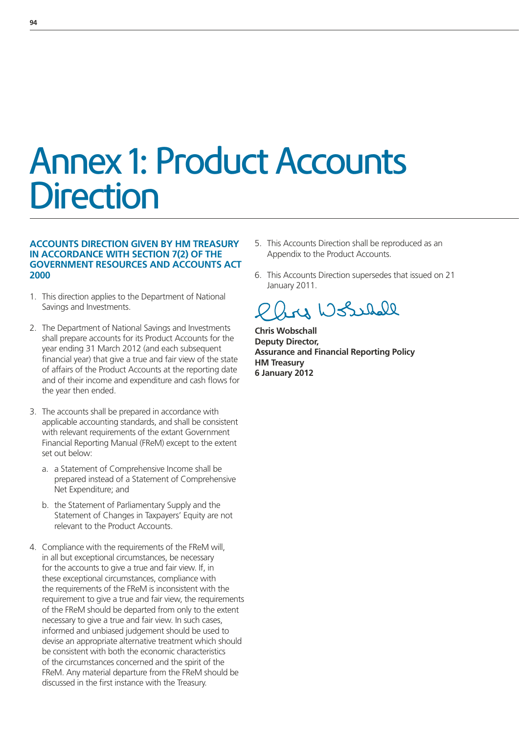# Annex 1: Product Accounts Direction

**ACCOUNTS DIRECTION GIVEN BY HM TREASURY IN ACCORDANCE WITH SECTION 7(2) OF THE GOVERNMENT RESOURCES AND ACCOUNTS ACT 2000**

1. This direction applies to the Department of National Savings and Investments.

2. The Department of National Savings and Investments shall prepare accounts for its Product Accounts for the year ending 31 March 2012 (and each subsequent financial year) that give a true and fair view of the state of affairs of the Product Accounts at the reporting date and of their income and expenditure and cash flows for the year then ended.

3. The accounts shall be prepared in accordance with applicable accounting standards, and shall be consistent with relevant requirements of the extant Government Financial Reporting Manual (FReM) except to the extent set out below:

    a. a Statement of Comprehensive Income shall be prepared instead of a Statement of Comprehensive Net Expenditure; and

    b. the Statement of Parliamentary Supply and the Statement of Changes in Taxpayers' Equity are not relevant to the Product Accounts.

4. Compliance with the requirements of the FReM will, in all but exceptional circumstances, be necessary for the accounts to give a true and fair view. If, in these exceptional circumstances, compliance with the requirements of the FReM is inconsistent with the requirement to give a true and fair view, the requirements of the FReM should be departed from only to the extent necessary to give a true and fair view. In such cases, informed and unbiased judgement should be used to devise an appropriate alternative treatment which should be consistent with both the economic characteristics of the circumstances concerned and the spirit of the FReM. Any material departure from the FReM should be discussed in the first instance with the Treasury.

5. This Accounts Direction shall be reproduced as an Appendix to the Product Accounts.

6. This Accounts Direction supersedes that issued on 21 January 2011.

**Chris Wobschall**
**Deputy Director,**
**Assurance and Financial Reporting Policy**
**HM Treasury**
**6 January 2012**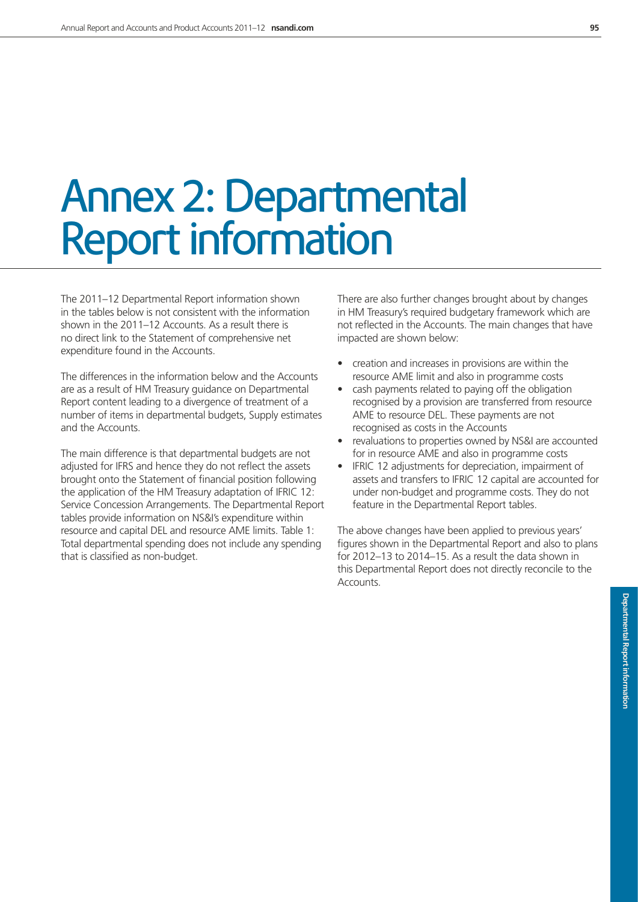# Annex 2: Departmental Report information

The 2011–12 Departmental Report information shown in the tables below is not consistent with the information shown in the 2011–12 Accounts. As a result there is no direct link to the Statement of comprehensive net expenditure found in the Accounts.

The differences in the information below and the Accounts are as a result of HM Treasury guidance on Departmental Report content leading to a divergence of treatment of a number of items in departmental budgets, Supply estimates and the Accounts.

The main difference is that departmental budgets are not adjusted for IFRS and hence they do not reflect the assets brought onto the Statement of financial position following the application of the HM Treasury adaptation of IFRIC 12: Service Concession Arrangements. The Departmental Report tables provide information on NS&I's expenditure within resource and capital DEL and resource AME limits. Table 1: Total departmental spending does not include any spending that is classified as non-budget.

There are also further changes brought about by changes in HM Treasury's required budgetary framework which are not reflected in the Accounts. The main changes that have impacted are shown below:

- creation and increases in provisions are within the resource AME limit and also in programme costs
- cash payments related to paying off the obligation recognised by a provision are transferred from resource AME to resource DEL. These payments are not recognised as costs in the Accounts
- revaluations to properties owned by NS&I are accounted for in resource AME and also in programme costs
- IFRIC 12 adjustments for depreciation, impairment of assets and transfers to IFRIC 12 capital are accounted for under non-budget and programme costs. They do not feature in the Departmental Report tables.

The above changes have been applied to previous years' figures shown in the Departmental Report and also to plans for 2012–13 to 2014–15. As a result the data shown in this Departmental Report does not directly reconcile to the Accounts.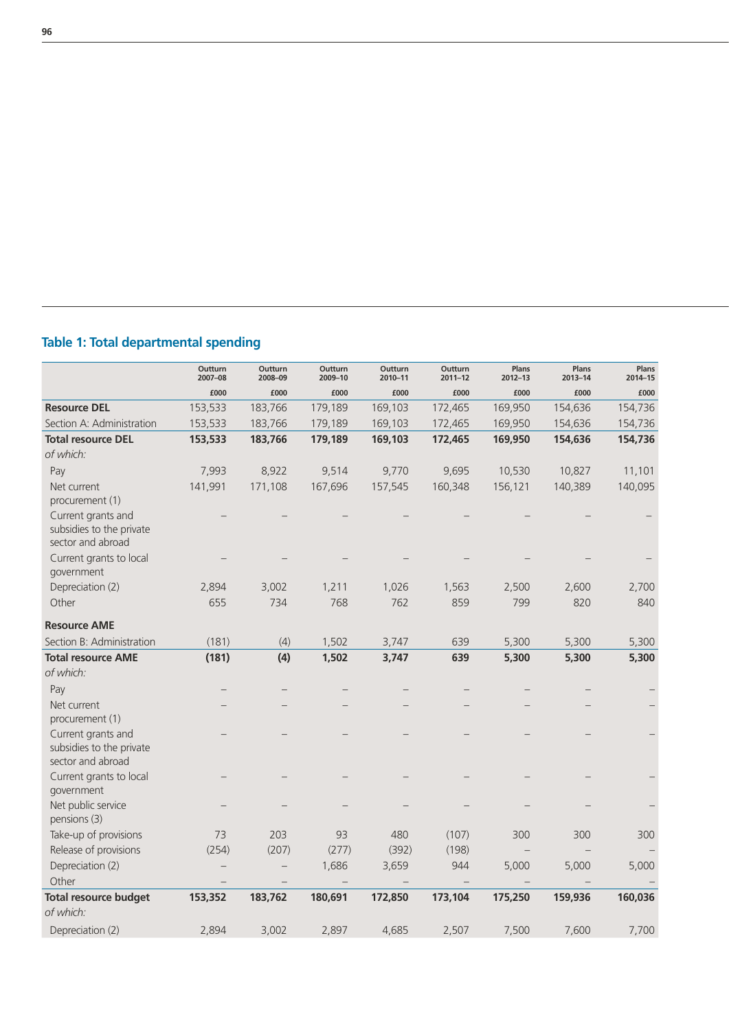## Table 1: Total departmental spending

| | Outturn 2007–08 | Outturn 2008–09 | Outturn 2009–10 | Outturn 2010–11 | Outturn 2011–12 | Plans 2012–13 | Plans 2013–14 | Plans 2014–15 |
|---|---|---|---|---|---|---|---|---|
| | £000 | £000 | £000 | £000 | £000 | £000 | £000 | £000 |
| **Resource DEL** | 153,533 | 183,766 | 179,189 | 169,103 | 172,465 | 169,950 | 154,636 | 154,736 |
| Section A: Administration | 153,533 | 183,766 | 179,189 | 169,103 | 172,465 | 169,950 | 154,636 | 154,736 |
| **Total resource DEL** | **153,533** | **183,766** | **179,189** | **169,103** | **172,465** | **169,950** | **154,636** | **154,736** |
| *of which:* | | | | | | | | |
| Pay | 7,993 | 8,922 | 9,514 | 9,770 | 9,695 | 10,530 | 10,827 | 11,101 |
| Net current procurement (1) | 141,991 | 171,108 | 167,696 | 157,545 | 160,348 | 156,121 | 140,389 | 140,095 |
| Current grants and subsidies to the private sector and abroad | – | – | – | – | – | – | – | – |
| Current grants to local government | – | – | – | – | – | – | – | – |
| Depreciation (2) | 2,894 | 3,002 | 1,211 | 1,026 | 1,563 | 2,500 | 2,600 | 2,700 |
| Other | 655 | 734 | 768 | 762 | 859 | 799 | 820 | 840 |
| **Resource AME** | | | | | | | | |
| Section B: Administration | (181) | (4) | 1,502 | 3,747 | 639 | 5,300 | 5,300 | 5,300 |
| **Total resource AME** | **(181)** | **(4)** | **1,502** | **3,747** | **639** | **5,300** | **5,300** | **5,300** |
| *of which:* | | | | | | | | |
| Pay | – | – | – | – | – | – | – | – |
| Net current procurement (1) | – | – | – | – | – | – | – | – |
| Current grants and subsidies to the private sector and abroad | – | – | – | – | – | – | – | – |
| Current grants to local government | – | – | – | – | – | – | – | – |
| Net public service pensions (3) | – | – | – | – | – | – | – | – |
| Take-up of provisions | 73 | 203 | 93 | 480 | (107) | 300 | 300 | 300 |
| Release of provisions | (254) | (207) | (277) | (392) | (198) | – | – | – |
| Depreciation (2) | – | – | 1,686 | 3,659 | 944 | 5,000 | 5,000 | 5,000 |
| Other | – | – | – | – | – | – | – | – |
| **Total resource budget** | **153,352** | **183,762** | **180,691** | **172,850** | **173,104** | **175,250** | **159,936** | **160,036** |
| *of which:* | | | | | | | | |
| Depreciation (2) | 2,894 | 3,002 | 2,897 | 4,685 | 2,507 | 7,500 | 7,600 | 7,700 |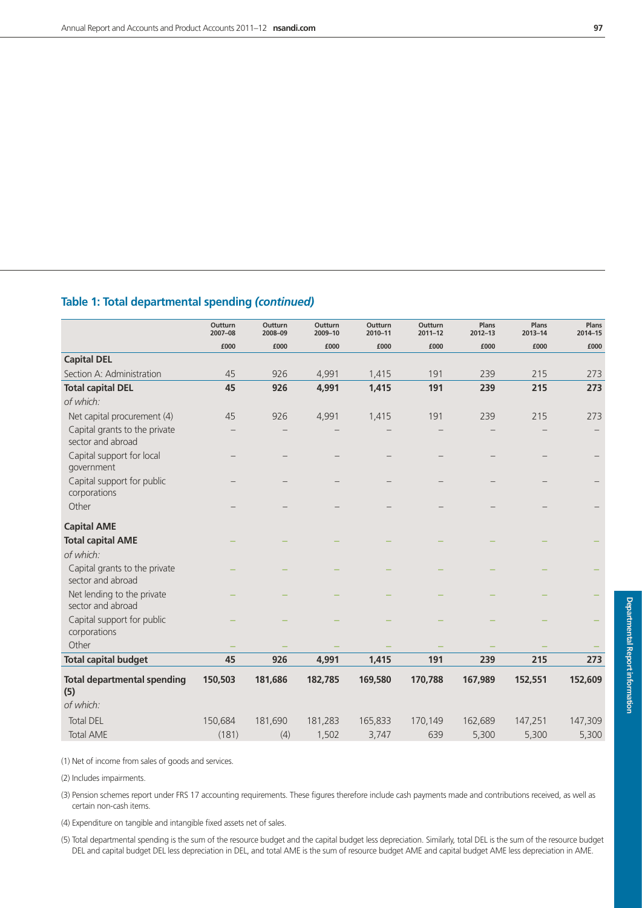## Table 1: Total departmental spending *(continued)*

| | Outturn 2007–08 | Outturn 2008–09 | Outturn 2009–10 | Outturn 2010–11 | Outturn 2011–12 | Plans 2012–13 | Plans 2013–14 | Plans 2014–15 |
|---|---|---|---|---|---|---|---|---|
| | £000 | £000 | £000 | £000 | £000 | £000 | £000 | £000 |
| **Capital DEL** | | | | | | | | |
| Section A: Administration | 45 | 926 | 4,991 | 1,415 | 191 | 239 | 215 | 273 |
| **Total capital DEL** | **45** | **926** | **4,991** | **1,415** | **191** | **239** | **215** | **273** |
| *of which:* | | | | | | | | |
| Net capital procurement (4) | 45 | 926 | 4,991 | 1,415 | 191 | 239 | 215 | 273 |
| Capital grants to the private sector and abroad | – | – | – | – | – | – | – | – |
| Capital support for local government | – | – | – | – | – | – | – | – |
| Capital support for public corporations | – | – | – | – | – | – | – | – |
| Other | – | – | – | – | – | – | – | – |
| **Capital AME** | | | | | | | | |
| **Total capital AME** | – | – | – | – | – | – | – | – |
| *of which:* | | | | | | | | |
| Capital grants to the private sector and abroad | – | – | – | – | – | – | – | – |
| Net lending to the private sector and abroad | – | – | – | – | – | – | – | – |
| Capital support for public corporations | – | – | – | – | – | – | – | – |
| Other | – | – | – | – | – | – | – | – |
| **Total capital budget** | **45** | **926** | **4,991** | **1,415** | **191** | **239** | **215** | **273** |
| **Total departmental spending (5)** | **150,503** | **181,686** | **182,785** | **169,580** | **170,788** | **167,989** | **152,551** | **152,609** |
| *of which:* | | | | | | | | |
| Total DEL | 150,684 | 181,690 | 181,283 | 165,833 | 170,149 | 162,689 | 147,251 | 147,309 |
| Total AME | (181) | (4) | 1,502 | 3,747 | 639 | 5,300 | 5,300 | 5,300 |

(1) Net of income from sales of goods and services.

(2) Includes impairments.

(3) Pension schemes report under FRS 17 accounting requirements. These figures therefore include cash payments made and contributions received, as well as certain non-cash items.

(4) Expenditure on tangible and intangible fixed assets net of sales.

(5) Total departmental spending is the sum of the resource budget and the capital budget less depreciation. Similarly, total DEL is the sum of the resource budget DEL and capital budget DEL less depreciation in DEL, and total AME is the sum of resource budget AME and capital budget AME less depreciation in AME.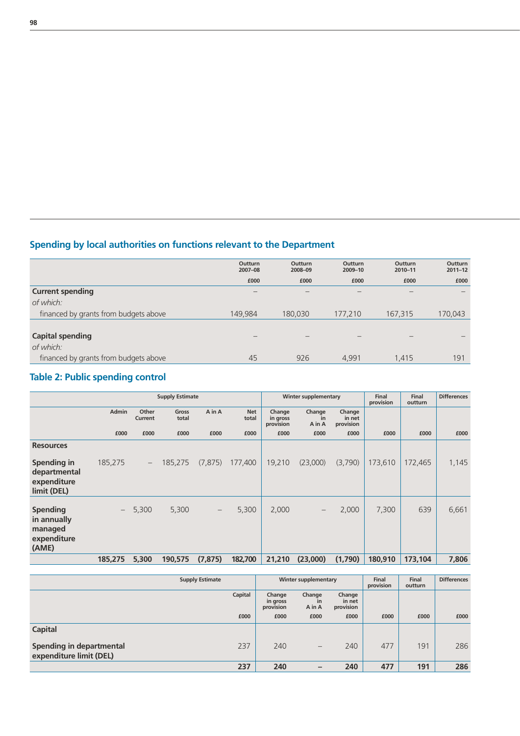## Spending by local authorities on functions relevant to the Department

| | Outturn 2007–08 | Outturn 2008–09 | Outturn 2009–10 | Outturn 2010–11 | Outturn 2011–12 |
|---|---|---|---|---|---|
| | £000 | £000 | £000 | £000 | £000 |
| **Current spending** | – | – | – | – | – |
| *of which:* | | | | | |
| financed by grants from budgets above | 149,984 | 180,030 | 177,210 | 167,315 | 170,043 |
| **Capital spending** | – | – | – | – | – |
| *of which:* | | | | | |
| financed by grants from budgets above | 45 | 926 | 4,991 | 1,415 | 191 |

## Table 2: Public spending control

| | Supply Estimate | | | | | Winter supplementary | | | Final provision | Final outturn | Differences |
|---|---|---|---|---|---|---|---|---|---|---|---|
| | Admin | Other Current | Gross total | A in A | Net total | Change in gross provision | Change in A in A | Change in net provision | | | |
| | £000 | £000 | £000 | £000 | £000 | £000 | £000 | £000 | £000 | £000 | £000 |
| **Resources** | | | | | | | | | | | |
| **Spending in departmental expenditure limit (DEL)** | 185,275 | – | 185,275 | (7,875) | 177,400 | 19,210 | (23,000) | (3,790) | 173,610 | 172,465 | 1,145 |
| **Spending in annually managed expenditure (AME)** | – | 5,300 | 5,300 | – | 5,300 | 2,000 | – | 2,000 | 7,300 | 639 | 6,661 |
| | **185,275** | **5,300** | **190,575** | **(7,875)** | **182,700** | **21,210** | **(23,000)** | **(1,790)** | **180,910** | **173,104** | **7,806** |

| | Supply Estimate | Winter supplementary | | | Final provision | Final outturn | Differences |
|---|---|---|---|---|---|---|---|
| | Capital | Change in gross provision | Change in A in A | Change in net provision | | | |
| | £000 | £000 | £000 | £000 | £000 | £000 | £000 |
| **Capital** | | | | | | | |
| **Spending in departmental expenditure limit (DEL)** | 237 | 240 | – | 240 | 477 | 191 | 286 |
| | **237** | **240** | **–** | **240** | **477** | **191** | **286** |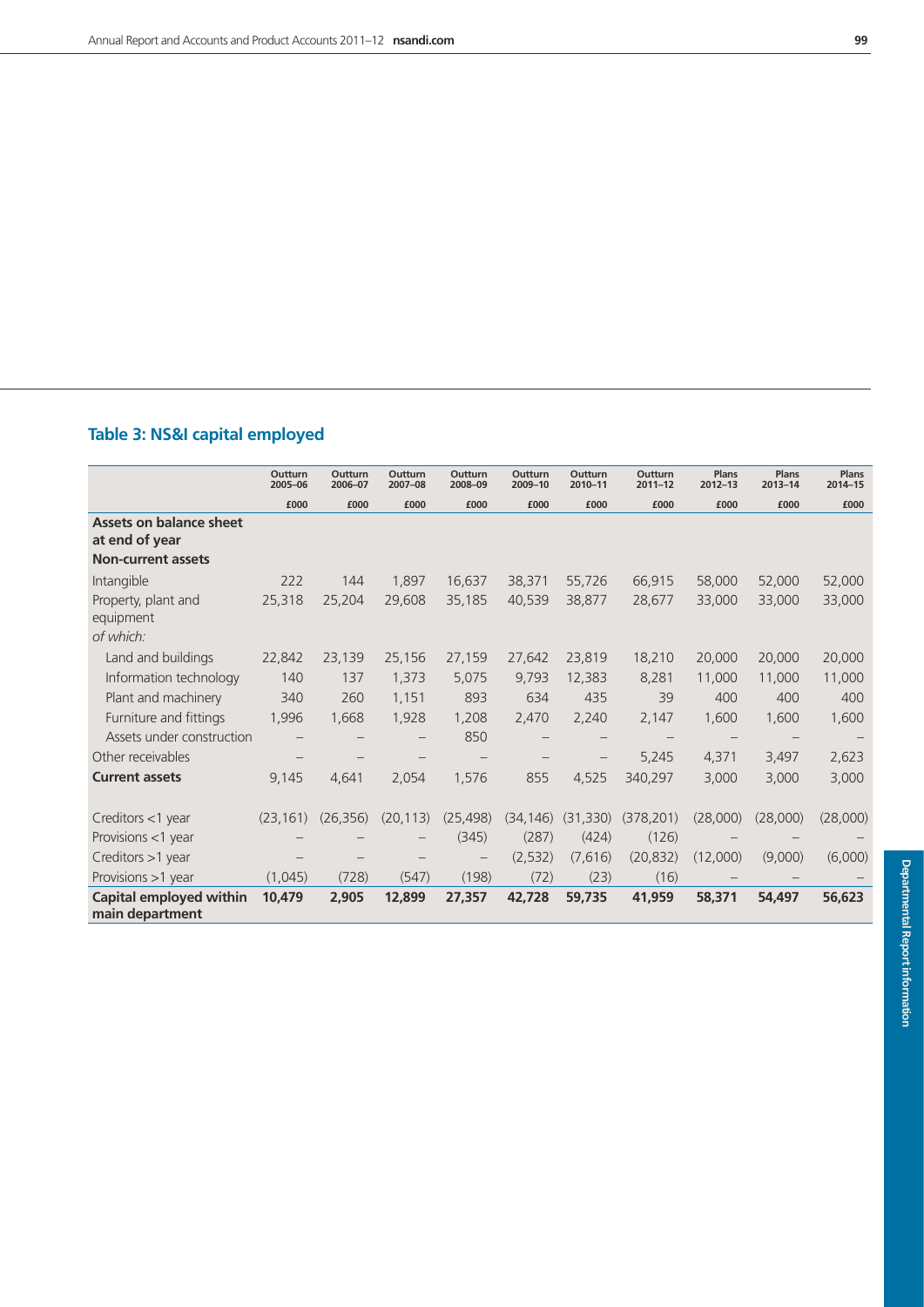## Table 3: NS&I capital employed

| | Outturn 2005–06 | Outturn 2006–07 | Outturn 2007–08 | Outturn 2008–09 | Outturn 2009–10 | Outturn 2010–11 | Outturn 2011–12 | Plans 2012–13 | Plans 2013–14 | Plans 2014–15 |
|---|---|---|---|---|---|---|---|---|---|---|
| | £000 | £000 | £000 | £000 | £000 | £000 | £000 | £000 | £000 | £000 |
| **Assets on balance sheet at end of year** | | | | | | | | | | |
| **Non-current assets** | | | | | | | | | | |
| Intangible | 222 | 144 | 1,897 | 16,637 | 38,371 | 55,726 | 66,915 | 58,000 | 52,000 | 52,000 |
| Property, plant and equipment | 25,318 | 25,204 | 29,608 | 35,185 | 40,539 | 38,877 | 28,677 | 33,000 | 33,000 | 33,000 |
| *of which:* | | | | | | | | | | |
| Land and buildings | 22,842 | 23,139 | 25,156 | 27,159 | 27,642 | 23,819 | 18,210 | 20,000 | 20,000 | 20,000 |
| Information technology | 140 | 137 | 1,373 | 5,075 | 9,793 | 12,383 | 8,281 | 11,000 | 11,000 | 11,000 |
| Plant and machinery | 340 | 260 | 1,151 | 893 | 634 | 435 | 39 | 400 | 400 | 400 |
| Furniture and fittings | 1,996 | 1,668 | 1,928 | 1,208 | 2,470 | 2,240 | 2,147 | 1,600 | 1,600 | 1,600 |
| Assets under construction | – | – | – | 850 | – | – | – | – | – | – |
| Other receivables | – | – | – | – | – | – | 5,245 | 4,371 | 3,497 | 2,623 |
| **Current assets** | 9,145 | 4,641 | 2,054 | 1,576 | 855 | 4,525 | 340,297 | 3,000 | 3,000 | 3,000 |
| Creditors <1 year | (23,161) | (26,356) | (20,113) | (25,498) | (34,146) | (31,330) | (378,201) | (28,000) | (28,000) | (28,000) |
| Provisions <1 year | – | – | – | (345) | (287) | (424) | (126) | – | – | – |
| Creditors >1 year | – | – | – | – | (2,532) | (7,616) | (20,832) | (12,000) | (9,000) | (6,000) |
| Provisions >1 year | (1,045) | (728) | (547) | (198) | (72) | (23) | (16) | – | – | – |
| **Capital employed within main department** | **10,479** | **2,905** | **12,899** | **27,357** | **42,728** | **59,735** | **41,959** | **58,371** | **54,497** | **56,623** |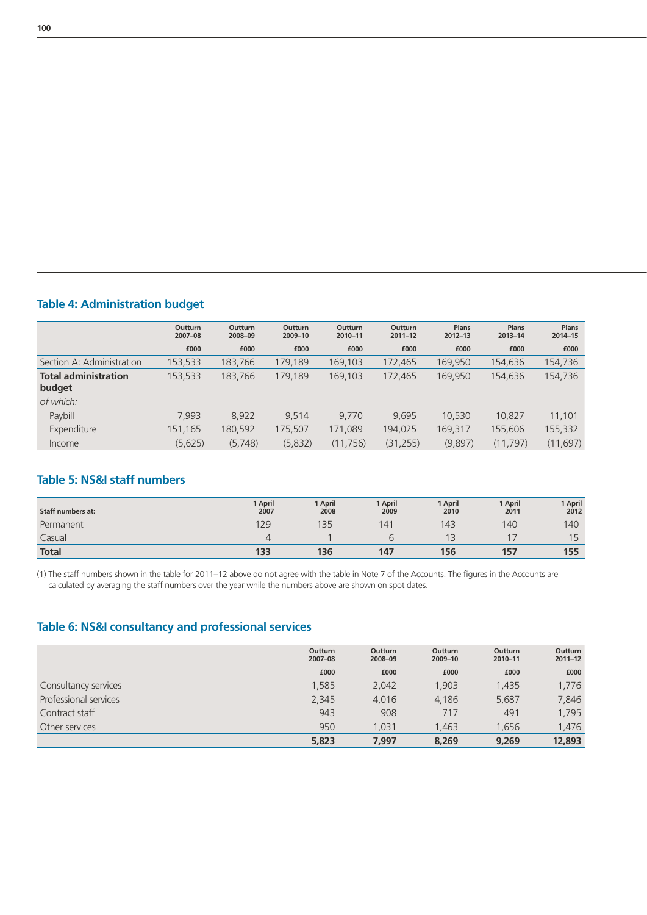## Table 4: Administration budget

| | Outturn 2007–08 | Outturn 2008–09 | Outturn 2009–10 | Outturn 2010–11 | Outturn 2011–12 | Plans 2012–13 | Plans 2013–14 | Plans 2014–15 |
|---|---|---|---|---|---|---|---|---|
| | £000 | £000 | £000 | £000 | £000 | £000 | £000 | £000 |
| Section A: Administration | 153,533 | 183,766 | 179,189 | 169,103 | 172,465 | 169,950 | 154,636 | 154,736 |
| **Total administration budget** | 153,533 | 183,766 | 179,189 | 169,103 | 172,465 | 169,950 | 154,636 | 154,736 |
| *of which:* | | | | | | | | |
| Paybill | 7,993 | 8,922 | 9,514 | 9,770 | 9,695 | 10,530 | 10,827 | 11,101 |
| Expenditure | 151,165 | 180,592 | 175,507 | 171,089 | 194,025 | 169,317 | 155,606 | 155,332 |
| Income | (5,625) | (5,748) | (5,832) | (11,756) | (31,255) | (9,897) | (11,797) | (11,697) |

## Table 5: NS&I staff numbers

| Staff numbers at: | 1 April 2007 | 1 April 2008 | 1 April 2009 | 1 April 2010 | 1 April 2011 | 1 April 2012 |
|---|---|---|---|---|---|---|
| Permanent | 129 | 135 | 141 | 143 | 140 | 140 |
| Casual | 4 | 1 | 6 | 13 | 17 | 15 |
| **Total** | **133** | **136** | **147** | **156** | **157** | **155** |

(1) The staff numbers shown in the table for 2011–12 above do not agree with the table in Note 7 of the Accounts. The figures in the Accounts are calculated by averaging the staff numbers over the year while the numbers above are shown on spot dates.

## Table 6: NS&I consultancy and professional services

| | Outturn 2007–08 | Outturn 2008–09 | Outturn 2009–10 | Outturn 2010–11 | Outturn 2011–12 |
|---|---|---|---|---|---|
| | £000 | £000 | £000 | £000 | £000 |
| Consultancy services | 1,585 | 2,042 | 1,903 | 1,435 | 1,776 |
| Professional services | 2,345 | 4,016 | 4,186 | 5,687 | 7,846 |
| Contract staff | 943 | 908 | 717 | 491 | 1,795 |
| Other services | 950 | 1,031 | 1,463 | 1,656 | 1,476 |
| | **5,823** | **7,997** | **8,269** | **9,269** | **12,893** |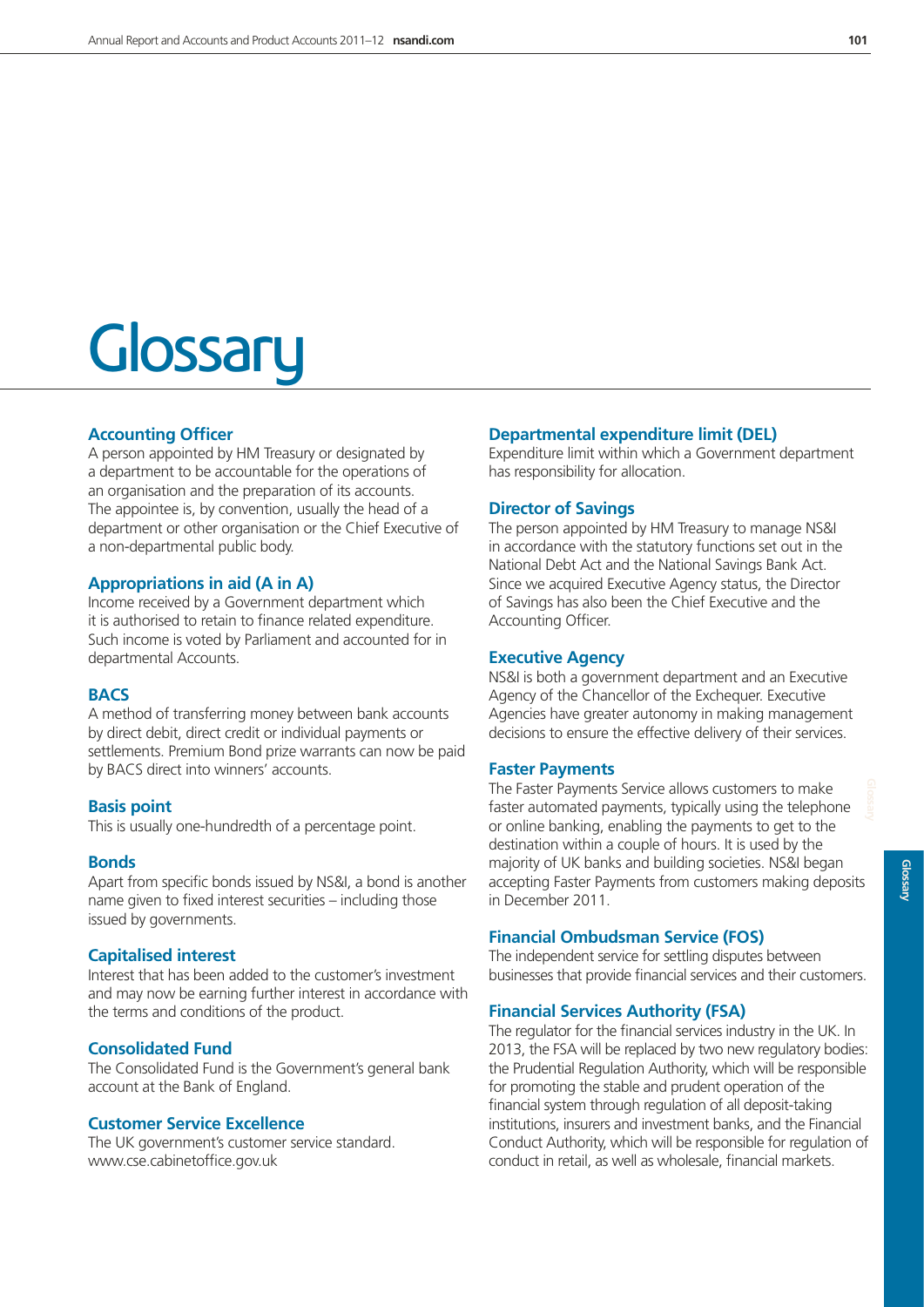# Glossary

### Accounting Officer

A person appointed by HM Treasury or designated by a department to be accountable for the operations of an organisation and the preparation of its accounts. The appointee is, by convention, usually the head of a department or other organisation or the Chief Executive of a non-departmental public body.

### Appropriations in aid (A in A)

Income received by a Government department which it is authorised to retain to finance related expenditure. Such income is voted by Parliament and accounted for in departmental Accounts.

### BACS

A method of transferring money between bank accounts by direct debit, direct credit or individual payments or settlements. Premium Bond prize warrants can now be paid by BACS direct into winners' accounts.

### Basis point

This is usually one-hundredth of a percentage point.

### Bonds

Apart from specific bonds issued by NS&I, a bond is another name given to fixed interest securities – including those issued by governments.

### Capitalised interest

Interest that has been added to the customer's investment and may now be earning further interest in accordance with the terms and conditions of the product.

### Consolidated Fund

The Consolidated Fund is the Government's general bank account at the Bank of England.

### Customer Service Excellence

The UK government's customer service standard. www.cse.cabinetoffice.gov.uk

### Departmental expenditure limit (DEL)

Expenditure limit within which a Government department has responsibility for allocation.

### Director of Savings

The person appointed by HM Treasury to manage NS&I in accordance with the statutory functions set out in the National Debt Act and the National Savings Bank Act. Since we acquired Executive Agency status, the Director of Savings has also been the Chief Executive and the Accounting Officer.

### Executive Agency

NS&I is both a government department and an Executive Agency of the Chancellor of the Exchequer. Executive Agencies have greater autonomy in making management decisions to ensure the effective delivery of their services.

### Faster Payments

The Faster Payments Service allows customers to make faster automated payments, typically using the telephone or online banking, enabling the payments to get to the destination within a couple of hours. It is used by the majority of UK banks and building societies. NS&I began accepting Faster Payments from customers making deposits in December 2011.

### Financial Ombudsman Service (FOS)

The independent service for settling disputes between businesses that provide financial services and their customers.

### Financial Services Authority (FSA)

The regulator for the financial services industry in the UK. In 2013, the FSA will be replaced by two new regulatory bodies: the Prudential Regulation Authority, which will be responsible for promoting the stable and prudent operation of the financial system through regulation of all deposit-taking institutions, insurers and investment banks, and the Financial Conduct Authority, which will be responsible for regulation of conduct in retail, as well as wholesale, financial markets.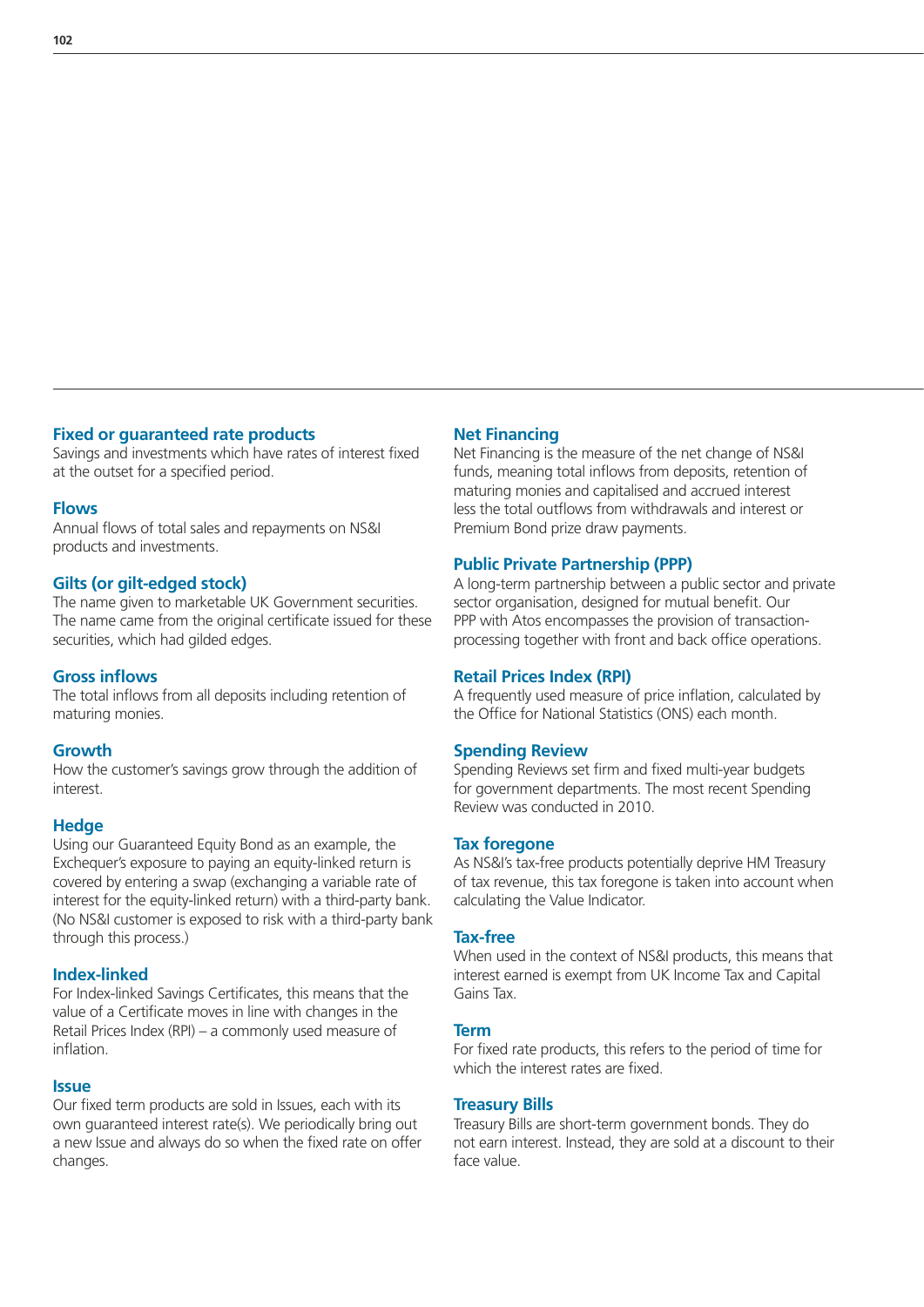### Fixed or guaranteed rate products
Savings and investments which have rates of interest fixed at the outset for a specified period.

### Flows
Annual flows of total sales and repayments on NS&I products and investments.

### Gilts (or gilt-edged stock)
The name given to marketable UK Government securities. The name came from the original certificate issued for these securities, which had gilded edges.

### Gross inflows
The total inflows from all deposits including retention of maturing monies.

### Growth
How the customer's savings grow through the addition of interest.

### Hedge
Using our Guaranteed Equity Bond as an example, the Exchequer's exposure to paying an equity-linked return is covered by entering a swap (exchanging a variable rate of interest for the equity-linked return) with a third-party bank. (No NS&I customer is exposed to risk with a third-party bank through this process.)

### Index-linked
For Index-linked Savings Certificates, this means that the value of a Certificate moves in line with changes in the Retail Prices Index (RPI) – a commonly used measure of inflation.

### Issue
Our fixed term products are sold in Issues, each with its own guaranteed interest rate(s). We periodically bring out a new Issue and always do so when the fixed rate on offer changes.

### Net Financing
Net Financing is the measure of the net change of NS&I funds, meaning total inflows from deposits, retention of maturing monies and capitalised and accrued interest less the total outflows from withdrawals and interest or Premium Bond prize draw payments.

### Public Private Partnership (PPP)
A long-term partnership between a public sector and private sector organisation, designed for mutual benefit. Our PPP with Atos encompasses the provision of transaction-processing together with front and back office operations.

### Retail Prices Index (RPI)
A frequently used measure of price inflation, calculated by the Office for National Statistics (ONS) each month.

### Spending Review
Spending Reviews set firm and fixed multi-year budgets for government departments. The most recent Spending Review was conducted in 2010.

### Tax foregone
As NS&I's tax-free products potentially deprive HM Treasury of tax revenue, this tax foregone is taken into account when calculating the Value Indicator.

### Tax-free
When used in the context of NS&I products, this means that interest earned is exempt from UK Income Tax and Capital Gains Tax.

### Term
For fixed rate products, this refers to the period of time for which the interest rates are fixed.

### Treasury Bills
Treasury Bills are short-term government bonds. They do not earn interest. Instead, they are sold at a discount to their face value.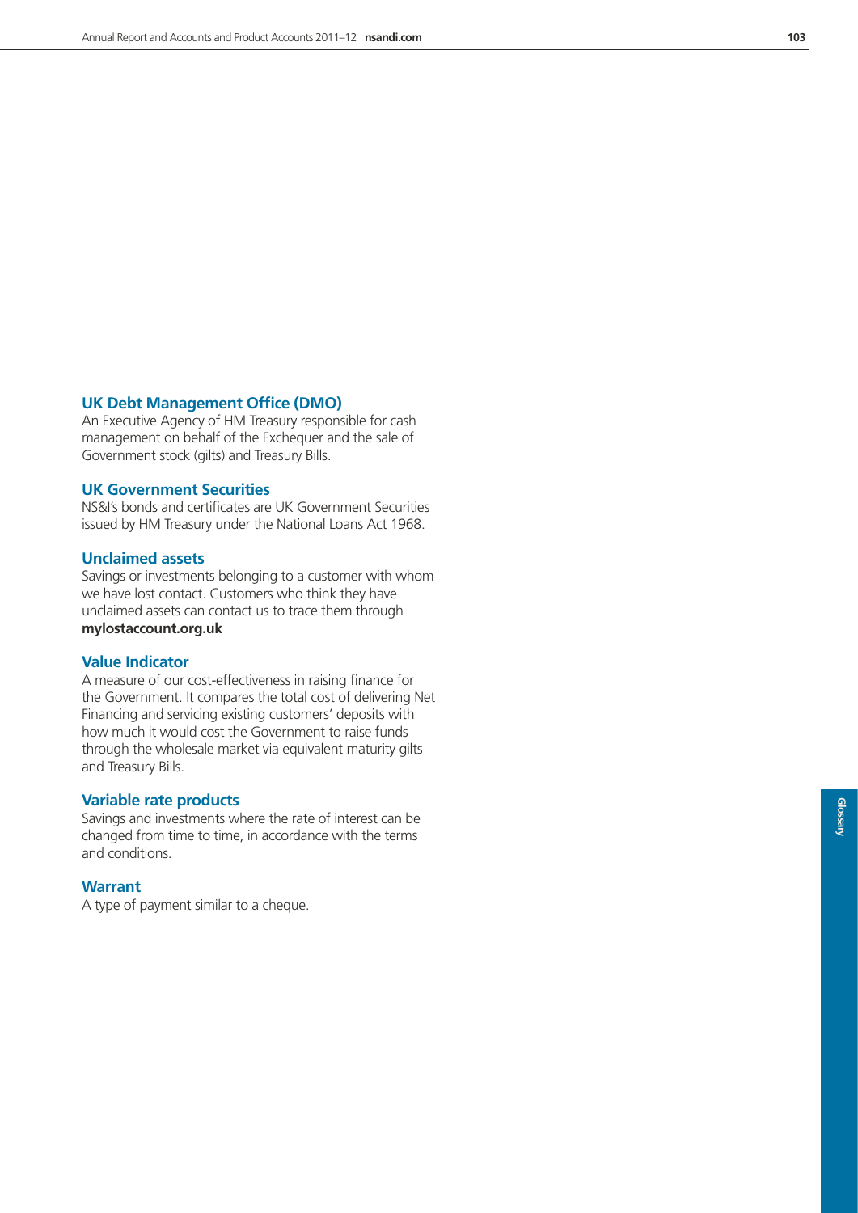### UK Debt Management Office (DMO)

An Executive Agency of HM Treasury responsible for cash management on behalf of the Exchequer and the sale of Government stock (gilts) and Treasury Bills.

### UK Government Securities

NS&I's bonds and certificates are UK Government Securities issued by HM Treasury under the National Loans Act 1968.

### Unclaimed assets

Savings or investments belonging to a customer with whom we have lost contact. Customers who think they have unclaimed assets can contact us to trace them through **mylostaccount.org.uk**

### Value Indicator

A measure of our cost-effectiveness in raising finance for the Government. It compares the total cost of delivering Net Financing and servicing existing customers' deposits with how much it would cost the Government to raise funds through the wholesale market via equivalent maturity gilts and Treasury Bills.

### Variable rate products

Savings and investments where the rate of interest can be changed from time to time, in accordance with the terms and conditions.

### Warrant

A type of payment similar to a cheque.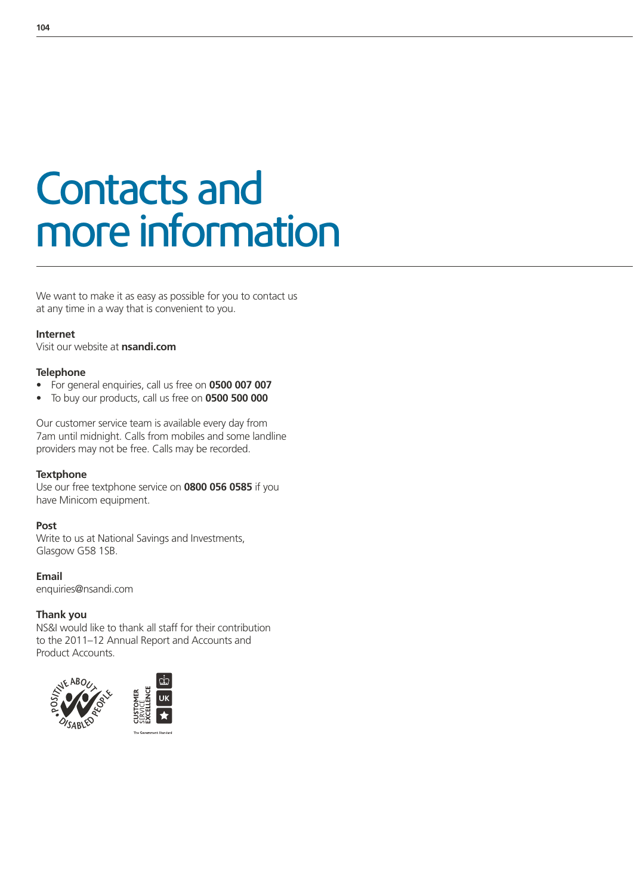# Contacts and more information

We want to make it as easy as possible for you to contact us at any time in a way that is convenient to you.

**Internet**
Visit our website at **nsandi.com**

**Telephone**

- For general enquiries, call us free on **0500 007 007**
- To buy our products, call us free on **0500 500 000**

Our customer service team is available every day from 7am until midnight. Calls from mobiles and some landline providers may not be free. Calls may be recorded.

**Textphone**
Use our free textphone service on **0800 056 0585** if you have Minicom equipment.

**Post**
Write to us at National Savings and Investments, Glasgow G58 1SB.

**Email**
enquiries@nsandi.com

**Thank you**
NS&I would like to thank all staff for their contribution to the 2011–12 Annual Report and Accounts and Product Accounts.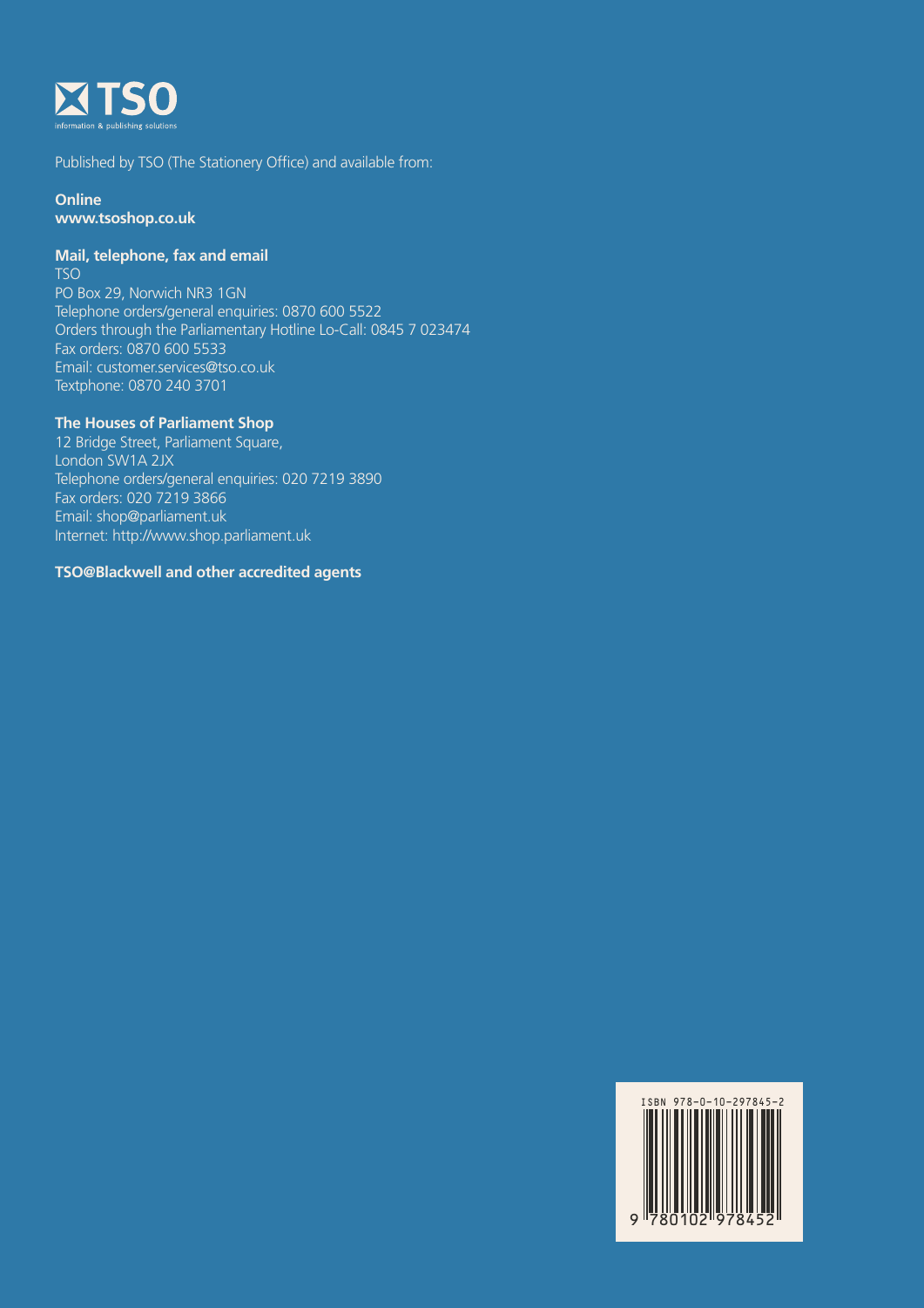TSO

information & publishing solutions

Published by TSO (The Stationery Office) and available from:

**Online**
**www.tsoshop.co.uk**

**Mail, telephone, fax and email**
TSO
PO Box 29, Norwich NR3 1GN
Telephone orders/general enquiries: 0870 600 5522
Orders through the Parliamentary Hotline Lo-Call: 0845 7 023474
Fax orders: 0870 600 5533
Email: customer.services@tso.co.uk
Textphone: 0870 240 3701

**The Houses of Parliament Shop**
12 Bridge Street, Parliament Square,
London SW1A 2JX
Telephone orders/general enquiries: 020 7219 3890
Fax orders: 020 7219 3866
Email: shop@parliament.uk
Internet: http://www.shop.parliament.uk

**TSO@Blackwell and other accredited agents**

ISBN 978-0-10-297845-2

9 780102 978452